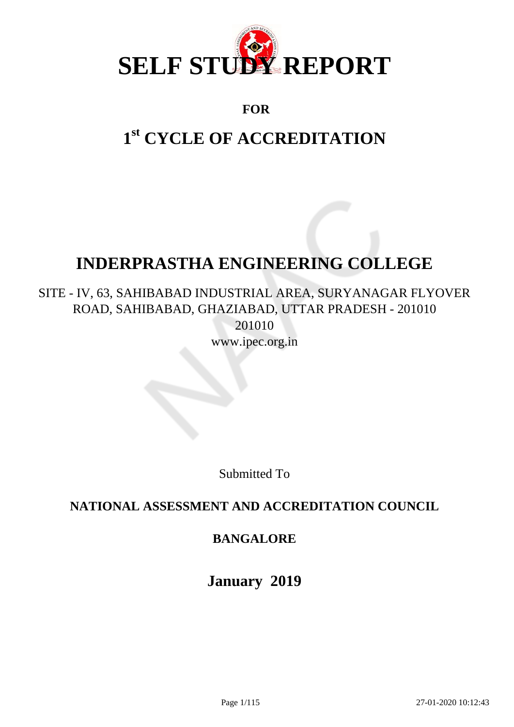# SELF STUDY REPORT

**FOR**

## 1st CYCLE OF ACCREDITATION

## INDERPRASTHA ENGINEERING COLLEGE

SITE - IV, 63, SAHIBABAD INDUSTRIAL AREA, SURYANAGAR FLYOVER ROAD, SAHIBABAD, GHAZIABAD, UTTAR PRADESH - 201010
201010
www.ipec.org.in

Submitted To

**NATIONAL ASSESSMENT AND ACCREDITATION COUNCIL**

**BANGALORE**

**January 2019**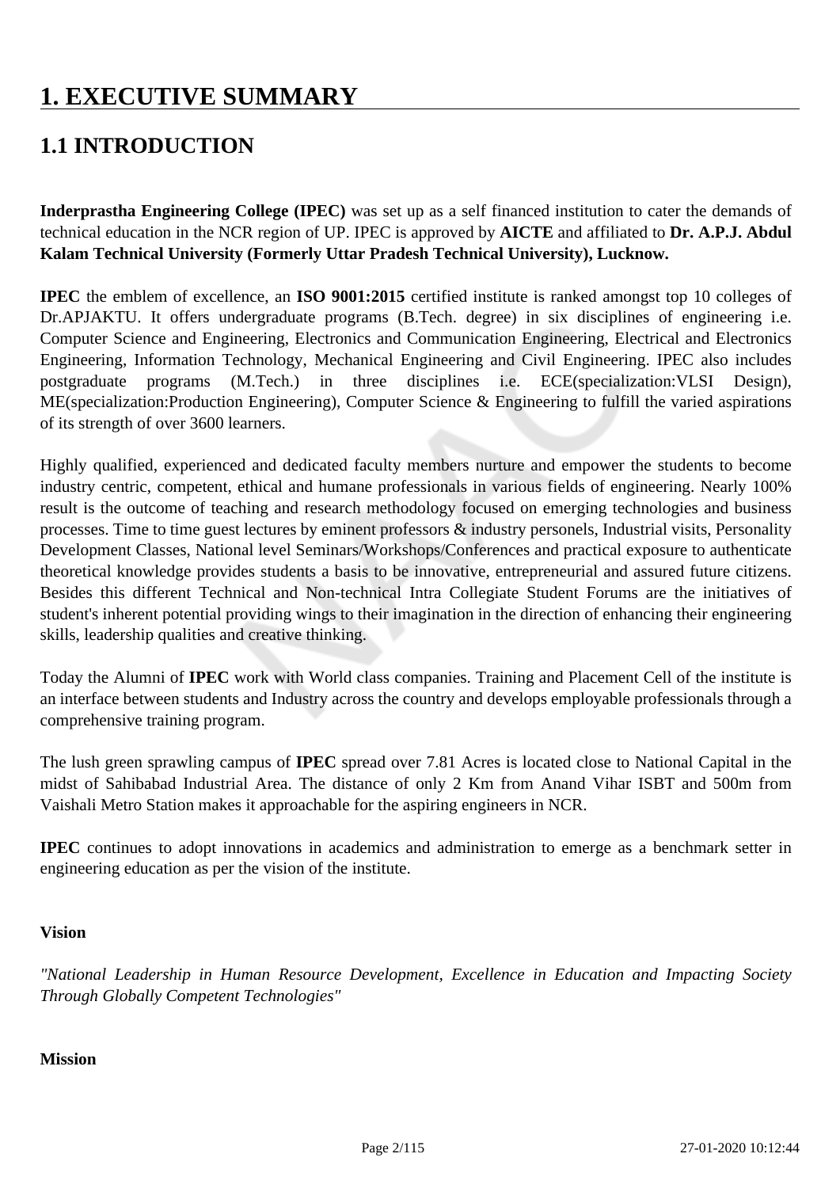# 1. EXECUTIVE SUMMARY

## 1.1 INTRODUCTION

**Inderprastha Engineering College (IPEC)** was set up as a self financed institution to cater the demands of technical education in the NCR region of UP. IPEC is approved by **AICTE** and affiliated to **Dr. A.P.J. Abdul Kalam Technical University (Formerly Uttar Pradesh Technical University), Lucknow.**

**IPEC** the emblem of excellence, an **ISO 9001:2015** certified institute is ranked amongst top 10 colleges of Dr.APJAKTU. It offers undergraduate programs (B.Tech. degree) in six disciplines of engineering i.e. Computer Science and Engineering, Electronics and Communication Engineering, Electrical and Electronics Engineering, Information Technology, Mechanical Engineering and Civil Engineering. IPEC also includes postgraduate programs (M.Tech.) in three disciplines i.e. ECE(specialization:VLSI Design), ME(specialization:Production Engineering), Computer Science & Engineering to fulfill the varied aspirations of its strength of over 3600 learners.

Highly qualified, experienced and dedicated faculty members nurture and empower the students to become industry centric, competent, ethical and humane professionals in various fields of engineering. Nearly 100% result is the outcome of teaching and research methodology focused on emerging technologies and business processes. Time to time guest lectures by eminent professors & industry personels, Industrial visits, Personality Development Classes, National level Seminars/Workshops/Conferences and practical exposure to authenticate theoretical knowledge provides students a basis to be innovative, entrepreneurial and assured future citizens. Besides this different Technical and Non-technical Intra Collegiate Student Forums are the initiatives of student's inherent potential providing wings to their imagination in the direction of enhancing their engineering skills, leadership qualities and creative thinking.

Today the Alumni of **IPEC** work with World class companies. Training and Placement Cell of the institute is an interface between students and Industry across the country and develops employable professionals through a comprehensive training program.

The lush green sprawling campus of **IPEC** spread over 7.81 Acres is located close to National Capital in the midst of Sahibabad Industrial Area. The distance of only 2 Km from Anand Vihar ISBT and 500m from Vaishali Metro Station makes it approachable for the aspiring engineers in NCR.

**IPEC** continues to adopt innovations in academics and administration to emerge as a benchmark setter in engineering education as per the vision of the institute.

**Vision**

*"National Leadership in Human Resource Development, Excellence in Education and Impacting Society Through Globally Competent Technologies"*

**Mission**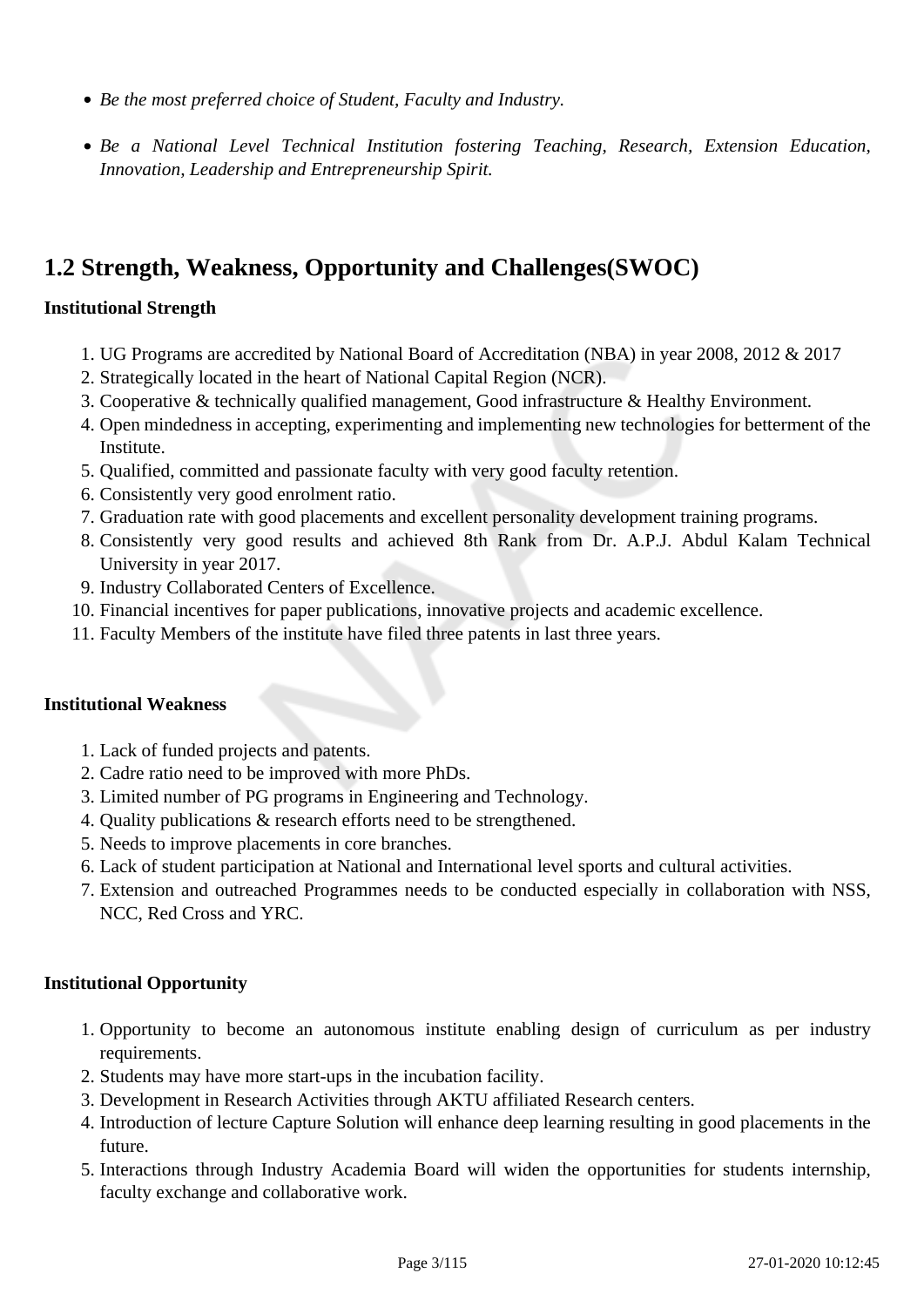- *Be the most preferred choice of Student, Faculty and Industry.*
- *Be a National Level Technical Institution fostering Teaching, Research, Extension Education, Innovation, Leadership and Entrepreneurship Spirit.*

## 1.2 Strength, Weakness, Opportunity and Challenges(SWOC)

**Institutional Strength**

1. UG Programs are accredited by National Board of Accreditation (NBA) in year 2008, 2012 & 2017
2. Strategically located in the heart of National Capital Region (NCR).
3. Cooperative & technically qualified management, Good infrastructure & Healthy Environment.
4. Open mindedness in accepting, experimenting and implementing new technologies for betterment of the Institute.
5. Qualified, committed and passionate faculty with very good faculty retention.
6. Consistently very good enrolment ratio.
7. Graduation rate with good placements and excellent personality development training programs.
8. Consistently very good results and achieved 8th Rank from Dr. A.P.J. Abdul Kalam Technical University in year 2017.
9. Industry Collaborated Centers of Excellence.
10. Financial incentives for paper publications, innovative projects and academic excellence.
11. Faculty Members of the institute have filed three patents in last three years.

**Institutional Weakness**

1. Lack of funded projects and patents.
2. Cadre ratio need to be improved with more PhDs.
3. Limited number of PG programs in Engineering and Technology.
4. Quality publications & research efforts need to be strengthened.
5. Needs to improve placements in core branches.
6. Lack of student participation at National and International level sports and cultural activities.
7. Extension and outreached Programmes needs to be conducted especially in collaboration with NSS, NCC, Red Cross and YRC.

**Institutional Opportunity**

1. Opportunity to become an autonomous institute enabling design of curriculum as per industry requirements.
2. Students may have more start-ups in the incubation facility.
3. Development in Research Activities through AKTU affiliated Research centers.
4. Introduction of lecture Capture Solution will enhance deep learning resulting in good placements in the future.
5. Interactions through Industry Academia Board will widen the opportunities for students internship, faculty exchange and collaborative work.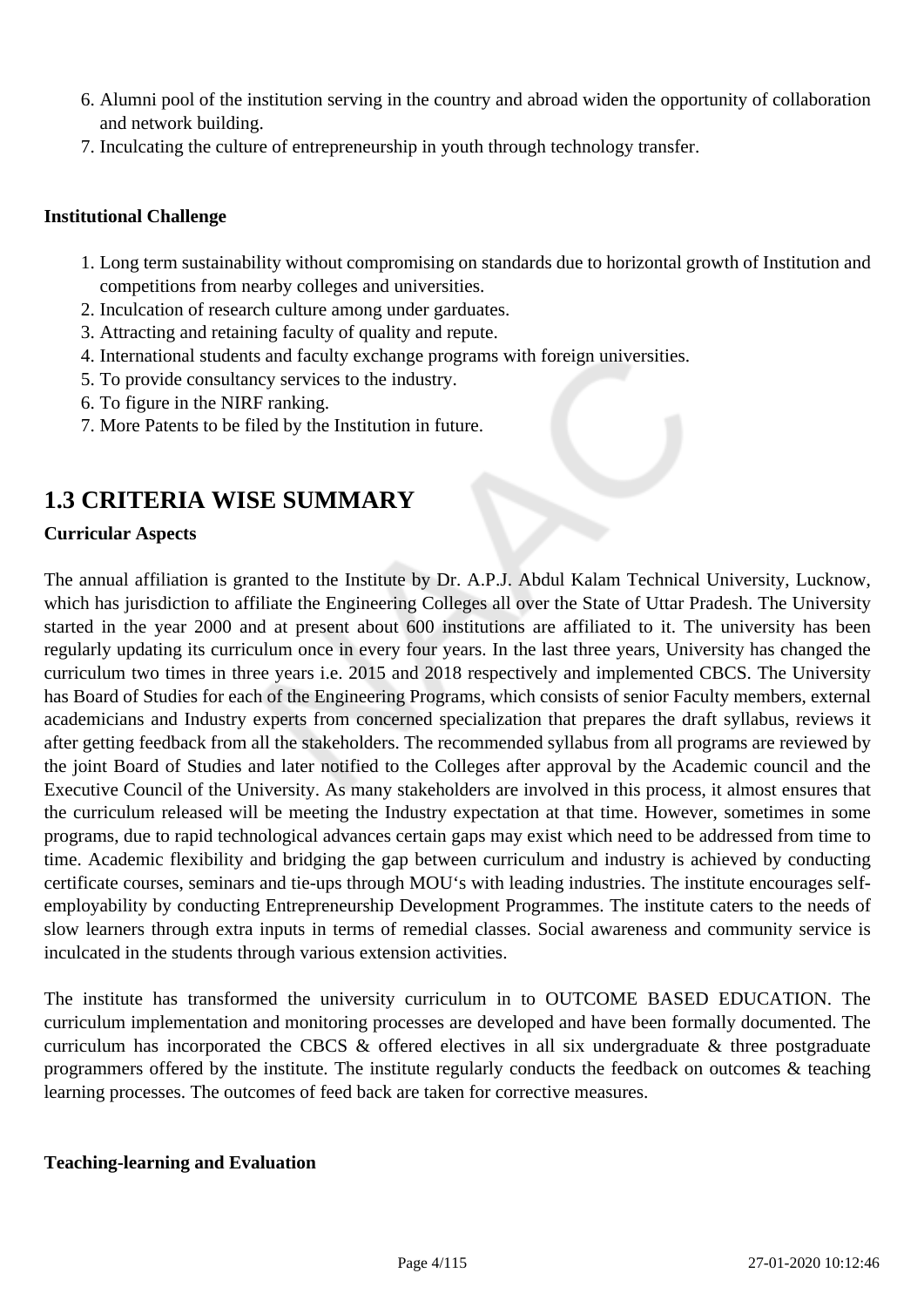6. Alumni pool of the institution serving in the country and abroad widen the opportunity of collaboration and network building.
7. Inculcating the culture of entrepreneurship in youth through technology transfer.

**Institutional Challenge**

1. Long term sustainability without compromising on standards due to horizontal growth of Institution and competitions from nearby colleges and universities.
2. Inculcation of research culture among under garduates.
3. Attracting and retaining faculty of quality and repute.
4. International students and faculty exchange programs with foreign universities.
5. To provide consultancy services to the industry.
6. To figure in the NIRF ranking.
7. More Patents to be filed by the Institution in future.

## 1.3 CRITERIA WISE SUMMARY

**Curricular Aspects**

The annual affiliation is granted to the Institute by Dr. A.P.J. Abdul Kalam Technical University, Lucknow, which has jurisdiction to affiliate the Engineering Colleges all over the State of Uttar Pradesh. The University started in the year 2000 and at present about 600 institutions are affiliated to it. The university has been regularly updating its curriculum once in every four years. In the last three years, University has changed the curriculum two times in three years i.e. 2015 and 2018 respectively and implemented CBCS. The University has Board of Studies for each of the Engineering Programs, which consists of senior Faculty members, external academicians and Industry experts from concerned specialization that prepares the draft syllabus, reviews it after getting feedback from all the stakeholders. The recommended syllabus from all programs are reviewed by the joint Board of Studies and later notified to the Colleges after approval by the Academic council and the Executive Council of the University. As many stakeholders are involved in this process, it almost ensures that the curriculum released will be meeting the Industry expectation at that time. However, sometimes in some programs, due to rapid technological advances certain gaps may exist which need to be addressed from time to time. Academic flexibility and bridging the gap between curriculum and industry is achieved by conducting certificate courses, seminars and tie-ups through MOU‘s with leading industries. The institute encourages self-employability by conducting Entrepreneurship Development Programmes. The institute caters to the needs of slow learners through extra inputs in terms of remedial classes. Social awareness and community service is inculcated in the students through various extension activities.

The institute has transformed the university curriculum in to OUTCOME BASED EDUCATION. The curriculum implementation and monitoring processes are developed and have been formally documented. The curriculum has incorporated the CBCS & offered electives in all six undergraduate & three postgraduate programmers offered by the institute. The institute regularly conducts the feedback on outcomes & teaching learning processes. The outcomes of feed back are taken for corrective measures.

**Teaching-learning and Evaluation**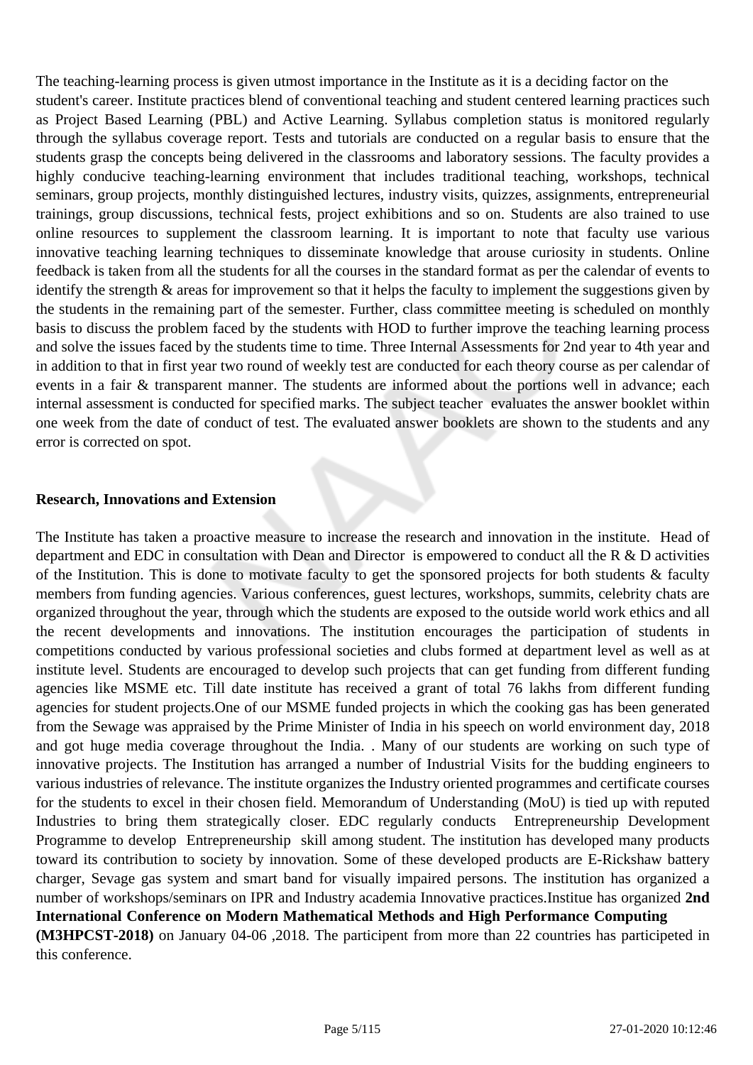The teaching-learning process is given utmost importance in the Institute as it is a deciding factor on the student's career. Institute practices blend of conventional teaching and student centered learning practices such as Project Based Learning (PBL) and Active Learning. Syllabus completion status is monitored regularly through the syllabus coverage report. Tests and tutorials are conducted on a regular basis to ensure that the students grasp the concepts being delivered in the classrooms and laboratory sessions. The faculty provides a highly conducive teaching-learning environment that includes traditional teaching, workshops, technical seminars, group projects, monthly distinguished lectures, industry visits, quizzes, assignments, entrepreneurial trainings, group discussions, technical fests, project exhibitions and so on. Students are also trained to use online resources to supplement the classroom learning. It is important to note that faculty use various innovative teaching learning techniques to disseminate knowledge that arouse curiosity in students. Online feedback is taken from all the students for all the courses in the standard format as per the calendar of events to identify the strength & areas for improvement so that it helps the faculty to implement the suggestions given by the students in the remaining part of the semester. Further, class committee meeting is scheduled on monthly basis to discuss the problem faced by the students with HOD to further improve the teaching learning process and solve the issues faced by the students time to time. Three Internal Assessments for 2nd year to 4th year and in addition to that in first year two round of weekly test are conducted for each theory course as per calendar of events in a fair & transparent manner. The students are informed about the portions well in advance; each internal assessment is conducted for specified marks. The subject teacher evaluates the answer booklet within one week from the date of conduct of test. The evaluated answer booklets are shown to the students and any error is corrected on spot.

**Research, Innovations and Extension**

The Institute has taken a proactive measure to increase the research and innovation in the institute. Head of department and EDC in consultation with Dean and Director is empowered to conduct all the R & D activities of the Institution. This is done to motivate faculty to get the sponsored projects for both students & faculty members from funding agencies. Various conferences, guest lectures, workshops, summits, celebrity chats are organized throughout the year, through which the students are exposed to the outside world work ethics and all the recent developments and innovations. The institution encourages the participation of students in competitions conducted by various professional societies and clubs formed at department level as well as at institute level. Students are encouraged to develop such projects that can get funding from different funding agencies like MSME etc. Till date institute has received a grant of total 76 lakhs from different funding agencies for student projects.One of our MSME funded projects in which the cooking gas has been generated from the Sewage was appraised by the Prime Minister of India in his speech on world environment day, 2018 and got huge media coverage throughout the India. . Many of our students are working on such type of innovative projects. The Institution has arranged a number of Industrial Visits for the budding engineers to various industries of relevance. The institute organizes the Industry oriented programmes and certificate courses for the students to excel in their chosen field. Memorandum of Understanding (MoU) is tied up with reputed Industries to bring them strategically closer. EDC regularly conducts Entrepreneurship Development Programme to develop Entrepreneurship skill among student. The institution has developed many products toward its contribution to society by innovation. Some of these developed products are E-Rickshaw battery charger, Sevage gas system and smart band for visually impaired persons. The institution has organized a number of workshops/seminars on IPR and Industry academia Innovative practices.Institue has organized **2nd International Conference on Modern Mathematical Methods and High Performance Computing (M3HPCST-2018)** on January 04-06 ,2018. The participent from more than 22 countries has participeted in this conference.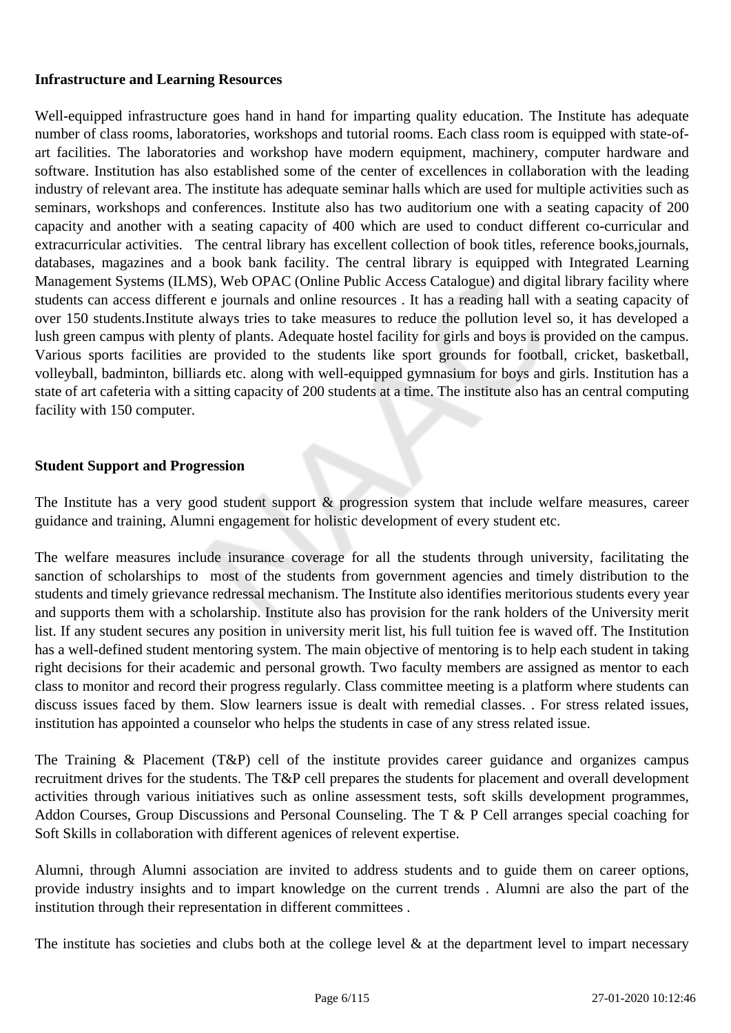**Infrastructure and Learning Resources**

Well-equipped infrastructure goes hand in hand for imparting quality education. The Institute has adequate number of class rooms, laboratories, workshops and tutorial rooms. Each class room is equipped with state-of-art facilities. The laboratories and workshop have modern equipment, machinery, computer hardware and software. Institution has also established some of the center of excellences in collaboration with the leading industry of relevant area. The institute has adequate seminar halls which are used for multiple activities such as seminars, workshops and conferences. Institute also has two auditorium one with a seating capacity of 200 capacity and another with a seating capacity of 400 which are used to conduct different co-curricular and extracurricular activities. The central library has excellent collection of book titles, reference books,journals, databases, magazines and a book bank facility. The central library is equipped with Integrated Learning Management Systems (ILMS), Web OPAC (Online Public Access Catalogue) and digital library facility where students can access different e journals and online resources . It has a reading hall with a seating capacity of over 150 students.Institute always tries to take measures to reduce the pollution level so, it has developed a lush green campus with plenty of plants. Adequate hostel facility for girls and boys is provided on the campus. Various sports facilities are provided to the students like sport grounds for football, cricket, basketball, volleyball, badminton, billiards etc. along with well-equipped gymnasium for boys and girls. Institution has a state of art cafeteria with a sitting capacity of 200 students at a time. The institute also has an central computing facility with 150 computer.

**Student Support and Progression**

The Institute has a very good student support & progression system that include welfare measures, career guidance and training, Alumni engagement for holistic development of every student etc.

The welfare measures include insurance coverage for all the students through university, facilitating the sanction of scholarships to most of the students from government agencies and timely distribution to the students and timely grievance redressal mechanism. The Institute also identifies meritorious students every year and supports them with a scholarship. Institute also has provision for the rank holders of the University merit list. If any student secures any position in university merit list, his full tuition fee is waved off. The Institution has a well-defined student mentoring system. The main objective of mentoring is to help each student in taking right decisions for their academic and personal growth. Two faculty members are assigned as mentor to each class to monitor and record their progress regularly. Class committee meeting is a platform where students can discuss issues faced by them. Slow learners issue is dealt with remedial classes. . For stress related issues, institution has appointed a counselor who helps the students in case of any stress related issue.

The Training & Placement (T&P) cell of the institute provides career guidance and organizes campus recruitment drives for the students. The T&P cell prepares the students for placement and overall development activities through various initiatives such as online assessment tests, soft skills development programmes, Addon Courses, Group Discussions and Personal Counseling. The T & P Cell arranges special coaching for Soft Skills in collaboration with different agenices of relevent expertise.

Alumni, through Alumni association are invited to address students and to guide them on career options, provide industry insights and to impart knowledge on the current trends . Alumni are also the part of the institution through their representation in different committees .

The institute has societies and clubs both at the college level & at the department level to impart necessary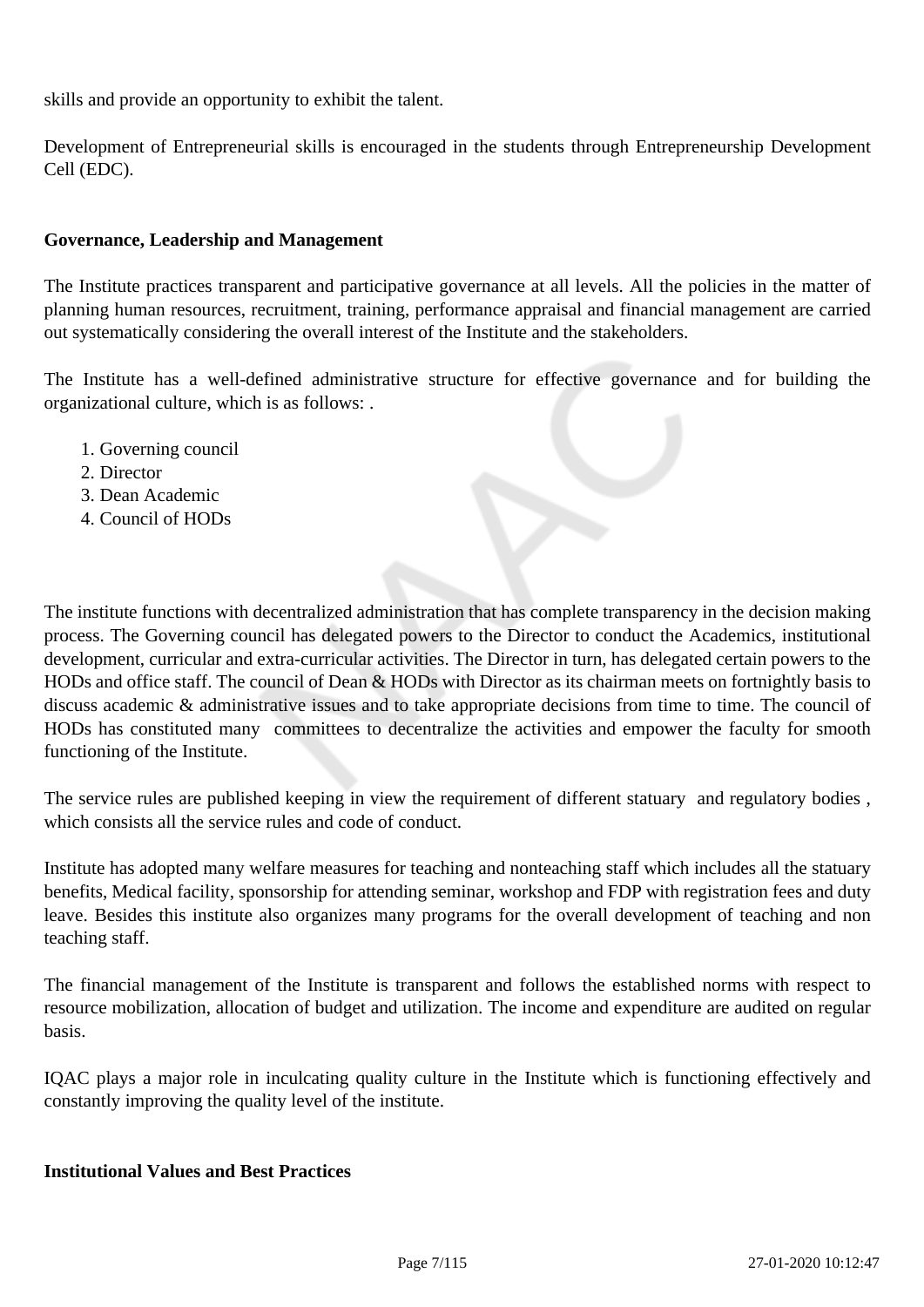skills and provide an opportunity to exhibit the talent.

Development of Entrepreneurial skills is encouraged in the students through Entrepreneurship Development Cell (EDC).

**Governance, Leadership and Management**

The Institute practices transparent and participative governance at all levels. All the policies in the matter of planning human resources, recruitment, training, performance appraisal and financial management are carried out systematically considering the overall interest of the Institute and the stakeholders.

The Institute has a well-defined administrative structure for effective governance and for building the organizational culture, which is as follows: .

1. Governing council
2. Director
3. Dean Academic
4. Council of HODs

The institute functions with decentralized administration that has complete transparency in the decision making process. The Governing council has delegated powers to the Director to conduct the Academics, institutional development, curricular and extra-curricular activities. The Director in turn, has delegated certain powers to the HODs and office staff. The council of Dean & HODs with Director as its chairman meets on fortnightly basis to discuss academic & administrative issues and to take appropriate decisions from time to time. The council of HODs has constituted many committees to decentralize the activities and empower the faculty for smooth functioning of the Institute.

The service rules are published keeping in view the requirement of different statuary and regulatory bodies , which consists all the service rules and code of conduct.

Institute has adopted many welfare measures for teaching and nonteaching staff which includes all the statuary benefits, Medical facility, sponsorship for attending seminar, workshop and FDP with registration fees and duty leave. Besides this institute also organizes many programs for the overall development of teaching and non teaching staff.

The financial management of the Institute is transparent and follows the established norms with respect to resource mobilization, allocation of budget and utilization. The income and expenditure are audited on regular basis.

IQAC plays a major role in inculcating quality culture in the Institute which is functioning effectively and constantly improving the quality level of the institute.

**Institutional Values and Best Practices**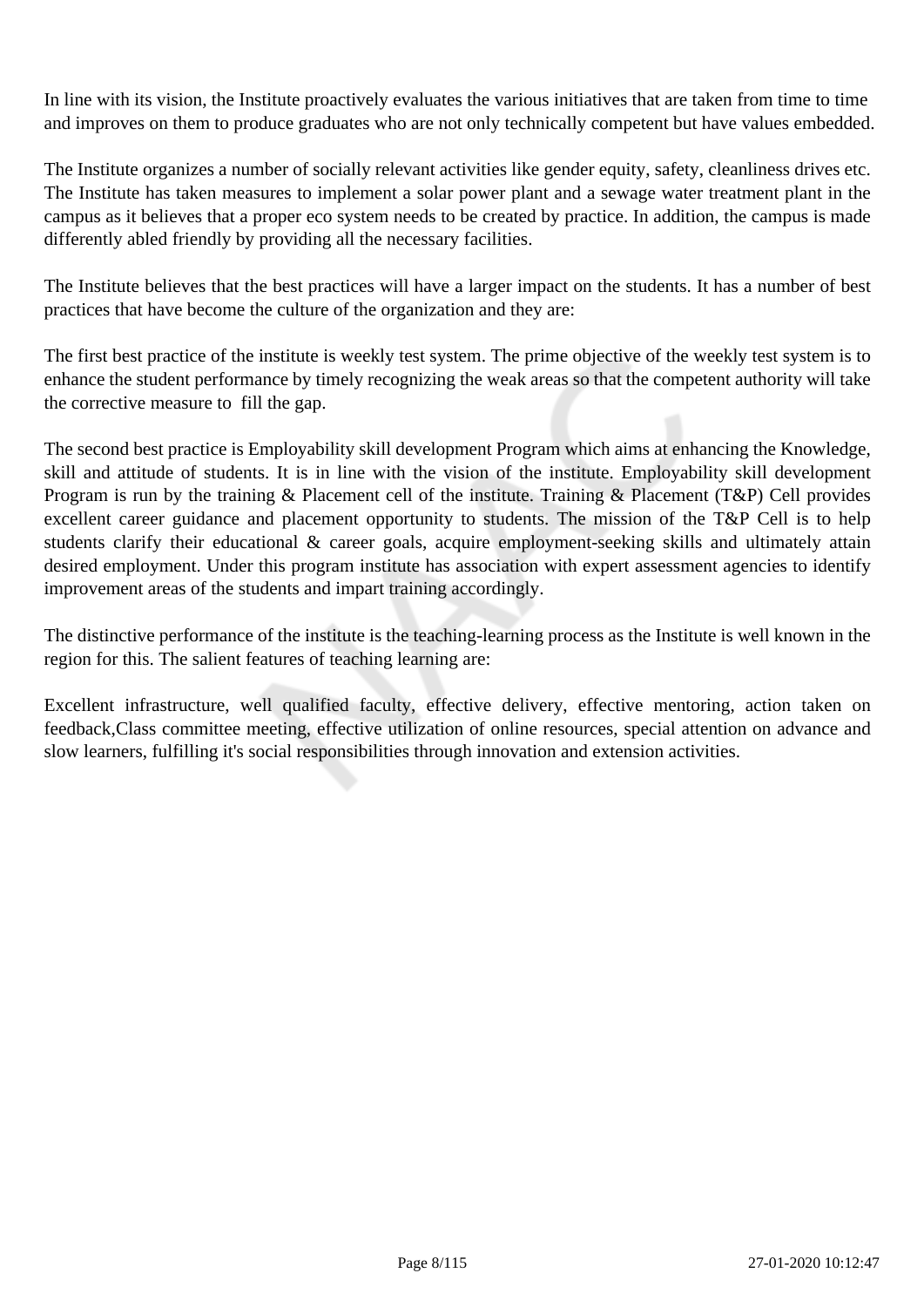In line with its vision, the Institute proactively evaluates the various initiatives that are taken from time to time and improves on them to produce graduates who are not only technically competent but have values embedded.

The Institute organizes a number of socially relevant activities like gender equity, safety, cleanliness drives etc. The Institute has taken measures to implement a solar power plant and a sewage water treatment plant in the campus as it believes that a proper eco system needs to be created by practice. In addition, the campus is made differently abled friendly by providing all the necessary facilities.

The Institute believes that the best practices will have a larger impact on the students. It has a number of best practices that have become the culture of the organization and they are:

The first best practice of the institute is weekly test system. The prime objective of the weekly test system is to enhance the student performance by timely recognizing the weak areas so that the competent authority will take the corrective measure to fill the gap.

The second best practice is Employability skill development Program which aims at enhancing the Knowledge, skill and attitude of students. It is in line with the vision of the institute. Employability skill development Program is run by the training & Placement cell of the institute. Training & Placement (T&P) Cell provides excellent career guidance and placement opportunity to students. The mission of the T&P Cell is to help students clarify their educational & career goals, acquire employment-seeking skills and ultimately attain desired employment. Under this program institute has association with expert assessment agencies to identify improvement areas of the students and impart training accordingly.

The distinctive performance of the institute is the teaching-learning process as the Institute is well known in the region for this. The salient features of teaching learning are:

Excellent infrastructure, well qualified faculty, effective delivery, effective mentoring, action taken on feedback,Class committee meeting, effective utilization of online resources, special attention on advance and slow learners, fulfilling it's social responsibilities through innovation and extension activities.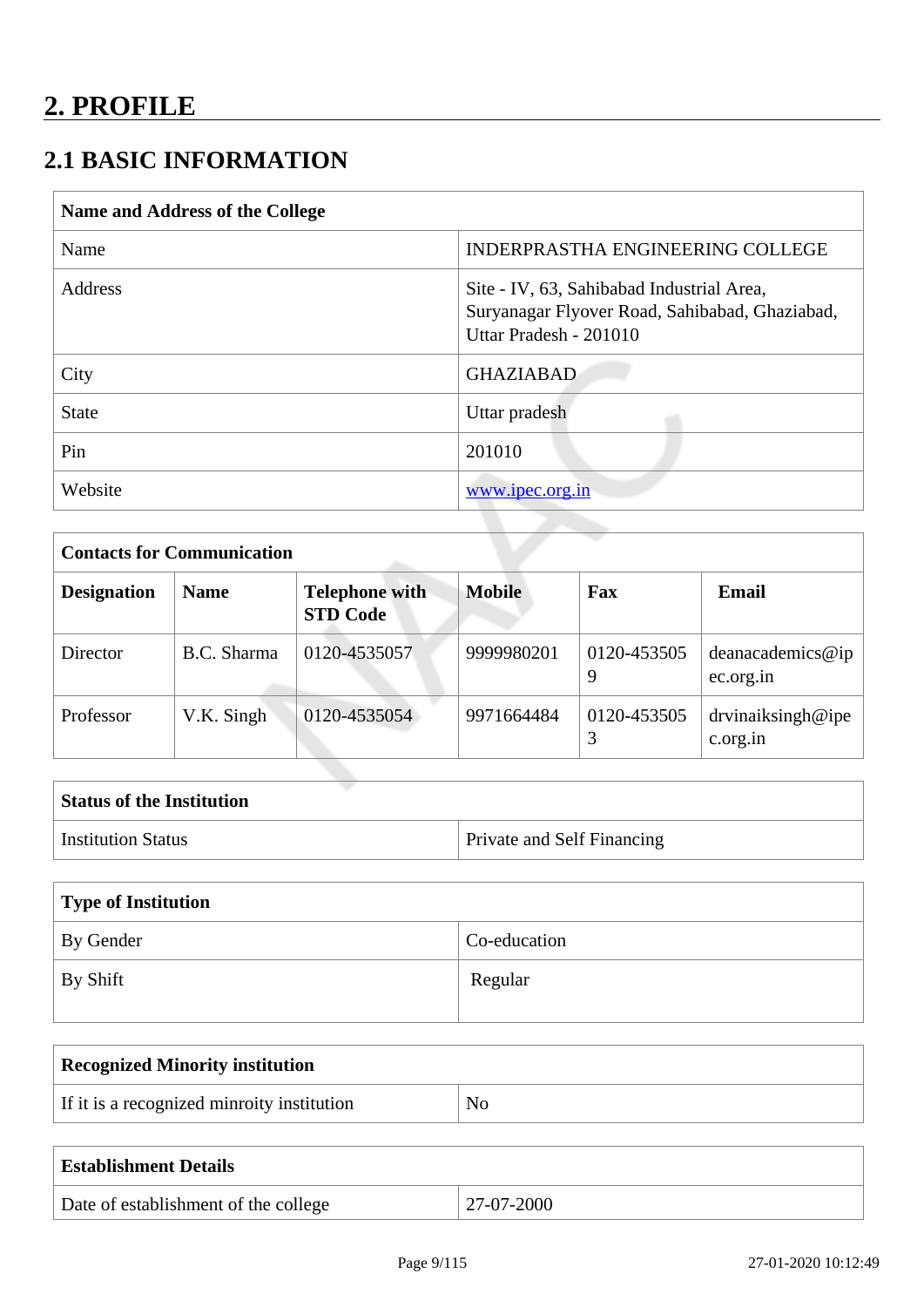# 2. PROFILE

## 2.1 BASIC INFORMATION

| Name and Address of the College | |
|---|---|
| Name | INDERPRASTHA ENGINEERING COLLEGE |
| Address | Site - IV, 63, Sahibabad Industrial Area, Suryanagar Flyover Road, Sahibabad, Ghaziabad, Uttar Pradesh - 201010 |
| City | GHAZIABAD |
| State | Uttar pradesh |
| Pin | 201010 |
| Website | www.ipec.org.in |

| Contacts for Communication | | | | | |
|---|---|---|---|---|---|
| **Designation** | **Name** | **Telephone with STD Code** | **Mobile** | **Fax** | **Email** |
| Director | B.C. Sharma | 0120-4535057 | 9999980201 | 0120-4535059 | deanacademics@ipec.org.in |
| Professor | V.K. Singh | 0120-4535054 | 9971664484 | 0120-4535053 | drvinaiksingh@ipec.org.in |

| Status of the Institution | |
|---|---|
| Institution Status | Private and Self Financing |

| Type of Institution | |
|---|---|
| By Gender | Co-education |
| By Shift | Regular |

| Recognized Minority institution | |
|---|---|
| If it is a recognized minroity institution | No |

| Establishment Details | |
|---|---|
| Date of establishment of the college | 27-07-2000 |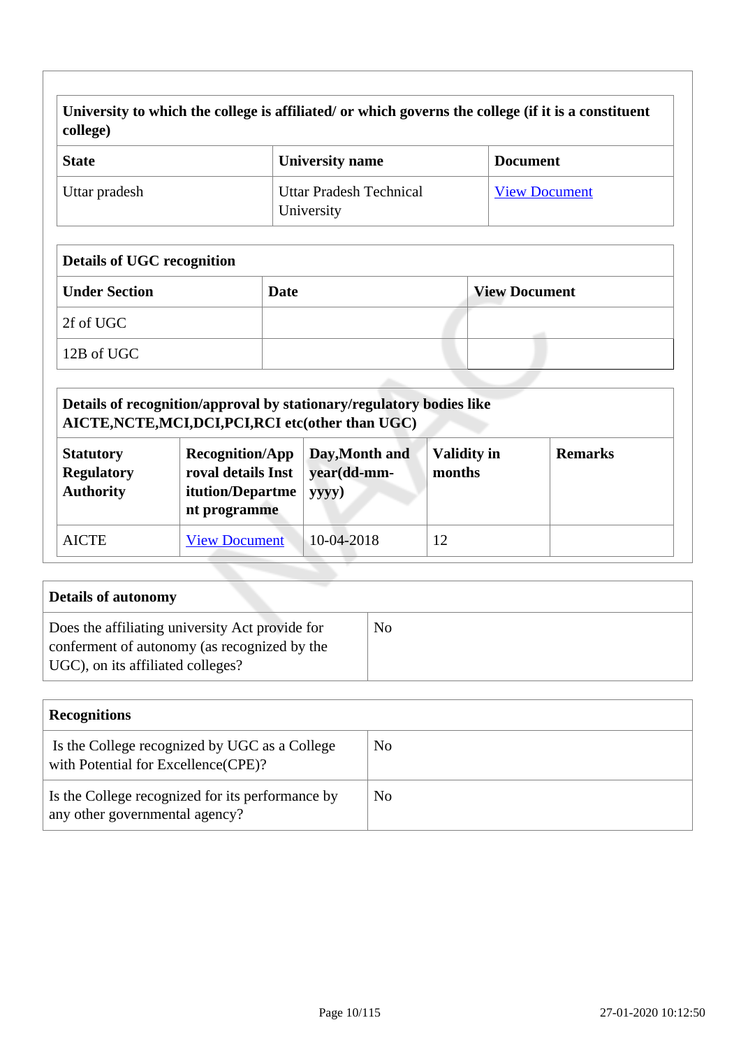| University to which the college is affiliated/ or which governs the college (if it is a constituent college) | | |
|---|---|---|
| **State** | **University name** | **Document** |
| Uttar pradesh | Uttar Pradesh Technical University | View Document |

| Details of UGC recognition | | |
|---|---|---|
| **Under Section** | **Date** | **View Document** |
| 2f of UGC | | |
| 12B of UGC | | |

| Details of recognition/approval by stationary/regulatory bodies like AICTE,NCTE,MCI,DCI,PCI,RCI etc(other than UGC) | | | | |
|---|---|---|---|---|
| **Statutory Regulatory Authority** | **Recognition/Approval details Institution/Department programme** | **Day,Month and year(dd-mm-yyyy)** | **Validity in months** | **Remarks** |
| AICTE | View Document | 10-04-2018 | 12 | |

| Details of autonomy | |
|---|---|
| Does the affiliating university Act provide for conferment of autonomy (as recognized by the UGC), on its affiliated colleges? | No |

| Recognitions | |
|---|---|
| Is the College recognized by UGC as a College with Potential for Excellence(CPE)? | No |
| Is the College recognized for its performance by any other governmental agency? | No |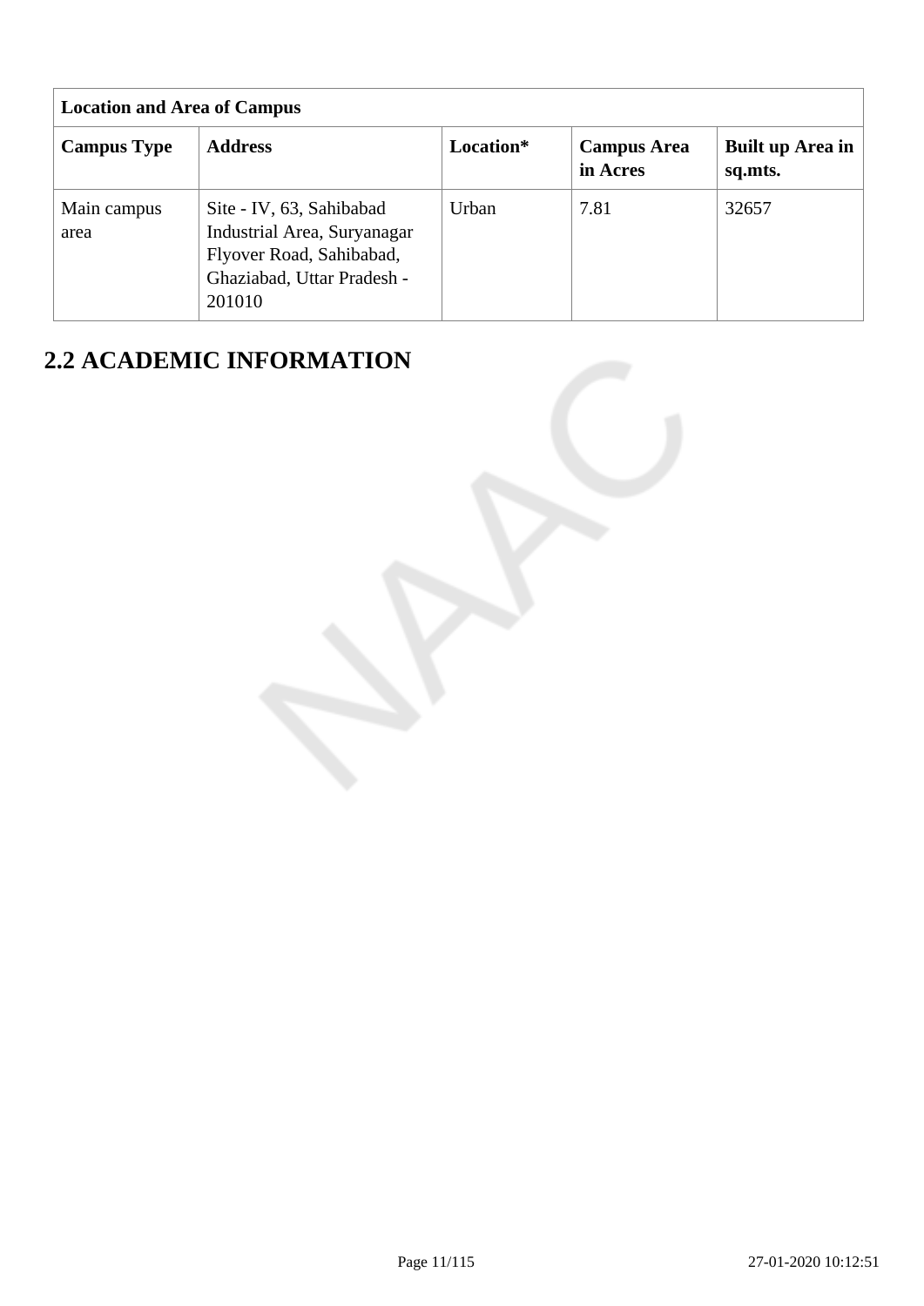| Location and Area of Campus | | | | |
|---|---|---|---|---|
| **Campus Type** | **Address** | **Location*** | **Campus Area in Acres** | **Built up Area in sq.mts.** |
| Main campus area | Site - IV, 63, Sahibabad Industrial Area, Suryanagar Flyover Road, Sahibabad, Ghaziabad, Uttar Pradesh - 201010 | Urban | 7.81 | 32657 |

## 2.2 ACADEMIC INFORMATION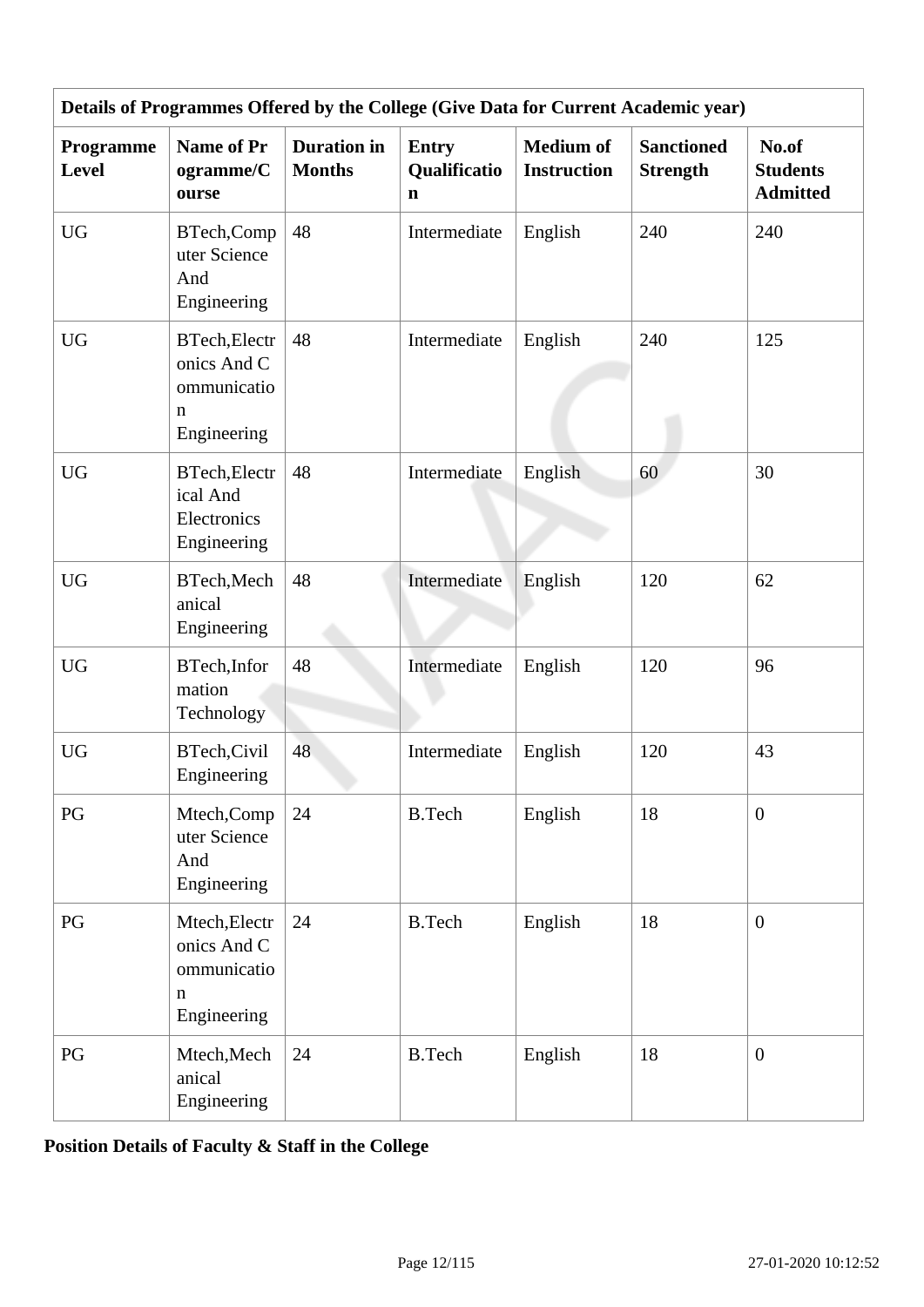| Details of Programmes Offered by the College (Give Data for Current Academic year) | | | | | | |
|---|---|---|---|---|---|---|
| **Programme Level** | **Name of Programme/Course** | **Duration in Months** | **Entry Qualification** | **Medium of Instruction** | **Sanctioned Strength** | **No.of Students Admitted** |
| UG | BTech,Computer Science And Engineering | 48 | Intermediate | English | 240 | 240 |
| UG | BTech,Electronics And Communication Engineering | 48 | Intermediate | English | 240 | 125 |
| UG | BTech,Electrical And Electronics Engineering | 48 | Intermediate | English | 60 | 30 |
| UG | BTech,Mechanical Engineering | 48 | Intermediate | English | 120 | 62 |
| UG | BTech,Information Technology | 48 | Intermediate | English | 120 | 96 |
| UG | BTech,Civil Engineering | 48 | Intermediate | English | 120 | 43 |
| PG | Mtech,Computer Science And Engineering | 24 | B.Tech | English | 18 | 0 |
| PG | Mtech,Electronics And Communication Engineering | 24 | B.Tech | English | 18 | 0 |
| PG | Mtech,Mechanical Engineering | 24 | B.Tech | English | 18 | 0 |

**Position Details of Faculty & Staff in the College**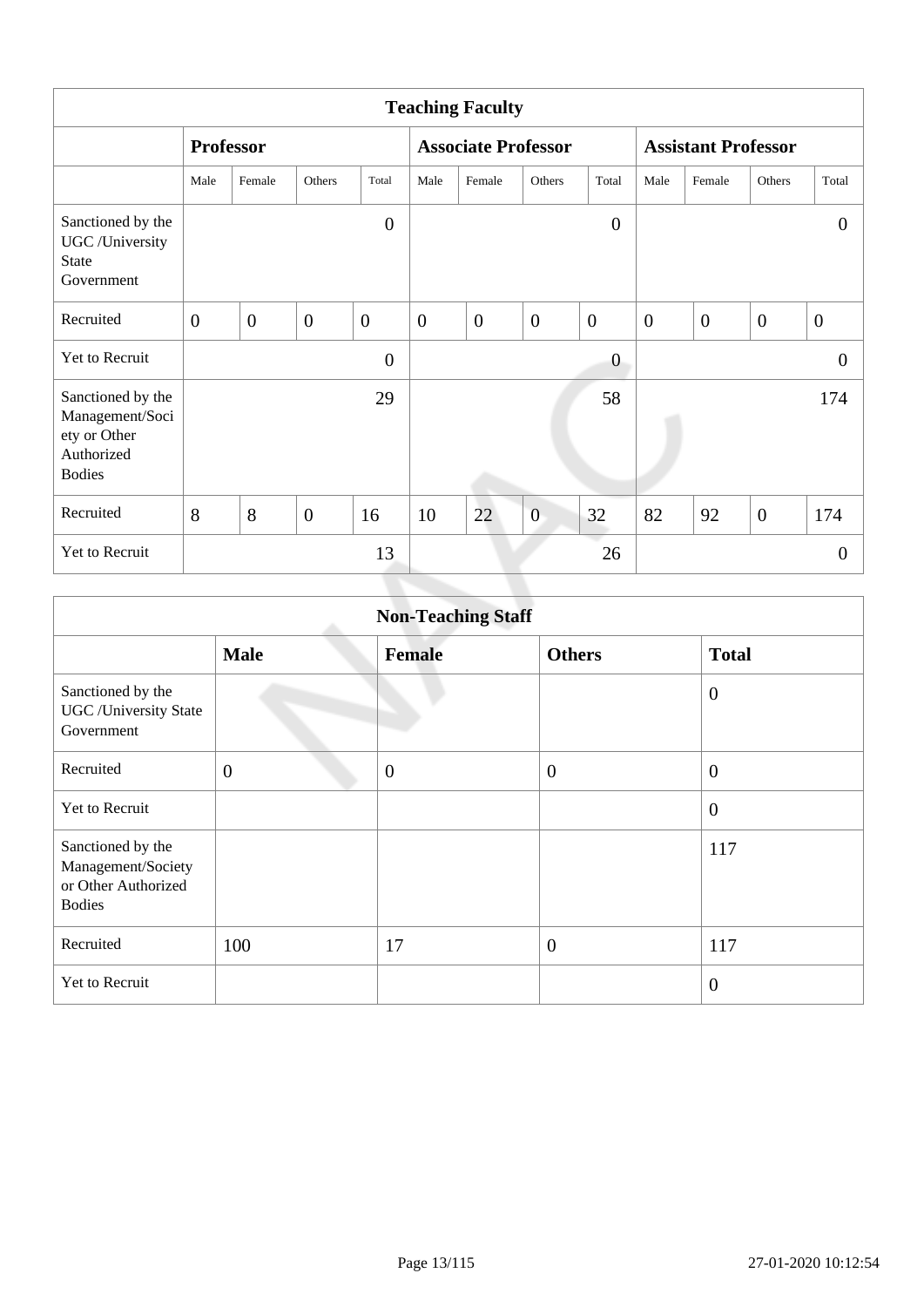| Teaching Faculty | | | | | | | | | | | | |
|---|---|---|---|---|---|---|---|---|---|---|---|---|
| | **Professor** | | | | **Associate Professor** | | | | **Assistant Professor** | | | |
| | Male | Female | Others | Total | Male | Female | Others | Total | Male | Female | Others | Total |
| Sanctioned by the UGC /University State Government | | | | 0 | | | | 0 | | | | 0 |
| Recruited | 0 | 0 | 0 | 0 | 0 | 0 | 0 | 0 | 0 | 0 | 0 | 0 |
| Yet to Recruit | | | | 0 | | | | 0 | | | | 0 |
| Sanctioned by the Management/Society or Other Authorized Bodies | | | | 29 | | | | 58 | | | | 174 |
| Recruited | 8 | 8 | 0 | 16 | 10 | 22 | 0 | 32 | 82 | 92 | 0 | 174 |
| Yet to Recruit | | | | 13 | | | | 26 | | | | 0 |

| Non-Teaching Staff | | | | |
|---|---|---|---|---|
| | **Male** | **Female** | **Others** | **Total** |
| Sanctioned by the UGC /University State Government | | | | 0 |
| Recruited | 0 | 0 | 0 | 0 |
| Yet to Recruit | | | | 0 |
| Sanctioned by the Management/Society or Other Authorized Bodies | | | | 117 |
| Recruited | 100 | 17 | 0 | 117 |
| Yet to Recruit | | | | 0 |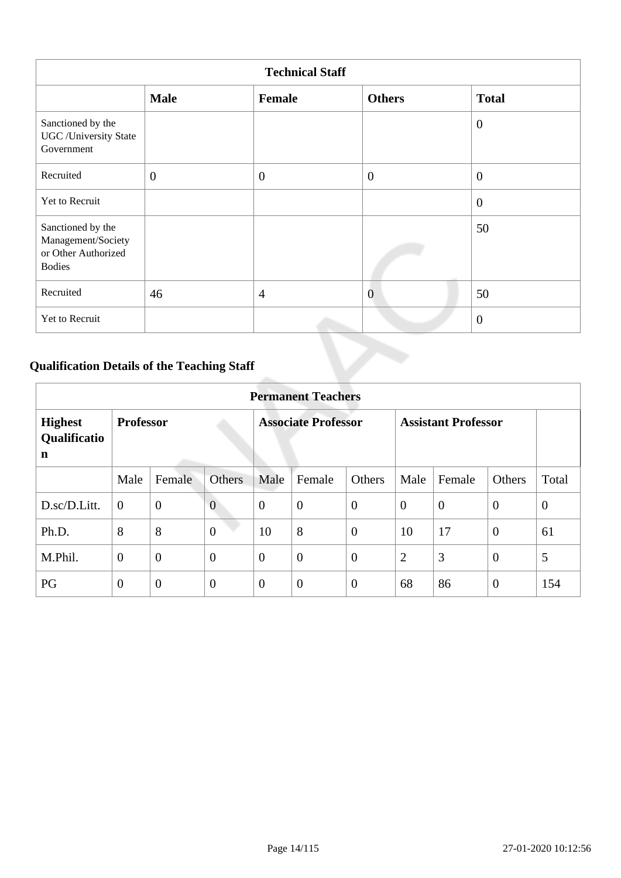| Technical Staff | | | | |
|---|---|---|---|---|
| | **Male** | **Female** | **Others** | **Total** |
| Sanctioned by the UGC /University State Government | | | | 0 |
| Recruited | 0 | 0 | 0 | 0 |
| Yet to Recruit | | | | 0 |
| Sanctioned by the Management/Society or Other Authorized Bodies | | | | 50 |
| Recruited | 46 | 4 | 0 | 50 |
| Yet to Recruit | | | | 0 |

### Qualification Details of the Teaching Staff

| Permanent Teachers | | | | | | | | | | |
|---|---|---|---|---|---|---|---|---|---|---|
| **Highest Qualification** | **Professor** | | | **Associate Professor** | | | **Assistant Professor** | | | |
| | Male | Female | Others | Male | Female | Others | Male | Female | Others | Total |
| D.sc/D.Litt. | 0 | 0 | 0 | 0 | 0 | 0 | 0 | 0 | 0 | 0 |
| Ph.D. | 8 | 8 | 0 | 10 | 8 | 0 | 10 | 17 | 0 | 61 |
| M.Phil. | 0 | 0 | 0 | 0 | 0 | 0 | 2 | 3 | 0 | 5 |
| PG | 0 | 0 | 0 | 0 | 0 | 0 | 68 | 86 | 0 | 154 |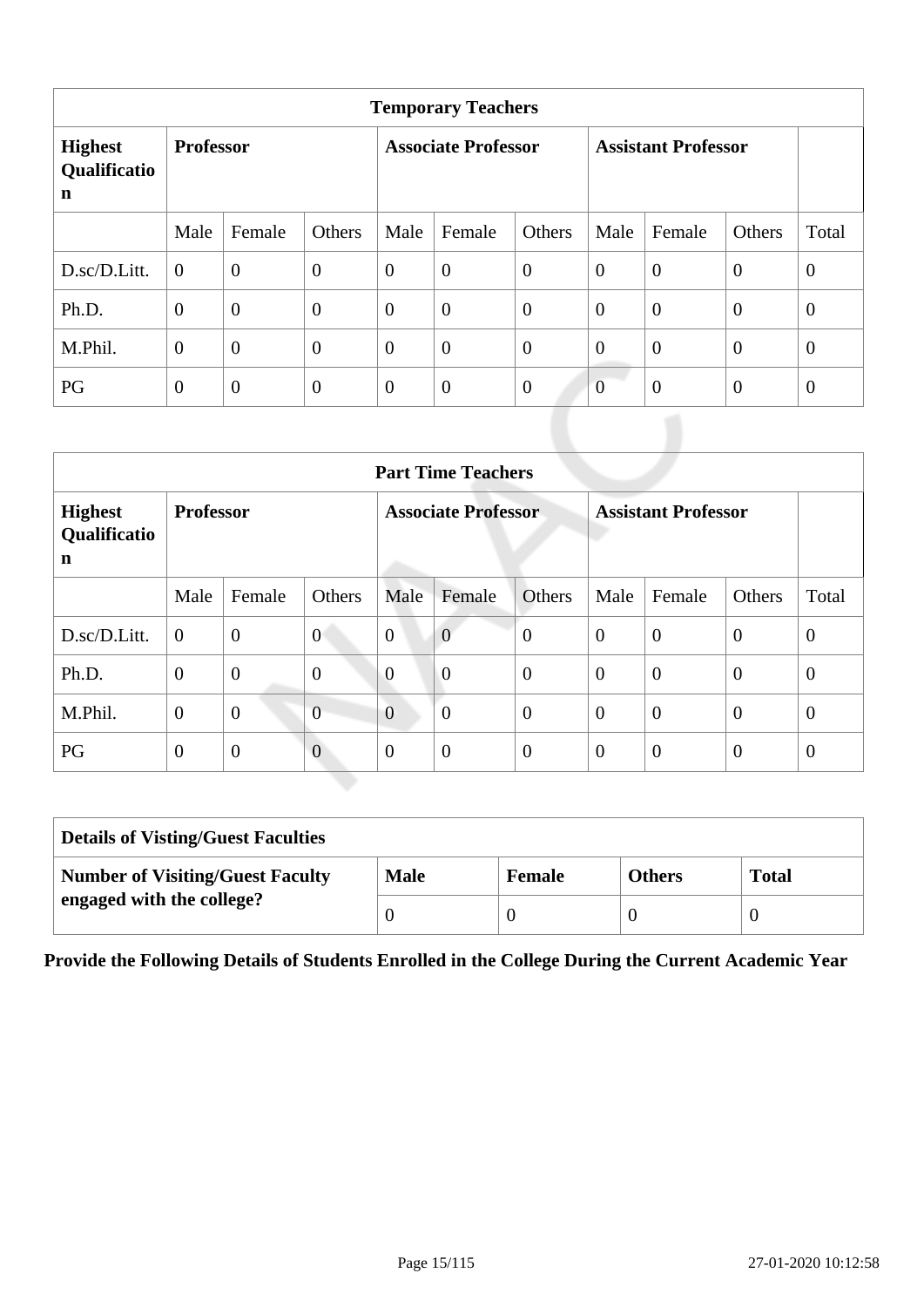| Temporary Teachers | | | | | | | | | | |
|---|---|---|---|---|---|---|---|---|---|---|
| **Highest Qualification** | **Professor** | | | **Associate Professor** | | | **Assistant Professor** | | | |
| | Male | Female | Others | Male | Female | Others | Male | Female | Others | Total |
| D.sc/D.Litt. | 0 | 0 | 0 | 0 | 0 | 0 | 0 | 0 | 0 | 0 |
| Ph.D. | 0 | 0 | 0 | 0 | 0 | 0 | 0 | 0 | 0 | 0 |
| M.Phil. | 0 | 0 | 0 | 0 | 0 | 0 | 0 | 0 | 0 | 0 |
| PG | 0 | 0 | 0 | 0 | 0 | 0 | 0 | 0 | 0 | 0 |

| Part Time Teachers | | | | | | | | | | |
|---|---|---|---|---|---|---|---|---|---|---|
| **Highest Qualification** | **Professor** | | | **Associate Professor** | | | **Assistant Professor** | | | |
| | Male | Female | Others | Male | Female | Others | Male | Female | Others | Total |
| D.sc/D.Litt. | 0 | 0 | 0 | 0 | 0 | 0 | 0 | 0 | 0 | 0 |
| Ph.D. | 0 | 0 | 0 | 0 | 0 | 0 | 0 | 0 | 0 | 0 |
| M.Phil. | 0 | 0 | 0 | 0 | 0 | 0 | 0 | 0 | 0 | 0 |
| PG | 0 | 0 | 0 | 0 | 0 | 0 | 0 | 0 | 0 | 0 |

| Details of Visting/Guest Faculties | | | | |
|---|---|---|---|---|
| **Number of Visiting/Guest Faculty engaged with the college?** | **Male** | **Female** | **Others** | **Total** |
| | 0 | 0 | 0 | 0 |

**Provide the Following Details of Students Enrolled in the College During the Current Academic Year**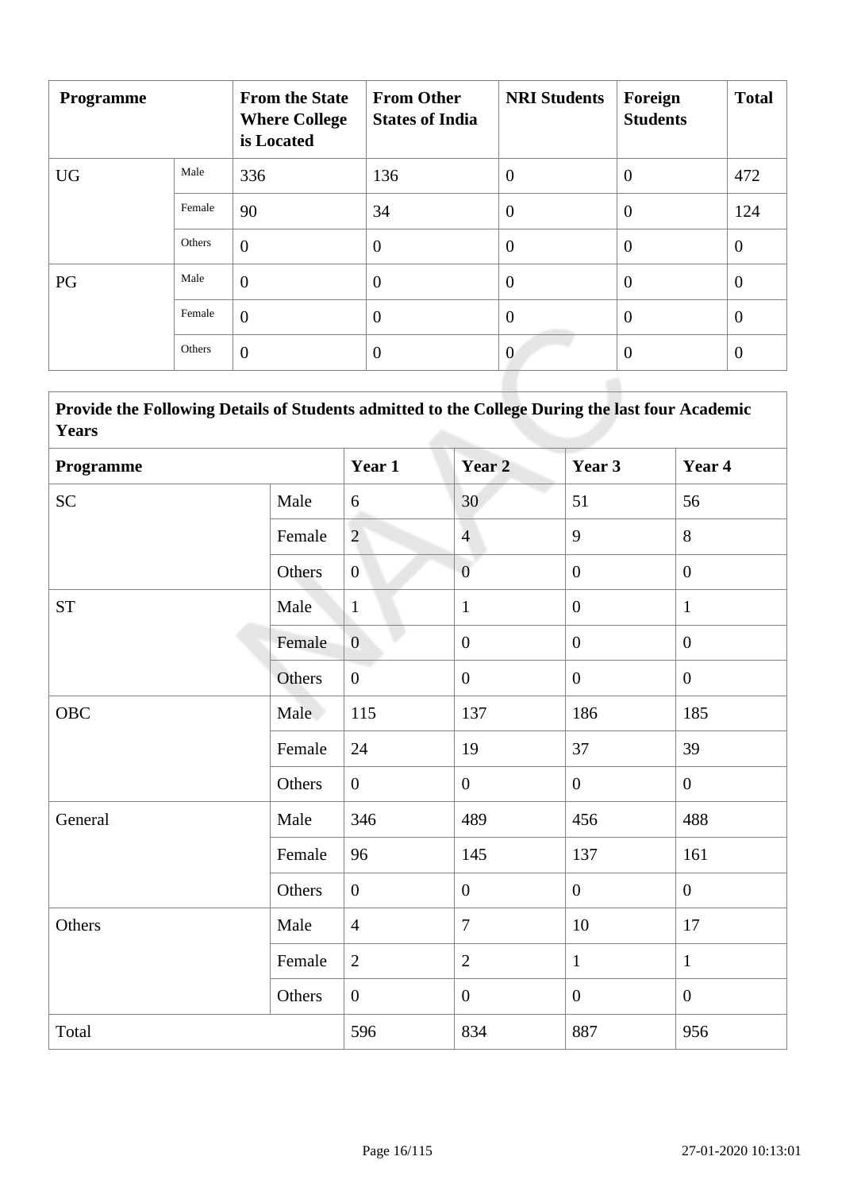| Programme | | From the State Where College is Located | From Other States of India | NRI Students | Foreign Students | Total |
|---|---|---|---|---|---|---|
| UG | Male | 336 | 136 | 0 | 0 | 472 |
| | Female | 90 | 34 | 0 | 0 | 124 |
| | Others | 0 | 0 | 0 | 0 | 0 |
| PG | Male | 0 | 0 | 0 | 0 | 0 |
| | Female | 0 | 0 | 0 | 0 | 0 |
| | Others | 0 | 0 | 0 | 0 | 0 |

| Provide the Following Details of Students admitted to the College During the last four Academic Years | | | | | |
|---|---|---|---|---|---|
| **Programme** | | **Year 1** | **Year 2** | **Year 3** | **Year 4** |
| SC | Male | 6 | 30 | 51 | 56 |
| | Female | 2 | 4 | 9 | 8 |
| | Others | 0 | 0 | 0 | 0 |
| ST | Male | 1 | 1 | 0 | 1 |
| | Female | 0 | 0 | 0 | 0 |
| | Others | 0 | 0 | 0 | 0 |
| OBC | Male | 115 | 137 | 186 | 185 |
| | Female | 24 | 19 | 37 | 39 |
| | Others | 0 | 0 | 0 | 0 |
| General | Male | 346 | 489 | 456 | 488 |
| | Female | 96 | 145 | 137 | 161 |
| | Others | 0 | 0 | 0 | 0 |
| Others | Male | 4 | 7 | 10 | 17 |
| | Female | 2 | 2 | 1 | 1 |
| | Others | 0 | 0 | 0 | 0 |
| Total | | 596 | 834 | 887 | 956 |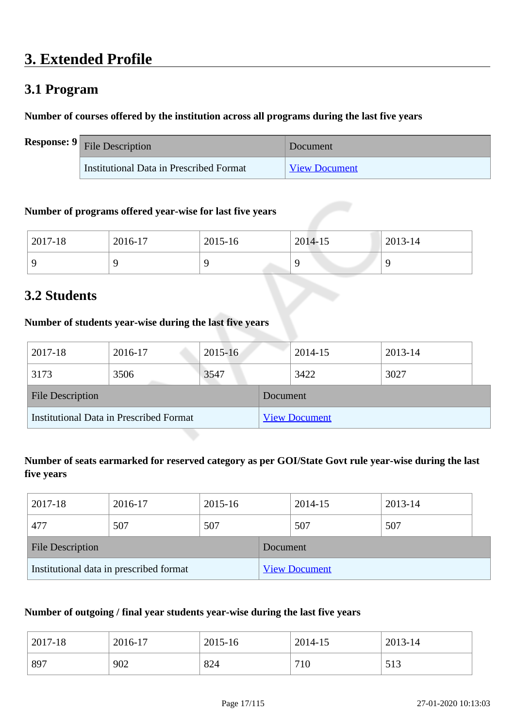# 3. Extended Profile

## 3.1 Program

**Number of courses offered by the institution across all programs during the last five years**

**Response: 9**

| File Description | Document |
|---|---|
| Institutional Data in Prescribed Format | View Document |

**Number of programs offered year-wise for last five years**

| 2017-18 | 2016-17 | 2015-16 | 2014-15 | 2013-14 |
|---|---|---|---|---|
| 9 | 9 | 9 | 9 | 9 |

## 3.2 Students

**Number of students year-wise during the last five years**

| 2017-18 | 2016-17 | 2015-16 | 2014-15 | 2013-14 |
|---|---|---|---|---|
| 3173 | 3506 | 3547 | 3422 | 3027 |

| File Description | Document |
|---|---|
| Institutional Data in Prescribed Format | View Document |

**Number of seats earmarked for reserved category as per GOI/State Govt rule year-wise during the last five years**

| 2017-18 | 2016-17 | 2015-16 | 2014-15 | 2013-14 |
|---|---|---|---|---|
| 477 | 507 | 507 | 507 | 507 |

| File Description | Document |
|---|---|
| Institutional data in prescribed format | View Document |

**Number of outgoing / final year students year-wise during the last five years**

| 2017-18 | 2016-17 | 2015-16 | 2014-15 | 2013-14 |
|---|---|---|---|---|
| 897 | 902 | 824 | 710 | 513 |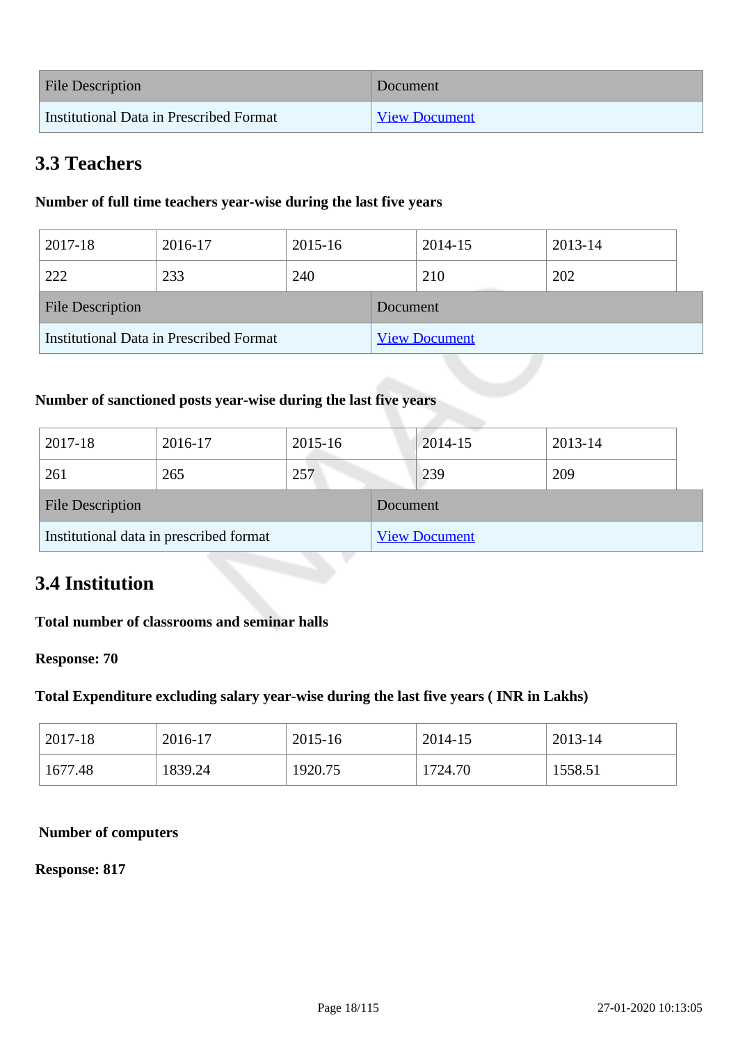| File Description | Document |
|---|---|
| Institutional Data in Prescribed Format | View Document |

## 3.3 Teachers

**Number of full time teachers year-wise during the last five years**

| 2017-18 | 2016-17 | 2015-16 | 2014-15 | 2013-14 |
|---|---|---|---|---|
| 222 | 233 | 240 | 210 | 202 |

| File Description | Document |
|---|---|
| Institutional Data in Prescribed Format | View Document |

**Number of sanctioned posts year-wise during the last five years**

| 2017-18 | 2016-17 | 2015-16 | 2014-15 | 2013-14 |
|---|---|---|---|---|
| 261 | 265 | 257 | 239 | 209 |

| File Description | Document |
|---|---|
| Institutional data in prescribed format | View Document |

## 3.4 Institution

**Total number of classrooms and seminar halls**

**Response: 70**

**Total Expenditure excluding salary year-wise during the last five years ( INR in Lakhs)**

| 2017-18 | 2016-17 | 2015-16 | 2014-15 | 2013-14 |
|---|---|---|---|---|
| 1677.48 | 1839.24 | 1920.75 | 1724.70 | 1558.51 |

**Number of computers**

**Response: 817**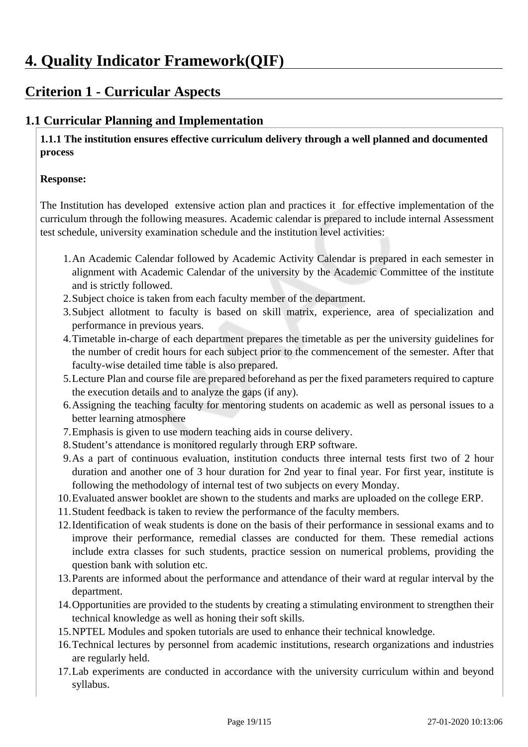# 4. Quality Indicator Framework(QIF)

## Criterion 1 - Curricular Aspects

### 1.1 Curricular Planning and Implementation

**1.1.1 The institution ensures effective curriculum delivery through a well planned and documented process**

**Response:**

The Institution has developed extensive action plan and practices it for effective implementation of the curriculum through the following measures. Academic calendar is prepared to include internal Assessment test schedule, university examination schedule and the institution level activities:

1. An Academic Calendar followed by Academic Activity Calendar is prepared in each semester in alignment with Academic Calendar of the university by the Academic Committee of the institute and is strictly followed.
2. Subject choice is taken from each faculty member of the department.
3. Subject allotment to faculty is based on skill matrix, experience, area of specialization and performance in previous years.
4. Timetable in-charge of each department prepares the timetable as per the university guidelines for the number of credit hours for each subject prior to the commencement of the semester. After that faculty-wise detailed time table is also prepared.
5. Lecture Plan and course file are prepared beforehand as per the fixed parameters required to capture the execution details and to analyze the gaps (if any).
6. Assigning the teaching faculty for mentoring students on academic as well as personal issues to a better learning atmosphere
7. Emphasis is given to use modern teaching aids in course delivery.
8. Student's attendance is monitored regularly through ERP software.
9. As a part of continuous evaluation, institution conducts three internal tests first two of 2 hour duration and another one of 3 hour duration for 2nd year to final year. For first year, institute is following the methodology of internal test of two subjects on every Monday.
10. Evaluated answer booklet are shown to the students and marks are uploaded on the college ERP.
11. Student feedback is taken to review the performance of the faculty members.
12. Identification of weak students is done on the basis of their performance in sessional exams and to improve their performance, remedial classes are conducted for them. These remedial actions include extra classes for such students, practice session on numerical problems, providing the question bank with solution etc.
13. Parents are informed about the performance and attendance of their ward at regular interval by the department.
14. Opportunities are provided to the students by creating a stimulating environment to strengthen their technical knowledge as well as honing their soft skills.
15. NPTEL Modules and spoken tutorials are used to enhance their technical knowledge.
16. Technical lectures by personnel from academic institutions, research organizations and industries are regularly held.
17. Lab experiments are conducted in accordance with the university curriculum within and beyond syllabus.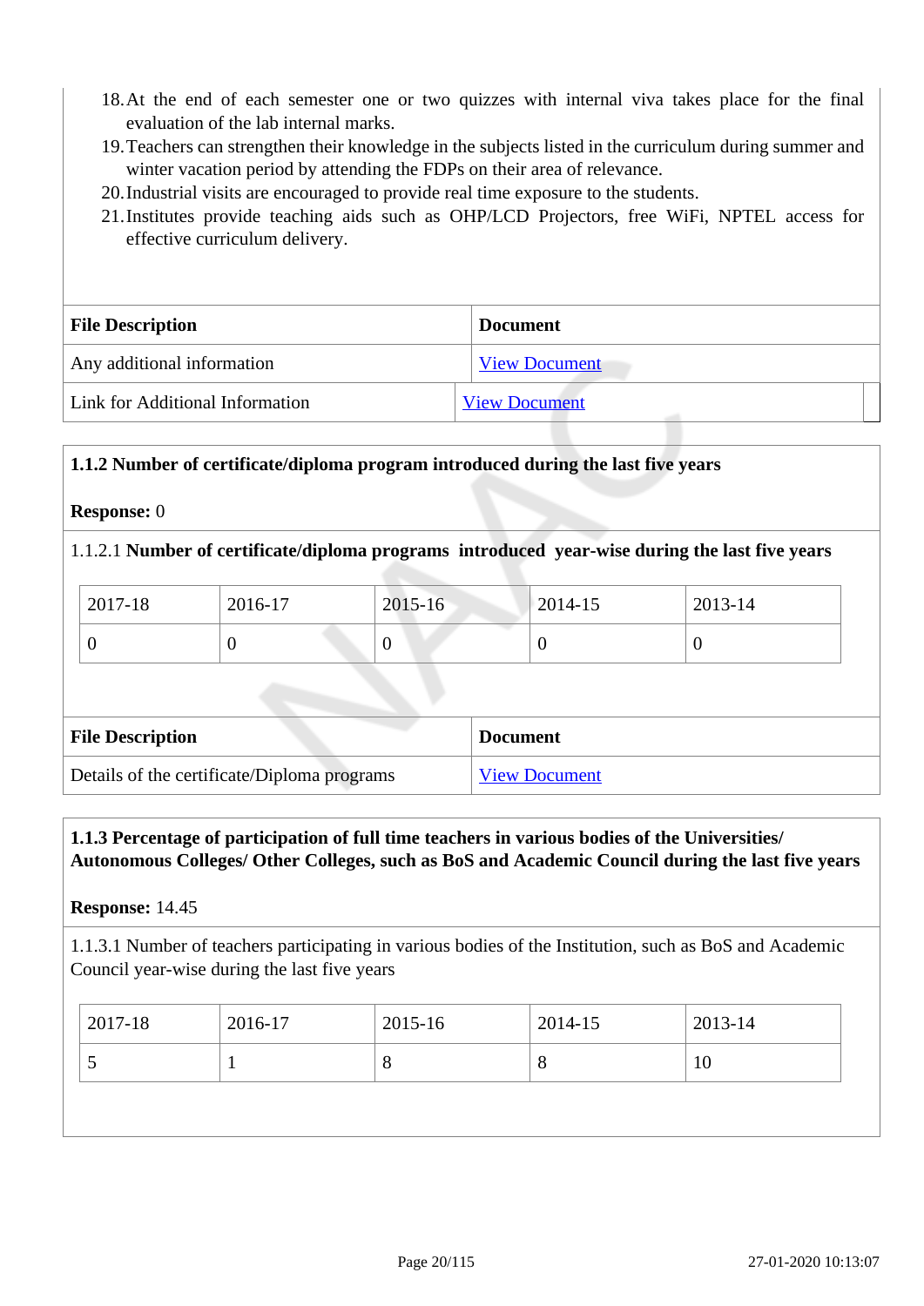18. At the end of each semester one or two quizzes with internal viva takes place for the final evaluation of the lab internal marks.
19. Teachers can strengthen their knowledge in the subjects listed in the curriculum during summer and winter vacation period by attending the FDPs on their area of relevance.
20. Industrial visits are encouraged to provide real time exposure to the students.
21. Institutes provide teaching aids such as OHP/LCD Projectors, free WiFi, NPTEL access for effective curriculum delivery.

| File Description | Document |
|---|---|
| Any additional information | View Document |
| Link for Additional Information | View Document |

**1.1.2 Number of certificate/diploma program introduced during the last five years**

**Response:** 0

1.1.2.1 **Number of certificate/diploma programs introduced year-wise during the last five years**

| 2017-18 | 2016-17 | 2015-16 | 2014-15 | 2013-14 |
|---|---|---|---|---|
| 0 | 0 | 0 | 0 | 0 |

| File Description | Document |
|---|---|
| Details of the certificate/Diploma programs | View Document |

**1.1.3 Percentage of participation of full time teachers in various bodies of the Universities/ Autonomous Colleges/ Other Colleges, such as BoS and Academic Council during the last five years**

**Response:** 14.45

1.1.3.1 Number of teachers participating in various bodies of the Institution, such as BoS and Academic Council year-wise during the last five years

| 2017-18 | 2016-17 | 2015-16 | 2014-15 | 2013-14 |
|---|---|---|---|---|
| 5 | 1 | 8 | 8 | 10 |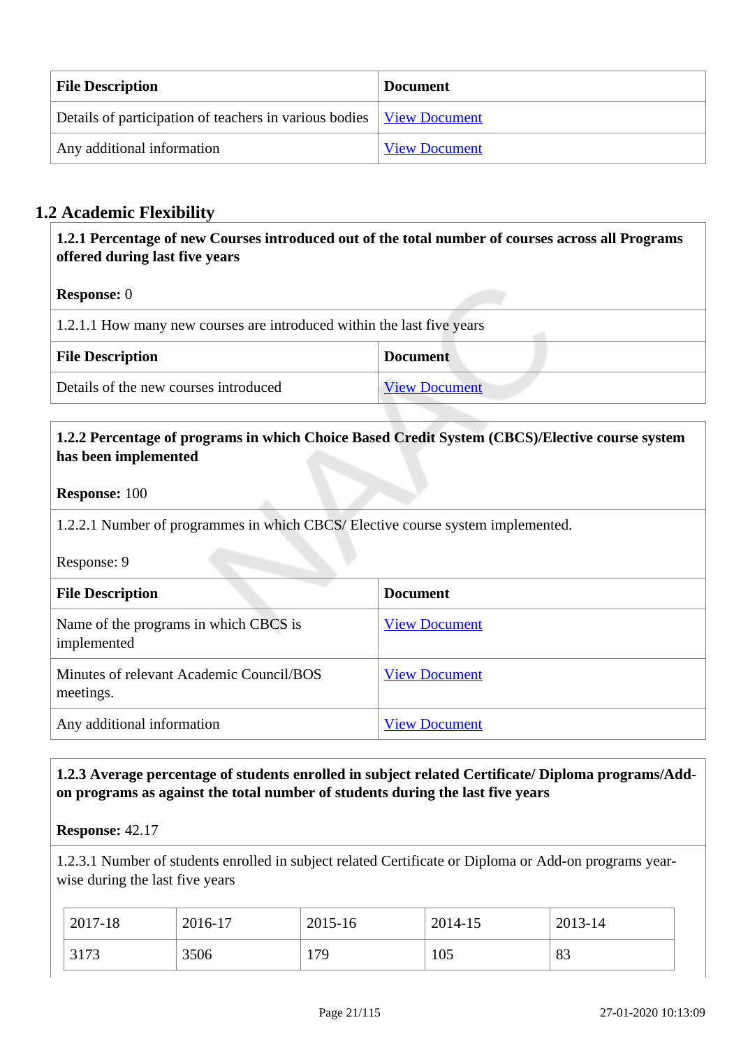| File Description | Document |
|---|---|
| Details of participation of teachers in various bodies | View Document |
| Any additional information | View Document |

## 1.2 Academic Flexibility

**1.2.1 Percentage of new Courses introduced out of the total number of courses across all Programs offered during last five years**

**Response:** 0

1.2.1.1 How many new courses are introduced within the last five years

| File Description | Document |
|---|---|
| Details of the new courses introduced | View Document |

**1.2.2 Percentage of programs in which Choice Based Credit System (CBCS)/Elective course system has been implemented**

**Response:** 100

1.2.2.1 Number of programmes in which CBCS/ Elective course system implemented.

Response: 9

| File Description | Document |
|---|---|
| Name of the programs in which CBCS is implemented | View Document |
| Minutes of relevant Academic Council/BOS meetings. | View Document |
| Any additional information | View Document |

**1.2.3 Average percentage of students enrolled in subject related Certificate/ Diploma programs/Add-on programs as against the total number of students during the last five years**

**Response:** 42.17

1.2.3.1 Number of students enrolled in subject related Certificate or Diploma or Add-on programs year-wise during the last five years

| 2017-18 | 2016-17 | 2015-16 | 2014-15 | 2013-14 |
|---|---|---|---|---|
| 3173 | 3506 | 179 | 105 | 83 |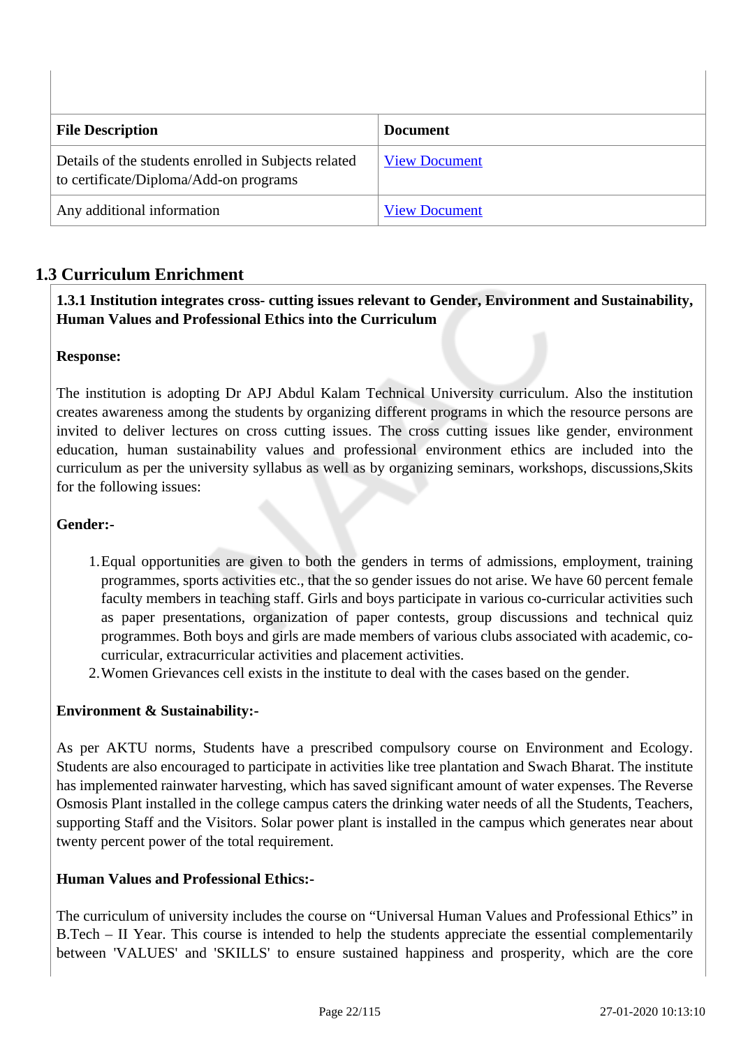| File Description | Document |
|---|---|
| Details of the students enrolled in Subjects related to certificate/Diploma/Add-on programs | View Document |
| Any additional information | View Document |

## 1.3 Curriculum Enrichment

**1.3.1 Institution integrates cross- cutting issues relevant to Gender, Environment and Sustainability, Human Values and Professional Ethics into the Curriculum**

**Response:**

The institution is adopting Dr APJ Abdul Kalam Technical University curriculum. Also the institution creates awareness among the students by organizing different programs in which the resource persons are invited to deliver lectures on cross cutting issues. The cross cutting issues like gender, environment education, human sustainability values and professional environment ethics are included into the curriculum as per the university syllabus as well as by organizing seminars, workshops, discussions,Skits for the following issues:

**Gender:-**

1. Equal opportunities are given to both the genders in terms of admissions, employment, training programmes, sports activities etc., that the so gender issues do not arise. We have 60 percent female faculty members in teaching staff. Girls and boys participate in various co-curricular activities such as paper presentations, organization of paper contests, group discussions and technical quiz programmes. Both boys and girls are made members of various clubs associated with academic, co-curricular, extracurricular activities and placement activities.
2. Women Grievances cell exists in the institute to deal with the cases based on the gender.

**Environment & Sustainability:-**

As per AKTU norms, Students have a prescribed compulsory course on Environment and Ecology. Students are also encouraged to participate in activities like tree plantation and Swach Bharat. The institute has implemented rainwater harvesting, which has saved significant amount of water expenses. The Reverse Osmosis Plant installed in the college campus caters the drinking water needs of all the Students, Teachers, supporting Staff and the Visitors. Solar power plant is installed in the campus which generates near about twenty percent power of the total requirement.

**Human Values and Professional Ethics:-**

The curriculum of university includes the course on “Universal Human Values and Professional Ethics” in B.Tech – II Year. This course is intended to help the students appreciate the essential complementarily between 'VALUES' and 'SKILLS' to ensure sustained happiness and prosperity, which are the core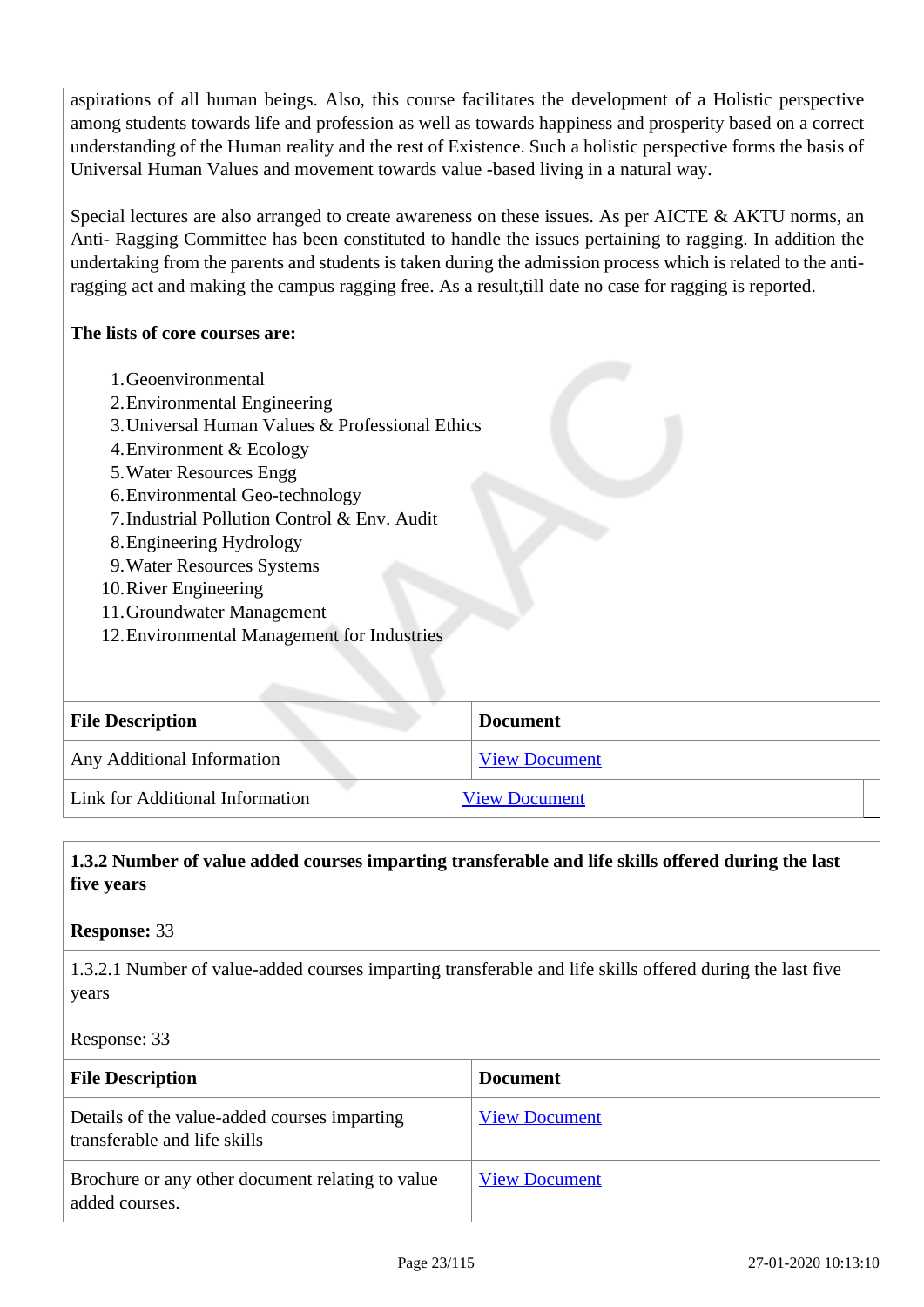aspirations of all human beings. Also, this course facilitates the development of a Holistic perspective among students towards life and profession as well as towards happiness and prosperity based on a correct understanding of the Human reality and the rest of Existence. Such a holistic perspective forms the basis of Universal Human Values and movement towards value -based living in a natural way.

Special lectures are also arranged to create awareness on these issues. As per AICTE & AKTU norms, an Anti- Ragging Committee has been constituted to handle the issues pertaining to ragging. In addition the undertaking from the parents and students is taken during the admission process which is related to the anti-ragging act and making the campus ragging free. As a result,till date no case for ragging is reported.

**The lists of core courses are:**

1. Geoenvironmental
2. Environmental Engineering
3. Universal Human Values & Professional Ethics
4. Environment & Ecology
5. Water Resources Engg
6. Environmental Geo-technology
7. Industrial Pollution Control & Env. Audit
8. Engineering Hydrology
9. Water Resources Systems
10. River Engineering
11. Groundwater Management
12. Environmental Management for Industries

| File Description | Document |
|---|---|
| Any Additional Information | View Document |
| Link for Additional Information | View Document |

**1.3.2 Number of value added courses imparting transferable and life skills offered during the last five years**

**Response:** 33

1.3.2.1 Number of value-added courses imparting transferable and life skills offered during the last five years

Response: 33

| File Description | Document |
|---|---|
| Details of the value-added courses imparting transferable and life skills | View Document |
| Brochure or any other document relating to value added courses. | View Document |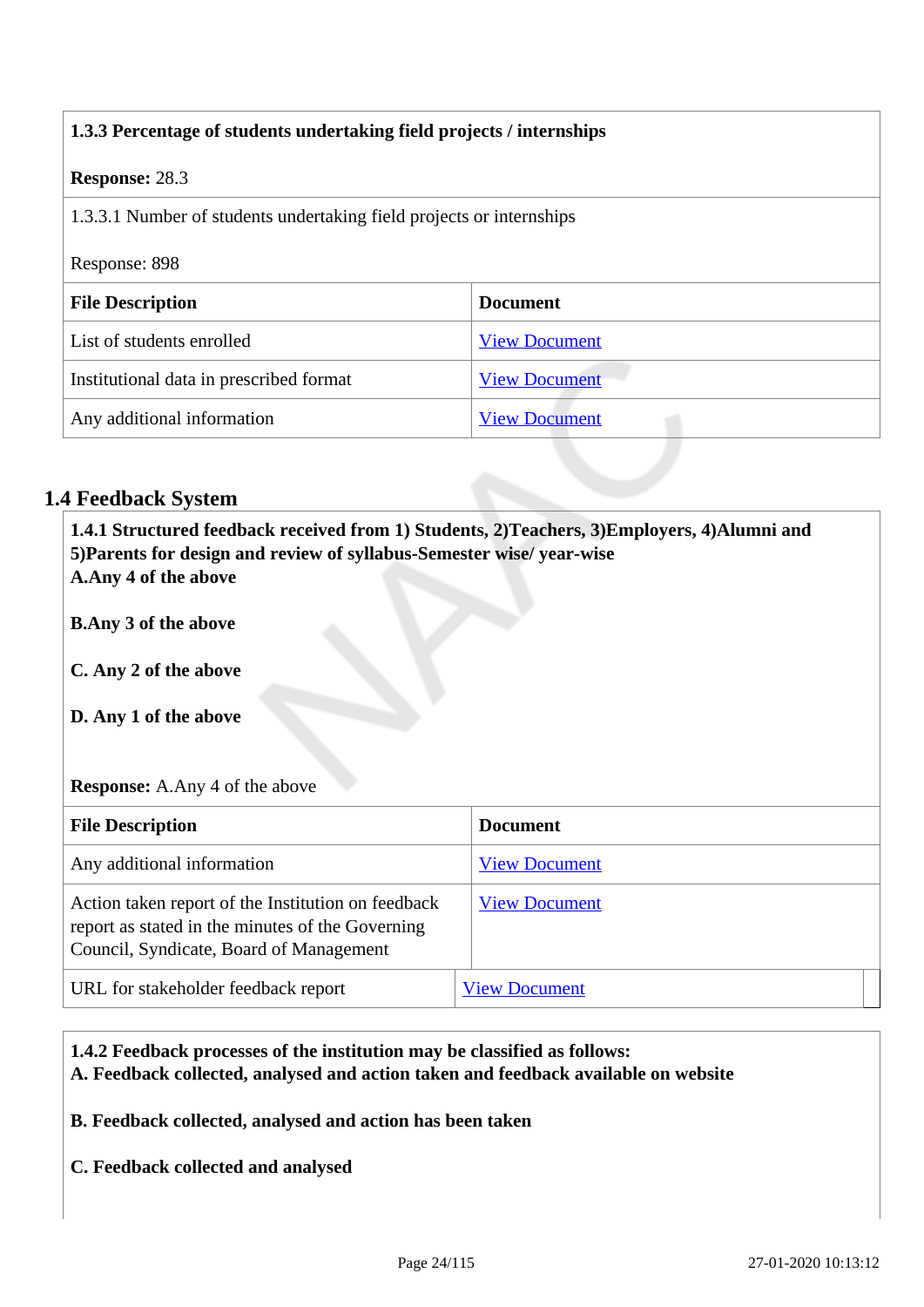| **1.3.3 Percentage of students undertaking field projects / internships** | |
|---|---|
| **Response:** 28.3 | |
| 1.3.3.1 Number of students undertaking field projects or internships<br><br>Response: 898 | |
| **File Description** | **Document** |
| List of students enrolled | View Document |
| Institutional data in prescribed format | View Document |
| Any additional information | View Document |

## 1.4 Feedback System

**1.4.1 Structured feedback received from 1) Students, 2)Teachers, 3)Employers, 4)Alumni and 5)Parents for design and review of syllabus-Semester wise/ year-wise**

**A.Any 4 of the above**

**B.Any 3 of the above**

**C. Any 2 of the above**

**D. Any 1 of the above**

**Response:** A.Any 4 of the above

| **File Description** | **Document** |
|---|---|
| Any additional information | View Document |
| Action taken report of the Institution on feedback report as stated in the minutes of the Governing Council, Syndicate, Board of Management | View Document |
| URL for stakeholder feedback report | View Document |

**1.4.2 Feedback processes of the institution may be classified as follows:**

**A. Feedback collected, analysed and action taken and feedback available on website**

**B. Feedback collected, analysed and action has been taken**

**C. Feedback collected and analysed**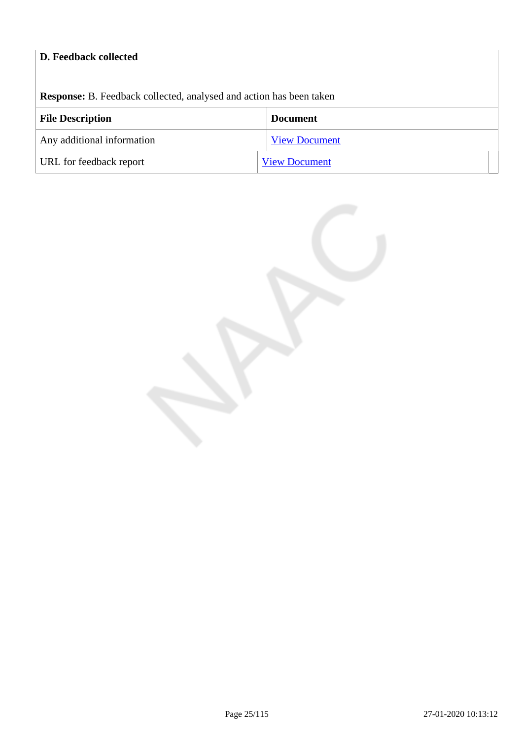**D. Feedback collected**

**Response:** B. Feedback collected, analysed and action has been taken

| File Description | Document |
|---|---|
| Any additional information | View Document |
| URL for feedback report | View Document |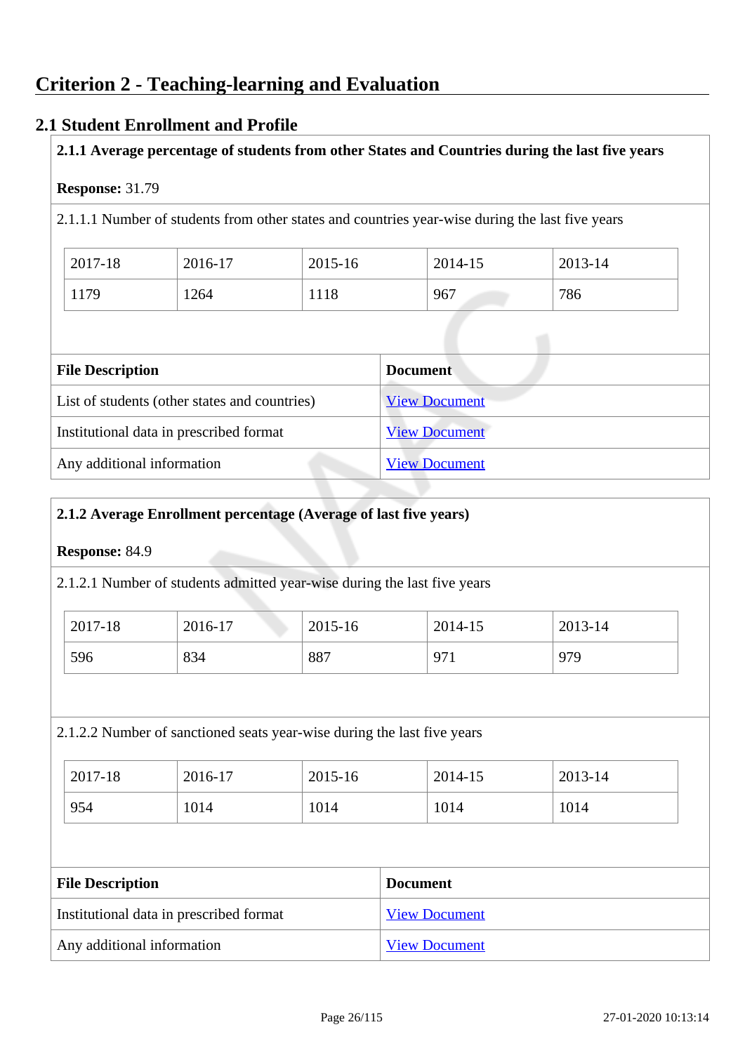# Criterion 2 - Teaching-learning and Evaluation

## 2.1 Student Enrollment and Profile

**2.1.1 Average percentage of students from other States and Countries during the last five years**

**Response:** 31.79

2.1.1.1 Number of students from other states and countries year-wise during the last five years

| 2017-18 | 2016-17 | 2015-16 | 2014-15 | 2013-14 |
|---|---|---|---|---|
| 1179 | 1264 | 1118 | 967 | 786 |

| File Description | Document |
|---|---|
| List of students (other states and countries) | View Document |
| Institutional data in prescribed format | View Document |
| Any additional information | View Document |

**2.1.2 Average Enrollment percentage (Average of last five years)**

**Response:** 84.9

2.1.2.1 Number of students admitted year-wise during the last five years

| 2017-18 | 2016-17 | 2015-16 | 2014-15 | 2013-14 |
|---|---|---|---|---|
| 596 | 834 | 887 | 971 | 979 |

2.1.2.2 Number of sanctioned seats year-wise during the last five years

| 2017-18 | 2016-17 | 2015-16 | 2014-15 | 2013-14 |
|---|---|---|---|---|
| 954 | 1014 | 1014 | 1014 | 1014 |

| File Description | Document |
|---|---|
| Institutional data in prescribed format | View Document |
| Any additional information | View Document |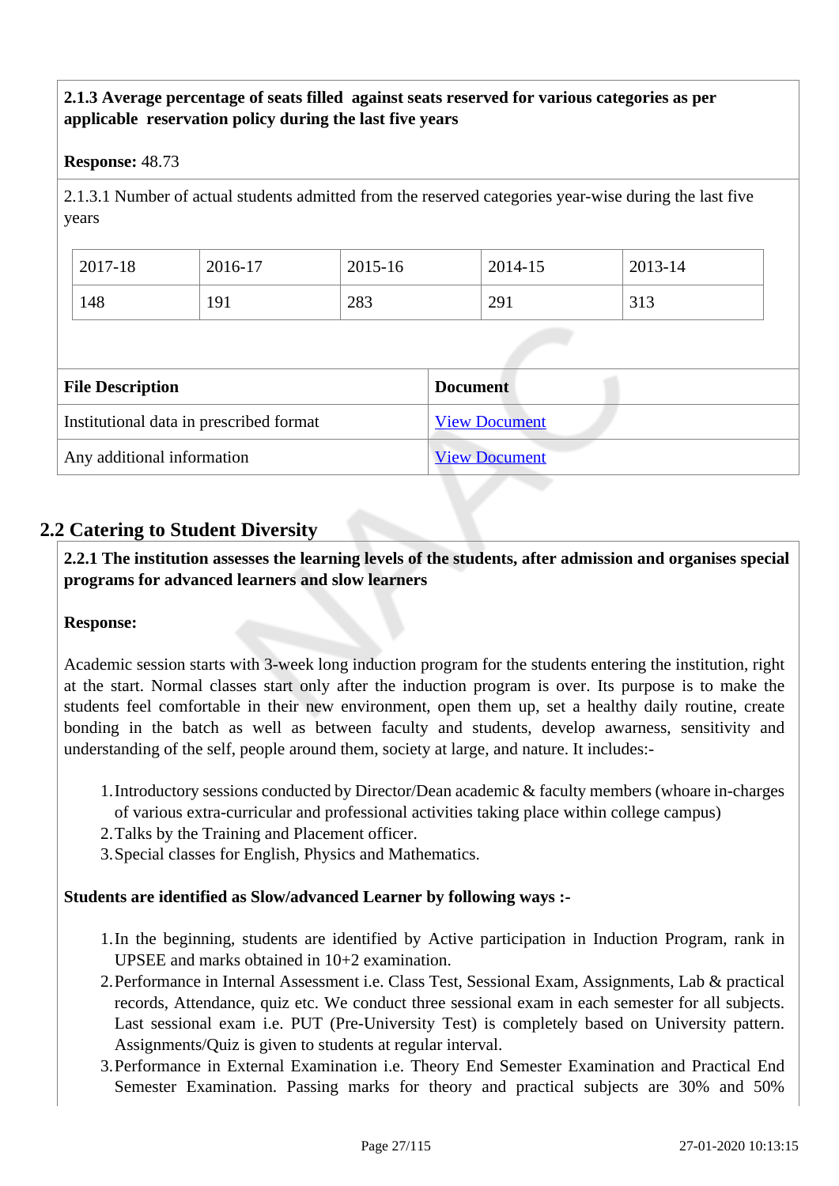**2.1.3 Average percentage of seats filled against seats reserved for various categories as per applicable reservation policy during the last five years**

**Response:** 48.73

2.1.3.1 Number of actual students admitted from the reserved categories year-wise during the last five years

| 2017-18 | 2016-17 | 2015-16 | 2014-15 | 2013-14 |
|---|---|---|---|---|
| 148 | 191 | 283 | 291 | 313 |

| File Description | Document |
|---|---|
| Institutional data in prescribed format | View Document |
| Any additional information | View Document |

## 2.2 Catering to Student Diversity

**2.2.1 The institution assesses the learning levels of the students, after admission and organises special programs for advanced learners and slow learners**

**Response:**

Academic session starts with 3-week long induction program for the students entering the institution, right at the start. Normal classes start only after the induction program is over. Its purpose is to make the students feel comfortable in their new environment, open them up, set a healthy daily routine, create bonding in the batch as well as between faculty and students, develop awarness, sensitivity and understanding of the self, people around them, society at large, and nature. It includes:-

1. Introductory sessions conducted by Director/Dean academic & faculty members (whoare in-charges of various extra-curricular and professional activities taking place within college campus)
2. Talks by the Training and Placement officer.
3. Special classes for English, Physics and Mathematics.

**Students are identified as Slow/advanced Learner by following ways :-**

1. In the beginning, students are identified by Active participation in Induction Program, rank in UPSEE and marks obtained in 10+2 examination.
2. Performance in Internal Assessment i.e. Class Test, Sessional Exam, Assignments, Lab & practical records, Attendance, quiz etc. We conduct three sessional exam in each semester for all subjects. Last sessional exam i.e. PUT (Pre-University Test) is completely based on University pattern. Assignments/Quiz is given to students at regular interval.
3. Performance in External Examination i.e. Theory End Semester Examination and Practical End Semester Examination. Passing marks for theory and practical subjects are 30% and 50%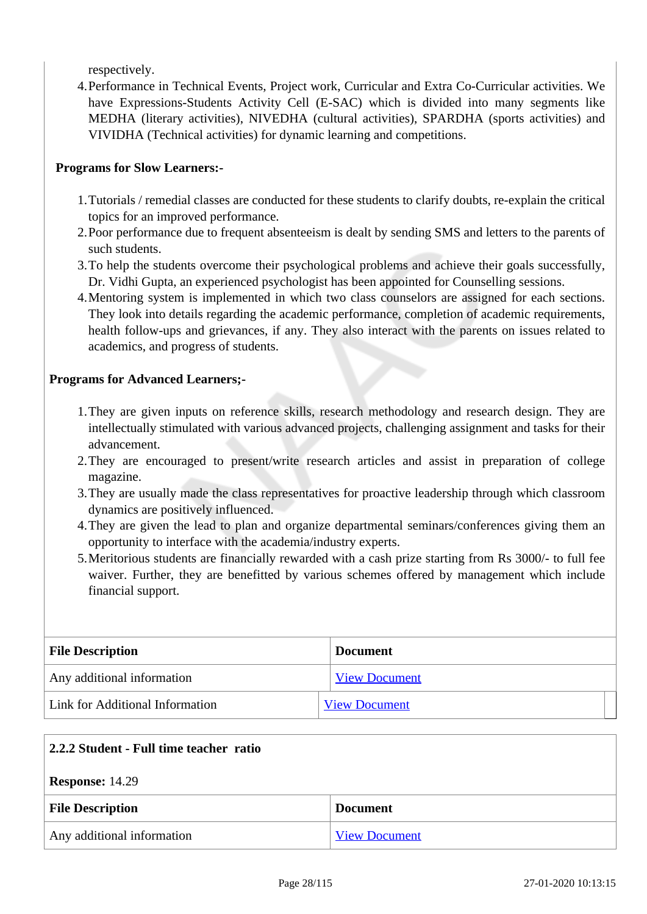respectively.

4. Performance in Technical Events, Project work, Curricular and Extra Co-Curricular activities. We have Expressions-Students Activity Cell (E-SAC) which is divided into many segments like MEDHA (literary activities), NIVEDHA (cultural activities), SPARDHA (sports activities) and VIVIDHA (Technical activities) for dynamic learning and competitions.

**Programs for Slow Learners:-**

1. Tutorials / remedial classes are conducted for these students to clarify doubts, re-explain the critical topics for an improved performance.
2. Poor performance due to frequent absenteeism is dealt by sending SMS and letters to the parents of such students.
3. To help the students overcome their psychological problems and achieve their goals successfully, Dr. Vidhi Gupta, an experienced psychologist has been appointed for Counselling sessions.
4. Mentoring system is implemented in which two class counselors are assigned for each sections. They look into details regarding the academic performance, completion of academic requirements, health follow-ups and grievances, if any. They also interact with the parents on issues related to academics, and progress of students.

**Programs for Advanced Learners;-**

1. They are given inputs on reference skills, research methodology and research design. They are intellectually stimulated with various advanced projects, challenging assignment and tasks for their advancement.
2. They are encouraged to present/write research articles and assist in preparation of college magazine.
3. They are usually made the class representatives for proactive leadership through which classroom dynamics are positively influenced.
4. They are given the lead to plan and organize departmental seminars/conferences giving them an opportunity to interface with the academia/industry experts.
5. Meritorious students are financially rewarded with a cash prize starting from Rs 3000/- to full fee waiver. Further, they are benefitted by various schemes offered by management which include financial support.

| File Description | Document |
|---|---|
| Any additional information | View Document |
| Link for Additional Information | View Document |

**2.2.2 Student - Full time teacher ratio**

**Response:** 14.29

| File Description | Document |
|---|---|
| Any additional information | View Document |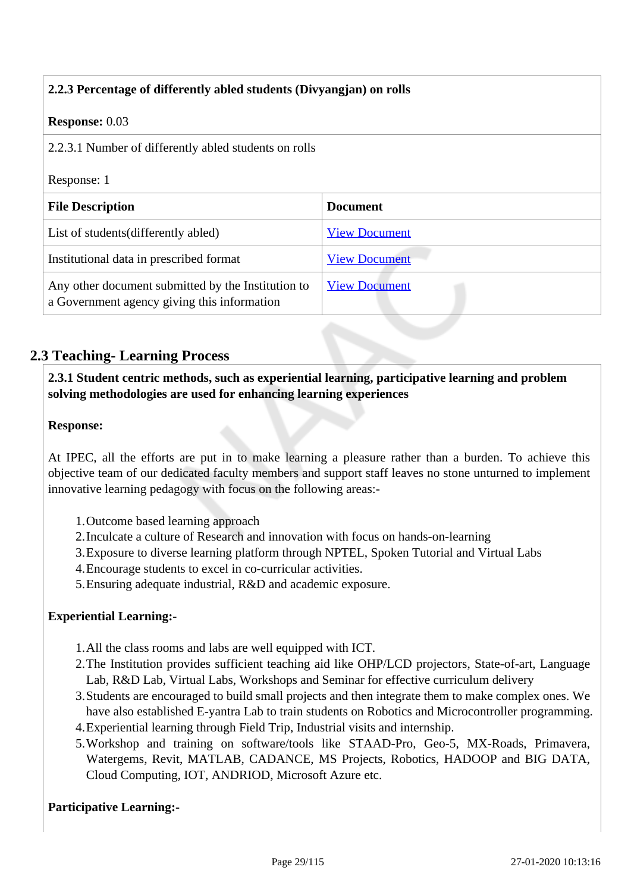**2.2.3 Percentage of differently abled students (Divyangjan) on rolls**

**Response:** 0.03

2.2.3.1 Number of differently abled students on rolls

Response: 1

| File Description | Document |
|---|---|
| List of students(differently abled) | View Document |
| Institutional data in prescribed format | View Document |
| Any other document submitted by the Institution to a Government agency giving this information | View Document |

## 2.3 Teaching- Learning Process

**2.3.1 Student centric methods, such as experiential learning, participative learning and problem solving methodologies are used for enhancing learning experiences**

**Response:**

At IPEC, all the efforts are put in to make learning a pleasure rather than a burden. To achieve this objective team of our dedicated faculty members and support staff leaves no stone unturned to implement innovative learning pedagogy with focus on the following areas:-

1. Outcome based learning approach
2. Inculcate a culture of Research and innovation with focus on hands-on-learning
3. Exposure to diverse learning platform through NPTEL, Spoken Tutorial and Virtual Labs
4. Encourage students to excel in co-curricular activities.
5. Ensuring adequate industrial, R&D and academic exposure.

**Experiential Learning:-**

1. All the class rooms and labs are well equipped with ICT.
2. The Institution provides sufficient teaching aid like OHP/LCD projectors, State-of-art, Language Lab, R&D Lab, Virtual Labs, Workshops and Seminar for effective curriculum delivery
3. Students are encouraged to build small projects and then integrate them to make complex ones. We have also established E-yantra Lab to train students on Robotics and Microcontroller programming.
4. Experiential learning through Field Trip, Industrial visits and internship.
5. Workshop and training on software/tools like STAAD-Pro, Geo-5, MX-Roads, Primavera, Watergems, Revit, MATLAB, CADANCE, MS Projects, Robotics, HADOOP and BIG DATA, Cloud Computing, IOT, ANDRIOD, Microsoft Azure etc.

**Participative Learning:-**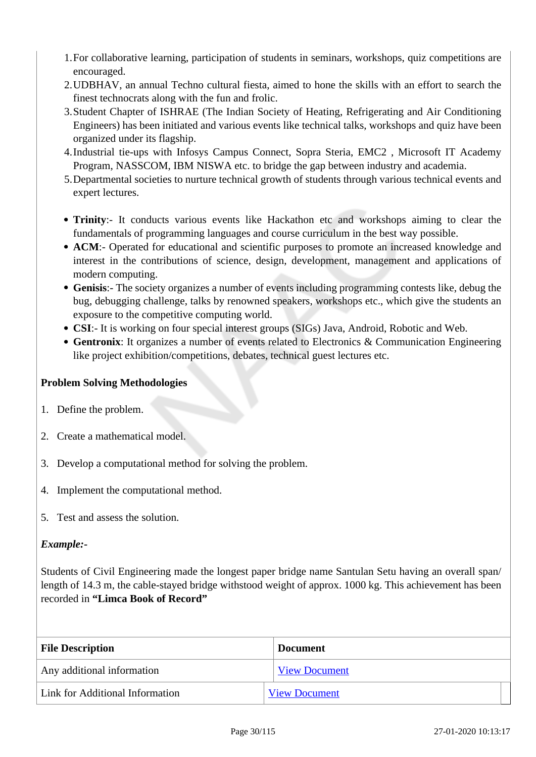1. For collaborative learning, participation of students in seminars, workshops, quiz competitions are encouraged.
2. UDBHAV, an annual Techno cultural fiesta, aimed to hone the skills with an effort to search the finest technocrats along with the fun and frolic.
3. Student Chapter of ISHRAE (The Indian Society of Heating, Refrigerating and Air Conditioning Engineers) has been initiated and various events like technical talks, workshops and quiz have been organized under its flagship.
4. Industrial tie-ups with Infosys Campus Connect, Sopra Steria, EMC2 , Microsoft IT Academy Program, NASSCOM, IBM NISWA etc. to bridge the gap between industry and academia.
5. Departmental societies to nurture technical growth of students through various technical events and expert lectures.

- **Trinity**:- It conducts various events like Hackathon etc and workshops aiming to clear the fundamentals of programming languages and course curriculum in the best way possible.
- **ACM**:- Operated for educational and scientific purposes to promote an increased knowledge and interest in the contributions of science, design, development, management and applications of modern computing.
- **Genisis**:- The society organizes a number of events including programming contests like, debug the bug, debugging challenge, talks by renowned speakers, workshops etc., which give the students an exposure to the competitive computing world.
- **CSI**:- It is working on four special interest groups (SIGs) Java, Android, Robotic and Web.
- **Gentronix**: It organizes a number of events related to Electronics & Communication Engineering like project exhibition/competitions, debates, technical guest lectures etc.

**Problem Solving Methodologies**

1. Define the problem.
2. Create a mathematical model.
3. Develop a computational method for solving the problem.
4. Implement the computational method.
5. Test and assess the solution.

***Example:-***

Students of Civil Engineering made the longest paper bridge name Santulan Setu having an overall span/ length of 14.3 m, the cable-stayed bridge withstood weight of approx. 1000 kg. This achievement has been recorded in **"Limca Book of Record"**

| File Description | Document |
|---|---|
| Any additional information | View Document |
| Link for Additional Information | View Document |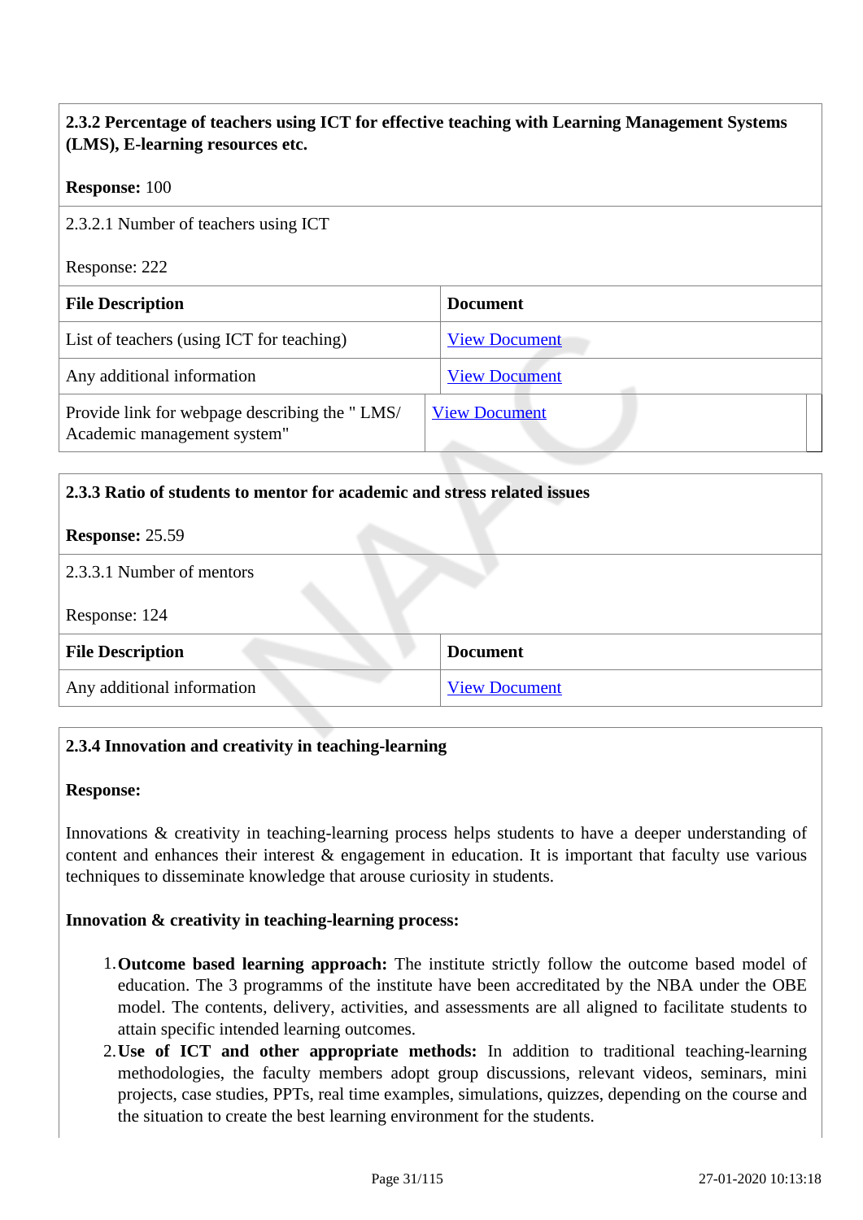**2.3.2 Percentage of teachers using ICT for effective teaching with Learning Management Systems (LMS), E-learning resources etc.**

**Response:** 100

2.3.2.1 Number of teachers using ICT

Response: 222

| File Description | Document |
|---|---|
| List of teachers (using ICT for teaching) | View Document |
| Any additional information | View Document |
| Provide link for webpage describing the " LMS/ Academic management system" | View Document |

**2.3.3 Ratio of students to mentor for academic and stress related issues**

**Response:** 25.59

2.3.3.1 Number of mentors

Response: 124

| File Description | Document |
|---|---|
| Any additional information | View Document |

**2.3.4 Innovation and creativity in teaching-learning**

**Response:**

Innovations & creativity in teaching-learning process helps students to have a deeper understanding of content and enhances their interest & engagement in education. It is important that faculty use various techniques to disseminate knowledge that arouse curiosity in students.

**Innovation & creativity in teaching-learning process:**

1. **Outcome based learning approach:** The institute strictly follow the outcome based model of education. The 3 programms of the institute have been accreditated by the NBA under the OBE model. The contents, delivery, activities, and assessments are all aligned to facilitate students to attain specific intended learning outcomes.
2. **Use of ICT and other appropriate methods:** In addition to traditional teaching-learning methodologies, the faculty members adopt group discussions, relevant videos, seminars, mini projects, case studies, PPTs, real time examples, simulations, quizzes, depending on the course and the situation to create the best learning environment for the students.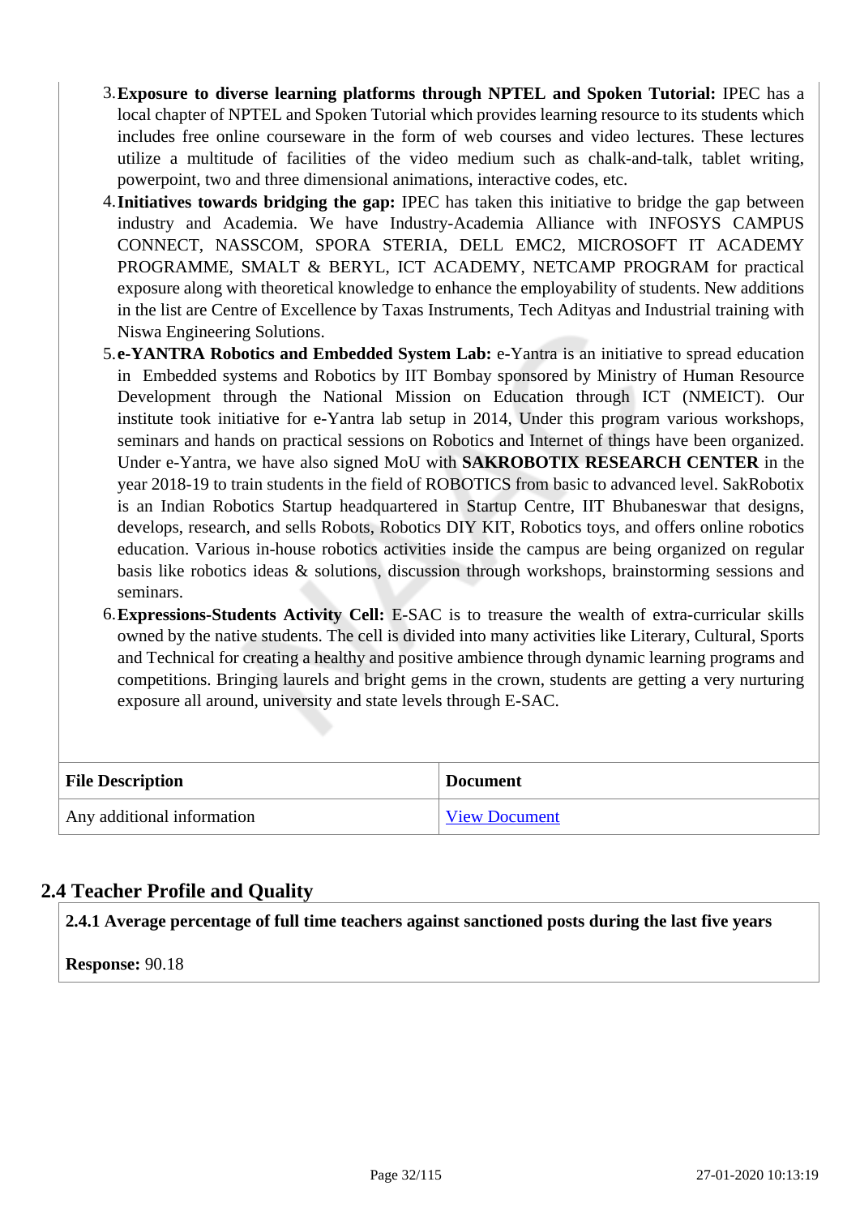3. **Exposure to diverse learning platforms through NPTEL and Spoken Tutorial:** IPEC has a local chapter of NPTEL and Spoken Tutorial which provides learning resource to its students which includes free online courseware in the form of web courses and video lectures. These lectures utilize a multitude of facilities of the video medium such as chalk-and-talk, tablet writing, powerpoint, two and three dimensional animations, interactive codes, etc.
4. **Initiatives towards bridging the gap:** IPEC has taken this initiative to bridge the gap between industry and Academia. We have Industry-Academia Alliance with INFOSYS CAMPUS CONNECT, NASSCOM, SPORA STERIA, DELL EMC2, MICROSOFT IT ACADEMY PROGRAMME, SMALT & BERYL, ICT ACADEMY, NETCAMP PROGRAM for practical exposure along with theoretical knowledge to enhance the employability of students. New additions in the list are Centre of Excellence by Taxas Instruments, Tech Adityas and Industrial training with Niswa Engineering Solutions.
5. **e-YANTRA Robotics and Embedded System Lab:** e-Yantra is an initiative to spread education in Embedded systems and Robotics by IIT Bombay sponsored by Ministry of Human Resource Development through the National Mission on Education through ICT (NMEICT). Our institute took initiative for e-Yantra lab setup in 2014, Under this program various workshops, seminars and hands on practical sessions on Robotics and Internet of things have been organized. Under e-Yantra, we have also signed MoU with **SAKROBOTIX RESEARCH CENTER** in the year 2018-19 to train students in the field of ROBOTICS from basic to advanced level. SakRobotix is an Indian Robotics Startup headquartered in Startup Centre, IIT Bhubaneswar that designs, develops, research, and sells Robots, Robotics DIY KIT, Robotics toys, and offers online robotics education. Various in-house robotics activities inside the campus are being organized on regular basis like robotics ideas & solutions, discussion through workshops, brainstorming sessions and seminars.
6. **Expressions-Students Activity Cell:** E-SAC is to treasure the wealth of extra-curricular skills owned by the native students. The cell is divided into many activities like Literary, Cultural, Sports and Technical for creating a healthy and positive ambience through dynamic learning programs and competitions. Bringing laurels and bright gems in the crown, students are getting a very nurturing exposure all around, university and state levels through E-SAC.

| File Description | Document |
|---|---|
| Any additional information | View Document |

## 2.4 Teacher Profile and Quality

**2.4.1 Average percentage of full time teachers against sanctioned posts during the last five years**

**Response:** 90.18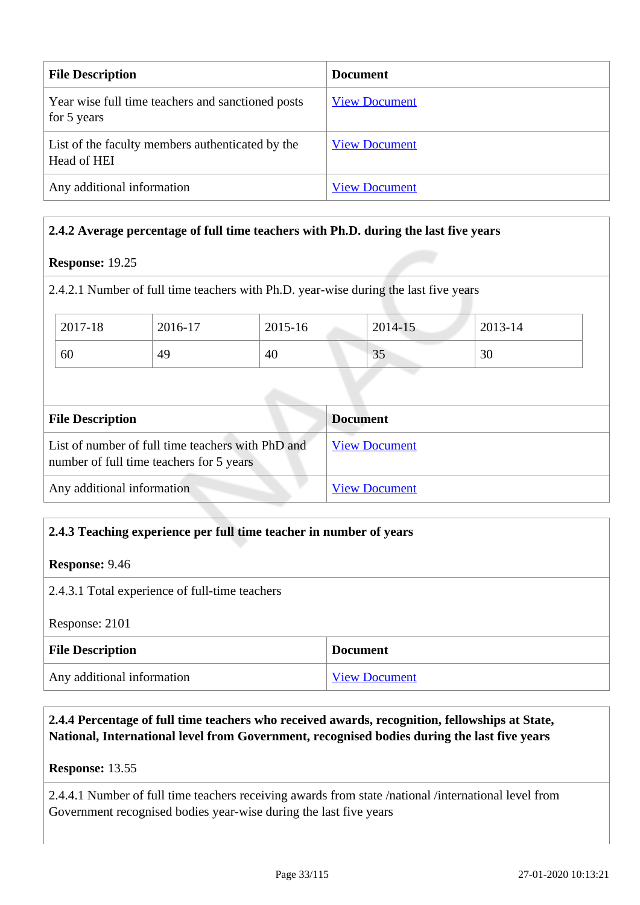| File Description | Document |
| --- | --- |
| Year wise full time teachers and sanctioned posts for 5 years | View Document |
| List of the faculty members authenticated by the Head of HEI | View Document |
| Any additional information | View Document |

**2.4.2 Average percentage of full time teachers with Ph.D. during the last five years**

**Response:** 19.25

2.4.2.1 Number of full time teachers with Ph.D. year-wise during the last five years

| 2017-18 | 2016-17 | 2015-16 | 2014-15 | 2013-14 |
| --- | --- | --- | --- | --- |
| 60 | 49 | 40 | 35 | 30 |

| File Description | Document |
| --- | --- |
| List of number of full time teachers with PhD and number of full time teachers for 5 years | View Document |
| Any additional information | View Document |

**2.4.3 Teaching experience per full time teacher in number of years**

**Response:** 9.46

2.4.3.1 Total experience of full-time teachers

Response: 2101

| File Description | Document |
| --- | --- |
| Any additional information | View Document |

**2.4.4 Percentage of full time teachers who received awards, recognition, fellowships at State, National, International level from Government, recognised bodies during the last five years**

**Response:** 13.55

2.4.4.1 Number of full time teachers receiving awards from state /national /international level from Government recognised bodies year-wise during the last five years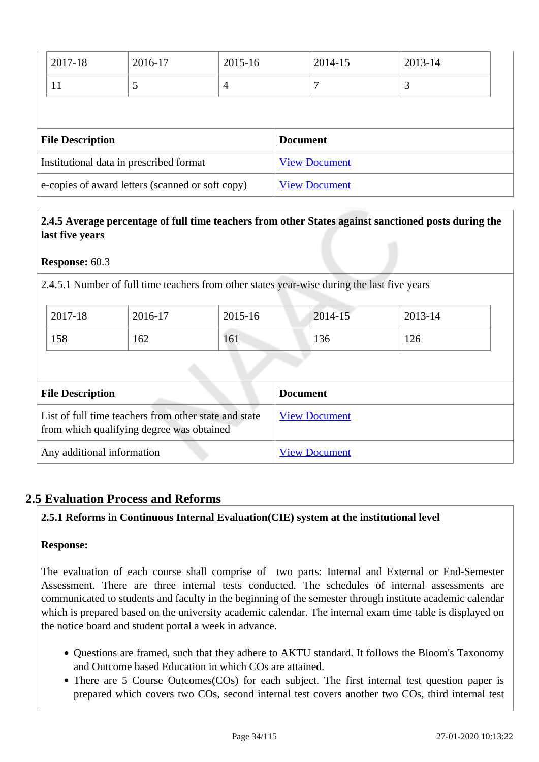| 2017-18 | 2016-17 | 2015-16 | 2014-15 | 2013-14 |
|---|---|---|---|---|
| 11 | 5 | 4 | 7 | 3 |

| File Description | Document |
|---|---|
| Institutional data in prescribed format | View Document |
| e-copies of award letters (scanned or soft copy) | View Document |

**2.4.5 Average percentage of full time teachers from other States against sanctioned posts during the last five years**

**Response:** 60.3

2.4.5.1 Number of full time teachers from other states year-wise during the last five years

| 2017-18 | 2016-17 | 2015-16 | 2014-15 | 2013-14 |
|---|---|---|---|---|
| 158 | 162 | 161 | 136 | 126 |

| File Description | Document |
|---|---|
| List of full time teachers from other state and state from which qualifying degree was obtained | View Document |
| Any additional information | View Document |

## 2.5 Evaluation Process and Reforms

**2.5.1 Reforms in Continuous Internal Evaluation(CIE) system at the institutional level**

**Response:**

The evaluation of each course shall comprise of two parts: Internal and External or End-Semester Assessment. There are three internal tests conducted. The schedules of internal assessments are communicated to students and faculty in the beginning of the semester through institute academic calendar which is prepared based on the university academic calendar. The internal exam time table is displayed on the notice board and student portal a week in advance.

- Questions are framed, such that they adhere to AKTU standard. It follows the Bloom's Taxonomy and Outcome based Education in which COs are attained.
- There are 5 Course Outcomes(COs) for each subject. The first internal test question paper is prepared which covers two COs, second internal test covers another two COs, third internal test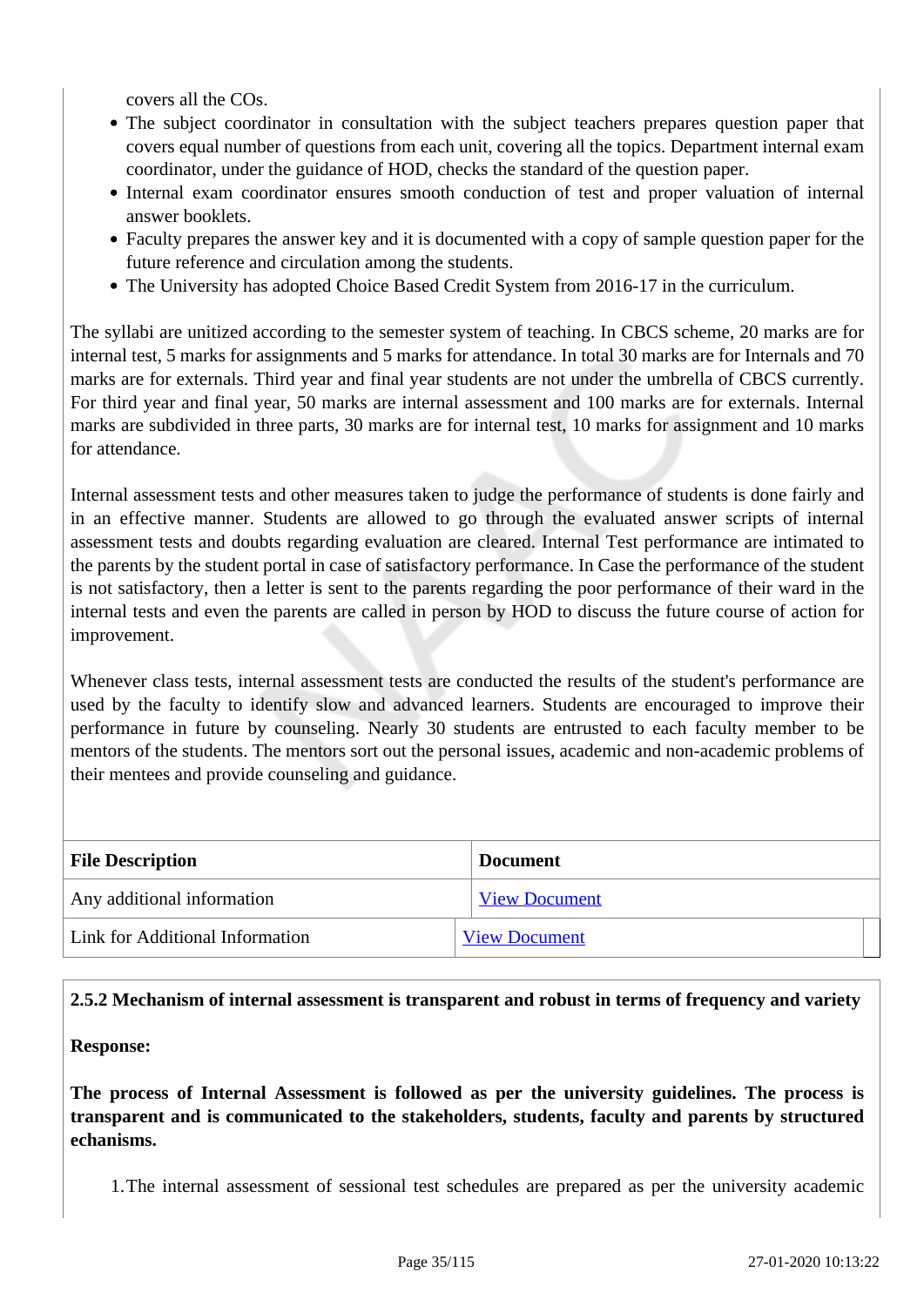covers all the COs.

- The subject coordinator in consultation with the subject teachers prepares question paper that covers equal number of questions from each unit, covering all the topics. Department internal exam coordinator, under the guidance of HOD, checks the standard of the question paper.
- Internal exam coordinator ensures smooth conduction of test and proper valuation of internal answer booklets.
- Faculty prepares the answer key and it is documented with a copy of sample question paper for the future reference and circulation among the students.
- The University has adopted Choice Based Credit System from 2016-17 in the curriculum.

The syllabi are unitized according to the semester system of teaching. In CBCS scheme, 20 marks are for internal test, 5 marks for assignments and 5 marks for attendance. In total 30 marks are for Internals and 70 marks are for externals. Third year and final year students are not under the umbrella of CBCS currently. For third year and final year, 50 marks are internal assessment and 100 marks are for externals. Internal marks are subdivided in three parts, 30 marks are for internal test, 10 marks for assignment and 10 marks for attendance.

Internal assessment tests and other measures taken to judge the performance of students is done fairly and in an effective manner. Students are allowed to go through the evaluated answer scripts of internal assessment tests and doubts regarding evaluation are cleared. Internal Test performance are intimated to the parents by the student portal in case of satisfactory performance. In Case the performance of the student is not satisfactory, then a letter is sent to the parents regarding the poor performance of their ward in the internal tests and even the parents are called in person by HOD to discuss the future course of action for improvement.

Whenever class tests, internal assessment tests are conducted the results of the student's performance are used by the faculty to identify slow and advanced learners. Students are encouraged to improve their performance in future by counseling. Nearly 30 students are entrusted to each faculty member to be mentors of the students. The mentors sort out the personal issues, academic and non-academic problems of their mentees and provide counseling and guidance.

| File Description | Document |
|---|---|
| Any additional information | View Document |
| Link for Additional Information | View Document |

**2.5.2 Mechanism of internal assessment is transparent and robust in terms of frequency and variety**

**Response:**

**The process of Internal Assessment is followed as per the university guidelines. The process is transparent and is communicated to the stakeholders, students, faculty and parents by structured echanisms.**

1. The internal assessment of sessional test schedules are prepared as per the university academic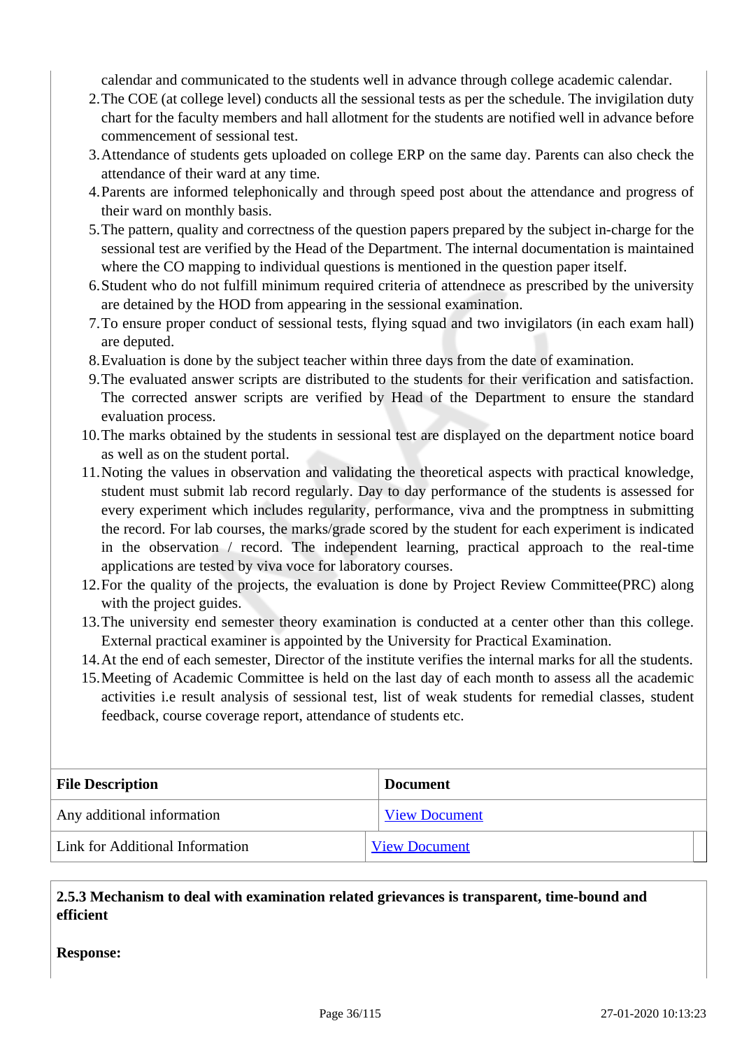calendar and communicated to the students well in advance through college academic calendar.

2. The COE (at college level) conducts all the sessional tests as per the schedule. The invigilation duty chart for the faculty members and hall allotment for the students are notified well in advance before commencement of sessional test.
3. Attendance of students gets uploaded on college ERP on the same day. Parents can also check the attendance of their ward at any time.
4. Parents are informed telephonically and through speed post about the attendance and progress of their ward on monthly basis.
5. The pattern, quality and correctness of the question papers prepared by the subject in-charge for the sessional test are verified by the Head of the Department. The internal documentation is maintained where the CO mapping to individual questions is mentioned in the question paper itself.
6. Student who do not fulfill minimum required criteria of attendnece as prescribed by the university are detained by the HOD from appearing in the sessional examination.
7. To ensure proper conduct of sessional tests, flying squad and two invigilators (in each exam hall) are deputed.
8. Evaluation is done by the subject teacher within three days from the date of examination.
9. The evaluated answer scripts are distributed to the students for their verification and satisfaction. The corrected answer scripts are verified by Head of the Department to ensure the standard evaluation process.
10. The marks obtained by the students in sessional test are displayed on the department notice board as well as on the student portal.
11. Noting the values in observation and validating the theoretical aspects with practical knowledge, student must submit lab record regularly. Day to day performance of the students is assessed for every experiment which includes regularity, performance, viva and the promptness in submitting the record. For lab courses, the marks/grade scored by the student for each experiment is indicated in the observation / record. The independent learning, practical approach to the real-time applications are tested by viva voce for laboratory courses.
12. For the quality of the projects, the evaluation is done by Project Review Committee(PRC) along with the project guides.
13. The university end semester theory examination is conducted at a center other than this college. External practical examiner is appointed by the University for Practical Examination.
14. At the end of each semester, Director of the institute verifies the internal marks for all the students.
15. Meeting of Academic Committee is held on the last day of each month to assess all the academic activities i.e result analysis of sessional test, list of weak students for remedial classes, student feedback, course coverage report, attendance of students etc.

| File Description | Document |
|---|---|
| Any additional information | View Document |
| Link for Additional Information | View Document |

**2.5.3 Mechanism to deal with examination related grievances is transparent, time-bound and efficient**

**Response:**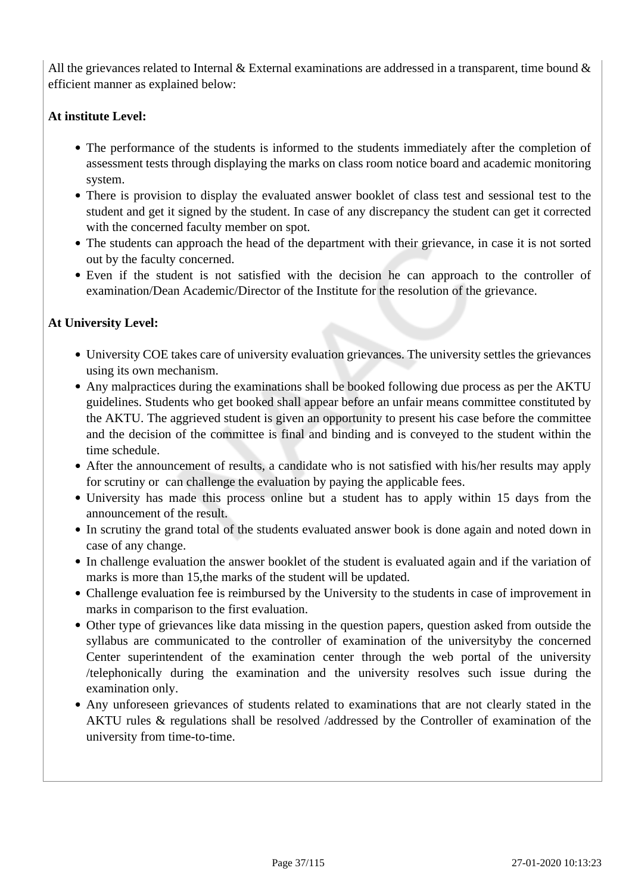All the grievances related to Internal & External examinations are addressed in a transparent, time bound & efficient manner as explained below:

**At institute Level:**

- The performance of the students is informed to the students immediately after the completion of assessment tests through displaying the marks on class room notice board and academic monitoring system.
- There is provision to display the evaluated answer booklet of class test and sessional test to the student and get it signed by the student. In case of any discrepancy the student can get it corrected with the concerned faculty member on spot.
- The students can approach the head of the department with their grievance, in case it is not sorted out by the faculty concerned.
- Even if the student is not satisfied with the decision he can approach to the controller of examination/Dean Academic/Director of the Institute for the resolution of the grievance.

**At University Level:**

- University COE takes care of university evaluation grievances. The university settles the grievances using its own mechanism.
- Any malpractices during the examinations shall be booked following due process as per the AKTU guidelines. Students who get booked shall appear before an unfair means committee constituted by the AKTU. The aggrieved student is given an opportunity to present his case before the committee and the decision of the committee is final and binding and is conveyed to the student within the time schedule.
- After the announcement of results, a candidate who is not satisfied with his/her results may apply for scrutiny or can challenge the evaluation by paying the applicable fees.
- University has made this process online but a student has to apply within 15 days from the announcement of the result.
- In scrutiny the grand total of the students evaluated answer book is done again and noted down in case of any change.
- In challenge evaluation the answer booklet of the student is evaluated again and if the variation of marks is more than 15,the marks of the student will be updated.
- Challenge evaluation fee is reimbursed by the University to the students in case of improvement in marks in comparison to the first evaluation.
- Other type of grievances like data missing in the question papers, question asked from outside the syllabus are communicated to the controller of examination of the universityby the concerned Center superintendent of the examination center through the web portal of the university /telephonically during the examination and the university resolves such issue during the examination only.
- Any unforeseen grievances of students related to examinations that are not clearly stated in the AKTU rules & regulations shall be resolved /addressed by the Controller of examination of the university from time-to-time.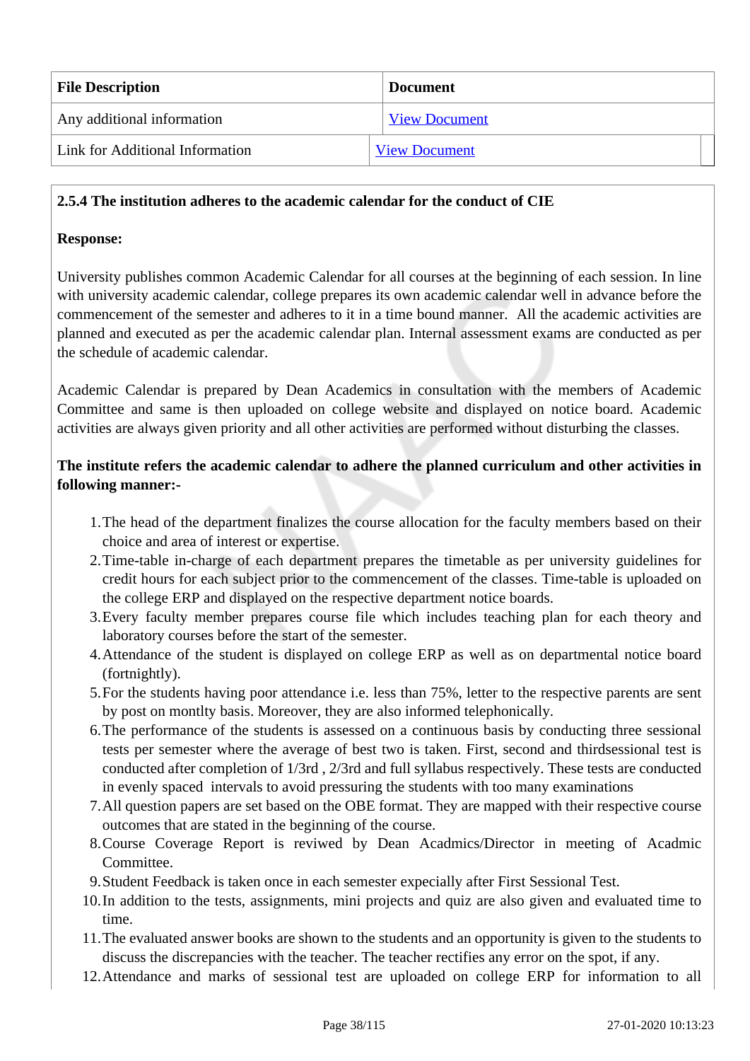| File Description | Document |
|---|---|
| Any additional information | View Document |
| Link for Additional Information | View Document |

**2.5.4 The institution adheres to the academic calendar for the conduct of CIE**

**Response:**

University publishes common Academic Calendar for all courses at the beginning of each session. In line with university academic calendar, college prepares its own academic calendar well in advance before the commencement of the semester and adheres to it in a time bound manner. All the academic activities are planned and executed as per the academic calendar plan. Internal assessment exams are conducted as per the schedule of academic calendar.

Academic Calendar is prepared by Dean Academics in consultation with the members of Academic Committee and same is then uploaded on college website and displayed on notice board. Academic activities are always given priority and all other activities are performed without disturbing the classes.

**The institute refers the academic calendar to adhere the planned curriculum and other activities in following manner:-**

1. The head of the department finalizes the course allocation for the faculty members based on their choice and area of interest or expertise.
2. Time-table in-charge of each department prepares the timetable as per university guidelines for credit hours for each subject prior to the commencement of the classes. Time-table is uploaded on the college ERP and displayed on the respective department notice boards.
3. Every faculty member prepares course file which includes teaching plan for each theory and laboratory courses before the start of the semester.
4. Attendance of the student is displayed on college ERP as well as on departmental notice board (fortnightly).
5. For the students having poor attendance i.e. less than 75%, letter to the respective parents are sent by post on montlty basis. Moreover, they are also informed telephonically.
6. The performance of the students is assessed on a continuous basis by conducting three sessional tests per semester where the average of best two is taken. First, second and thirdsessional test is conducted after completion of 1/3rd , 2/3rd and full syllabus respectively. These tests are conducted in evenly spaced intervals to avoid pressuring the students with too many examinations
7. All question papers are set based on the OBE format. They are mapped with their respective course outcomes that are stated in the beginning of the course.
8. Course Coverage Report is reviewed by Dean Acadmics/Director in meeting of Acadmic Committee.
9. Student Feedback is taken once in each semester expecially after First Sessional Test.
10. In addition to the tests, assignments, mini projects and quiz are also given and evaluated time to time.
11. The evaluated answer books are shown to the students and an opportunity is given to the students to discuss the discrepancies with the teacher. The teacher rectifies any error on the spot, if any.
12. Attendance and marks of sessional test are uploaded on college ERP for information to all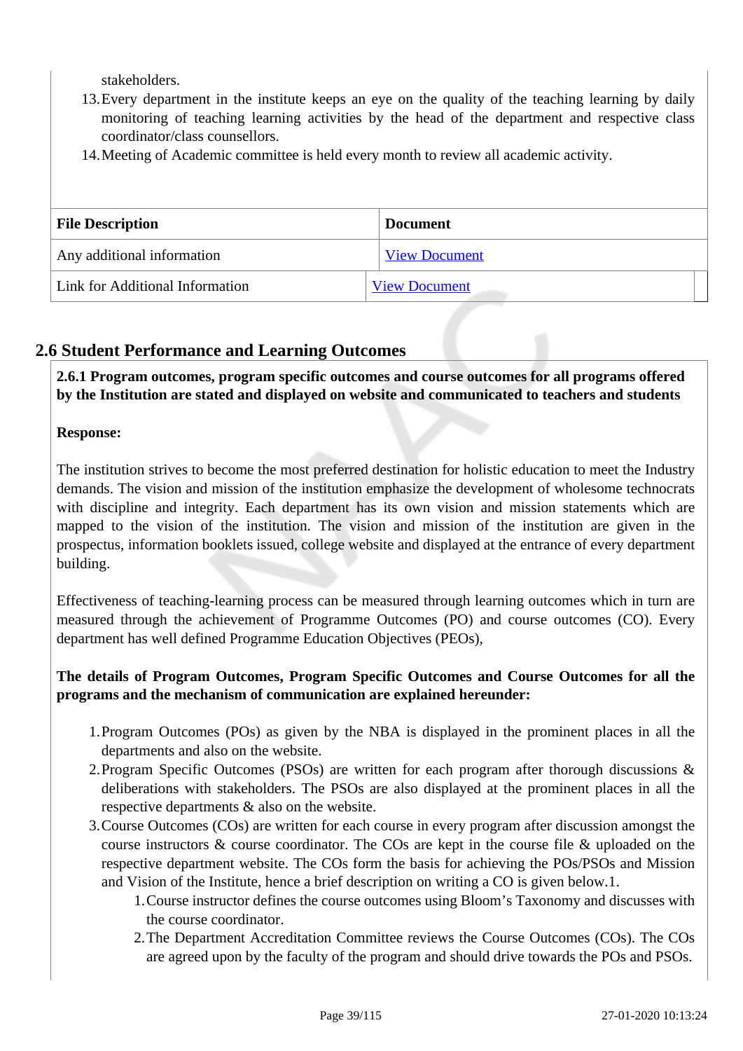stakeholders.

13. Every department in the institute keeps an eye on the quality of the teaching learning by daily monitoring of teaching learning activities by the head of the department and respective class coordinator/class counsellors.
14. Meeting of Academic committee is held every month to review all academic activity.

| File Description | Document |
|---|---|
| Any additional information | View Document |
| Link for Additional Information | View Document |

## 2.6 Student Performance and Learning Outcomes

**2.6.1 Program outcomes, program specific outcomes and course outcomes for all programs offered by the Institution are stated and displayed on website and communicated to teachers and students**

**Response:**

The institution strives to become the most preferred destination for holistic education to meet the Industry demands. The vision and mission of the institution emphasize the development of wholesome technocrats with discipline and integrity. Each department has its own vision and mission statements which are mapped to the vision of the institution. The vision and mission of the institution are given in the prospectus, information booklets issued, college website and displayed at the entrance of every department building.

Effectiveness of teaching-learning process can be measured through learning outcomes which in turn are measured through the achievement of Programme Outcomes (PO) and course outcomes (CO). Every department has well defined Programme Education Objectives (PEOs),

**The details of Program Outcomes, Program Specific Outcomes and Course Outcomes for all the programs and the mechanism of communication are explained hereunder:**

1. Program Outcomes (POs) as given by the NBA is displayed in the prominent places in all the departments and also on the website.
2. Program Specific Outcomes (PSOs) are written for each program after thorough discussions & deliberations with stakeholders. The PSOs are also displayed at the prominent places in all the respective departments & also on the website.
3. Course Outcomes (COs) are written for each course in every program after discussion amongst the course instructors & course coordinator. The COs are kept in the course file & uploaded on the respective department website. The COs form the basis for achieving the POs/PSOs and Mission and Vision of the Institute, hence a brief description on writing a CO is given below.1.
    1. Course instructor defines the course outcomes using Bloom's Taxonomy and discusses with the course coordinator.
    2. The Department Accreditation Committee reviews the Course Outcomes (COs). The COs are agreed upon by the faculty of the program and should drive towards the POs and PSOs.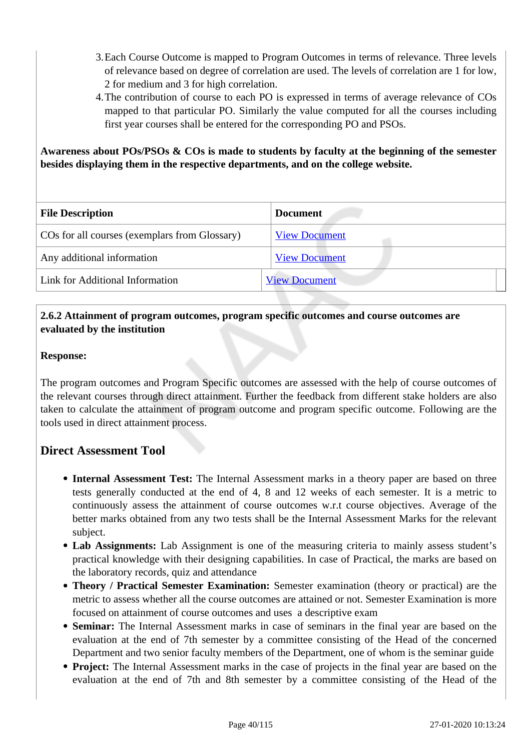3. Each Course Outcome is mapped to Program Outcomes in terms of relevance. Three levels of relevance based on degree of correlation are used. The levels of correlation are 1 for low, 2 for medium and 3 for high correlation.
4. The contribution of course to each PO is expressed in terms of average relevance of COs mapped to that particular PO. Similarly the value computed for all the courses including first year courses shall be entered for the corresponding PO and PSOs.

**Awareness about POs/PSOs & COs is made to students by faculty at the beginning of the semester besides displaying them in the respective departments, and on the college website.**

| File Description | Document |
|---|---|
| COs for all courses (exemplars from Glossary) | View Document |
| Any additional information | View Document |
| Link for Additional Information | View Document |

**2.6.2 Attainment of program outcomes, program specific outcomes and course outcomes are evaluated by the institution**

**Response:**

The program outcomes and Program Specific outcomes are assessed with the help of course outcomes of the relevant courses through direct attainment. Further the feedback from different stake holders are also taken to calculate the attainment of program outcome and program specific outcome. Following are the tools used in direct attainment process.

## Direct Assessment Tool

- **Internal Assessment Test:** The Internal Assessment marks in a theory paper are based on three tests generally conducted at the end of 4, 8 and 12 weeks of each semester. It is a metric to continuously assess the attainment of course outcomes w.r.t course objectives. Average of the better marks obtained from any two tests shall be the Internal Assessment Marks for the relevant subject.
- **Lab Assignments:** Lab Assignment is one of the measuring criteria to mainly assess student's practical knowledge with their designing capabilities. In case of Practical, the marks are based on the laboratory records, quiz and attendance
- **Theory / Practical Semester Examination:** Semester examination (theory or practical) are the metric to assess whether all the course outcomes are attained or not. Semester Examination is more focused on attainment of course outcomes and uses a descriptive exam
- **Seminar:** The Internal Assessment marks in case of seminars in the final year are based on the evaluation at the end of 7th semester by a committee consisting of the Head of the concerned Department and two senior faculty members of the Department, one of whom is the seminar guide
- **Project:** The Internal Assessment marks in the case of projects in the final year are based on the evaluation at the end of 7th and 8th semester by a committee consisting of the Head of the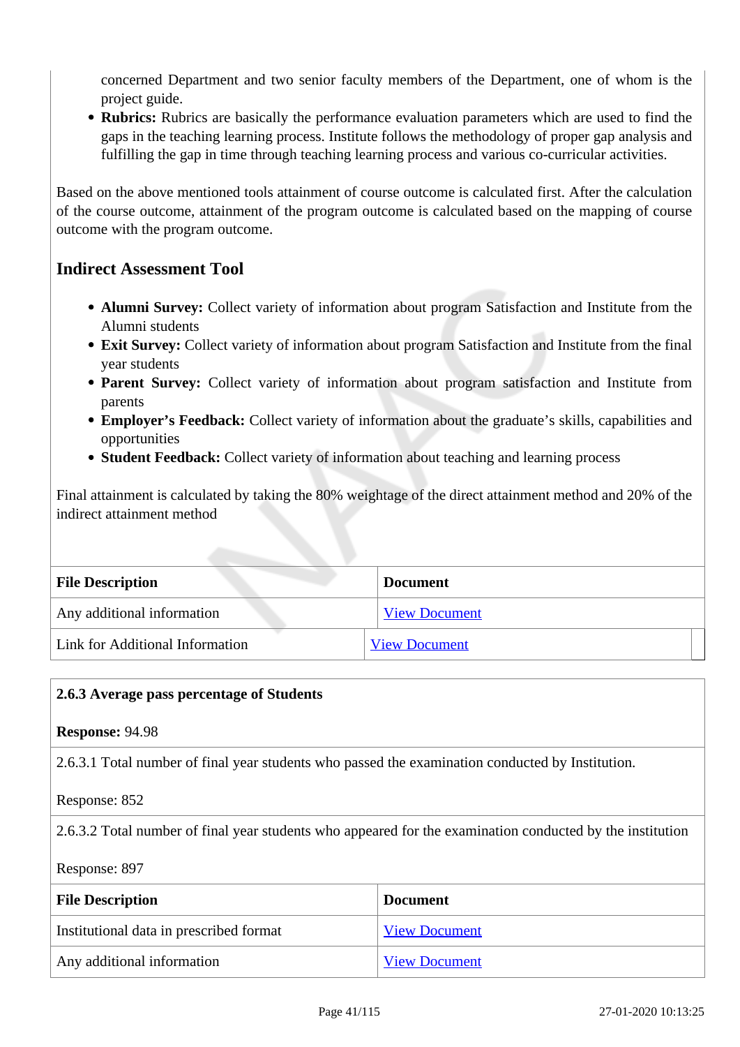concerned Department and two senior faculty members of the Department, one of whom is the project guide.

- **Rubrics:** Rubrics are basically the performance evaluation parameters which are used to find the gaps in the teaching learning process. Institute follows the methodology of proper gap analysis and fulfilling the gap in time through teaching learning process and various co-curricular activities.

Based on the above mentioned tools attainment of course outcome is calculated first. After the calculation of the course outcome, attainment of the program outcome is calculated based on the mapping of course outcome with the program outcome.

### Indirect Assessment Tool

- **Alumni Survey:** Collect variety of information about program Satisfaction and Institute from the Alumni students
- **Exit Survey:** Collect variety of information about program Satisfaction and Institute from the final year students
- **Parent Survey:** Collect variety of information about program satisfaction and Institute from parents
- **Employer's Feedback:** Collect variety of information about the graduate's skills, capabilities and opportunities
- **Student Feedback:** Collect variety of information about teaching and learning process

Final attainment is calculated by taking the 80% weightage of the direct attainment method and 20% of the indirect attainment method

| File Description | Document |
|---|---|
| Any additional information | View Document |
| Link for Additional Information | View Document |

**2.6.3 Average pass percentage of Students**

**Response:** 94.98

2.6.3.1 Total number of final year students who passed the examination conducted by Institution.

Response: 852

2.6.3.2 Total number of final year students who appeared for the examination conducted by the institution

Response: 897

| File Description | Document |
|---|---|
| Institutional data in prescribed format | View Document |
| Any additional information | View Document |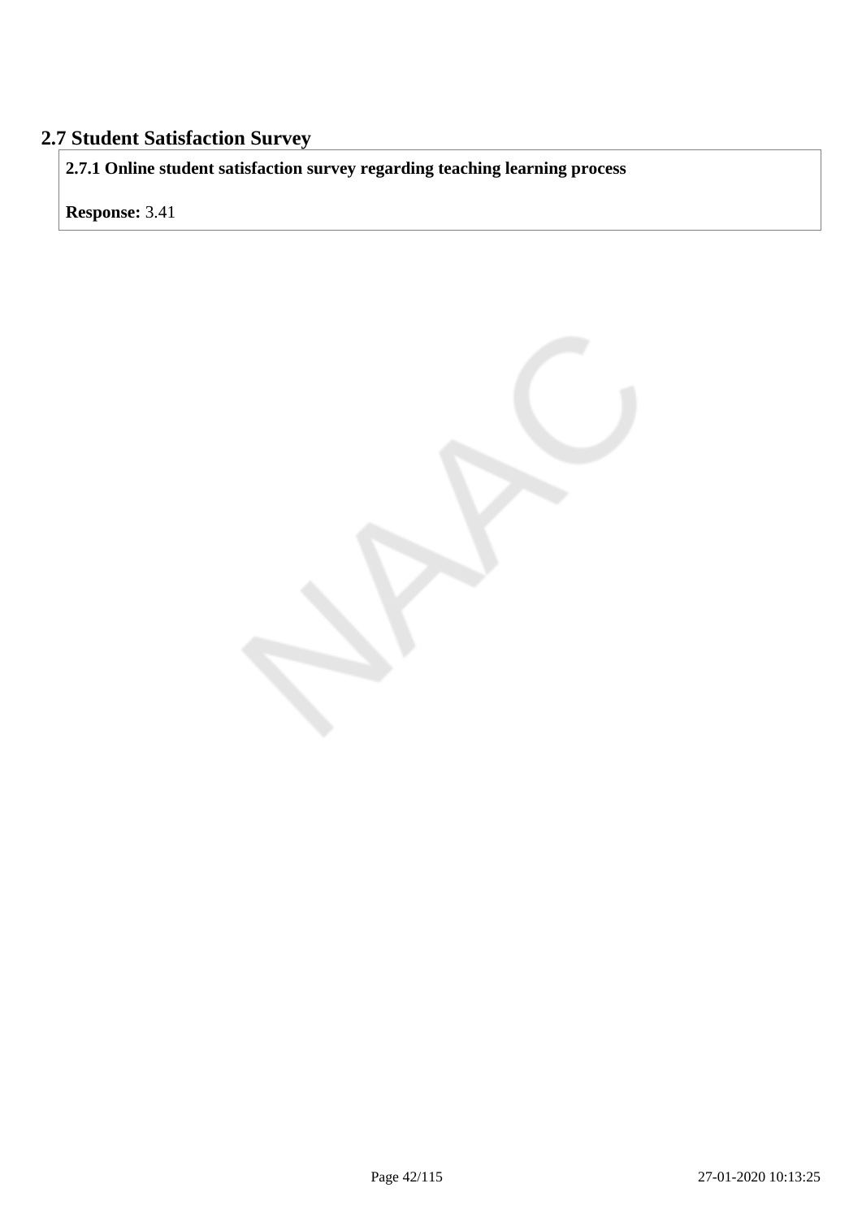## 2.7 Student Satisfaction Survey

**2.7.1 Online student satisfaction survey regarding teaching learning process**

**Response:** 3.41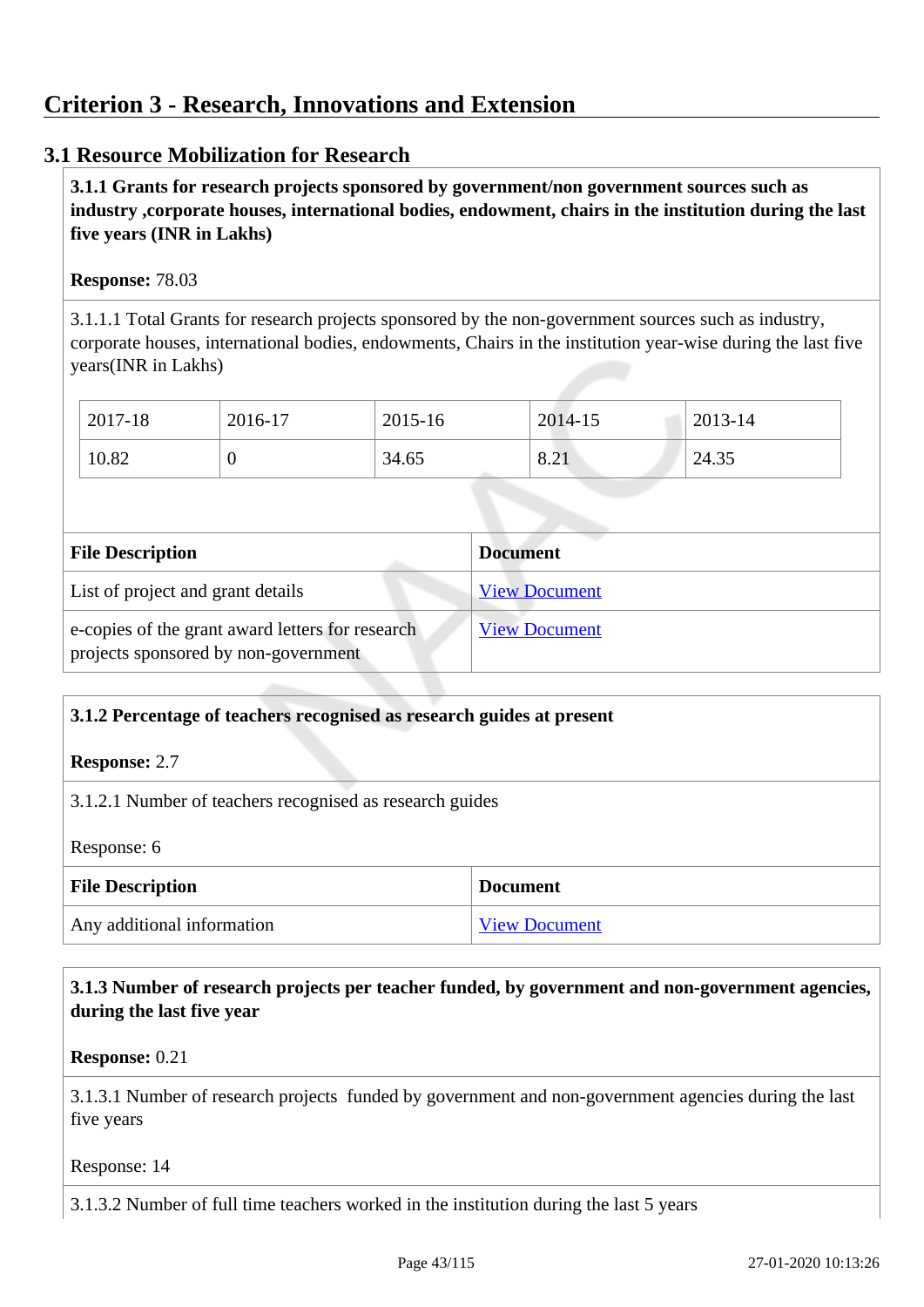# Criterion 3 - Research, Innovations and Extension

## 3.1 Resource Mobilization for Research

**3.1.1 Grants for research projects sponsored by government/non government sources such as industry ,corporate houses, international bodies, endowment, chairs in the institution during the last five years (INR in Lakhs)**

**Response:** 78.03

3.1.1.1 Total Grants for research projects sponsored by the non-government sources such as industry, corporate houses, international bodies, endowments, Chairs in the institution year-wise during the last five years(INR in Lakhs)

| 2017-18 | 2016-17 | 2015-16 | 2014-15 | 2013-14 |
|---|---|---|---|---|
| 10.82 | 0 | 34.65 | 8.21 | 24.35 |

| File Description | Document |
|---|---|
| List of project and grant details | View Document |
| e-copies of the grant award letters for research projects sponsored by non-government | View Document |

**3.1.2 Percentage of teachers recognised as research guides at present**

**Response:** 2.7

3.1.2.1 Number of teachers recognised as research guides

Response: 6

| File Description | Document |
|---|---|
| Any additional information | View Document |

**3.1.3 Number of research projects per teacher funded, by government and non-government agencies, during the last five year**

**Response:** 0.21

3.1.3.1 Number of research projects funded by government and non-government agencies during the last five years

Response: 14

3.1.3.2 Number of full time teachers worked in the institution during the last 5 years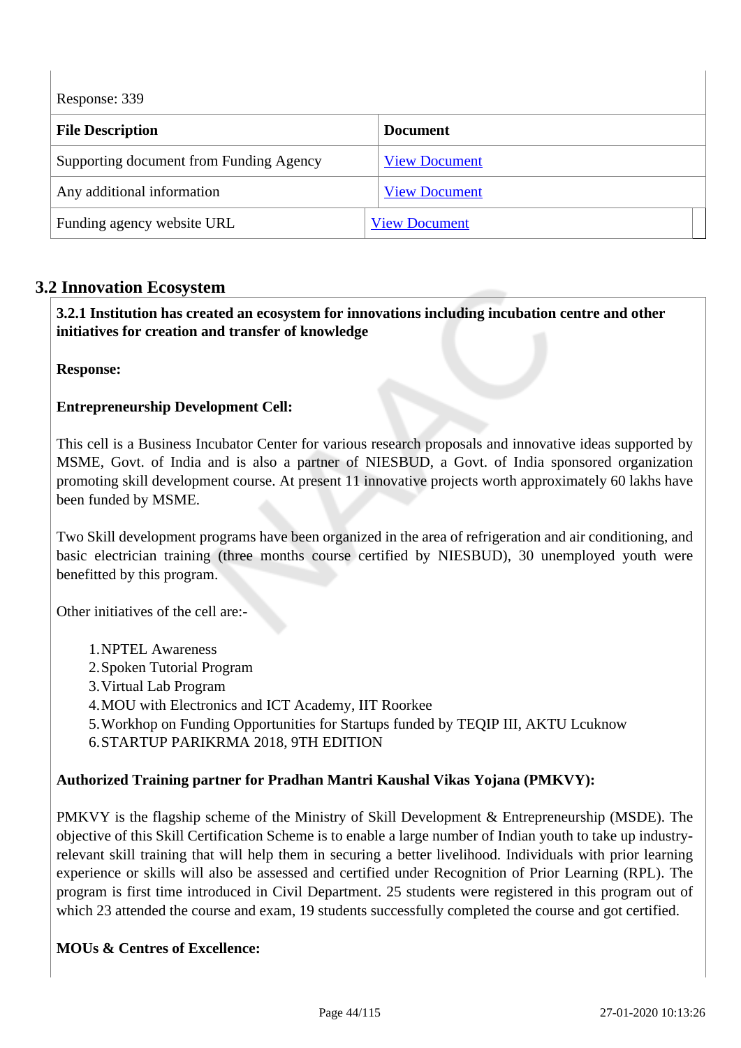Response: 339

| File Description | Document |
|---|---|
| Supporting document from Funding Agency | View Document |
| Any additional information | View Document |
| Funding agency website URL | View Document |

## 3.2 Innovation Ecosystem

**3.2.1 Institution has created an ecosystem for innovations including incubation centre and other initiatives for creation and transfer of knowledge**

**Response:**

**Entrepreneurship Development Cell:**

This cell is a Business Incubator Center for various research proposals and innovative ideas supported by MSME, Govt. of India and is also a partner of NIESBUD, a Govt. of India sponsored organization promoting skill development course. At present 11 innovative projects worth approximately 60 lakhs have been funded by MSME.

Two Skill development programs have been organized in the area of refrigeration and air conditioning, and basic electrician training (three months course certified by NIESBUD), 30 unemployed youth were benefitted by this program.

Other initiatives of the cell are:-

1. NPTEL Awareness
2. Spoken Tutorial Program
3. Virtual Lab Program
4. MOU with Electronics and ICT Academy, IIT Roorkee
5. Workhop on Funding Opportunities for Startups funded by TEQIP III, AKTU Lcuknow
6. STARTUP PARIKRMA 2018, 9TH EDITION

**Authorized Training partner for Pradhan Mantri Kaushal Vikas Yojana (PMKVY):**

PMKVY is the flagship scheme of the Ministry of Skill Development & Entrepreneurship (MSDE). The objective of this Skill Certification Scheme is to enable a large number of Indian youth to take up industry-relevant skill training that will help them in securing a better livelihood. Individuals with prior learning experience or skills will also be assessed and certified under Recognition of Prior Learning (RPL). The program is first time introduced in Civil Department. 25 students were registered in this program out of which 23 attended the course and exam, 19 students successfully completed the course and got certified.

**MOUs & Centres of Excellence:**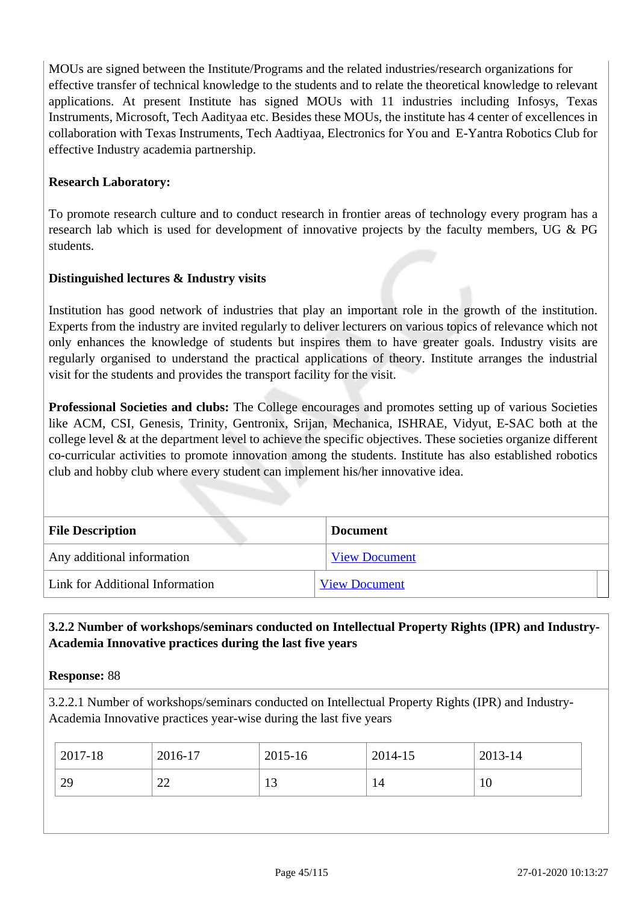MOUs are signed between the Institute/Programs and the related industries/research organizations for effective transfer of technical knowledge to the students and to relate the theoretical knowledge to relevant applications. At present Institute has signed MOUs with 11 industries including Infosys, Texas Instruments, Microsoft, Tech Aadityaa etc. Besides these MOUs, the institute has 4 center of excellences in collaboration with Texas Instruments, Tech Aadtiyaa, Electronics for You and E-Yantra Robotics Club for effective Industry academia partnership.

**Research Laboratory:**

To promote research culture and to conduct research in frontier areas of technology every program has a research lab which is used for development of innovative projects by the faculty members, UG & PG students.

**Distinguished lectures & Industry visits**

Institution has good network of industries that play an important role in the growth of the institution. Experts from the industry are invited regularly to deliver lecturers on various topics of relevance which not only enhances the knowledge of students but inspires them to have greater goals. Industry visits are regularly organised to understand the practical applications of theory. Institute arranges the industrial visit for the students and provides the transport facility for the visit.

**Professional Societies and clubs:** The College encourages and promotes setting up of various Societies like ACM, CSI, Genesis, Trinity, Gentronix, Srijan, Mechanica, ISHRAE, Vidyut, E-SAC both at the college level & at the department level to achieve the specific objectives. These societies organize different co-curricular activities to promote innovation among the students. Institute has also established robotics club and hobby club where every student can implement his/her innovative idea.

| File Description | Document |
|---|---|
| Any additional information | View Document |
| Link for Additional Information | View Document |

**3.2.2 Number of workshops/seminars conducted on Intellectual Property Rights (IPR) and Industry-Academia Innovative practices during the last five years**

**Response:** 88

3.2.2.1 Number of workshops/seminars conducted on Intellectual Property Rights (IPR) and Industry-Academia Innovative practices year-wise during the last five years

| 2017-18 | 2016-17 | 2015-16 | 2014-15 | 2013-14 |
|---|---|---|---|---|
| 29 | 22 | 13 | 14 | 10 |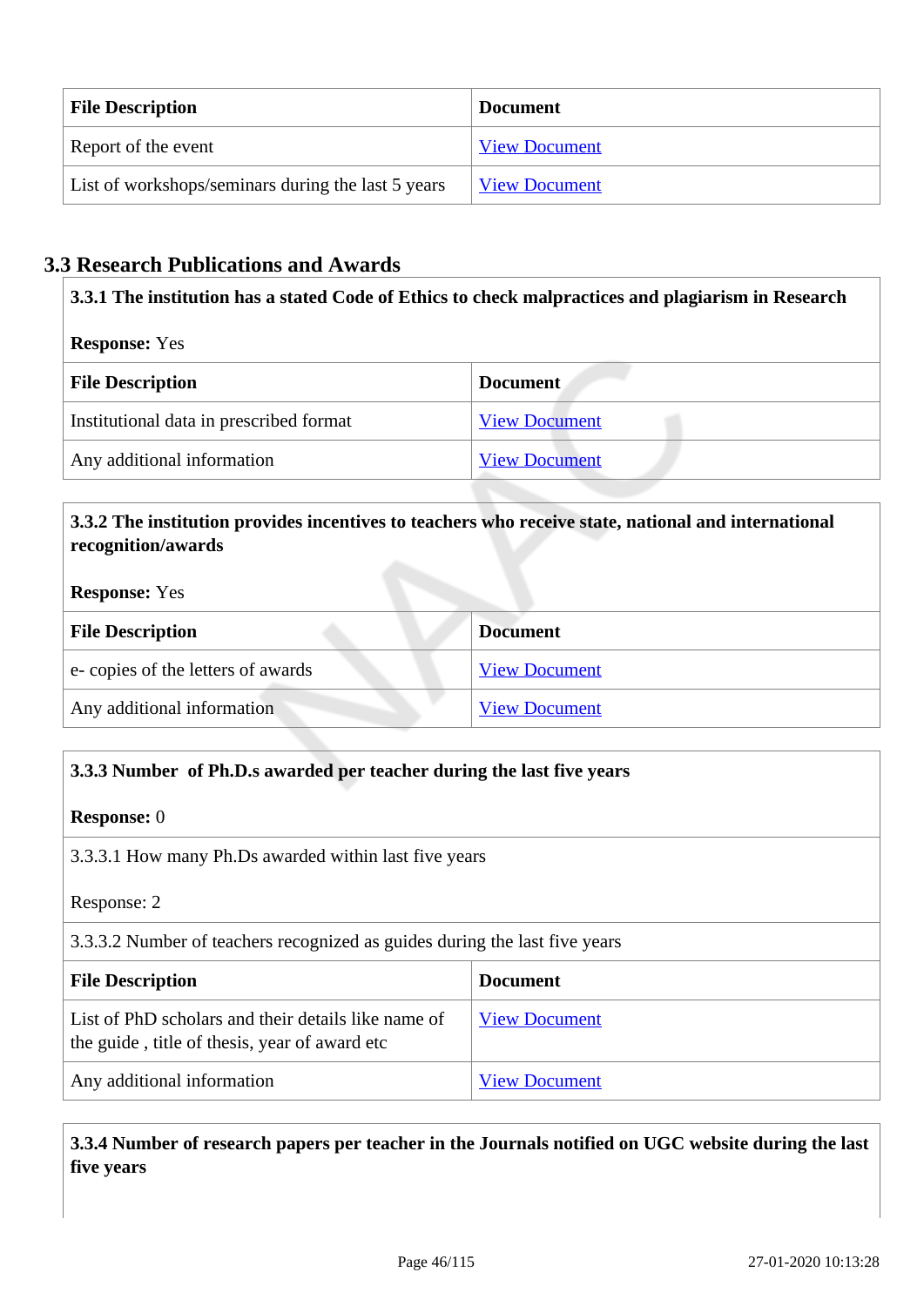| File Description | Document |
| --- | --- |
| Report of the event | View Document |
| List of workshops/seminars during the last 5 years | View Document |

## 3.3 Research Publications and Awards

**3.3.1 The institution has a stated Code of Ethics to check malpractices and plagiarism in Research**

**Response:** Yes

| File Description | Document |
| --- | --- |
| Institutional data in prescribed format | View Document |
| Any additional information | View Document |

**3.3.2 The institution provides incentives to teachers who receive state, national and international recognition/awards**

**Response:** Yes

| File Description | Document |
| --- | --- |
| e- copies of the letters of awards | View Document |
| Any additional information | View Document |

**3.3.3 Number of Ph.D.s awarded per teacher during the last five years**

**Response:** 0

3.3.3.1 How many Ph.Ds awarded within last five years

Response: 2

3.3.3.2 Number of teachers recognized as guides during the last five years

| File Description | Document |
| --- | --- |
| List of PhD scholars and their details like name of the guide , title of thesis, year of award etc | View Document |
| Any additional information | View Document |

**3.3.4 Number of research papers per teacher in the Journals notified on UGC website during the last five years**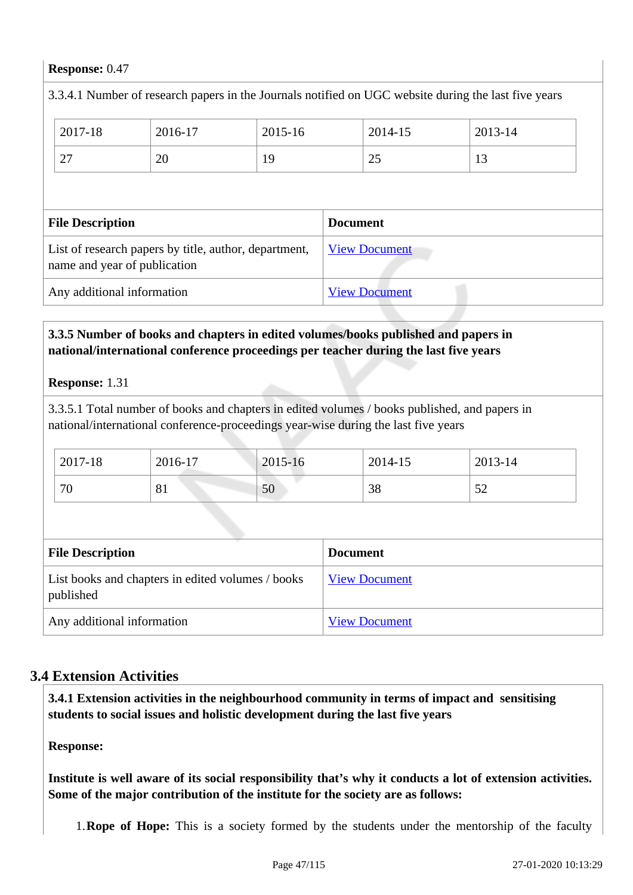**Response:** 0.47

3.3.4.1 Number of research papers in the Journals notified on UGC website during the last five years

| 2017-18 | 2016-17 | 2015-16 | 2014-15 | 2013-14 |
| --- | --- | --- | --- | --- |
| 27 | 20 | 19 | 25 | 13 |

| File Description | Document |
| --- | --- |
| List of research papers by title, author, department, name and year of publication | View Document |
| Any additional information | View Document |

**3.3.5 Number of books and chapters in edited volumes/books published and papers in national/international conference proceedings per teacher during the last five years**

**Response:** 1.31

3.3.5.1 Total number of books and chapters in edited volumes / books published, and papers in national/international conference-proceedings year-wise during the last five years

| 2017-18 | 2016-17 | 2015-16 | 2014-15 | 2013-14 |
| --- | --- | --- | --- | --- |
| 70 | 81 | 50 | 38 | 52 |

| File Description | Document |
| --- | --- |
| List books and chapters in edited volumes / books published | View Document |
| Any additional information | View Document |

## 3.4 Extension Activities

**3.4.1 Extension activities in the neighbourhood community in terms of impact and sensitising students to social issues and holistic development during the last five years**

**Response:**

**Institute is well aware of its social responsibility that's why it conducts a lot of extension activities. Some of the major contribution of the institute for the society are as follows:**

1. **Rope of Hope:** This is a society formed by the students under the mentorship of the faculty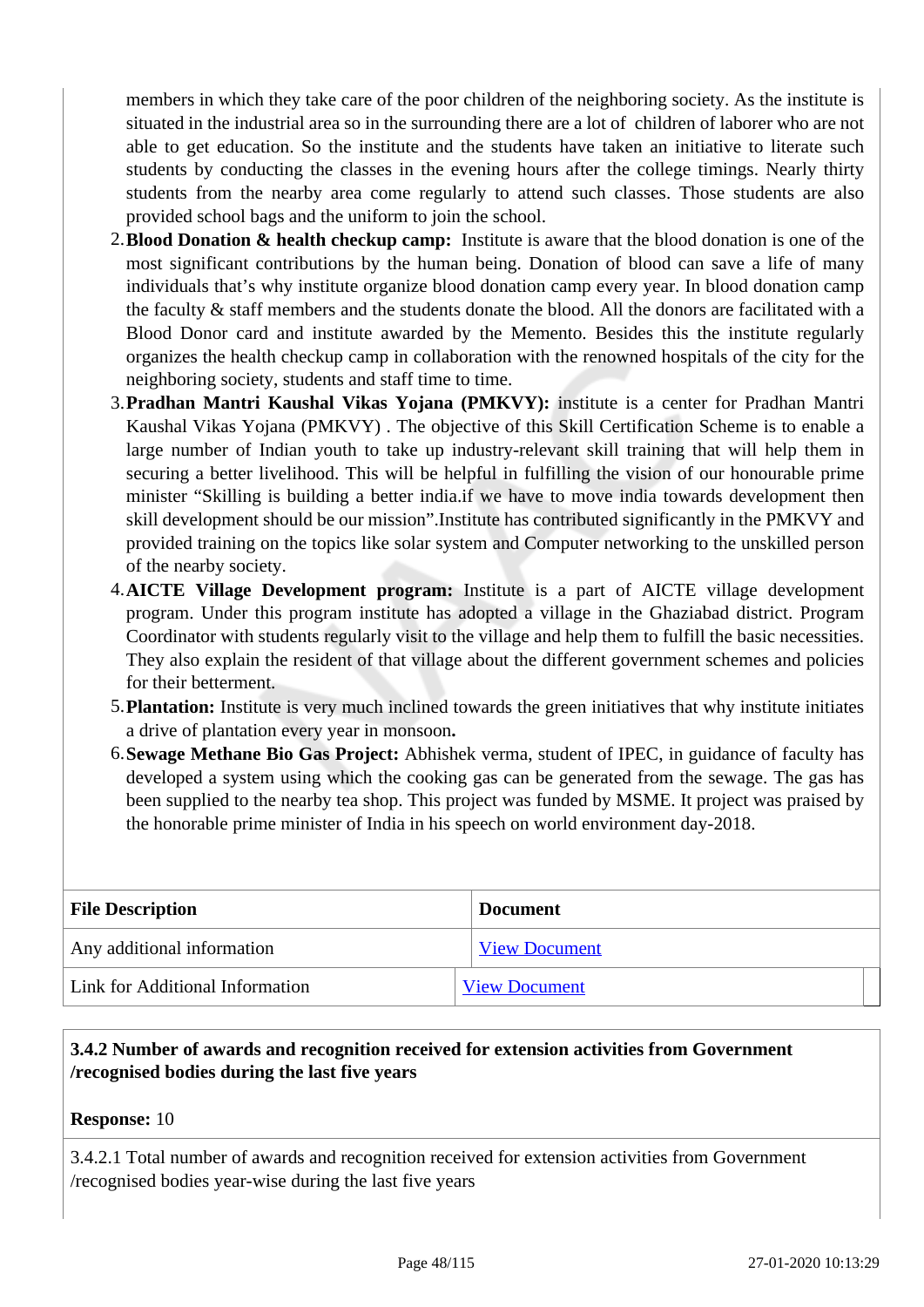members in which they take care of the poor children of the neighboring society. As the institute is situated in the industrial area so in the surrounding there are a lot of children of laborer who are not able to get education. So the institute and the students have taken an initiative to literate such students by conducting the classes in the evening hours after the college timings. Nearly thirty students from the nearby area come regularly to attend such classes. Those students are also provided school bags and the uniform to join the school.

2. **Blood Donation & health checkup camp:** Institute is aware that the blood donation is one of the most significant contributions by the human being. Donation of blood can save a life of many individuals that's why institute organize blood donation camp every year. In blood donation camp the faculty & staff members and the students donate the blood. All the donors are facilitated with a Blood Donor card and institute awarded by the Memento. Besides this the institute regularly organizes the health checkup camp in collaboration with the renowned hospitals of the city for the neighboring society, students and staff time to time.
3. **Pradhan Mantri Kaushal Vikas Yojana (PMKVY):** institute is a center for Pradhan Mantri Kaushal Vikas Yojana (PMKVY) . The objective of this Skill Certification Scheme is to enable a large number of Indian youth to take up industry-relevant skill training that will help them in securing a better livelihood. This will be helpful in fulfilling the vision of our honourable prime minister "Skilling is building a better india.if we have to move india towards development then skill development should be our mission".Institute has contributed significantly in the PMKVY and provided training on the topics like solar system and Computer networking to the unskilled person of the nearby society.
4. **AICTE Village Development program:** Institute is a part of AICTE village development program. Under this program institute has adopted a village in the Ghaziabad district. Program Coordinator with students regularly visit to the village and help them to fulfill the basic necessities. They also explain the resident of that village about the different government schemes and policies for their betterment.
5. **Plantation:** Institute is very much inclined towards the green initiatives that why institute initiates a drive of plantation every year in monsoon**.**
6. **Sewage Methane Bio Gas Project:** Abhishek verma, student of IPEC, in guidance of faculty has developed a system using which the cooking gas can be generated from the sewage. The gas has been supplied to the nearby tea shop. This project was funded by MSME. It project was praised by the honorable prime minister of India in his speech on world environment day-2018.

| File Description | Document |
|---|---|
| Any additional information | View Document |
| Link for Additional Information | View Document |

**3.4.2 Number of awards and recognition received for extension activities from Government /recognised bodies during the last five years**

**Response:** 10

3.4.2.1 Total number of awards and recognition received for extension activities from Government /recognised bodies year-wise during the last five years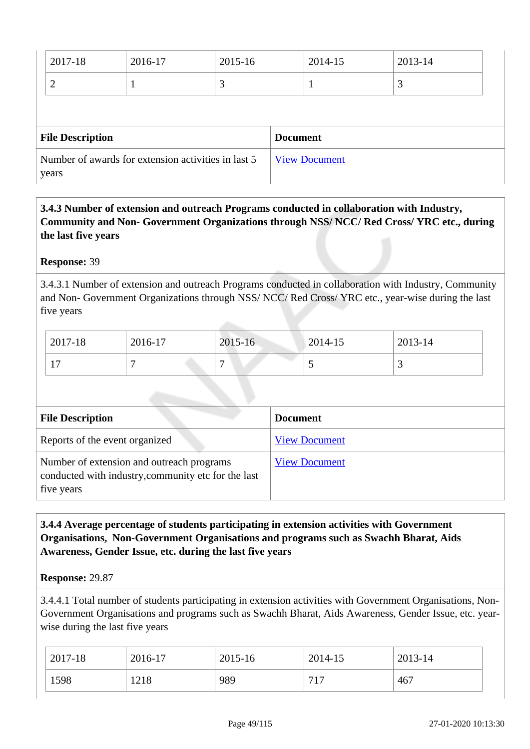| 2017-18 | 2016-17 | 2015-16 | 2014-15 | 2013-14 |
|---|---|---|---|---|
| 2 | 1 | 3 | 1 | 3 |

| File Description | Document |
|---|---|
| Number of awards for extension activities in last 5 years | View Document |

**3.4.3 Number of extension and outreach Programs conducted in collaboration with Industry, Community and Non- Government Organizations through NSS/ NCC/ Red Cross/ YRC etc., during the last five years**

**Response:** 39

3.4.3.1 Number of extension and outreach Programs conducted in collaboration with Industry, Community and Non- Government Organizations through NSS/ NCC/ Red Cross/ YRC etc., year-wise during the last five years

| 2017-18 | 2016-17 | 2015-16 | 2014-15 | 2013-14 |
|---|---|---|---|---|
| 17 | 7 | 7 | 5 | 3 |

| File Description | Document |
|---|---|
| Reports of the event organized | View Document |
| Number of extension and outreach programs conducted with industry,community etc for the last five years | View Document |

**3.4.4 Average percentage of students participating in extension activities with Government Organisations, Non-Government Organisations and programs such as Swachh Bharat, Aids Awareness, Gender Issue, etc. during the last five years**

**Response:** 29.87

3.4.4.1 Total number of students participating in extension activities with Government Organisations, Non-Government Organisations and programs such as Swachh Bharat, Aids Awareness, Gender Issue, etc. year-wise during the last five years

| 2017-18 | 2016-17 | 2015-16 | 2014-15 | 2013-14 |
|---|---|---|---|---|
| 1598 | 1218 | 989 | 717 | 467 |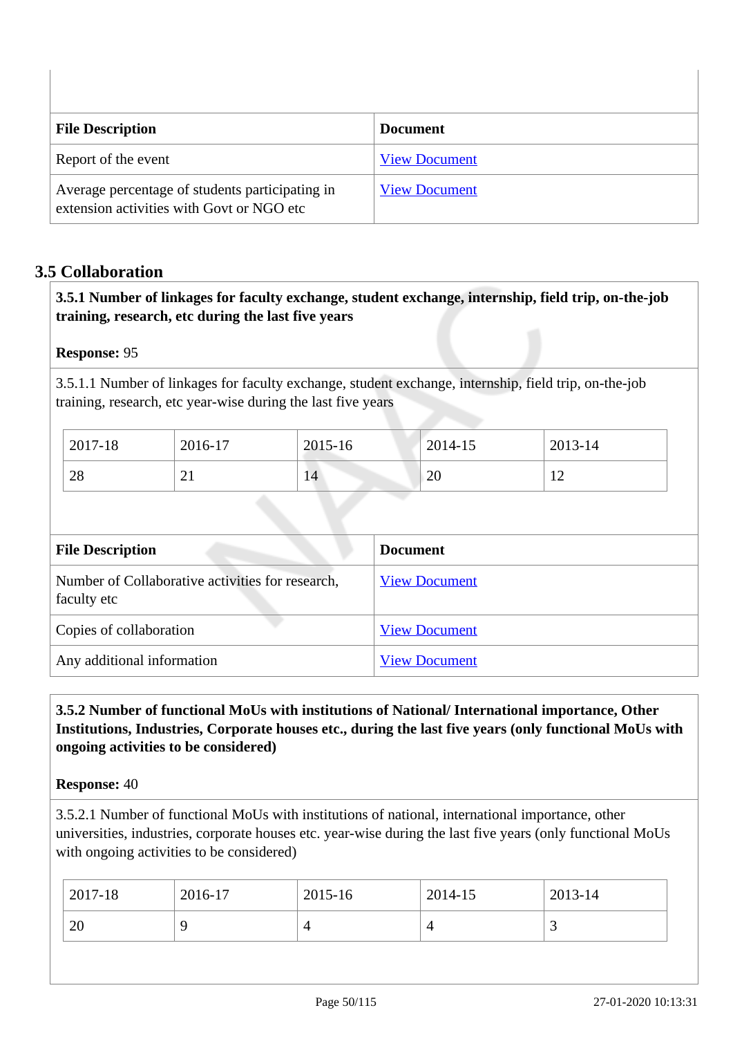| File Description | Document |
|---|---|
| Report of the event | View Document |
| Average percentage of students participating in extension activities with Govt or NGO etc | View Document |

## 3.5 Collaboration

**3.5.1 Number of linkages for faculty exchange, student exchange, internship, field trip, on-the-job training, research, etc during the last five years**

**Response:** 95

3.5.1.1 Number of linkages for faculty exchange, student exchange, internship, field trip, on-the-job training, research, etc year-wise during the last five years

| 2017-18 | 2016-17 | 2015-16 | 2014-15 | 2013-14 |
|---|---|---|---|---|
| 28 | 21 | 14 | 20 | 12 |

| File Description | Document |
|---|---|
| Number of Collaborative activities for research, faculty etc | View Document |
| Copies of collaboration | View Document |
| Any additional information | View Document |

**3.5.2 Number of functional MoUs with institutions of National/ International importance, Other Institutions, Industries, Corporate houses etc., during the last five years (only functional MoUs with ongoing activities to be considered)**

**Response:** 40

3.5.2.1 Number of functional MoUs with institutions of national, international importance, other universities, industries, corporate houses etc. year-wise during the last five years (only functional MoUs with ongoing activities to be considered)

| 2017-18 | 2016-17 | 2015-16 | 2014-15 | 2013-14 |
|---|---|---|---|---|
| 20 | 9 | 4 | 4 | 3 |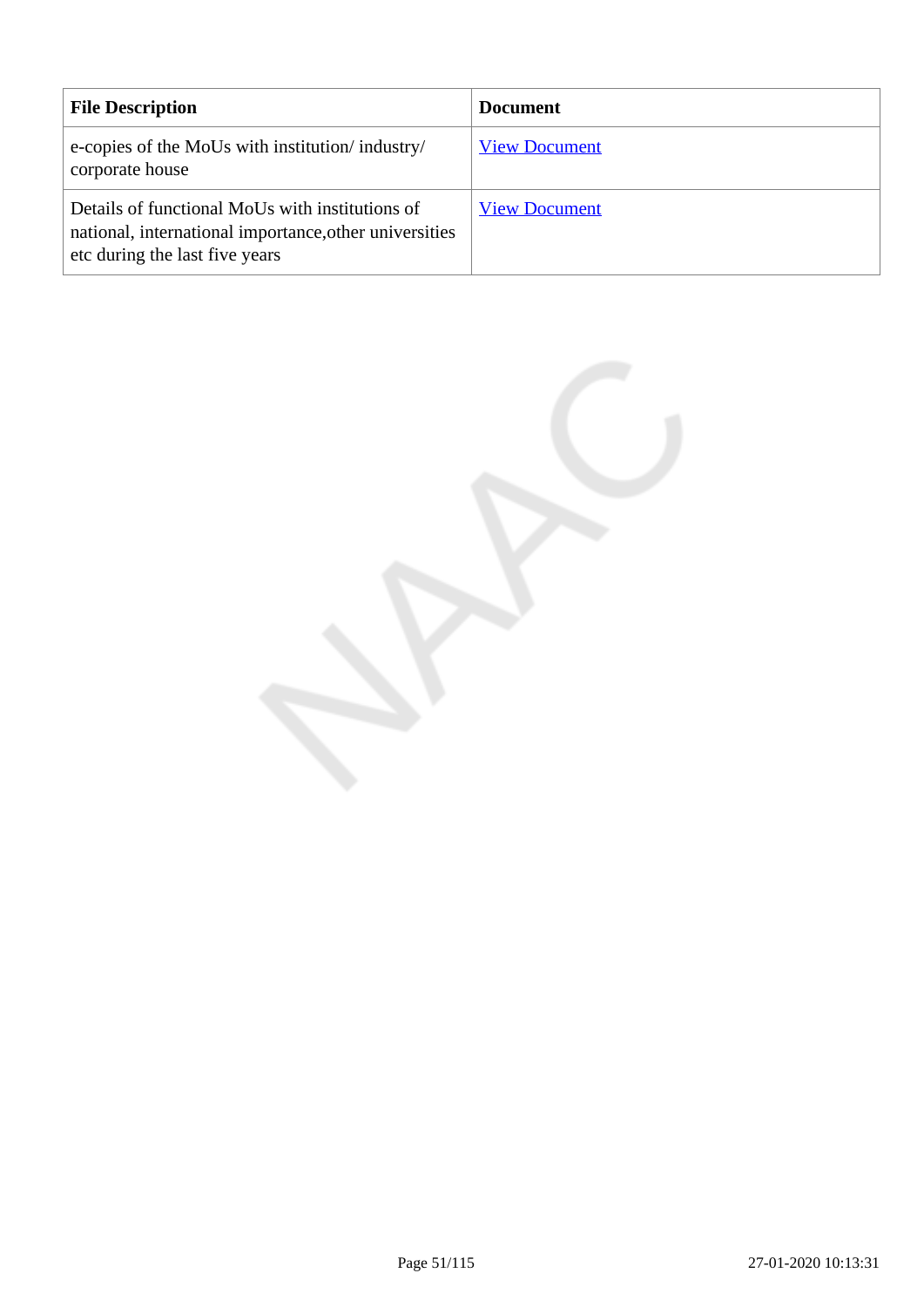| File Description | Document |
|---|---|
| e-copies of the MoUs with institution/ industry/ corporate house | View Document |
| Details of functional MoUs with institutions of national, international importance,other universities etc during the last five years | View Document |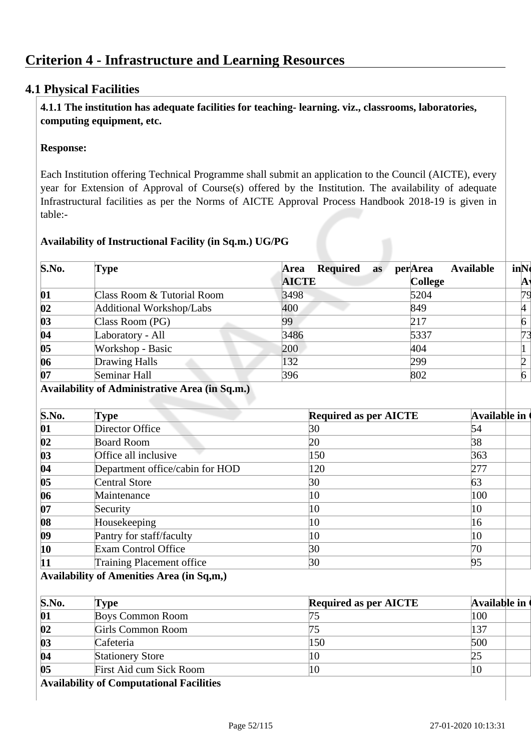# Criterion 4 - Infrastructure and Learning Resources

## 4.1 Physical Facilities

**4.1.1 The institution has adequate facilities for teaching- learning. viz., classrooms, laboratories, computing equipment, etc.**

**Response:**

Each Institution offering Technical Programme shall submit an application to the Council (AICTE), every year for Extension of Approval of Course(s) offered by the Institution. The availability of adequate Infrastructural facilities as per the Norms of AICTE Approval Process Handbook 2018-19 is given in table:-

**Availability of Instructional Facility (in Sq.m.) UG/PG**

| S.No. | Type | Area Required as per AICTE | Area Available in College | No Av |
|---|---|---|---|---|
| 01 | Class Room & Tutorial Room | 3498 | 5204 | 79 |
| 02 | Additional Workshop/Labs | 400 | 849 | 4 |
| 03 | Class Room (PG) | 99 | 217 | 6 |
| 04 | Laboratory - All | 3486 | 5337 | 73 |
| 05 | Workshop - Basic | 200 | 404 | 1 |
| 06 | Drawing Halls | 132 | 299 | 2 |
| 07 | Seminar Hall | 396 | 802 | 6 |

**Availability of Administrative Area (in Sq.m.)**

| S.No. | Type | Required as per AICTE | Available in |
|---|---|---|---|
| 01 | Director Office | 30 | 54 |
| 02 | Board Room | 20 | 38 |
| 03 | Office all inclusive | 150 | 363 |
| 04 | Department office/cabin for HOD | 120 | 277 |
| 05 | Central Store | 30 | 63 |
| 06 | Maintenance | 10 | 100 |
| 07 | Security | 10 | 10 |
| 08 | Housekeeping | 10 | 16 |
| 09 | Pantry for staff/faculty | 10 | 10 |
| 10 | Exam Control Office | 30 | 70 |
| 11 | Training Placement office | 30 | 95 |

**Availability of Amenities Area (in Sq,m,)**

| S.No. | Type | Required as per AICTE | Available in |
|---|---|---|---|
| 01 | Boys Common Room | 75 | 100 |
| 02 | Girls Common Room | 75 | 137 |
| 03 | Cafeteria | 150 | 500 |
| 04 | Stationery Store | 10 | 25 |
| 05 | First Aid cum Sick Room | 10 | 10 |

**Availability of Computational Facilities**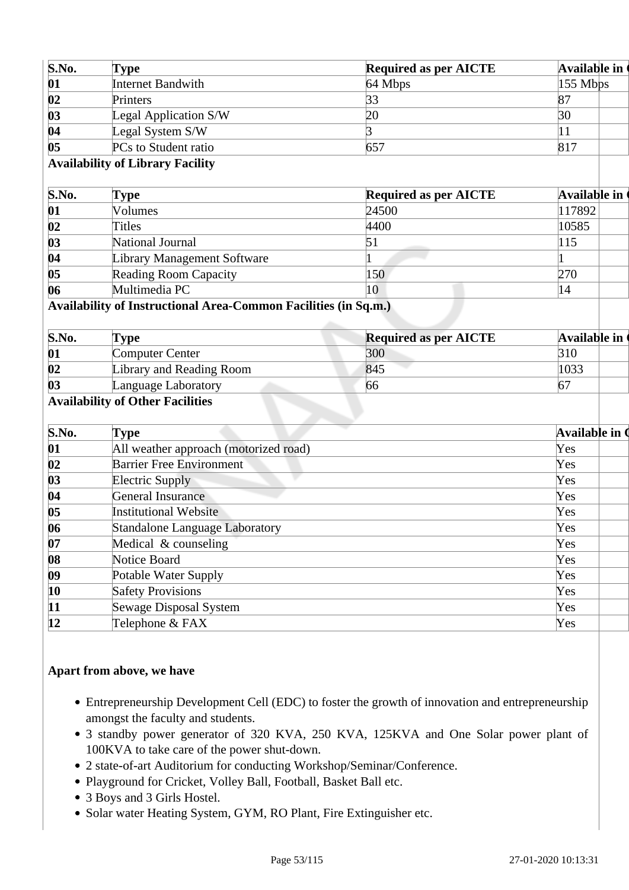| S.No. | Type | Required as per AICTE | Available in C |
|---|---|---|---|
| 01 | Internet Bandwith | 64 Mbps | 155 Mbps |
| 02 | Printers | 33 | 87 |
| 03 | Legal Application S/W | 20 | 30 |
| 04 | Legal System S/W | 3 | 11 |
| 05 | PCs to Student ratio | 657 | 817 |

**Availability of Library Facility**

| S.No. | Type | Required as per AICTE | Available in C |
|---|---|---|---|
| 01 | Volumes | 24500 | 117892 |
| 02 | Titles | 4400 | 10585 |
| 03 | National Journal | 51 | 115 |
| 04 | Library Management Software | 1 | 1 |
| 05 | Reading Room Capacity | 150 | 270 |
| 06 | Multimedia PC | 10 | 14 |

**Availability of Instructional Area-Common Facilities (in Sq.m.)**

| S.No. | Type | Required as per AICTE | Available in C |
|---|---|---|---|
| 01 | Computer Center | 300 | 310 |
| 02 | Library and Reading Room | 845 | 1033 |
| 03 | Language Laboratory | 66 | 67 |

**Availability of Other Facilities**

| S.No. | Type | Available in C |
|---|---|---|
| 01 | All weather approach (motorized road) | Yes |
| 02 | Barrier Free Environment | Yes |
| 03 | Electric Supply | Yes |
| 04 | General Insurance | Yes |
| 05 | Institutional Website | Yes |
| 06 | Standalone Language Laboratory | Yes |
| 07 | Medical & counseling | Yes |
| 08 | Notice Board | Yes |
| 09 | Potable Water Supply | Yes |
| 10 | Safety Provisions | Yes |
| 11 | Sewage Disposal System | Yes |
| 12 | Telephone & FAX | Yes |

**Apart from above, we have**

- Entrepreneurship Development Cell (EDC) to foster the growth of innovation and entrepreneurship amongst the faculty and students.
- 3 standby power generator of 320 KVA, 250 KVA, 125KVA and One Solar power plant of 100KVA to take care of the power shut-down.
- 2 state-of-art Auditorium for conducting Workshop/Seminar/Conference.
- Playground for Cricket, Volley Ball, Football, Basket Ball etc.
- 3 Boys and 3 Girls Hostel.
- Solar water Heating System, GYM, RO Plant, Fire Extinguisher etc.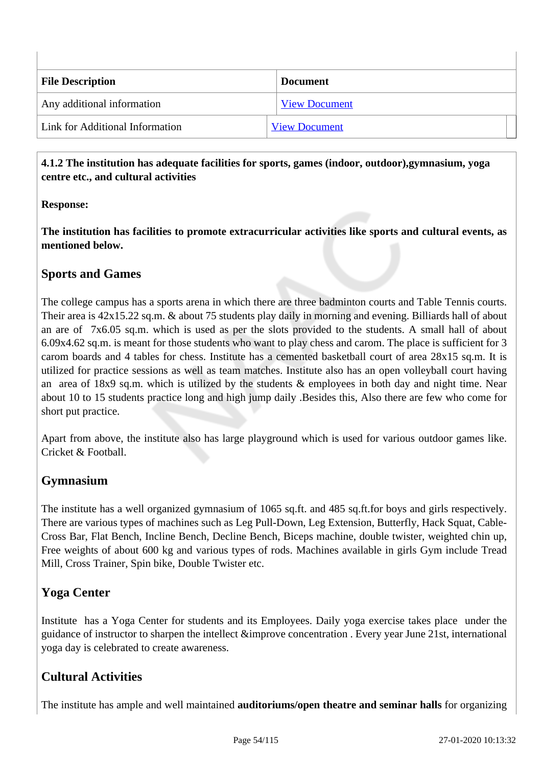| File Description | Document |
|---|---|
| Any additional information | View Document |
| Link for Additional Information | View Document |

**4.1.2 The institution has adequate facilities for sports, games (indoor, outdoor),gymnasium, yoga centre etc., and cultural activities**

**Response:**

**The institution has facilities to promote extracurricular activities like sports and cultural events, as mentioned below.**

## Sports and Games

The college campus has a sports arena in which there are three badminton courts and Table Tennis courts. Their area is 42x15.22 sq.m. & about 75 students play daily in morning and evening. Billiards hall of about an are of 7x6.05 sq.m. which is used as per the slots provided to the students. A small hall of about 6.09x4.62 sq.m. is meant for those students who want to play chess and carom. The place is sufficient for 3 carom boards and 4 tables for chess. Institute has a cemented basketball court of area 28x15 sq.m. It is utilized for practice sessions as well as team matches. Institute also has an open volleyball court having an area of 18x9 sq.m. which is utilized by the students & employees in both day and night time. Near about 10 to 15 students practice long and high jump daily .Besides this, Also there are few who come for short put practice.

Apart from above, the institute also has large playground which is used for various outdoor games like. Cricket & Football.

## Gymnasium

The institute has a well organized gymnasium of 1065 sq.ft. and 485 sq.ft.for boys and girls respectively. There are various types of machines such as Leg Pull-Down, Leg Extension, Butterfly, Hack Squat, Cable-Cross Bar, Flat Bench, Incline Bench, Decline Bench, Biceps machine, double twister, weighted chin up, Free weights of about 600 kg and various types of rods. Machines available in girls Gym include Tread Mill, Cross Trainer, Spin bike, Double Twister etc.

## Yoga Center

Institute has a Yoga Center for students and its Employees. Daily yoga exercise takes place under the guidance of instructor to sharpen the intellect &improve concentration . Every year June 21st, international yoga day is celebrated to create awareness.

## Cultural Activities

The institute has ample and well maintained **auditoriums/open theatre and seminar halls** for organizing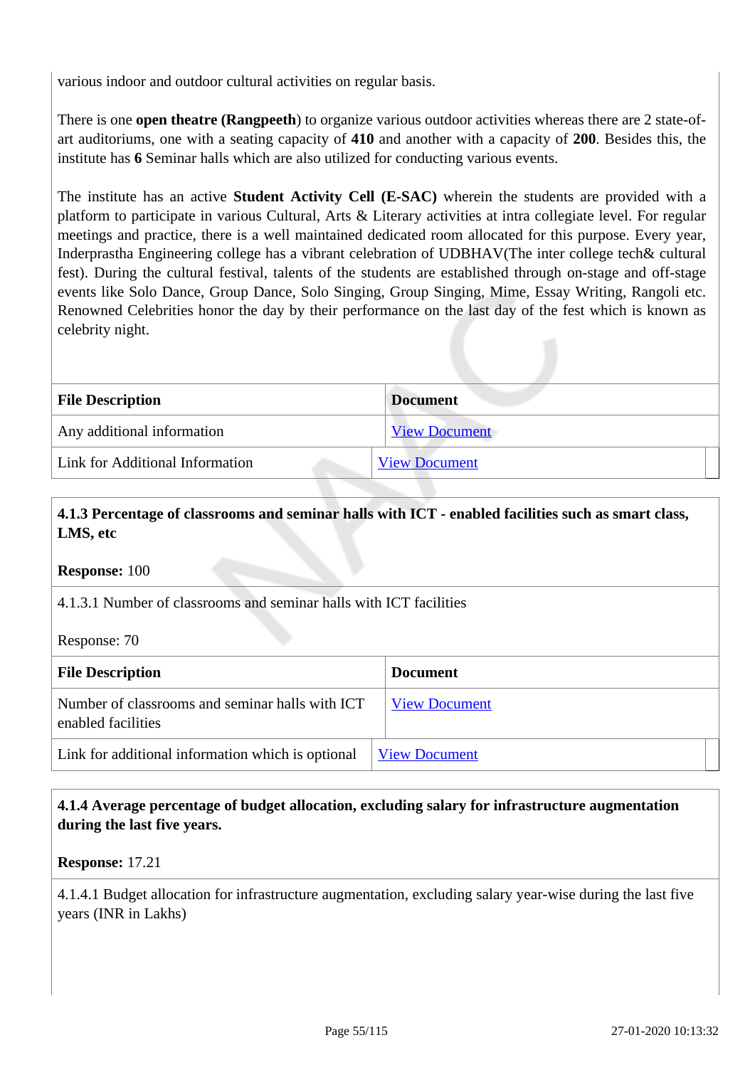various indoor and outdoor cultural activities on regular basis.

There is one **open theatre (Rangpeeth**) to organize various outdoor activities whereas there are 2 state-of-art auditoriums, one with a seating capacity of **410** and another with a capacity of **200**. Besides this, the institute has **6** Seminar halls which are also utilized for conducting various events.

The institute has an active **Student Activity Cell (E-SAC)** wherein the students are provided with a platform to participate in various Cultural, Arts & Literary activities at intra collegiate level. For regular meetings and practice, there is a well maintained dedicated room allocated for this purpose. Every year, Inderprastha Engineering college has a vibrant celebration of UDBHAV(The inter college tech& cultural fest). During the cultural festival, talents of the students are established through on-stage and off-stage events like Solo Dance, Group Dance, Solo Singing, Group Singing, Mime, Essay Writing, Rangoli etc. Renowned Celebrities honor the day by their performance on the last day of the fest which is known as celebrity night.

| File Description | Document |
|---|---|
| Any additional information | View Document |
| Link for Additional Information | View Document |

**4.1.3 Percentage of classrooms and seminar halls with ICT - enabled facilities such as smart class, LMS, etc**

**Response:** 100

4.1.3.1 Number of classrooms and seminar halls with ICT facilities

Response: 70

| File Description | Document |
|---|---|
| Number of classrooms and seminar halls with ICT enabled facilities | View Document |
| Link for additional information which is optional | View Document |

**4.1.4 Average percentage of budget allocation, excluding salary for infrastructure augmentation during the last five years.**

**Response:** 17.21

4.1.4.1 Budget allocation for infrastructure augmentation, excluding salary year-wise during the last five years (INR in Lakhs)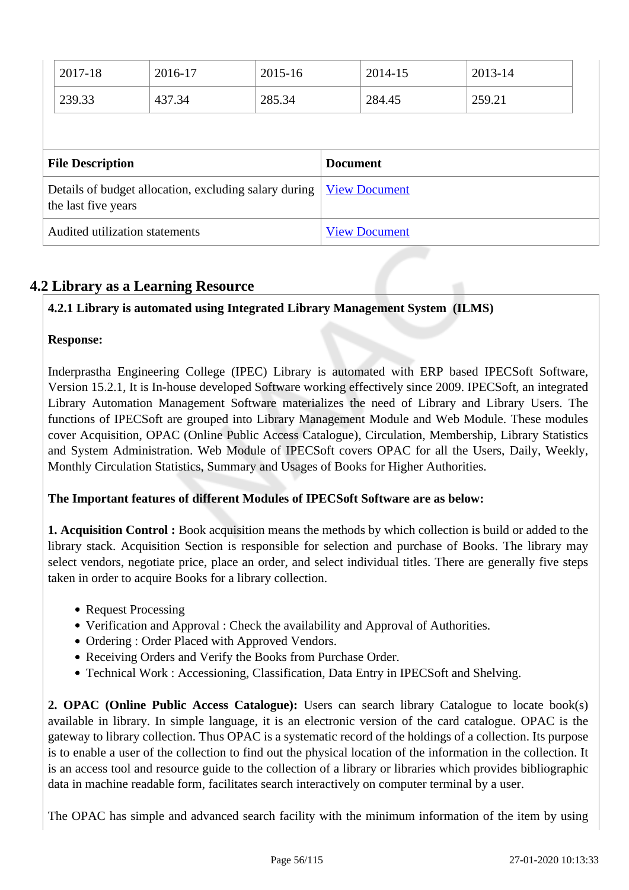| 2017-18 | 2016-17 | 2015-16 | 2014-15 | 2013-14 |
|---|---|---|---|---|
| 239.33 | 437.34 | 285.34 | 284.45 | 259.21 |

| File Description | Document |
|---|---|
| Details of budget allocation, excluding salary during the last five years | View Document |
| Audited utilization statements | View Document |

## 4.2 Library as a Learning Resource

**4.2.1 Library is automated using Integrated Library Management System (ILMS)**

**Response:**

Inderprastha Engineering College (IPEC) Library is automated with ERP based IPECSoft Software, Version 15.2.1, It is In-house developed Software working effectively since 2009. IPECSoft, an integrated Library Automation Management Software materializes the need of Library and Library Users. The functions of IPECSoft are grouped into Library Management Module and Web Module. These modules cover Acquisition, OPAC (Online Public Access Catalogue), Circulation, Membership, Library Statistics and System Administration. Web Module of IPECSoft covers OPAC for all the Users, Daily, Weekly, Monthly Circulation Statistics, Summary and Usages of Books for Higher Authorities.

**The Important features of different Modules of IPECSoft Software are as below:**

**1. Acquisition Control :** Book acquisition means the methods by which collection is build or added to the library stack. Acquisition Section is responsible for selection and purchase of Books. The library may select vendors, negotiate price, place an order, and select individual titles. There are generally five steps taken in order to acquire Books for a library collection.

- Request Processing
- Verification and Approval : Check the availability and Approval of Authorities.
- Ordering : Order Placed with Approved Vendors.
- Receiving Orders and Verify the Books from Purchase Order.
- Technical Work : Accessioning, Classification, Data Entry in IPECSoft and Shelving.

**2. OPAC (Online Public Access Catalogue):** Users can search library Catalogue to locate book(s) available in library. In simple language, it is an electronic version of the card catalogue. OPAC is the gateway to library collection. Thus OPAC is a systematic record of the holdings of a collection. Its purpose is to enable a user of the collection to find out the physical location of the information in the collection. It is an access tool and resource guide to the collection of a library or libraries which provides bibliographic data in machine readable form, facilitates search interactively on computer terminal by a user.

The OPAC has simple and advanced search facility with the minimum information of the item by using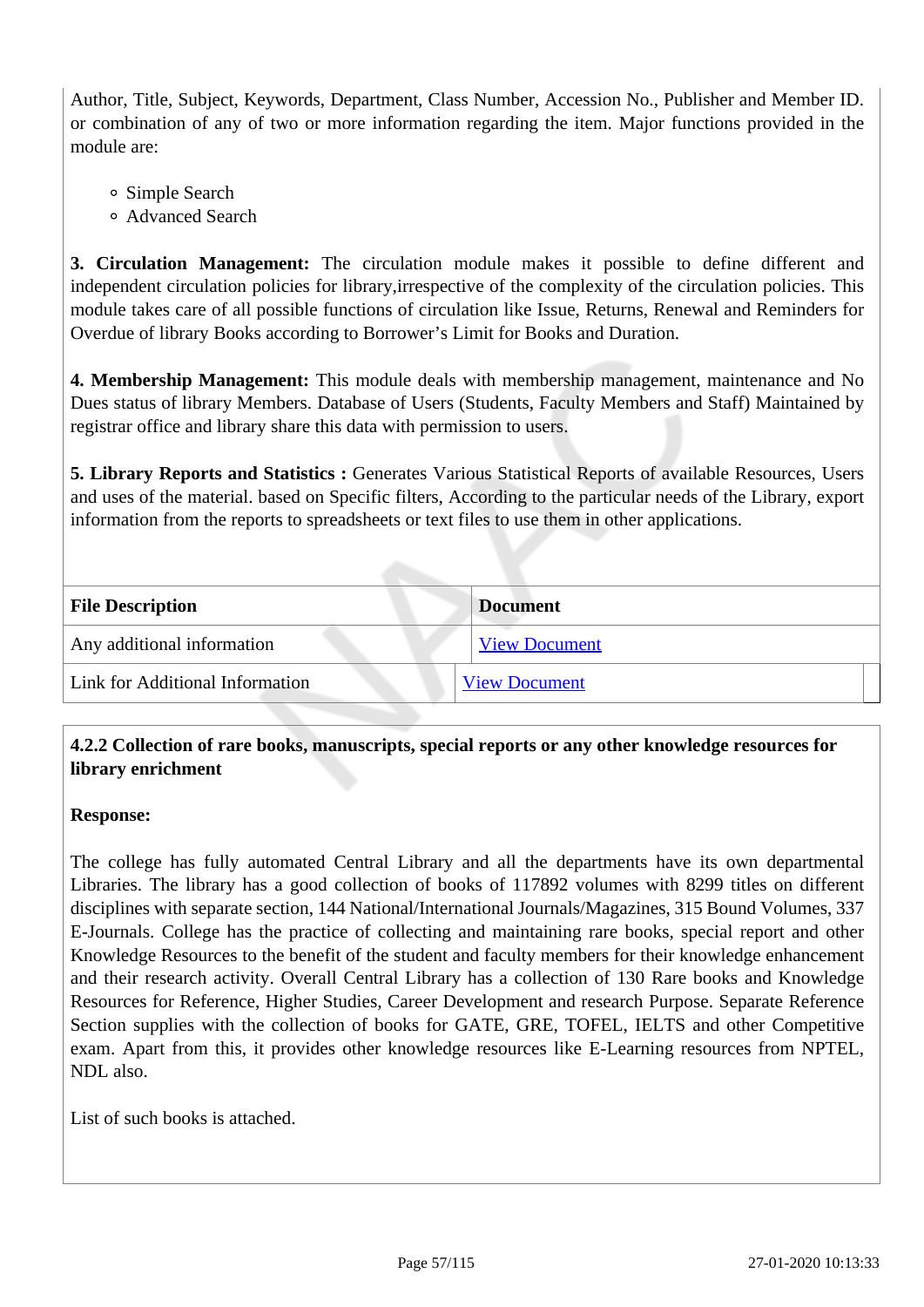Author, Title, Subject, Keywords, Department, Class Number, Accession No., Publisher and Member ID. or combination of any of two or more information regarding the item. Major functions provided in the module are:

- Simple Search
- Advanced Search

**3. Circulation Management:** The circulation module makes it possible to define different and independent circulation policies for library,irrespective of the complexity of the circulation policies. This module takes care of all possible functions of circulation like Issue, Returns, Renewal and Reminders for Overdue of library Books according to Borrower's Limit for Books and Duration.

**4. Membership Management:** This module deals with membership management, maintenance and No Dues status of library Members. Database of Users (Students, Faculty Members and Staff) Maintained by registrar office and library share this data with permission to users.

**5. Library Reports and Statistics :** Generates Various Statistical Reports of available Resources, Users and uses of the material. based on Specific filters, According to the particular needs of the Library, export information from the reports to spreadsheets or text files to use them in other applications.

| File Description | Document |
|---|---|
| Any additional information | View Document |
| Link for Additional Information | View Document |

**4.2.2 Collection of rare books, manuscripts, special reports or any other knowledge resources for library enrichment**

**Response:**

The college has fully automated Central Library and all the departments have its own departmental Libraries. The library has a good collection of books of 117892 volumes with 8299 titles on different disciplines with separate section, 144 National/International Journals/Magazines, 315 Bound Volumes, 337 E-Journals. College has the practice of collecting and maintaining rare books, special report and other Knowledge Resources to the benefit of the student and faculty members for their knowledge enhancement and their research activity. Overall Central Library has a collection of 130 Rare books and Knowledge Resources for Reference, Higher Studies, Career Development and research Purpose. Separate Reference Section supplies with the collection of books for GATE, GRE, TOFEL, IELTS and other Competitive exam. Apart from this, it provides other knowledge resources like E-Learning resources from NPTEL, NDL also.

List of such books is attached.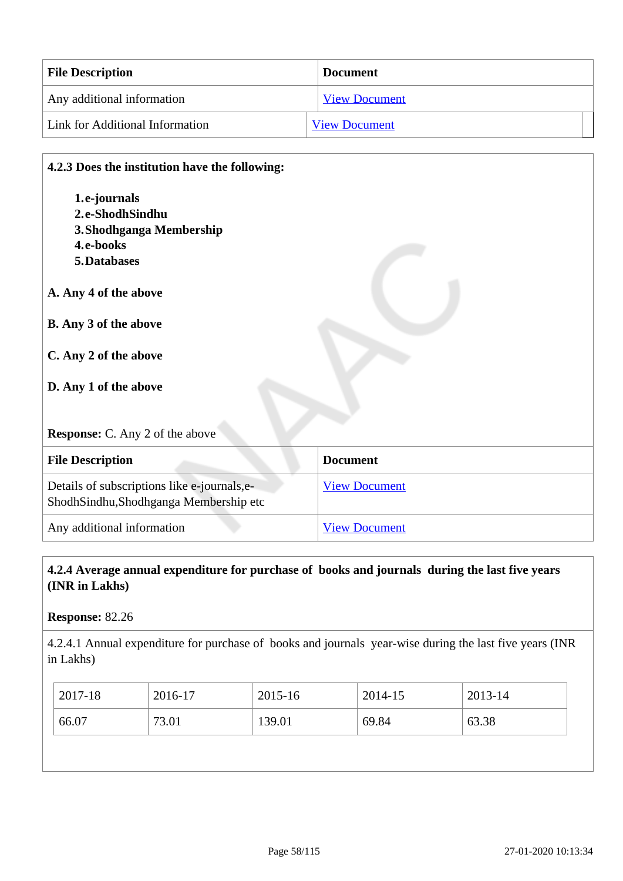| File Description | Document |
|---|---|
| Any additional information | View Document |
| Link for Additional Information | View Document |

**4.2.3 Does the institution have the following:**

1. **e-journals**
2. **e-ShodhSindhu**
3. **Shodhganga Membership**
4. **e-books**
5. **Databases**

**A. Any 4 of the above**

**B. Any 3 of the above**

**C. Any 2 of the above**

**D. Any 1 of the above**

**Response:** C. Any 2 of the above

| File Description | Document |
|---|---|
| Details of subscriptions like e-journals,e-ShodhSindhu,Shodhganga Membership etc | View Document |
| Any additional information | View Document |

**4.2.4 Average annual expenditure for purchase of books and journals during the last five years (INR in Lakhs)**

**Response:** 82.26

4.2.4.1 Annual expenditure for purchase of books and journals year-wise during the last five years (INR in Lakhs)

| 2017-18 | 2016-17 | 2015-16 | 2014-15 | 2013-14 |
|---|---|---|---|---|
| 66.07 | 73.01 | 139.01 | 69.84 | 63.38 |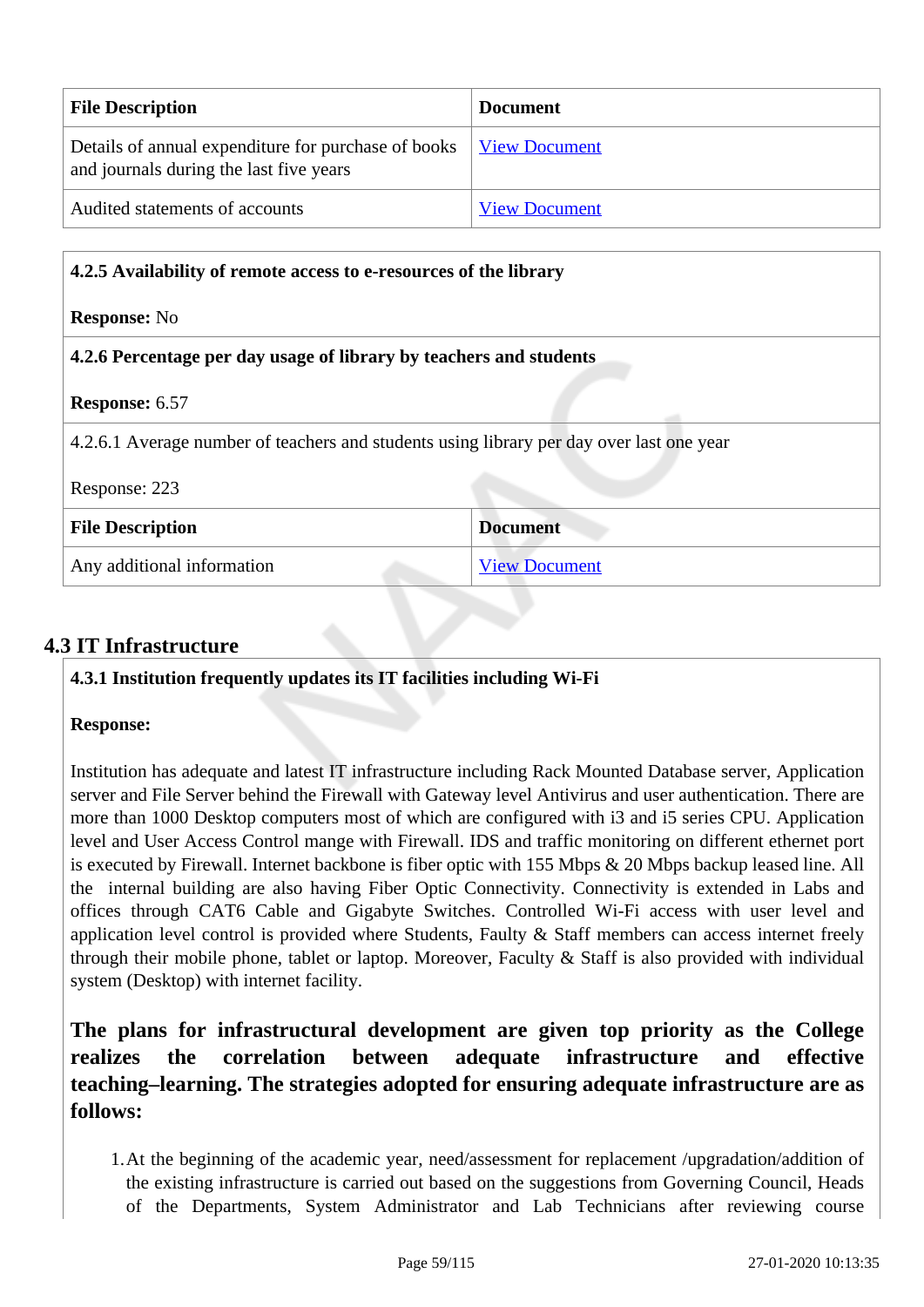| File Description | Document |
|---|---|
| Details of annual expenditure for purchase of books and journals during the last five years | View Document |
| Audited statements of accounts | View Document |

**4.2.5 Availability of remote access to e-resources of the library**

**Response:** No

**4.2.6 Percentage per day usage of library by teachers and students**

**Response:** 6.57

4.2.6.1 Average number of teachers and students using library per day over last one year

Response: 223

| File Description | Document |
|---|---|
| Any additional information | View Document |

## 4.3 IT Infrastructure

**4.3.1 Institution frequently updates its IT facilities including Wi-Fi**

**Response:**

Institution has adequate and latest IT infrastructure including Rack Mounted Database server, Application server and File Server behind the Firewall with Gateway level Antivirus and user authentication. There are more than 1000 Desktop computers most of which are configured with i3 and i5 series CPU. Application level and User Access Control mange with Firewall. IDS and traffic monitoring on different ethernet port is executed by Firewall. Internet backbone is fiber optic with 155 Mbps & 20 Mbps backup leased line. All the internal building are also having Fiber Optic Connectivity. Connectivity is extended in Labs and offices through CAT6 Cable and Gigabyte Switches. Controlled Wi-Fi access with user level and application level control is provided where Students, Faulty & Staff members can access internet freely through their mobile phone, tablet or laptop. Moreover, Faculty & Staff is also provided with individual system (Desktop) with internet facility.

**The plans for infrastructural development are given top priority as the College realizes the correlation between adequate infrastructure and effective teaching–learning. The strategies adopted for ensuring adequate infrastructure are as follows:**

1. At the beginning of the academic year, need/assessment for replacement /upgradation/addition of the existing infrastructure is carried out based on the suggestions from Governing Council, Heads of the Departments, System Administrator and Lab Technicians after reviewing course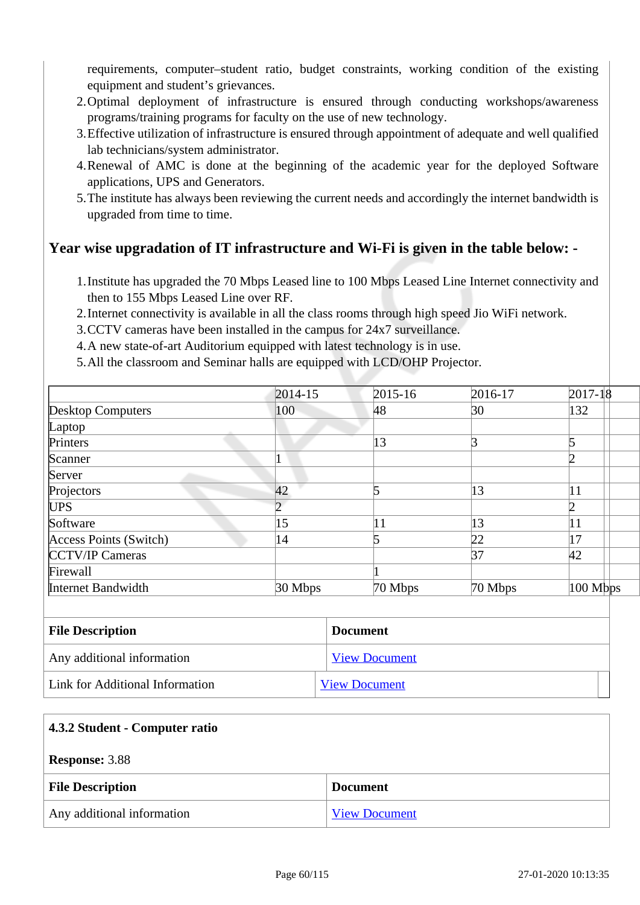requirements, computer–student ratio, budget constraints, working condition of the existing equipment and student's grievances.
2. Optimal deployment of infrastructure is ensured through conducting workshops/awareness programs/training programs for faculty on the use of new technology.
3. Effective utilization of infrastructure is ensured through appointment of adequate and well qualified lab technicians/system administrator.
4. Renewal of AMC is done at the beginning of the academic year for the deployed Software applications, UPS and Generators.
5. The institute has always been reviewing the current needs and accordingly the internet bandwidth is upgraded from time to time.

**Year wise upgradation of IT infrastructure and Wi-Fi is given in the table below: -**

1. Institute has upgraded the 70 Mbps Leased line to 100 Mbps Leased Line Internet connectivity and then to 155 Mbps Leased Line over RF.
2. Internet connectivity is available in all the class rooms through high speed Jio WiFi network.
3. CCTV cameras have been installed in the campus for 24x7 surveillance.
4. A new state-of-art Auditorium equipped with latest technology is in use.
5. All the classroom and Seminar halls are equipped with LCD/OHP Projector.

| | 2014-15 | 2015-16 | 2016-17 | 2017-18 |
|---|---|---|---|---|
| Desktop Computers | 100 | 48 | 30 | 132 |
| Laptop | | | | |
| Printers | | 13 | 3 | 5 |
| Scanner | 1 | | | 2 |
| Server | | | | |
| Projectors | 42 | 5 | 13 | 11 |
| UPS | 2 | | | 2 |
| Software | 15 | 11 | 13 | 11 |
| Access Points (Switch) | 14 | 5 | 22 | 17 |
| CCTV/IP Cameras | | | 37 | 42 |
| Firewall | | 1 | | |
| Internet Bandwidth | 30 Mbps | 70 Mbps | 70 Mbps | 100 Mbps |

| File Description | Document |
|---|---|
| Any additional information | View Document |
| Link for Additional Information | View Document |

**4.3.2 Student - Computer ratio**

**Response:** 3.88

| File Description | Document |
|---|---|
| Any additional information | View Document |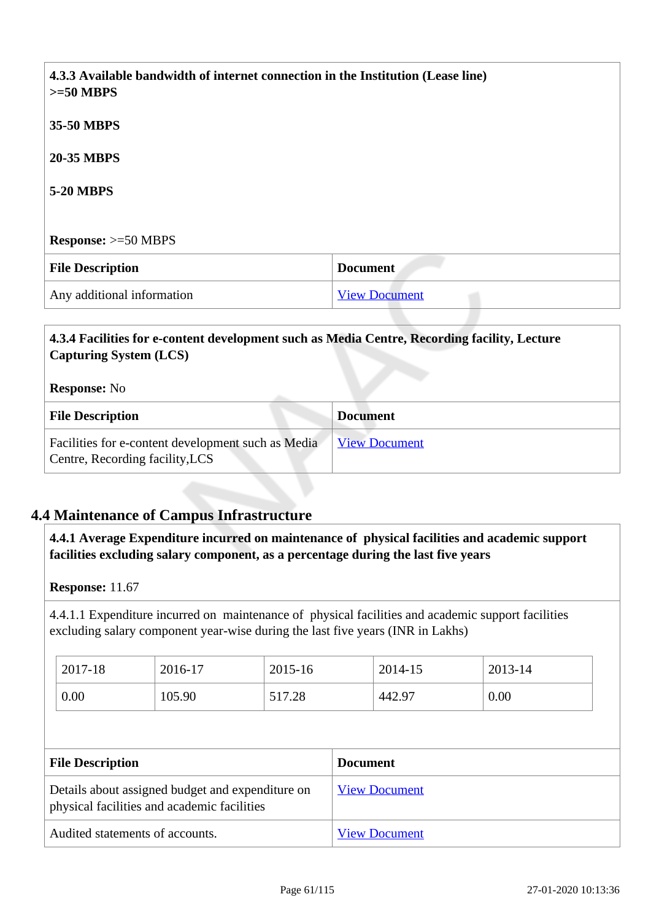**4.3.3 Available bandwidth of internet connection in the Institution (Lease line)**
**>=50 MBPS**

**35-50 MBPS**

**20-35 MBPS**

**5-20 MBPS**

**Response:** >=50 MBPS

| File Description | Document |
|---|---|
| Any additional information | View Document |

**4.3.4 Facilities for e-content development such as Media Centre, Recording facility, Lecture Capturing System (LCS)**

**Response:** No

| File Description | Document |
|---|---|
| Facilities for e-content development such as Media Centre, Recording facility,LCS | View Document |

## 4.4 Maintenance of Campus Infrastructure

**4.4.1 Average Expenditure incurred on maintenance of physical facilities and academic support facilities excluding salary component, as a percentage during the last five years**

**Response:** 11.67

4.4.1.1 Expenditure incurred on maintenance of physical facilities and academic support facilities excluding salary component year-wise during the last five years (INR in Lakhs)

| 2017-18 | 2016-17 | 2015-16 | 2014-15 | 2013-14 |
|---|---|---|---|---|
| 0.00 | 105.90 | 517.28 | 442.97 | 0.00 |

| File Description | Document |
|---|---|
| Details about assigned budget and expenditure on physical facilities and academic facilities | View Document |
| Audited statements of accounts. | View Document |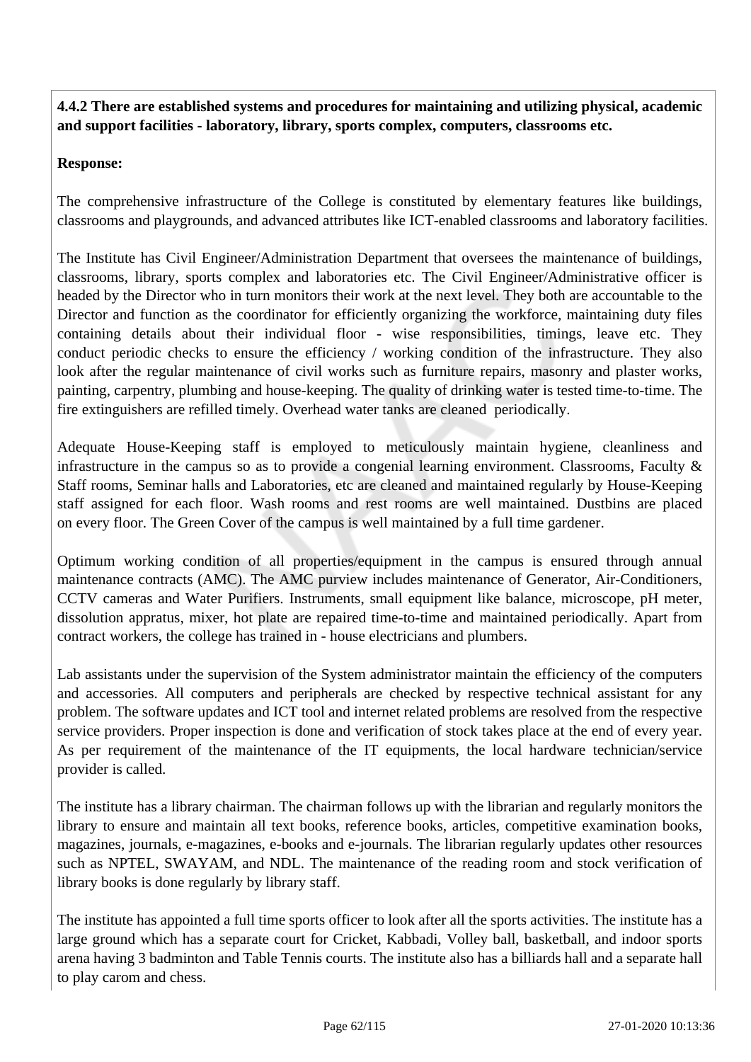**4.4.2 There are established systems and procedures for maintaining and utilizing physical, academic and support facilities - laboratory, library, sports complex, computers, classrooms etc.**

**Response:**

The comprehensive infrastructure of the College is constituted by elementary features like buildings, classrooms and playgrounds, and advanced attributes like ICT-enabled classrooms and laboratory facilities.

The Institute has Civil Engineer/Administration Department that oversees the maintenance of buildings, classrooms, library, sports complex and laboratories etc. The Civil Engineer/Administrative officer is headed by the Director who in turn monitors their work at the next level. They both are accountable to the Director and function as the coordinator for efficiently organizing the workforce, maintaining duty files containing details about their individual floor - wise responsibilities, timings, leave etc. They conduct periodic checks to ensure the efficiency / working condition of the infrastructure. They also look after the regular maintenance of civil works such as furniture repairs, masonry and plaster works, painting, carpentry, plumbing and house-keeping. The quality of drinking water is tested time-to-time. The fire extinguishers are refilled timely. Overhead water tanks are cleaned periodically.

Adequate House-Keeping staff is employed to meticulously maintain hygiene, cleanliness and infrastructure in the campus so as to provide a congenial learning environment. Classrooms, Faculty & Staff rooms, Seminar halls and Laboratories, etc are cleaned and maintained regularly by House-Keeping staff assigned for each floor. Wash rooms and rest rooms are well maintained. Dustbins are placed on every floor. The Green Cover of the campus is well maintained by a full time gardener.

Optimum working condition of all properties/equipment in the campus is ensured through annual maintenance contracts (AMC). The AMC purview includes maintenance of Generator, Air-Conditioners, CCTV cameras and Water Purifiers. Instruments, small equipment like balance, microscope, pH meter, dissolution appratus, mixer, hot plate are repaired time-to-time and maintained periodically. Apart from contract workers, the college has trained in - house electricians and plumbers.

Lab assistants under the supervision of the System administrator maintain the efficiency of the computers and accessories. All computers and peripherals are checked by respective technical assistant for any problem. The software updates and ICT tool and internet related problems are resolved from the respective service providers. Proper inspection is done and verification of stock takes place at the end of every year. As per requirement of the maintenance of the IT equipments, the local hardware technician/service provider is called.

The institute has a library chairman. The chairman follows up with the librarian and regularly monitors the library to ensure and maintain all text books, reference books, articles, competitive examination books, magazines, journals, e-magazines, e-books and e-journals. The librarian regularly updates other resources such as NPTEL, SWAYAM, and NDL. The maintenance of the reading room and stock verification of library books is done regularly by library staff.

The institute has appointed a full time sports officer to look after all the sports activities. The institute has a large ground which has a separate court for Cricket, Kabbadi, Volley ball, basketball, and indoor sports arena having 3 badminton and Table Tennis courts. The institute also has a billiards hall and a separate hall to play carom and chess.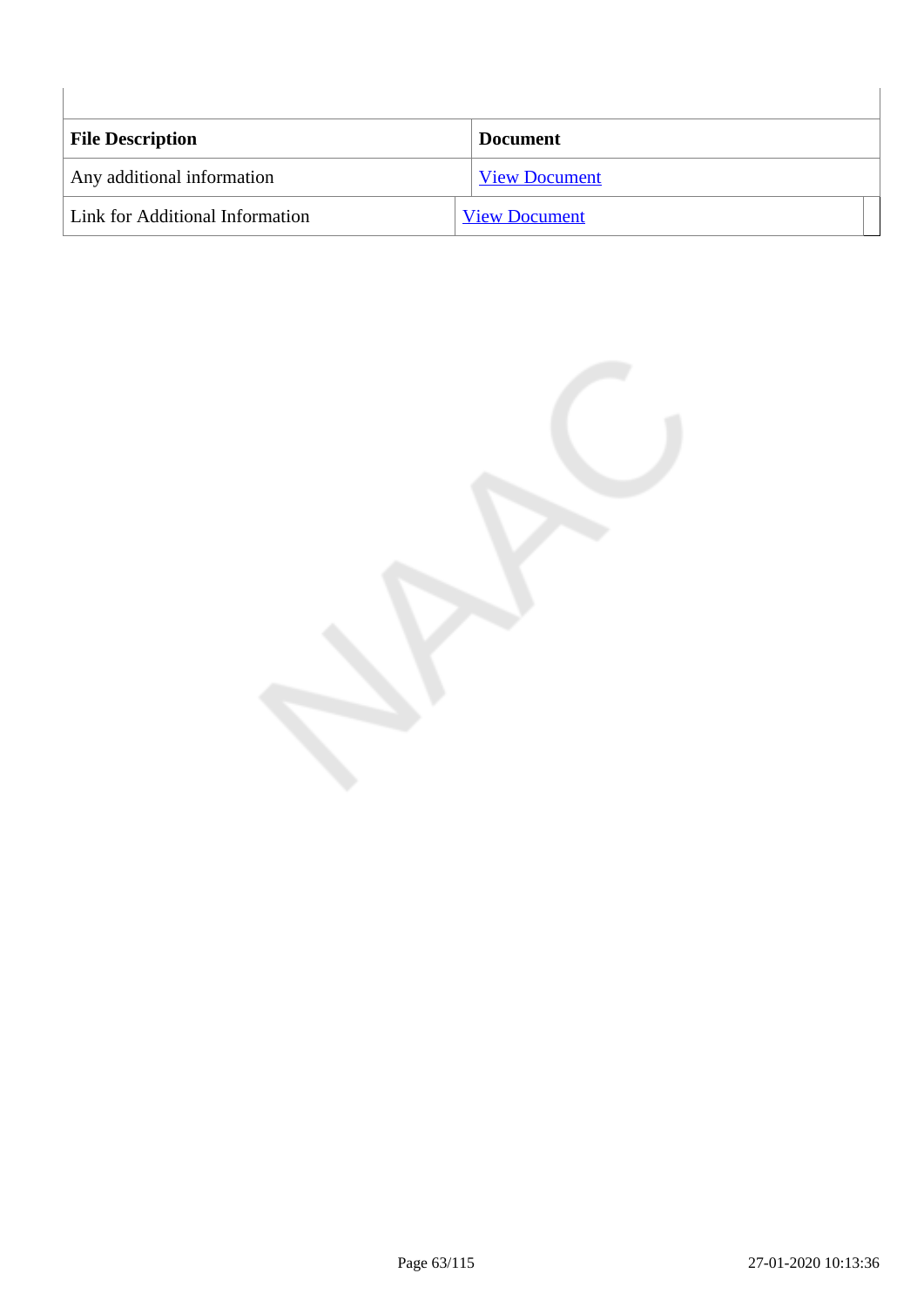| File Description | Document |
| --- | --- |
| Any additional information | View Document |
| Link for Additional Information | View Document |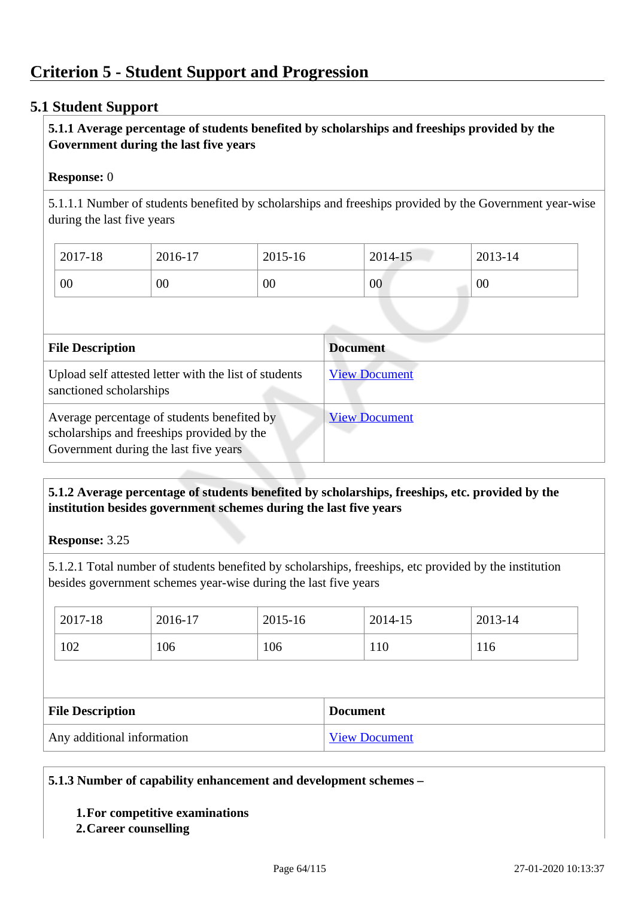# Criterion 5 - Student Support and Progression

## 5.1 Student Support

**5.1.1 Average percentage of students benefited by scholarships and freeships provided by the Government during the last five years**

**Response:** 0

5.1.1.1 Number of students benefited by scholarships and freeships provided by the Government year-wise during the last five years

| 2017-18 | 2016-17 | 2015-16 | 2014-15 | 2013-14 |
|---|---|---|---|---|
| 00 | 00 | 00 | 00 | 00 |

| File Description | Document |
|---|---|
| Upload self attested letter with the list of students sanctioned scholarships | View Document |
| Average percentage of students benefited by scholarships and freeships provided by the Government during the last five years | View Document |

**5.1.2 Average percentage of students benefited by scholarships, freeships, etc. provided by the institution besides government schemes during the last five years**

**Response:** 3.25

5.1.2.1 Total number of students benefited by scholarships, freeships, etc provided by the institution besides government schemes year-wise during the last five years

| 2017-18 | 2016-17 | 2015-16 | 2014-15 | 2013-14 |
|---|---|---|---|---|
| 102 | 106 | 106 | 110 | 116 |

| File Description | Document |
|---|---|
| Any additional information | View Document |

**5.1.3 Number of capability enhancement and development schemes –**

1. **For competitive examinations**
2. **Career counselling**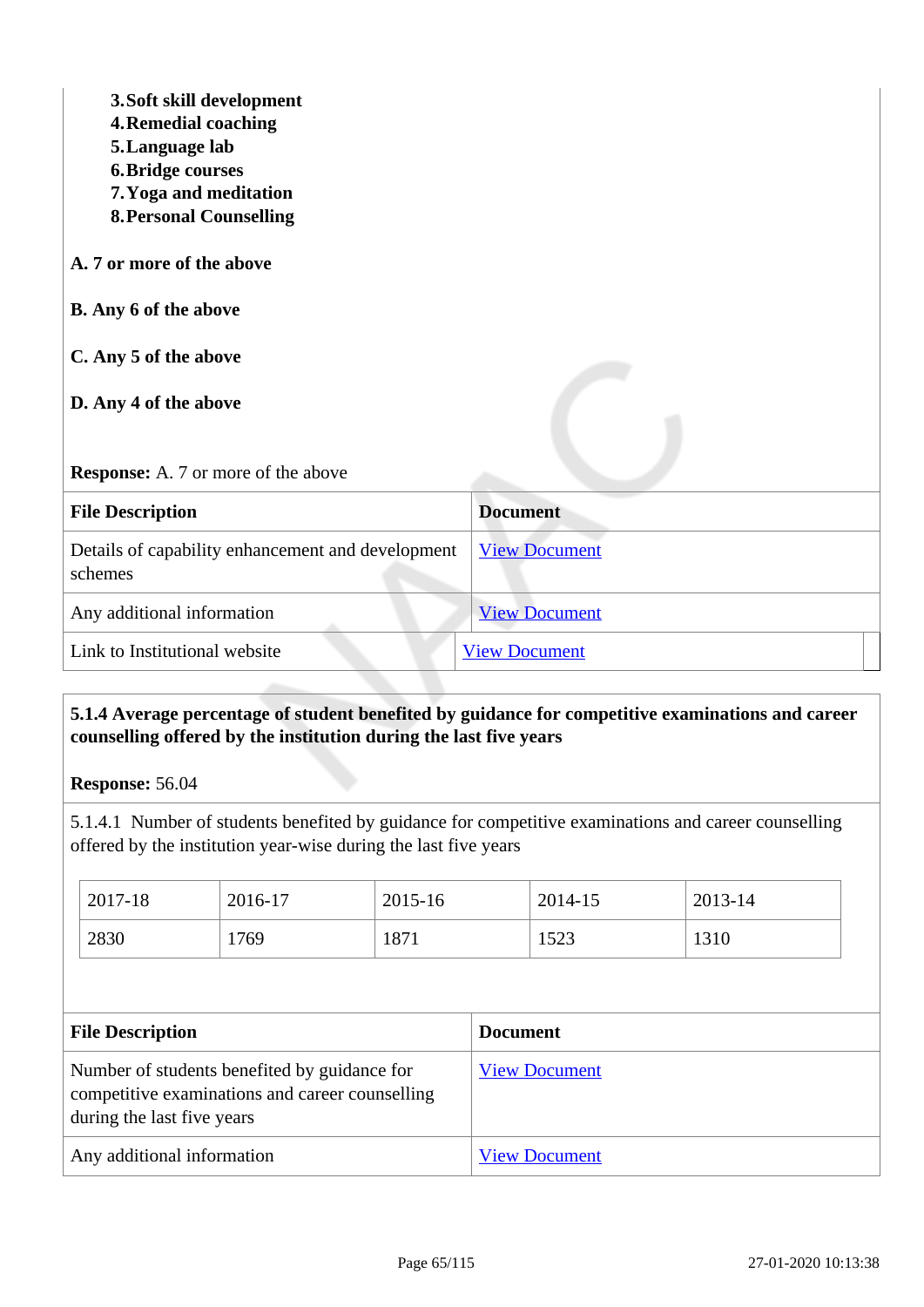3. **Soft skill development**
4. **Remedial coaching**
5. **Language lab**
6. **Bridge courses**
7. **Yoga and meditation**
8. **Personal Counselling**

**A. 7 or more of the above**

**B. Any 6 of the above**

**C. Any 5 of the above**

**D. Any 4 of the above**

**Response:** A. 7 or more of the above

| File Description | Document |
|---|---|
| Details of capability enhancement and development schemes | View Document |
| Any additional information | View Document |
| Link to Institutional website | View Document |

**5.1.4 Average percentage of student benefited by guidance for competitive examinations and career counselling offered by the institution during the last five years**

**Response:** 56.04

5.1.4.1 Number of students benefited by guidance for competitive examinations and career counselling offered by the institution year-wise during the last five years

| 2017-18 | 2016-17 | 2015-16 | 2014-15 | 2013-14 |
|---|---|---|---|---|
| 2830 | 1769 | 1871 | 1523 | 1310 |

| File Description | Document |
|---|---|
| Number of students benefited by guidance for competitive examinations and career counselling during the last five years | View Document |
| Any additional information | View Document |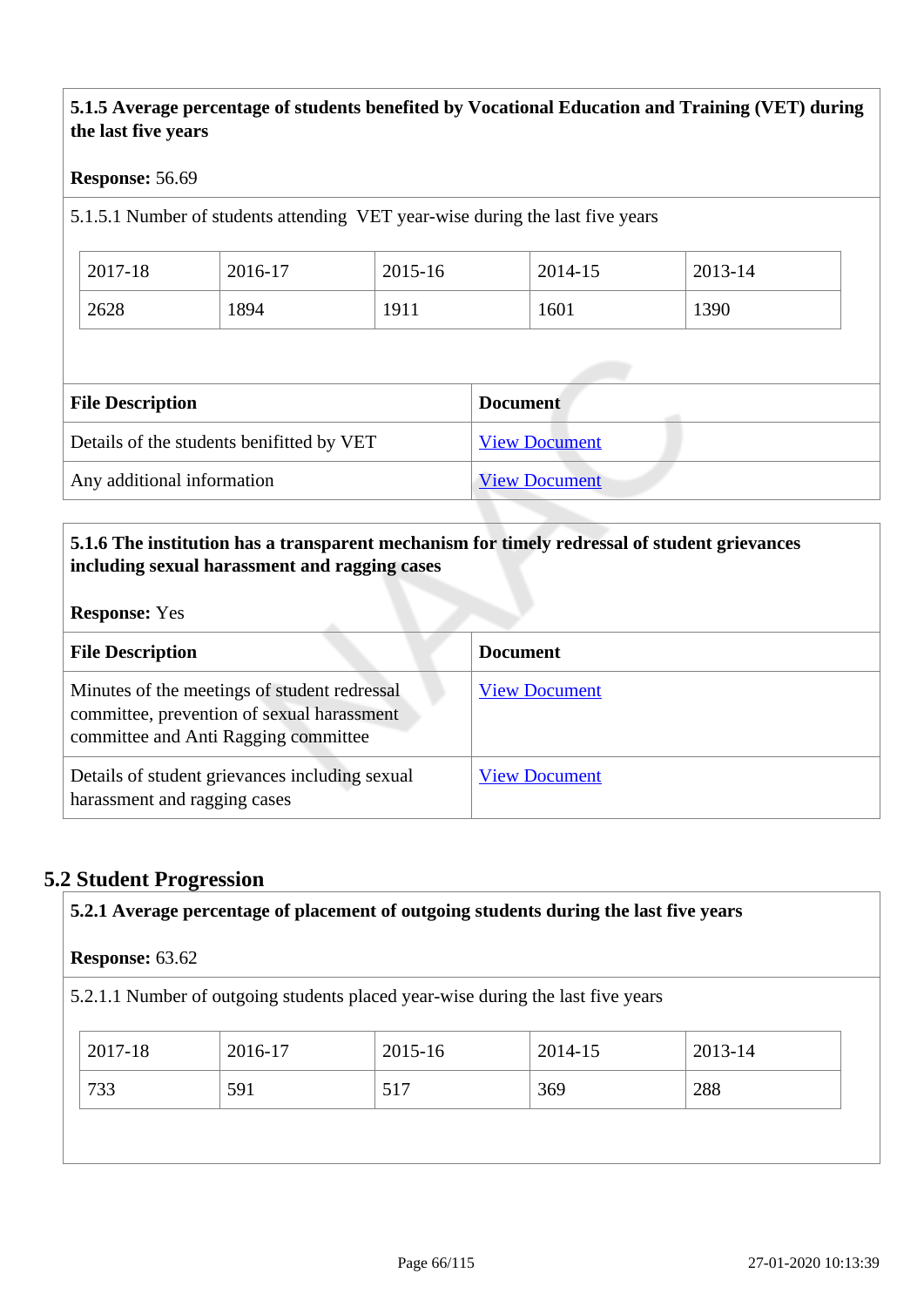**5.1.5 Average percentage of students benefited by Vocational Education and Training (VET) during the last five years**

**Response:** 56.69

5.1.5.1 Number of students attending VET year-wise during the last five years

| 2017-18 | 2016-17 | 2015-16 | 2014-15 | 2013-14 |
|---|---|---|---|---|
| 2628 | 1894 | 1911 | 1601 | 1390 |

| File Description | Document |
|---|---|
| Details of the students benifitted by VET | View Document |
| Any additional information | View Document |

**5.1.6 The institution has a transparent mechanism for timely redressal of student grievances including sexual harassment and ragging cases**

**Response:** Yes

| File Description | Document |
|---|---|
| Minutes of the meetings of student redressal committee, prevention of sexual harassment committee and Anti Ragging committee | View Document |
| Details of student grievances including sexual harassment and ragging cases | View Document |

## 5.2 Student Progression

**5.2.1 Average percentage of placement of outgoing students during the last five years**

**Response:** 63.62

5.2.1.1 Number of outgoing students placed year-wise during the last five years

| 2017-18 | 2016-17 | 2015-16 | 2014-15 | 2013-14 |
|---|---|---|---|---|
| 733 | 591 | 517 | 369 | 288 |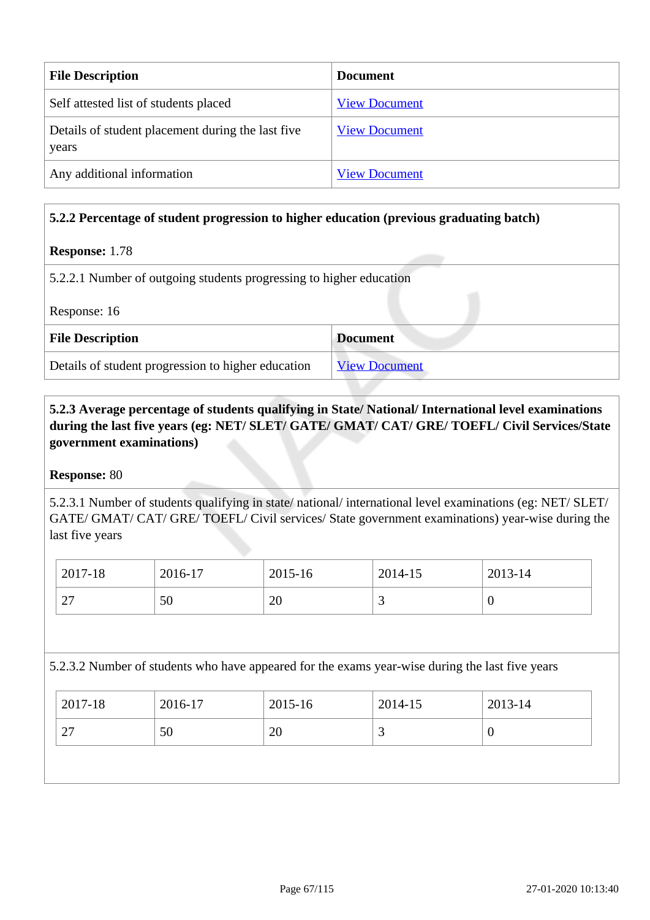| File Description | Document |
|---|---|
| Self attested list of students placed | View Document |
| Details of student placement during the last five years | View Document |
| Any additional information | View Document |

**5.2.2 Percentage of student progression to higher education (previous graduating batch)**

**Response:** 1.78

5.2.2.1 Number of outgoing students progressing to higher education

Response: 16

| File Description | Document |
|---|---|
| Details of student progression to higher education | View Document |

**5.2.3 Average percentage of students qualifying in State/ National/ International level examinations during the last five years (eg: NET/ SLET/ GATE/ GMAT/ CAT/ GRE/ TOEFL/ Civil Services/State government examinations)**

**Response:** 80

5.2.3.1 Number of students qualifying in state/ national/ international level examinations (eg: NET/ SLET/ GATE/ GMAT/ CAT/ GRE/ TOEFL/ Civil services/ State government examinations) year-wise during the last five years

| 2017-18 | 2016-17 | 2015-16 | 2014-15 | 2013-14 |
|---|---|---|---|---|
| 27 | 50 | 20 | 3 | 0 |

5.2.3.2 Number of students who have appeared for the exams year-wise during the last five years

| 2017-18 | 2016-17 | 2015-16 | 2014-15 | 2013-14 |
|---|---|---|---|---|
| 27 | 50 | 20 | 3 | 0 |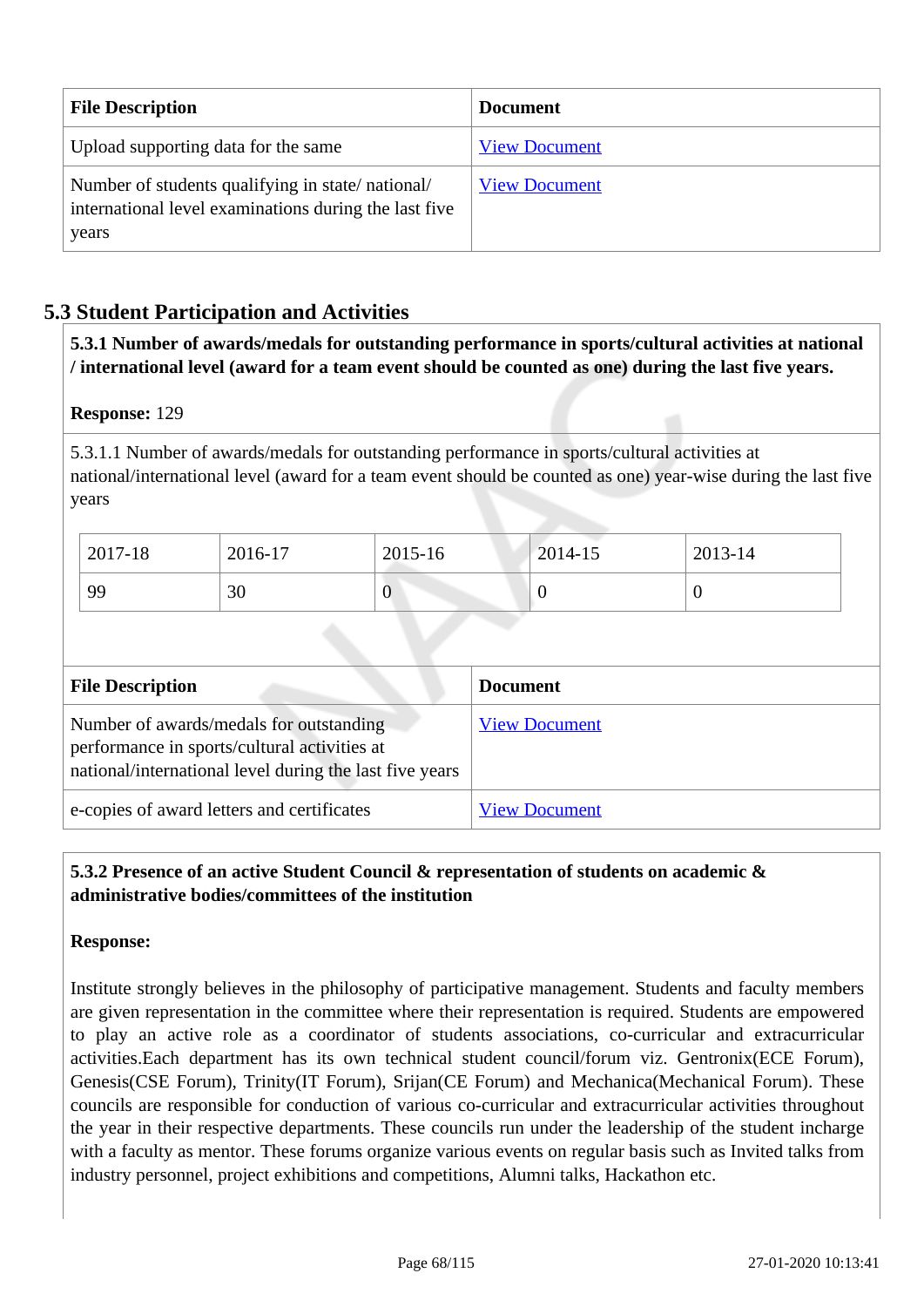| File Description | Document |
|---|---|
| Upload supporting data for the same | View Document |
| Number of students qualifying in state/ national/ international level examinations during the last five years | View Document |

## 5.3 Student Participation and Activities

**5.3.1 Number of awards/medals for outstanding performance in sports/cultural activities at national / international level (award for a team event should be counted as one) during the last five years.**

**Response:** 129

5.3.1.1 Number of awards/medals for outstanding performance in sports/cultural activities at national/international level (award for a team event should be counted as one) year-wise during the last five years

| 2017-18 | 2016-17 | 2015-16 | 2014-15 | 2013-14 |
|---|---|---|---|---|
| 99 | 30 | 0 | 0 | 0 |

| File Description | Document |
|---|---|
| Number of awards/medals for outstanding performance in sports/cultural activities at national/international level during the last five years | View Document |
| e-copies of award letters and certificates | View Document |

**5.3.2 Presence of an active Student Council & representation of students on academic & administrative bodies/committees of the institution**

**Response:**

Institute strongly believes in the philosophy of participative management. Students and faculty members are given representation in the committee where their representation is required. Students are empowered to play an active role as a coordinator of students associations, co-curricular and extracurricular activities.Each department has its own technical student council/forum viz. Gentronix(ECE Forum), Genesis(CSE Forum), Trinity(IT Forum), Srijan(CE Forum) and Mechanica(Mechanical Forum). These councils are responsible for conduction of various co-curricular and extracurricular activities throughout the year in their respective departments. These councils run under the leadership of the student incharge with a faculty as mentor. These forums organize various events on regular basis such as Invited talks from industry personnel, project exhibitions and competitions, Alumni talks, Hackathon etc.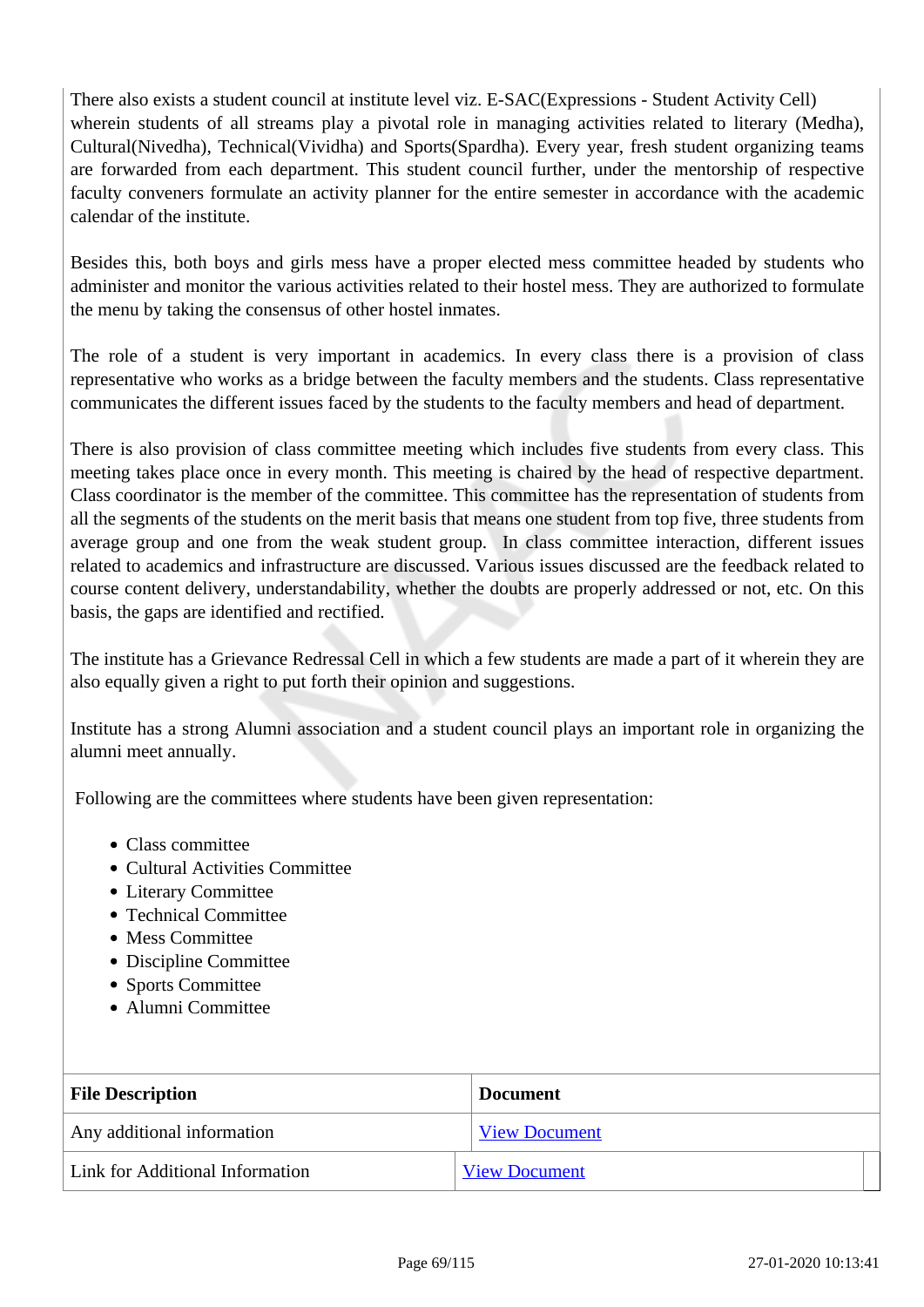There also exists a student council at institute level viz. E-SAC(Expressions - Student Activity Cell) wherein students of all streams play a pivotal role in managing activities related to literary (Medha), Cultural(Nivedha), Technical(Vividha) and Sports(Spardha). Every year, fresh student organizing teams are forwarded from each department. This student council further, under the mentorship of respective faculty conveners formulate an activity planner for the entire semester in accordance with the academic calendar of the institute.

Besides this, both boys and girls mess have a proper elected mess committee headed by students who administer and monitor the various activities related to their hostel mess. They are authorized to formulate the menu by taking the consensus of other hostel inmates.

The role of a student is very important in academics. In every class there is a provision of class representative who works as a bridge between the faculty members and the students. Class representative communicates the different issues faced by the students to the faculty members and head of department.

There is also provision of class committee meeting which includes five students from every class. This meeting takes place once in every month. This meeting is chaired by the head of respective department. Class coordinator is the member of the committee. This committee has the representation of students from all the segments of the students on the merit basis that means one student from top five, three students from average group and one from the weak student group. In class committee interaction, different issues related to academics and infrastructure are discussed. Various issues discussed are the feedback related to course content delivery, understandability, whether the doubts are properly addressed or not, etc. On this basis, the gaps are identified and rectified.

The institute has a Grievance Redressal Cell in which a few students are made a part of it wherein they are also equally given a right to put forth their opinion and suggestions.

Institute has a strong Alumni association and a student council plays an important role in organizing the alumni meet annually.

Following are the committees where students have been given representation:

- Class committee
- Cultural Activities Committee
- Literary Committee
- Technical Committee
- Mess Committee
- Discipline Committee
- Sports Committee
- Alumni Committee

| File Description | Document |
|---|---|
| Any additional information | View Document |
| Link for Additional Information | View Document |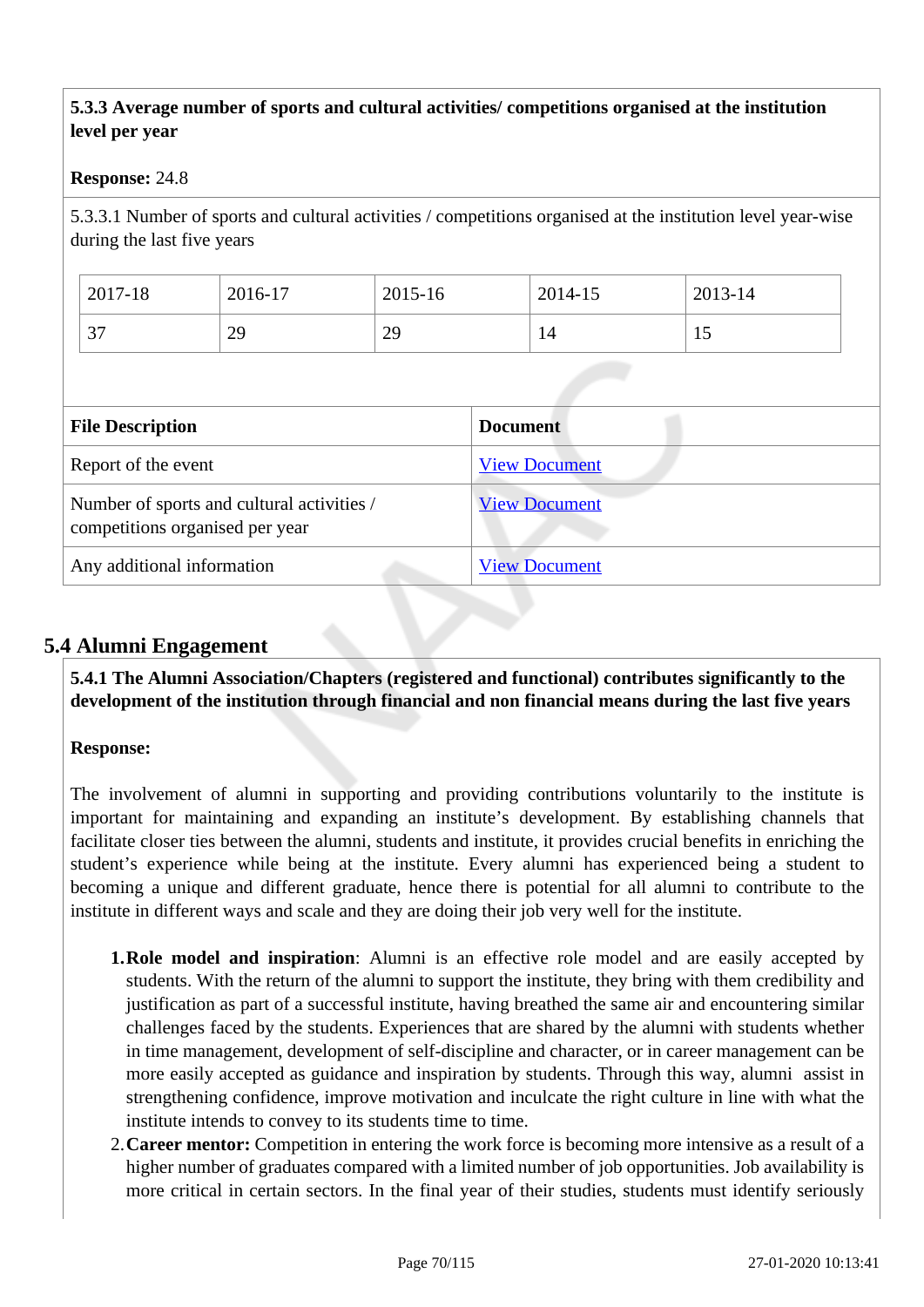**5.3.3 Average number of sports and cultural activities/ competitions organised at the institution level per year**

**Response:** 24.8

5.3.3.1 Number of sports and cultural activities / competitions organised at the institution level year-wise during the last five years

| 2017-18 | 2016-17 | 2015-16 | 2014-15 | 2013-14 |
|---|---|---|---|---|
| 37 | 29 | 29 | 14 | 15 |

| File Description | Document |
|---|---|
| Report of the event | View Document |
| Number of sports and cultural activities / competitions organised per year | View Document |
| Any additional information | View Document |

## 5.4 Alumni Engagement

**5.4.1 The Alumni Association/Chapters (registered and functional) contributes significantly to the development of the institution through financial and non financial means during the last five years**

**Response:**

The involvement of alumni in supporting and providing contributions voluntarily to the institute is important for maintaining and expanding an institute's development. By establishing channels that facilitate closer ties between the alumni, students and institute, it provides crucial benefits in enriching the student's experience while being at the institute. Every alumni has experienced being a student to becoming a unique and different graduate, hence there is potential for all alumni to contribute to the institute in different ways and scale and they are doing their job very well for the institute.

1. **Role model and inspiration**: Alumni is an effective role model and are easily accepted by students. With the return of the alumni to support the institute, they bring with them credibility and justification as part of a successful institute, having breathed the same air and encountering similar challenges faced by the students. Experiences that are shared by the alumni with students whether in time management, development of self-discipline and character, or in career management can be more easily accepted as guidance and inspiration by students. Through this way, alumni assist in strengthening confidence, improve motivation and inculcate the right culture in line with what the institute intends to convey to its students time to time.
2. **Career mentor:** Competition in entering the work force is becoming more intensive as a result of a higher number of graduates compared with a limited number of job opportunities. Job availability is more critical in certain sectors. In the final year of their studies, students must identify seriously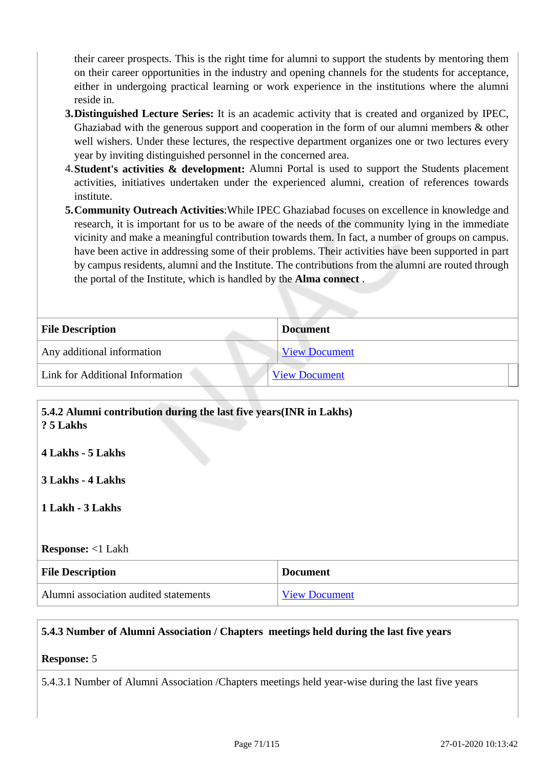their career prospects. This is the right time for alumni to support the students by mentoring them on their career opportunities in the industry and opening channels for the students for acceptance, either in undergoing practical learning or work experience in the institutions where the alumni reside in.

3. **Distinguished Lecture Series:** It is an academic activity that is created and organized by IPEC, Ghaziabad with the generous support and cooperation in the form of our alumni members & other well wishers. Under these lectures, the respective department organizes one or two lectures every year by inviting distinguished personnel in the concerned area.
4. **Student's activities & development:** Alumni Portal is used to support the Students placement activities, initiatives undertaken under the experienced alumni, creation of references towards institute.
5. **Community Outreach Activities**:While IPEC Ghaziabad focuses on excellence in knowledge and research, it is important for us to be aware of the needs of the community lying in the immediate vicinity and make a meaningful contribution towards them. In fact, a number of groups on campus. have been active in addressing some of their problems. Their activities have been supported in part by campus residents, alumni and the Institute. The contributions from the alumni are routed through the portal of the Institute, which is handled by the **Alma connect** .

| File Description | Document |
|---|---|
| Any additional information | View Document |
| Link for Additional Information | View Document |

**5.4.2 Alumni contribution during the last five years(INR in Lakhs)**

**? 5 Lakhs**

**4 Lakhs - 5 Lakhs**

**3 Lakhs - 4 Lakhs**

**1 Lakh - 3 Lakhs**

**Response:** <1 Lakh

| File Description | Document |
|---|---|
| Alumni association audited statements | View Document |

**5.4.3 Number of Alumni Association / Chapters meetings held during the last five years**

**Response:** 5

5.4.3.1 Number of Alumni Association /Chapters meetings held year-wise during the last five years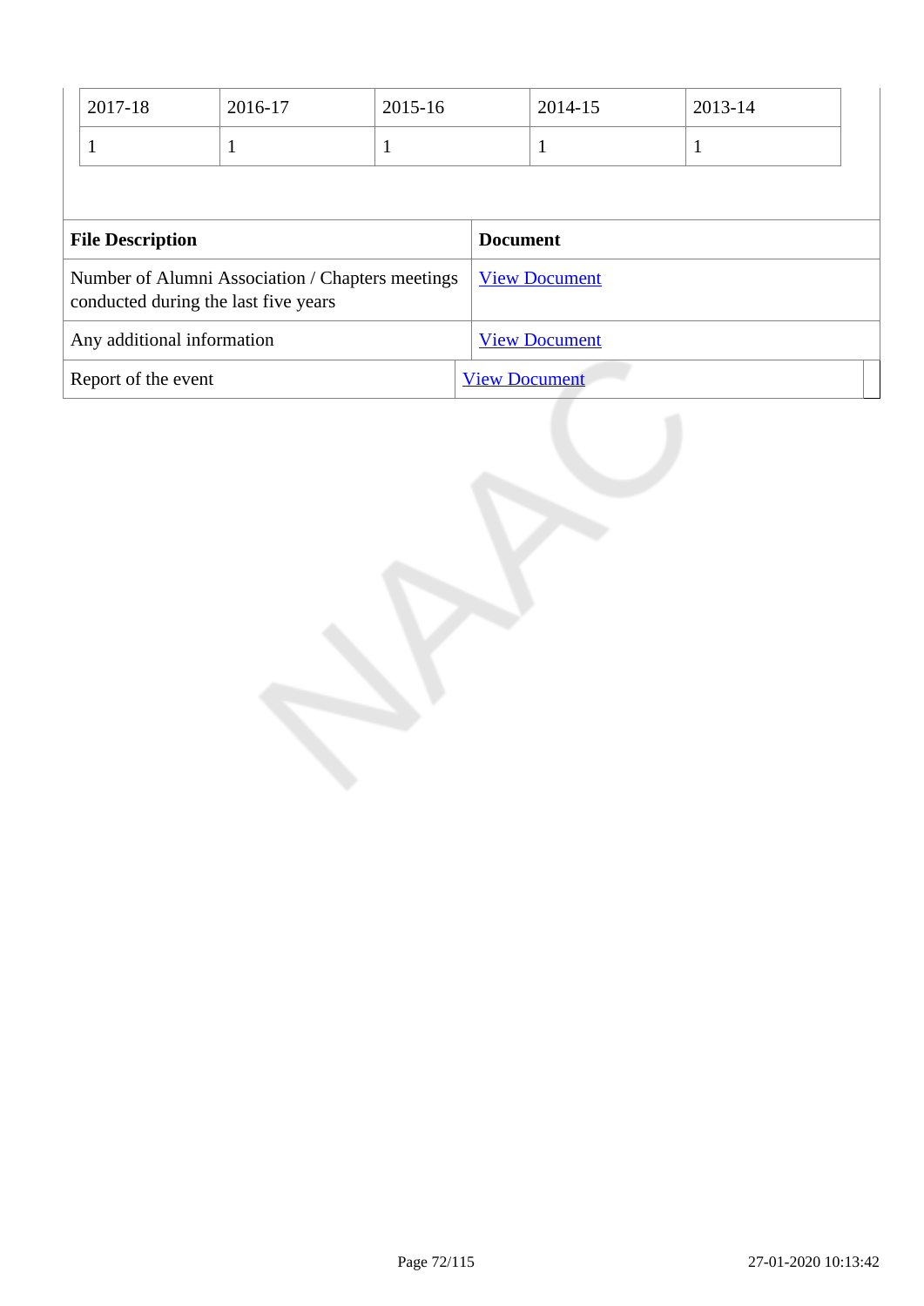| 2017-18 | 2016-17 | 2015-16 | 2014-15 | 2013-14 |
|---|---|---|---|---|
| 1 | 1 | 1 | 1 | 1 |

| File Description | Document |
|---|---|
| Number of Alumni Association / Chapters meetings conducted during the last five years | View Document |
| Any additional information | View Document |
| Report of the event | View Document |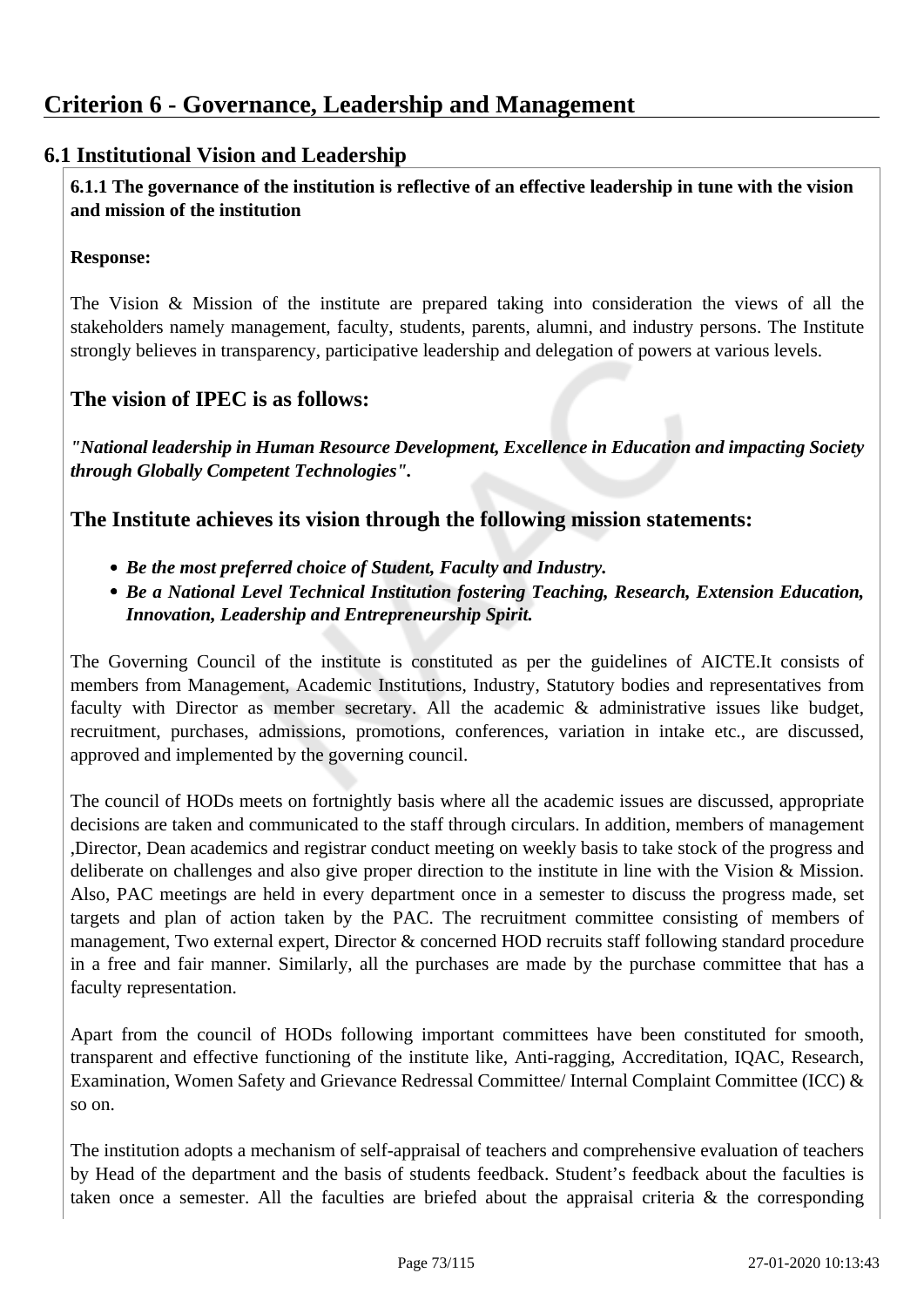# Criterion 6 - Governance, Leadership and Management

## 6.1 Institutional Vision and Leadership

**6.1.1 The governance of the institution is reflective of an effective leadership in tune with the vision and mission of the institution**

**Response:**

The Vision & Mission of the institute are prepared taking into consideration the views of all the stakeholders namely management, faculty, students, parents, alumni, and industry persons. The Institute strongly believes in transparency, participative leadership and delegation of powers at various levels.

### The vision of IPEC is as follows:

***"National leadership in Human Resource Development, Excellence in Education and impacting Society through Globally Competent Technologies".***

### The Institute achieves its vision through the following mission statements:

- ***Be the most preferred choice of Student, Faculty and Industry.***
- ***Be a National Level Technical Institution fostering Teaching, Research, Extension Education, Innovation, Leadership and Entrepreneurship Spirit.***

The Governing Council of the institute is constituted as per the guidelines of AICTE.It consists of members from Management, Academic Institutions, Industry, Statutory bodies and representatives from faculty with Director as member secretary. All the academic & administrative issues like budget, recruitment, purchases, admissions, promotions, conferences, variation in intake etc., are discussed, approved and implemented by the governing council.

The council of HODs meets on fortnightly basis where all the academic issues are discussed, appropriate decisions are taken and communicated to the staff through circulars. In addition, members of management ,Director, Dean academics and registrar conduct meeting on weekly basis to take stock of the progress and deliberate on challenges and also give proper direction to the institute in line with the Vision & Mission. Also, PAC meetings are held in every department once in a semester to discuss the progress made, set targets and plan of action taken by the PAC. The recruitment committee consisting of members of management, Two external expert, Director & concerned HOD recruits staff following standard procedure in a free and fair manner. Similarly, all the purchases are made by the purchase committee that has a faculty representation.

Apart from the council of HODs following important committees have been constituted for smooth, transparent and effective functioning of the institute like, Anti-ragging, Accreditation, IQAC, Research, Examination, Women Safety and Grievance Redressal Committee/ Internal Complaint Committee (ICC) & so on.

The institution adopts a mechanism of self-appraisal of teachers and comprehensive evaluation of teachers by Head of the department and the basis of students feedback. Student's feedback about the faculties is taken once a semester. All the faculties are briefed about the appraisal criteria & the corresponding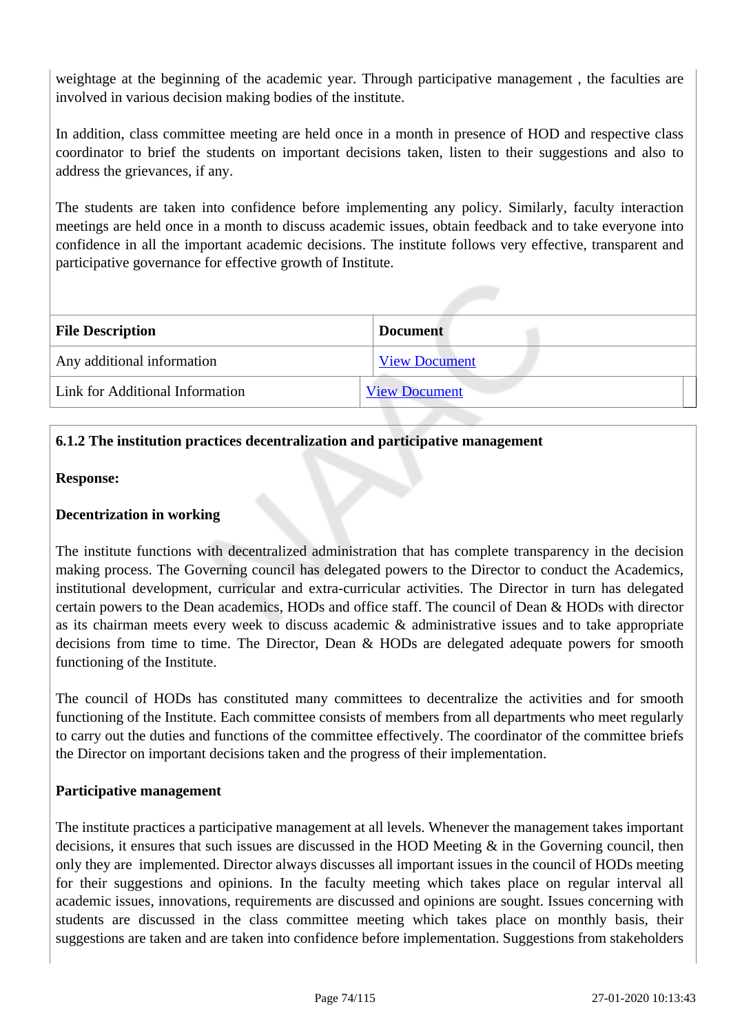weightage at the beginning of the academic year. Through participative management , the faculties are involved in various decision making bodies of the institute.

In addition, class committee meeting are held once in a month in presence of HOD and respective class coordinator to brief the students on important decisions taken, listen to their suggestions and also to address the grievances, if any.

The students are taken into confidence before implementing any policy. Similarly, faculty interaction meetings are held once in a month to discuss academic issues, obtain feedback and to take everyone into confidence in all the important academic decisions. The institute follows very effective, transparent and participative governance for effective growth of Institute.

| File Description | Document |
|---|---|
| Any additional information | View Document |
| Link for Additional Information | View Document |

**6.1.2 The institution practices decentralization and participative management**

**Response:**

**Decentrization in working**

The institute functions with decentralized administration that has complete transparency in the decision making process. The Governing council has delegated powers to the Director to conduct the Academics, institutional development, curricular and extra-curricular activities. The Director in turn has delegated certain powers to the Dean academics, HODs and office staff. The council of Dean & HODs with director as its chairman meets every week to discuss academic & administrative issues and to take appropriate decisions from time to time. The Director, Dean & HODs are delegated adequate powers for smooth functioning of the Institute.

The council of HODs has constituted many committees to decentralize the activities and for smooth functioning of the Institute. Each committee consists of members from all departments who meet regularly to carry out the duties and functions of the committee effectively. The coordinator of the committee briefs the Director on important decisions taken and the progress of their implementation.

**Participative management**

The institute practices a participative management at all levels. Whenever the management takes important decisions, it ensures that such issues are discussed in the HOD Meeting & in the Governing council, then only they are implemented. Director always discusses all important issues in the council of HODs meeting for their suggestions and opinions. In the faculty meeting which takes place on regular interval all academic issues, innovations, requirements are discussed and opinions are sought. Issues concerning with students are discussed in the class committee meeting which takes place on monthly basis, their suggestions are taken and are taken into confidence before implementation. Suggestions from stakeholders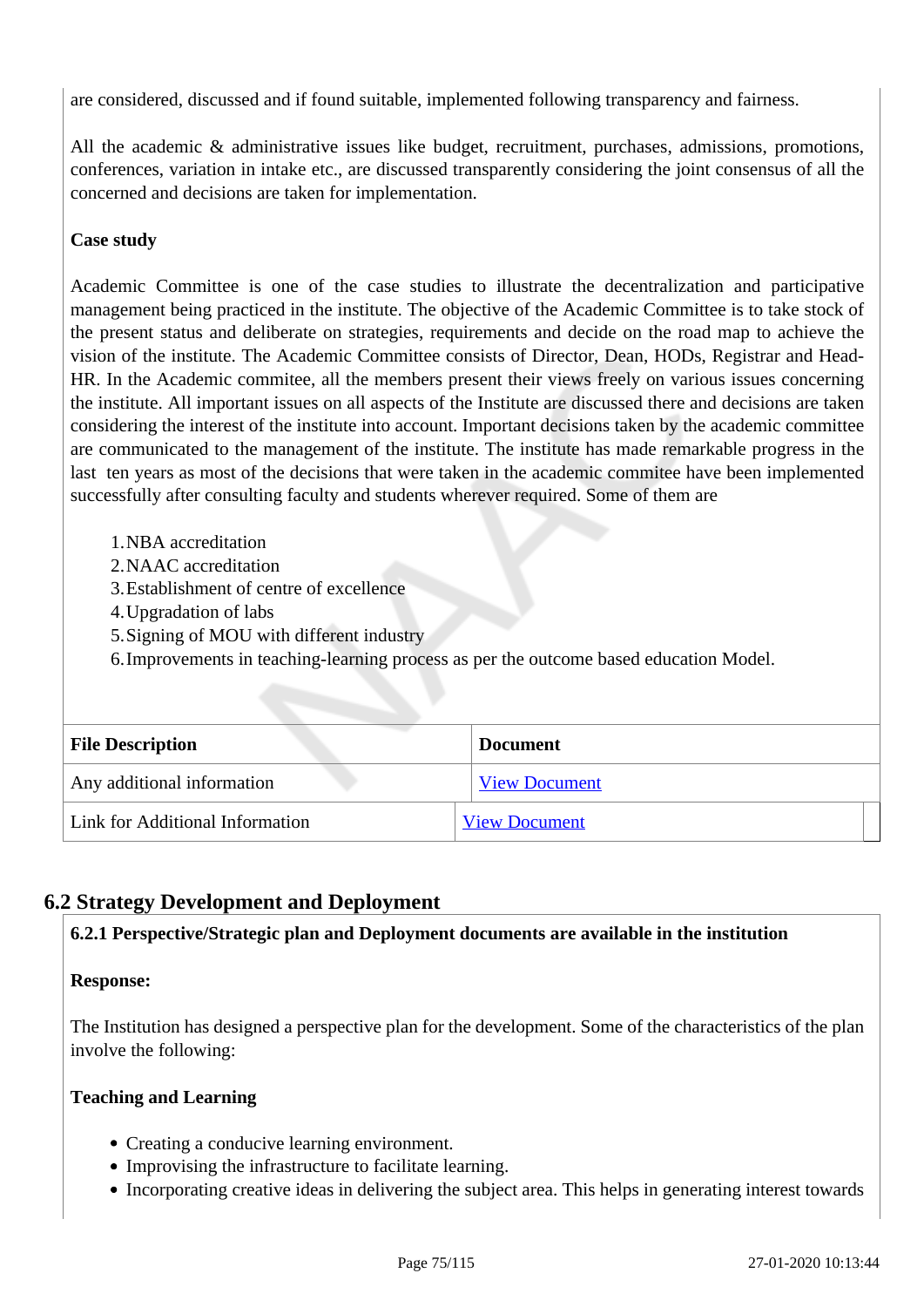are considered, discussed and if found suitable, implemented following transparency and fairness.

All the academic & administrative issues like budget, recruitment, purchases, admissions, promotions, conferences, variation in intake etc., are discussed transparently considering the joint consensus of all the concerned and decisions are taken for implementation.

**Case study**

Academic Committee is one of the case studies to illustrate the decentralization and participative management being practiced in the institute. The objective of the Academic Committee is to take stock of the present status and deliberate on strategies, requirements and decide on the road map to achieve the vision of the institute. The Academic Committee consists of Director, Dean, HODs, Registrar and Head-HR. In the Academic commitee, all the members present their views freely on various issues concerning the institute. All important issues on all aspects of the Institute are discussed there and decisions are taken considering the interest of the institute into account. Important decisions taken by the academic committee are communicated to the management of the institute. The institute has made remarkable progress in the last ten years as most of the decisions that were taken in the academic commitee have been implemented successfully after consulting faculty and students wherever required. Some of them are

1. NBA accreditation
2. NAAC accreditation
3. Establishment of centre of excellence
4. Upgradation of labs
5. Signing of MOU with different industry
6. Improvements in teaching-learning process as per the outcome based education Model.

| File Description | Document |
|---|---|
| Any additional information | View Document |
| Link for Additional Information | View Document |

## 6.2 Strategy Development and Deployment

**6.2.1 Perspective/Strategic plan and Deployment documents are available in the institution**

**Response:**

The Institution has designed a perspective plan for the development. Some of the characteristics of the plan involve the following:

**Teaching and Learning**

- Creating a conducive learning environment.
- Improvising the infrastructure to facilitate learning.
- Incorporating creative ideas in delivering the subject area. This helps in generating interest towards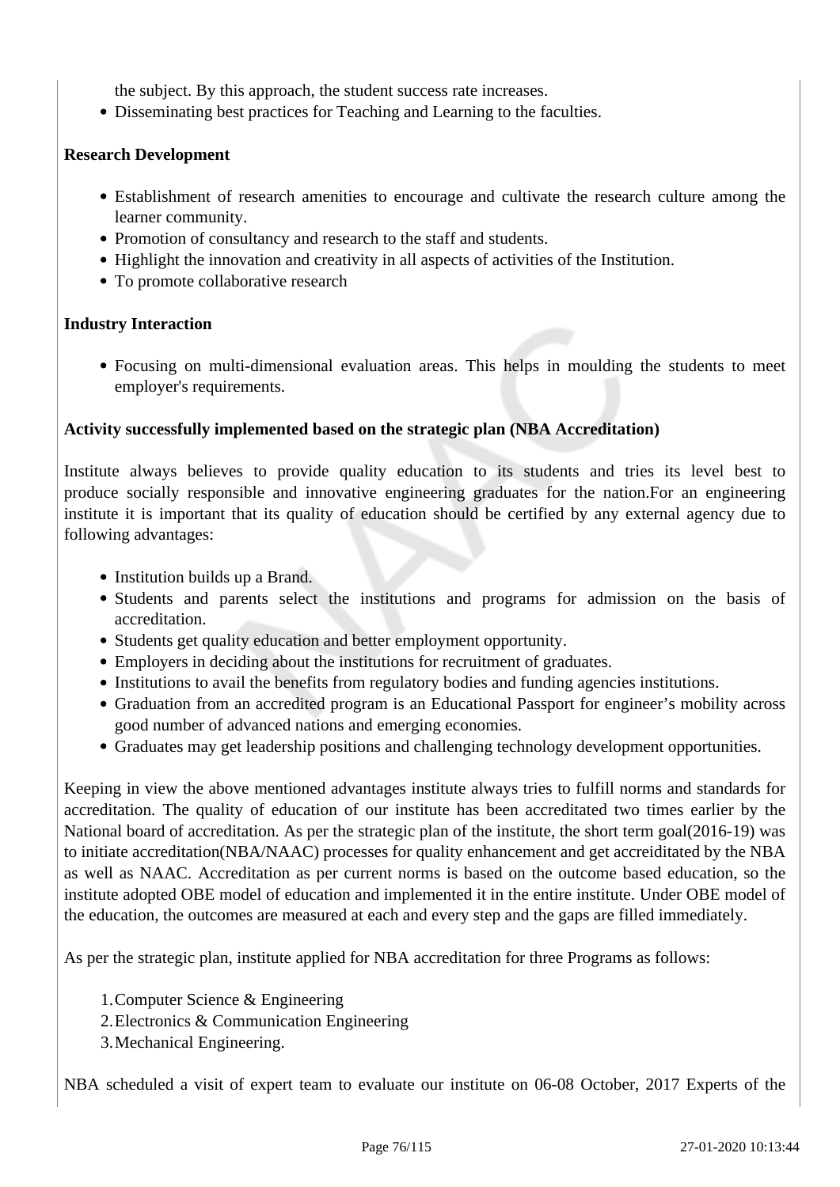the subject. By this approach, the student success rate increases.

- Disseminating best practices for Teaching and Learning to the faculties.

**Research Development**

- Establishment of research amenities to encourage and cultivate the research culture among the learner community.
- Promotion of consultancy and research to the staff and students.
- Highlight the innovation and creativity in all aspects of activities of the Institution.
- To promote collaborative research

**Industry Interaction**

- Focusing on multi-dimensional evaluation areas. This helps in moulding the students to meet employer's requirements.

**Activity successfully implemented based on the strategic plan (NBA Accreditation)**

Institute always believes to provide quality education to its students and tries its level best to produce socially responsible and innovative engineering graduates for the nation.For an engineering institute it is important that its quality of education should be certified by any external agency due to following advantages:

- Institution builds up a Brand.
- Students and parents select the institutions and programs for admission on the basis of accreditation.
- Students get quality education and better employment opportunity.
- Employers in deciding about the institutions for recruitment of graduates.
- Institutions to avail the benefits from regulatory bodies and funding agencies institutions.
- Graduation from an accredited program is an Educational Passport for engineer’s mobility across good number of advanced nations and emerging economies.
- Graduates may get leadership positions and challenging technology development opportunities.

Keeping in view the above mentioned advantages institute always tries to fulfill norms and standards for accreditation. The quality of education of our institute has been accreditated two times earlier by the National board of accreditation. As per the strategic plan of the institute, the short term goal(2016-19) was to initiate accreditation(NBA/NAAC) processes for quality enhancement and get accreiditated by the NBA as well as NAAC. Accreditation as per current norms is based on the outcome based education, so the institute adopted OBE model of education and implemented it in the entire institute. Under OBE model of the education, the outcomes are measured at each and every step and the gaps are filled immediately.

As per the strategic plan, institute applied for NBA accreditation for three Programs as follows:

1. Computer Science & Engineering
2. Electronics & Communication Engineering
3. Mechanical Engineering.

NBA scheduled a visit of expert team to evaluate our institute on 06-08 October, 2017 Experts of the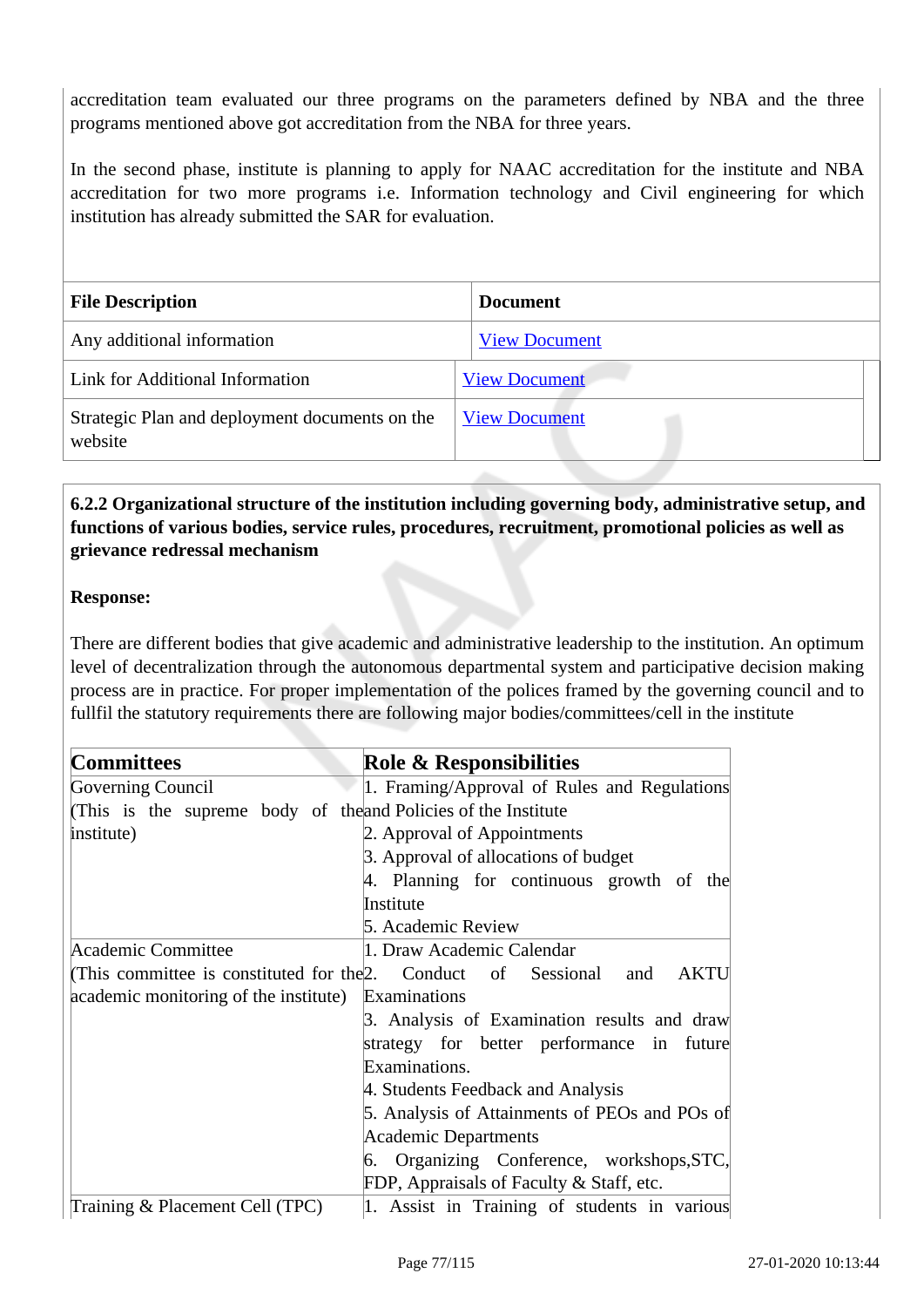accreditation team evaluated our three programs on the parameters defined by NBA and the three programs mentioned above got accreditation from the NBA for three years.

In the second phase, institute is planning to apply for NAAC accreditation for the institute and NBA accreditation for two more programs i.e. Information technology and Civil engineering for which institution has already submitted the SAR for evaluation.

| File Description | Document |
|---|---|
| Any additional information | View Document |
| Link for Additional Information | View Document |
| Strategic Plan and deployment documents on the website | View Document |

**6.2.2 Organizational structure of the institution including governing body, administrative setup, and functions of various bodies, service rules, procedures, recruitment, promotional policies as well as grievance redressal mechanism**

**Response:**

There are different bodies that give academic and administrative leadership to the institution. An optimum level of decentralization through the autonomous departmental system and participative decision making process are in practice. For proper implementation of the polices framed by the governing council and to fullfil the statutory requirements there are following major bodies/committees/cell in the institute

| Committees | Role & Responsibilities |
|---|---|
| Governing Council (This is the supreme body of the institute) | 1. Framing/Approval of Rules and Regulations and Policies of the Institute<br>2. Approval of Appointments<br>3. Approval of allocations of budget<br>4. Planning for continuous growth of the Institute<br>5. Academic Review |
| Academic Committee (This committee is constituted for the academic monitoring of the institute) | 1. Draw Academic Calendar<br>2. Conduct of Sessional and AKTU Examinations<br>3. Analysis of Examination results and draw strategy for better performance in future Examinations.<br>4. Students Feedback and Analysis<br>5. Analysis of Attainments of PEOs and POs of Academic Departments<br>6. Organizing Conference, workshops,STC, FDP, Appraisals of Faculty & Staff, etc. |
| Training & Placement Cell (TPC) | 1. Assist in Training of students in various |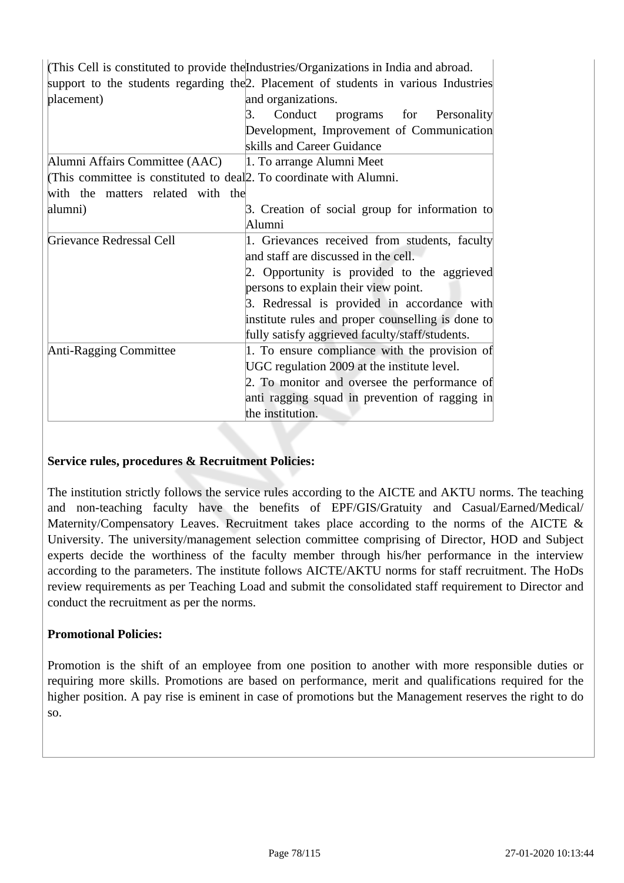| | |
|---|---|
| (This Cell is constituted to provide the support to the students regarding the placement) | Industries/Organizations in India and abroad.<br>2. Placement of students in various Industries and organizations.<br>3. Conduct programs for Personality Development, Improvement of Communication skills and Career Guidance |
| Alumni Affairs Committee (AAC)<br>(This committee is constituted to deal with the matters related with the alumni) | 1. To arrange Alumni Meet<br>2. To coordinate with Alumni.<br>3. Creation of social group for information to Alumni |
| Grievance Redressal Cell | 1. Grievances received from students, faculty and staff are discussed in the cell.<br>2. Opportunity is provided to the aggrieved persons to explain their view point.<br>3. Redressal is provided in accordance with institute rules and proper counselling is done to fully satisfy aggrieved faculty/staff/students. |
| Anti-Ragging Committee | 1. To ensure compliance with the provision of UGC regulation 2009 at the institute level.<br>2. To monitor and oversee the performance of anti ragging squad in prevention of ragging in the institution. |

**Service rules, procedures & Recruitment Policies:**

The institution strictly follows the service rules according to the AICTE and AKTU norms. The teaching and non-teaching faculty have the benefits of EPF/GIS/Gratuity and Casual/Earned/Medical/ Maternity/Compensatory Leaves. Recruitment takes place according to the norms of the AICTE & University. The university/management selection committee comprising of Director, HOD and Subject experts decide the worthiness of the faculty member through his/her performance in the interview according to the parameters. The institute follows AICTE/AKTU norms for staff recruitment. The HoDs review requirements as per Teaching Load and submit the consolidated staff requirement to Director and conduct the recruitment as per the norms.

**Promotional Policies:**

Promotion is the shift of an employee from one position to another with more responsible duties or requiring more skills. Promotions are based on performance, merit and qualifications required for the higher position. A pay rise is eminent in case of promotions but the Management reserves the right to do so.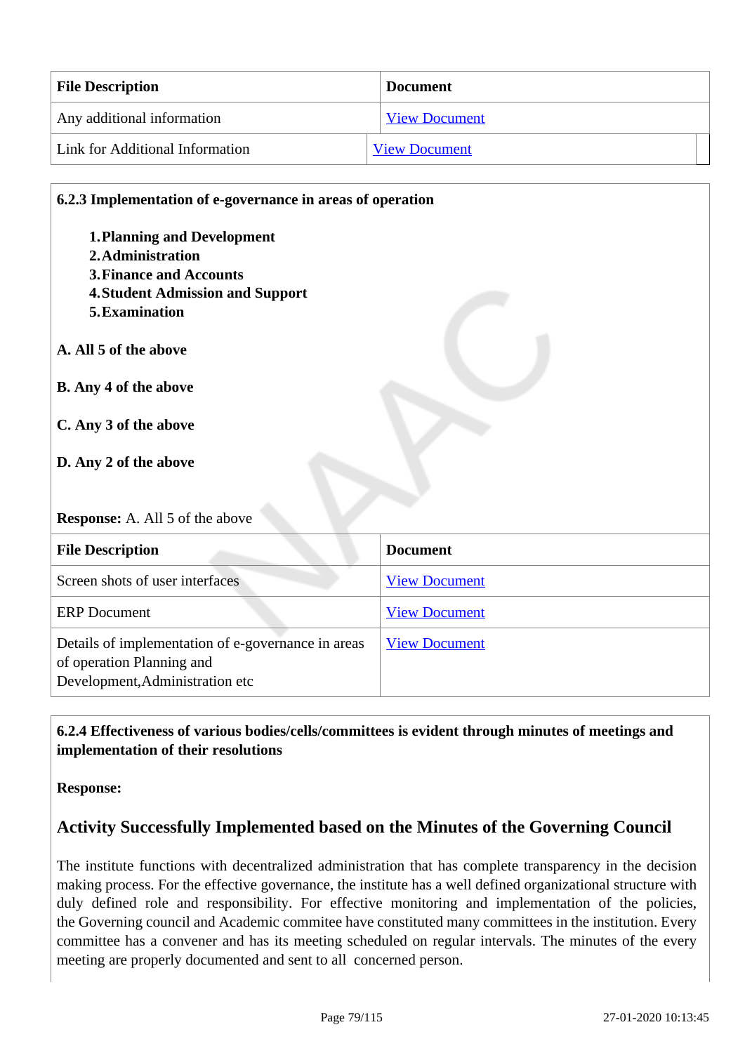| File Description | Document |
|---|---|
| Any additional information | View Document |
| Link for Additional Information | View Document |

**6.2.3 Implementation of e-governance in areas of operation**

1. **Planning and Development**
2. **Administration**
3. **Finance and Accounts**
4. **Student Admission and Support**
5. **Examination**

**A. All 5 of the above**

**B. Any 4 of the above**

**C. Any 3 of the above**

**D. Any 2 of the above**

**Response:** A. All 5 of the above

| File Description | Document |
|---|---|
| Screen shots of user interfaces | View Document |
| ERP Document | View Document |
| Details of implementation of e-governance in areas of operation Planning and Development,Administration etc | View Document |

**6.2.4 Effectiveness of various bodies/cells/committees is evident through minutes of meetings and implementation of their resolutions**

**Response:**

## Activity Successfully Implemented based on the Minutes of the Governing Council

The institute functions with decentralized administration that has complete transparency in the decision making process. For the effective governance, the institute has a well defined organizational structure with duly defined role and responsibility. For effective monitoring and implementation of the policies, the Governing council and Academic commitee have constituted many committees in the institution. Every committee has a convener and has its meeting scheduled on regular intervals. The minutes of the every meeting are properly documented and sent to all concerned person.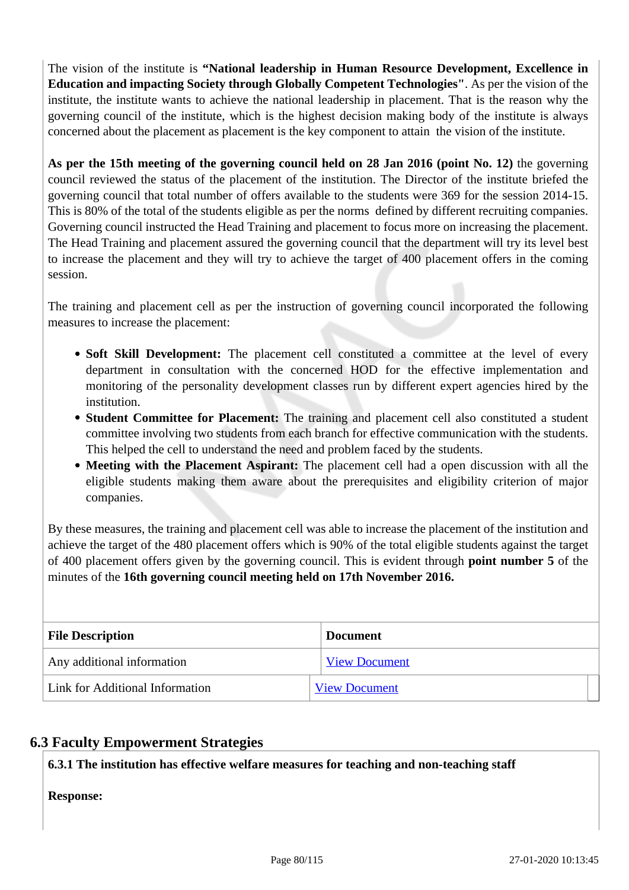The vision of the institute is **"National leadership in Human Resource Development, Excellence in Education and impacting Society through Globally Competent Technologies"**. As per the vision of the institute, the institute wants to achieve the national leadership in placement. That is the reason why the governing council of the institute, which is the highest decision making body of the institute is always concerned about the placement as placement is the key component to attain the vision of the institute.

**As per the 15th meeting of the governing council held on 28 Jan 2016 (point No. 12)** the governing council reviewed the status of the placement of the institution. The Director of the institute briefed the governing council that total number of offers available to the students were 369 for the session 2014-15. This is 80% of the total of the students eligible as per the norms defined by different recruiting companies. Governing council instructed the Head Training and placement to focus more on increasing the placement. The Head Training and placement assured the governing council that the department will try its level best to increase the placement and they will try to achieve the target of 400 placement offers in the coming session.

The training and placement cell as per the instruction of governing council incorporated the following measures to increase the placement:

- **Soft Skill Development:** The placement cell constituted a committee at the level of every department in consultation with the concerned HOD for the effective implementation and monitoring of the personality development classes run by different expert agencies hired by the institution.
- **Student Committee for Placement:** The training and placement cell also constituted a student committee involving two students from each branch for effective communication with the students. This helped the cell to understand the need and problem faced by the students.
- **Meeting with the Placement Aspirant:** The placement cell had a open discussion with all the eligible students making them aware about the prerequisites and eligibility criterion of major companies.

By these measures, the training and placement cell was able to increase the placement of the institution and achieve the target of the 480 placement offers which is 90% of the total eligible students against the target of 400 placement offers given by the governing council. This is evident through **point number 5** of the minutes of the **16th governing council meeting held on 17th November 2016.**

| File Description | Document |
|---|---|
| Any additional information | View Document |
| Link for Additional Information | View Document |

## 6.3 Faculty Empowerment Strategies

**6.3.1 The institution has effective welfare measures for teaching and non-teaching staff**

**Response:**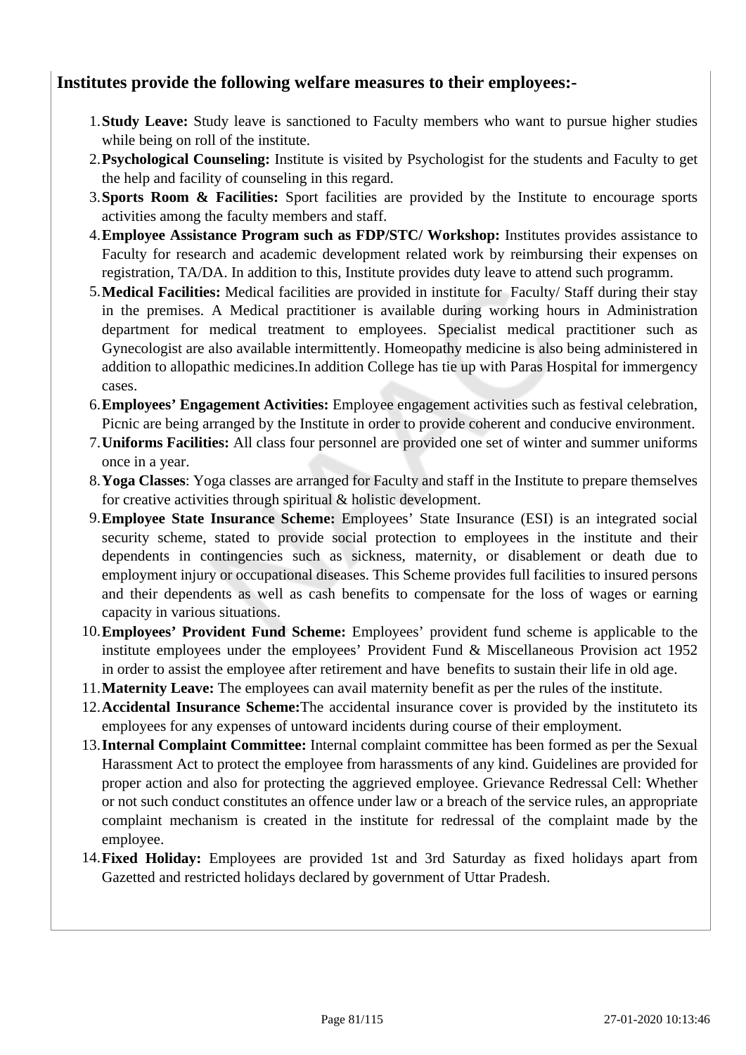**Institutes provide the following welfare measures to their employees:-**

1. **Study Leave:** Study leave is sanctioned to Faculty members who want to pursue higher studies while being on roll of the institute.
2. **Psychological Counseling:** Institute is visited by Psychologist for the students and Faculty to get the help and facility of counseling in this regard.
3. **Sports Room & Facilities:** Sport facilities are provided by the Institute to encourage sports activities among the faculty members and staff.
4. **Employee Assistance Program such as FDP/STC/ Workshop:** Institutes provides assistance to Faculty for research and academic development related work by reimbursing their expenses on registration, TA/DA. In addition to this, Institute provides duty leave to attend such programm.
5. **Medical Facilities:** Medical facilities are provided in institute for Faculty/ Staff during their stay in the premises. A Medical practitioner is available during working hours in Administration department for medical treatment to employees. Specialist medical practitioner such as Gynecologist are also available intermittently. Homeopathy medicine is also being administered in addition to allopathic medicines.In addition College has tie up with Paras Hospital for immergency cases.
6. **Employees' Engagement Activities:** Employee engagement activities such as festival celebration, Picnic are being arranged by the Institute in order to provide coherent and conducive environment.
7. **Uniforms Facilities:** All class four personnel are provided one set of winter and summer uniforms once in a year.
8. **Yoga Classes**: Yoga classes are arranged for Faculty and staff in the Institute to prepare themselves for creative activities through spiritual & holistic development.
9. **Employee State Insurance Scheme:** Employees' State Insurance (ESI) is an integrated social security scheme, stated to provide social protection to employees in the institute and their dependents in contingencies such as sickness, maternity, or disablement or death due to employment injury or occupational diseases. This Scheme provides full facilities to insured persons and their dependents as well as cash benefits to compensate for the loss of wages or earning capacity in various situations.
10. **Employees' Provident Fund Scheme:** Employees' provident fund scheme is applicable to the institute employees under the employees' Provident Fund & Miscellaneous Provision act 1952 in order to assist the employee after retirement and have benefits to sustain their life in old age.
11. **Maternity Leave:** The employees can avail maternity benefit as per the rules of the institute.
12. **Accidental Insurance Scheme:**The accidental insurance cover is provided by the instituteto its employees for any expenses of untoward incidents during course of their employment.
13. **Internal Complaint Committee:** Internal complaint committee has been formed as per the Sexual Harassment Act to protect the employee from harassments of any kind. Guidelines are provided for proper action and also for protecting the aggrieved employee. Grievance Redressal Cell: Whether or not such conduct constitutes an offence under law or a breach of the service rules, an appropriate complaint mechanism is created in the institute for redressal of the complaint made by the employee.
14. **Fixed Holiday:** Employees are provided 1st and 3rd Saturday as fixed holidays apart from Gazetted and restricted holidays declared by government of Uttar Pradesh.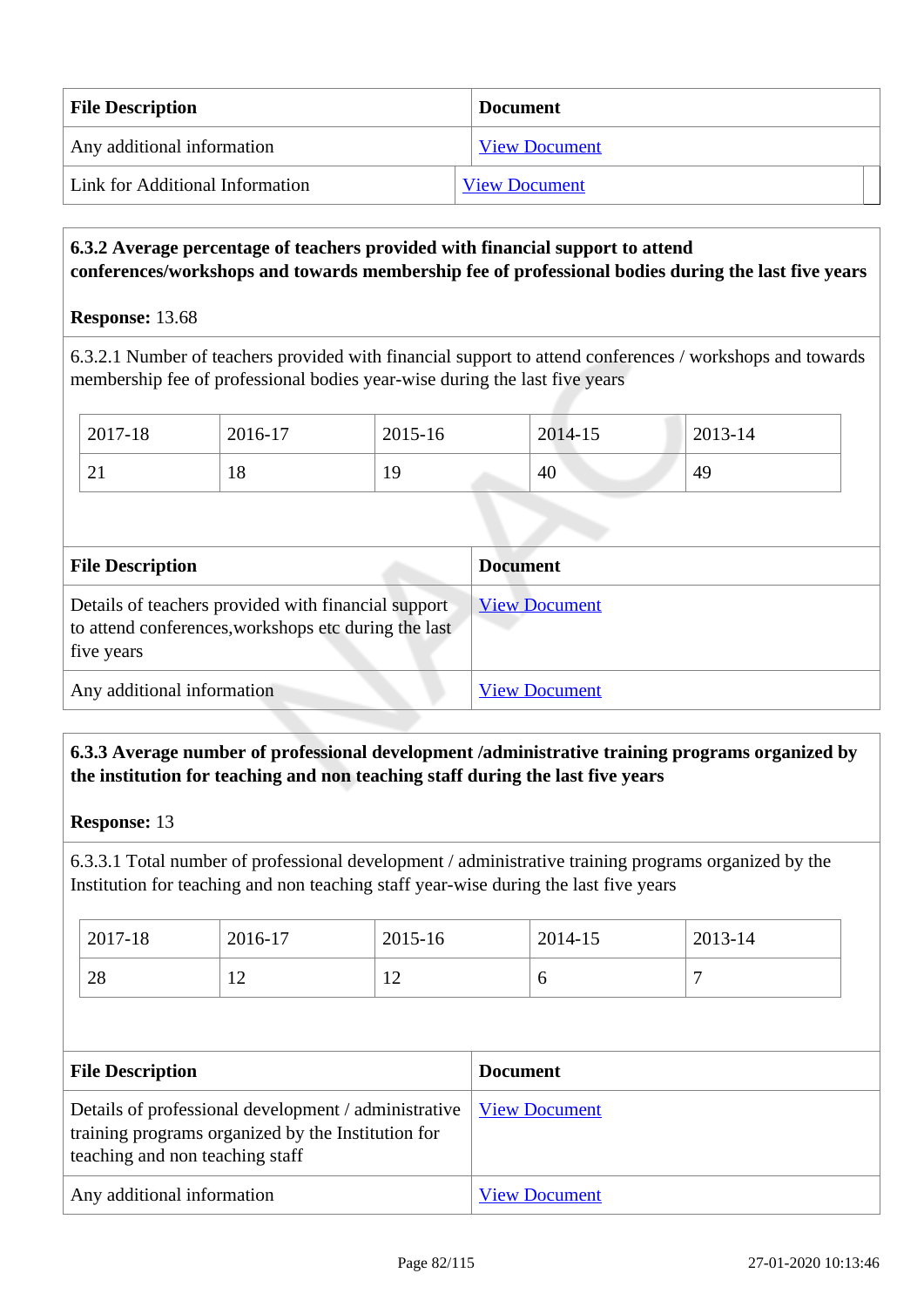| File Description | Document |
|---|---|
| Any additional information | View Document |
| Link for Additional Information | View Document |

**6.3.2 Average percentage of teachers provided with financial support to attend conferences/workshops and towards membership fee of professional bodies during the last five years**

**Response:** 13.68

6.3.2.1 Number of teachers provided with financial support to attend conferences / workshops and towards membership fee of professional bodies year-wise during the last five years

| 2017-18 | 2016-17 | 2015-16 | 2014-15 | 2013-14 |
|---|---|---|---|---|
| 21 | 18 | 19 | 40 | 49 |

| File Description | Document |
|---|---|
| Details of teachers provided with financial support to attend conferences,workshops etc during the last five years | View Document |
| Any additional information | View Document |

**6.3.3 Average number of professional development /administrative training programs organized by the institution for teaching and non teaching staff during the last five years**

**Response:** 13

6.3.3.1 Total number of professional development / administrative training programs organized by the Institution for teaching and non teaching staff year-wise during the last five years

| 2017-18 | 2016-17 | 2015-16 | 2014-15 | 2013-14 |
|---|---|---|---|---|
| 28 | 12 | 12 | 6 | 7 |

| File Description | Document |
|---|---|
| Details of professional development / administrative training programs organized by the Institution for teaching and non teaching staff | View Document |
| Any additional information | View Document |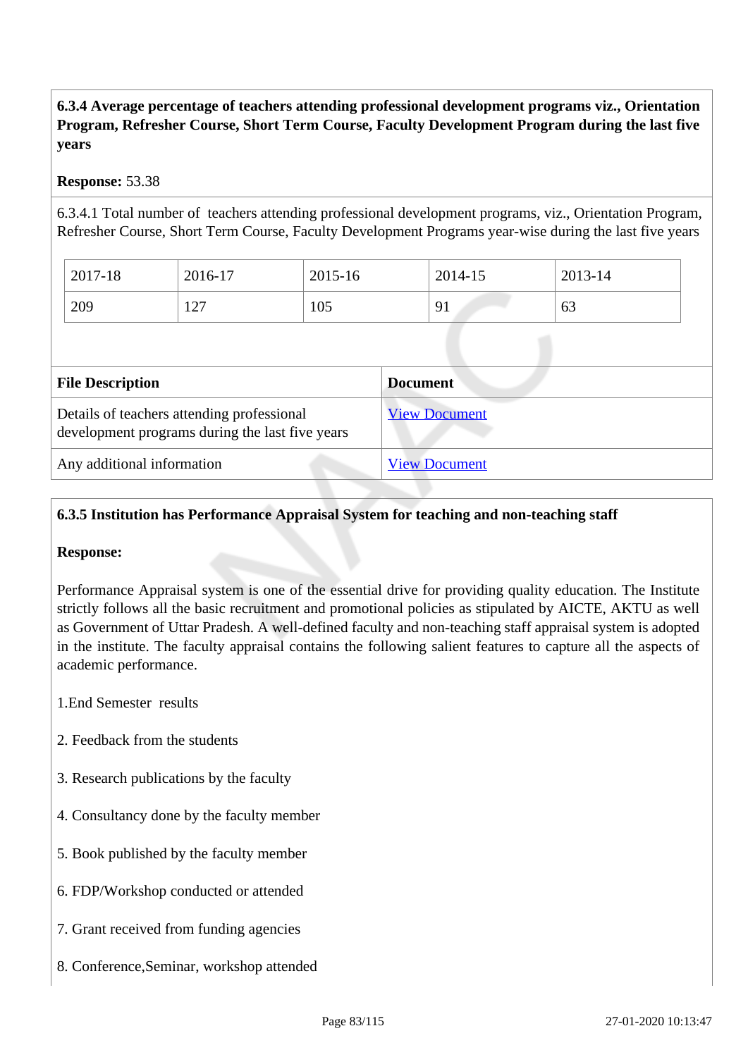**6.3.4 Average percentage of teachers attending professional development programs viz., Orientation Program, Refresher Course, Short Term Course, Faculty Development Program during the last five years**

**Response:** 53.38

6.3.4.1 Total number of teachers attending professional development programs, viz., Orientation Program, Refresher Course, Short Term Course, Faculty Development Programs year-wise during the last five years

| 2017-18 | 2016-17 | 2015-16 | 2014-15 | 2013-14 |
|---|---|---|---|---|
| 209 | 127 | 105 | 91 | 63 |

| File Description | Document |
|---|---|
| Details of teachers attending professional development programs during the last five years | View Document |
| Any additional information | View Document |

**6.3.5 Institution has Performance Appraisal System for teaching and non-teaching staff**

**Response:**

Performance Appraisal system is one of the essential drive for providing quality education. The Institute strictly follows all the basic recruitment and promotional policies as stipulated by AICTE, AKTU as well as Government of Uttar Pradesh. A well-defined faculty and non-teaching staff appraisal system is adopted in the institute. The faculty appraisal contains the following salient features to capture all the aspects of academic performance.

1.End Semester results

2. Feedback from the students

3. Research publications by the faculty

4. Consultancy done by the faculty member

5. Book published by the faculty member

6. FDP/Workshop conducted or attended

7. Grant received from funding agencies

8. Conference,Seminar, workshop attended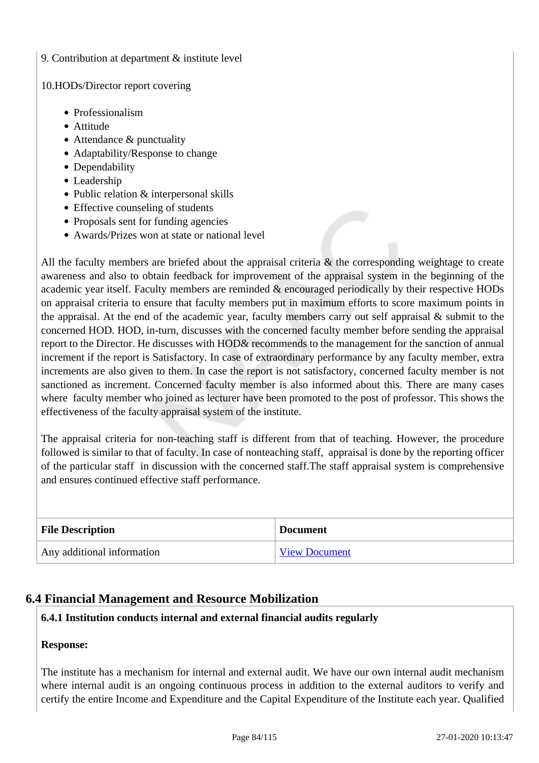9. Contribution at department & institute level

10.HODs/Director report covering

- Professionalism
- Attitude
- Attendance & punctuality
- Adaptability/Response to change
- Dependability
- Leadership
- Public relation & interpersonal skills
- Effective counseling of students
- Proposals sent for funding agencies
- Awards/Prizes won at state or national level

All the faculty members are briefed about the appraisal criteria & the corresponding weightage to create awareness and also to obtain feedback for improvement of the appraisal system in the beginning of the academic year itself. Faculty members are reminded & encouraged periodically by their respective HODs on appraisal criteria to ensure that faculty members put in maximum efforts to score maximum points in the appraisal. At the end of the academic year, faculty members carry out self appraisal & submit to the concerned HOD. HOD, in-turn, discusses with the concerned faculty member before sending the appraisal report to the Director. He discusses with HOD& recommends to the management for the sanction of annual increment if the report is Satisfactory. In case of extraordinary performance by any faculty member, extra increments are also given to them. In case the report is not satisfactory, concerned faculty member is not sanctioned as increment. Concerned faculty member is also informed about this. There are many cases where faculty member who joined as lecturer have been promoted to the post of professor. This shows the effectiveness of the faculty appraisal system of the institute.

The appraisal criteria for non-teaching staff is different from that of teaching. However, the procedure followed is similar to that of faculty. In case of nonteaching staff, appraisal is done by the reporting officer of the particular staff in discussion with the concerned staff.The staff appraisal system is comprehensive and ensures continued effective staff performance.

| File Description | Document |
|---|---|
| Any additional information | View Document |

## 6.4 Financial Management and Resource Mobilization

**6.4.1 Institution conducts internal and external financial audits regularly**

**Response:**

The institute has a mechanism for internal and external audit. We have our own internal audit mechanism where internal audit is an ongoing continuous process in addition to the external auditors to verify and certify the entire Income and Expenditure and the Capital Expenditure of the Institute each year. Qualified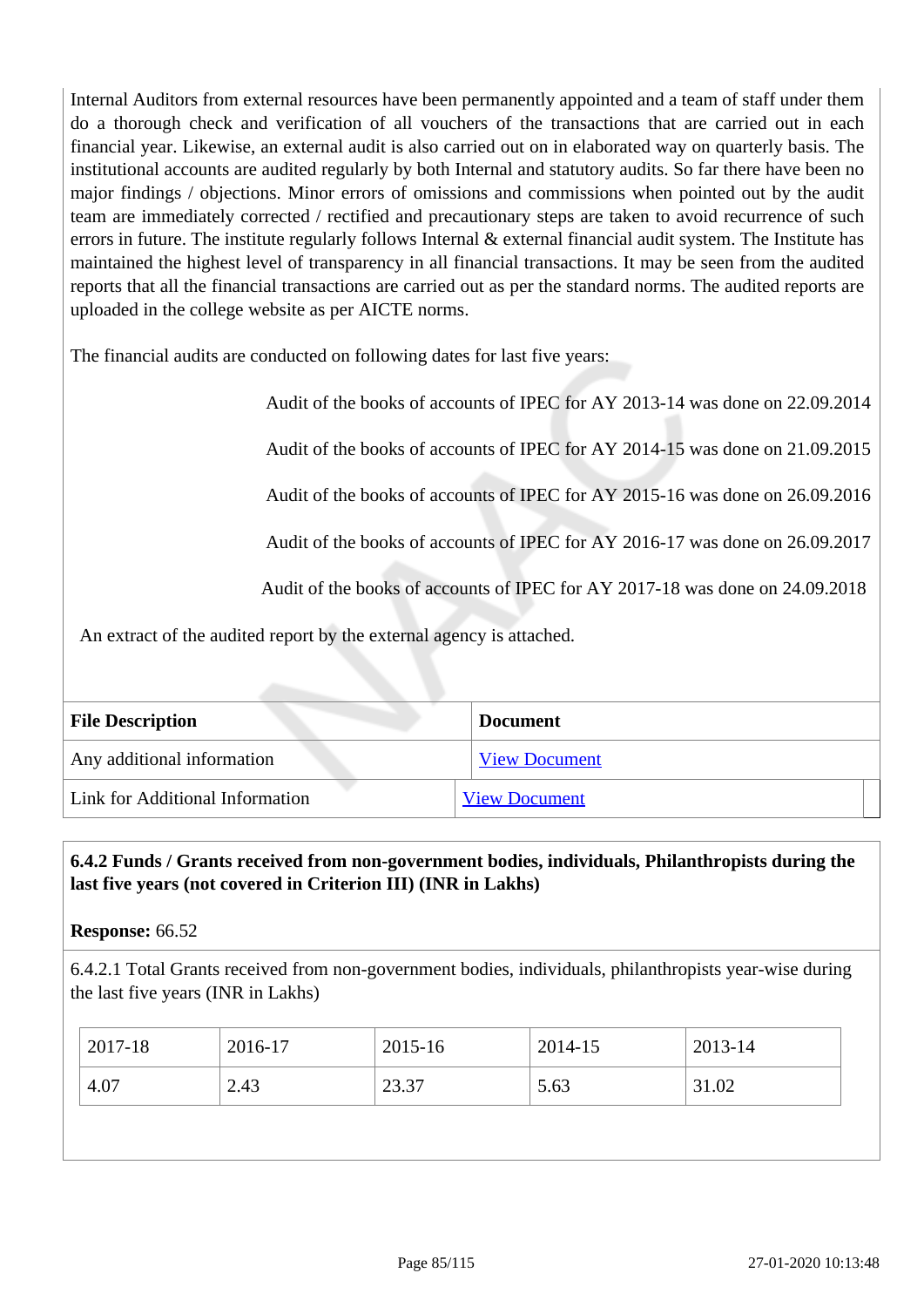Internal Auditors from external resources have been permanently appointed and a team of staff under them do a thorough check and verification of all vouchers of the transactions that are carried out in each financial year. Likewise, an external audit is also carried out on in elaborated way on quarterly basis. The institutional accounts are audited regularly by both Internal and statutory audits. So far there have been no major findings / objections. Minor errors of omissions and commissions when pointed out by the audit team are immediately corrected / rectified and precautionary steps are taken to avoid recurrence of such errors in future. The institute regularly follows Internal & external financial audit system. The Institute has maintained the highest level of transparency in all financial transactions. It may be seen from the audited reports that all the financial transactions are carried out as per the standard norms. The audited reports are uploaded in the college website as per AICTE norms.

The financial audits are conducted on following dates for last five years:

Audit of the books of accounts of IPEC for AY 2013-14 was done on 22.09.2014

Audit of the books of accounts of IPEC for AY 2014-15 was done on 21.09.2015

Audit of the books of accounts of IPEC for AY 2015-16 was done on 26.09.2016

Audit of the books of accounts of IPEC for AY 2016-17 was done on 26.09.2017

Audit of the books of accounts of IPEC for AY 2017-18 was done on 24.09.2018

An extract of the audited report by the external agency is attached.

| File Description | Document |
|---|---|
| Any additional information | View Document |
| Link for Additional Information | View Document |

**6.4.2 Funds / Grants received from non-government bodies, individuals, Philanthropists during the last five years (not covered in Criterion III) (INR in Lakhs)**

**Response:** 66.52

6.4.2.1 Total Grants received from non-government bodies, individuals, philanthropists year-wise during the last five years (INR in Lakhs)

| 2017-18 | 2016-17 | 2015-16 | 2014-15 | 2013-14 |
|---|---|---|---|---|
| 4.07 | 2.43 | 23.37 | 5.63 | 31.02 |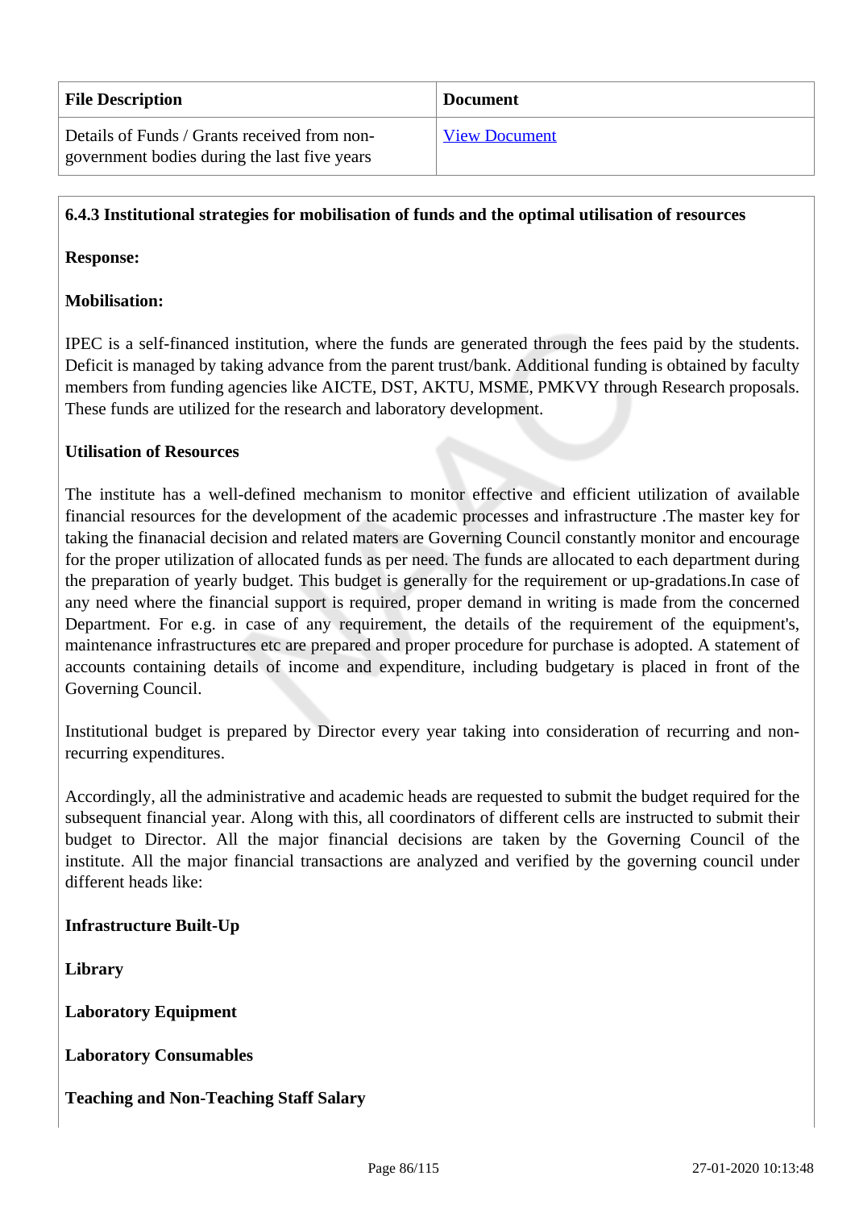| File Description | Document |
|---|---|
| Details of Funds / Grants received from non-government bodies during the last five years | View Document |

**6.4.3 Institutional strategies for mobilisation of funds and the optimal utilisation of resources**

**Response:**

**Mobilisation:**

IPEC is a self-financed institution, where the funds are generated through the fees paid by the students. Deficit is managed by taking advance from the parent trust/bank. Additional funding is obtained by faculty members from funding agencies like AICTE, DST, AKTU, MSME, PMKVY through Research proposals. These funds are utilized for the research and laboratory development.

**Utilisation of Resources**

The institute has a well-defined mechanism to monitor effective and efficient utilization of available financial resources for the development of the academic processes and infrastructure .The master key for taking the finanacial decision and related maters are Governing Council constantly monitor and encourage for the proper utilization of allocated funds as per need. The funds are allocated to each department during the preparation of yearly budget. This budget is generally for the requirement or up-gradations.In case of any need where the financial support is required, proper demand in writing is made from the concerned Department. For e.g. in case of any requirement, the details of the requirement of the equipment's, maintenance infrastructures etc are prepared and proper procedure for purchase is adopted. A statement of accounts containing details of income and expenditure, including budgetary is placed in front of the Governing Council.

Institutional budget is prepared by Director every year taking into consideration of recurring and non-recurring expenditures.

Accordingly, all the administrative and academic heads are requested to submit the budget required for the subsequent financial year. Along with this, all coordinators of different cells are instructed to submit their budget to Director. All the major financial decisions are taken by the Governing Council of the institute. All the major financial transactions are analyzed and verified by the governing council under different heads like:

**Infrastructure Built-Up**

**Library**

**Laboratory Equipment**

**Laboratory Consumables**

**Teaching and Non-Teaching Staff Salary**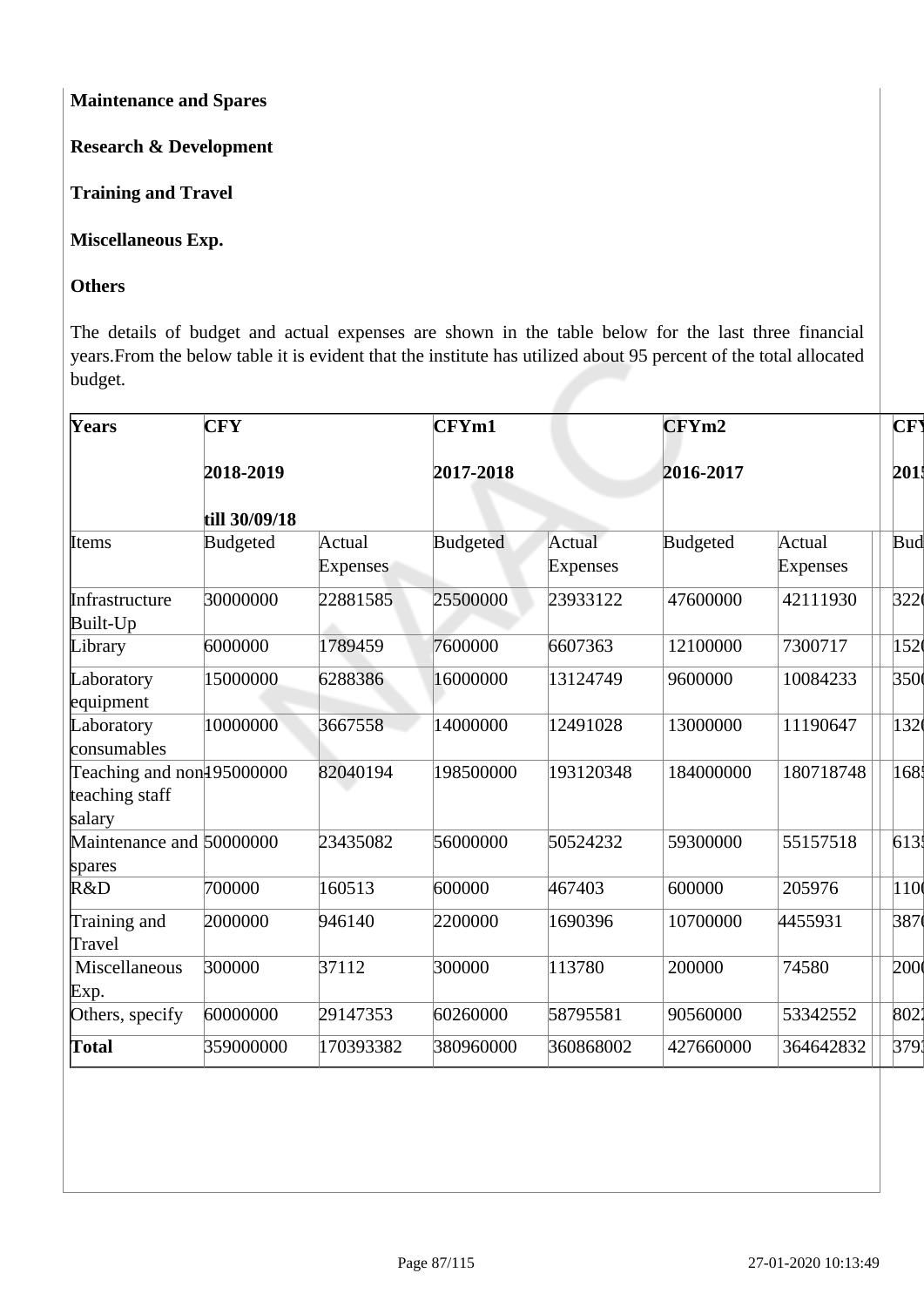**Maintenance and Spares**

**Research & Development**

**Training and Travel**

**Miscellaneous Exp.**

**Others**

The details of budget and actual expenses are shown in the table below for the last three financial years.From the below table it is evident that the institute has utilized about 95 percent of the total allocated budget.

| **Years** | **CFY**<br><br>**2018-2019**<br><br>**till 30/09/18** | | **CFYm1**<br><br>**2017-2018** | | **CFYm2**<br><br>**2016-2017** | | | **CF**<br><br>**201** |
|---|---|---|---|---|---|---|---|---|
| Items | Budgeted | Actual Expenses | Budgeted | Actual Expenses | Budgeted | Actual Expenses | | Bud |
| Infrastructure Built-Up | 30000000 | 22881585 | 25500000 | 23933122 | 47600000 | 42111930 | | 322 |
| Library | 6000000 | 1789459 | 7600000 | 6607363 | 12100000 | 7300717 | | 152 |
| Laboratory equipment | 15000000 | 6288386 | 16000000 | 13124749 | 9600000 | 10084233 | | 350 |
| Laboratory consumables | 10000000 | 3667558 | 14000000 | 12491028 | 13000000 | 11190647 | | 132 |
| Teaching and non teaching staff salary | 195000000 | 82040194 | 198500000 | 193120348 | 184000000 | 180718748 | | 168 |
| Maintenance and spares | 50000000 | 23435082 | 56000000 | 50524232 | 59300000 | 55157518 | | 613 |
| R&D | 700000 | 160513 | 600000 | 467403 | 600000 | 205976 | | 110 |
| Training and Travel | 2000000 | 946140 | 2200000 | 1690396 | 10700000 | 4455931 | | 387 |
| Miscellaneous Exp. | 300000 | 37112 | 300000 | 113780 | 200000 | 74580 | | 200 |
| Others, specify | 60000000 | 29147353 | 60260000 | 58795581 | 90560000 | 53342552 | | 802 |
| **Total** | 359000000 | 170393382 | 380960000 | 360868002 | 427660000 | 364642832 | | 379 |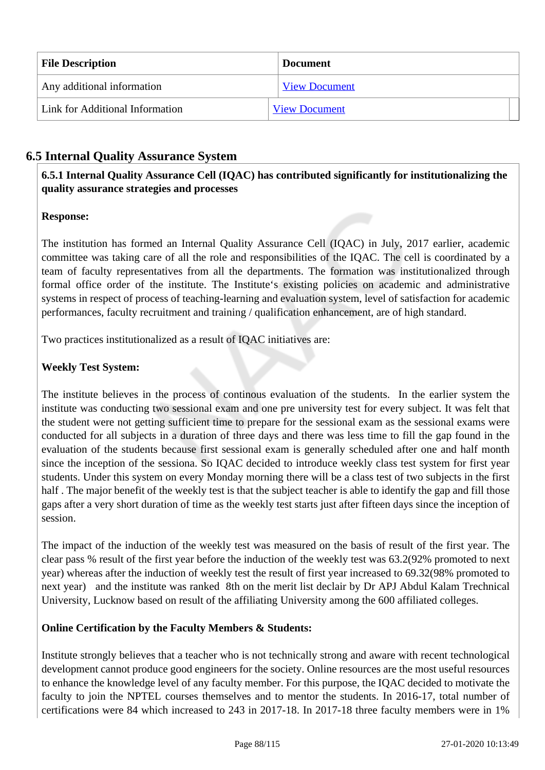| File Description | Document |
| --- | --- |
| Any additional information | View Document |
| Link for Additional Information | View Document |

## 6.5 Internal Quality Assurance System

**6.5.1 Internal Quality Assurance Cell (IQAC) has contributed significantly for institutionalizing the quality assurance strategies and processes**

**Response:**

The institution has formed an Internal Quality Assurance Cell (IQAC) in July, 2017 earlier, academic committee was taking care of all the role and responsibilities of the IQAC. The cell is coordinated by a team of faculty representatives from all the departments. The formation was institutionalized through formal office order of the institute. The Institute‘s existing policies on academic and administrative systems in respect of process of teaching-learning and evaluation system, level of satisfaction for academic performances, faculty recruitment and training / qualification enhancement, are of high standard.

Two practices institutionalized as a result of IQAC initiatives are:

**Weekly Test System:**

The institute believes in the process of continous evaluation of the students. In the earlier system the institute was conducting two sessional exam and one pre university test for every subject. It was felt that the student were not getting sufficient time to prepare for the sessional exam as the sessional exams were conducted for all subjects in a duration of three days and there was less time to fill the gap found in the evaluation of the students because first sessional exam is generally scheduled after one and half month since the inception of the sessiona. So IQAC decided to introduce weekly class test system for first year students. Under this system on every Monday morning there will be a class test of two subjects in the first half . The major benefit of the weekly test is that the subject teacher is able to identify the gap and fill those gaps after a very short duration of time as the weekly test starts just after fifteen days since the inception of session.

The impact of the induction of the weekly test was measured on the basis of result of the first year. The clear pass % result of the first year before the induction of the weekly test was 63.2(92% promoted to next year) whereas after the induction of weekly test the result of first year increased to 69.32(98% promoted to next year) and the institute was ranked 8th on the merit list declair by Dr APJ Abdul Kalam Trechnical University, Lucknow based on result of the affiliating University among the 600 affiliated colleges.

**Online Certification by the Faculty Members & Students:**

Institute strongly believes that a teacher who is not technically strong and aware with recent technological development cannot produce good engineers for the society. Online resources are the most useful resources to enhance the knowledge level of any faculty member. For this purpose, the IQAC decided to motivate the faculty to join the NPTEL courses themselves and to mentor the students. In 2016-17, total number of certifications were 84 which increased to 243 in 2017-18. In 2017-18 three faculty members were in 1%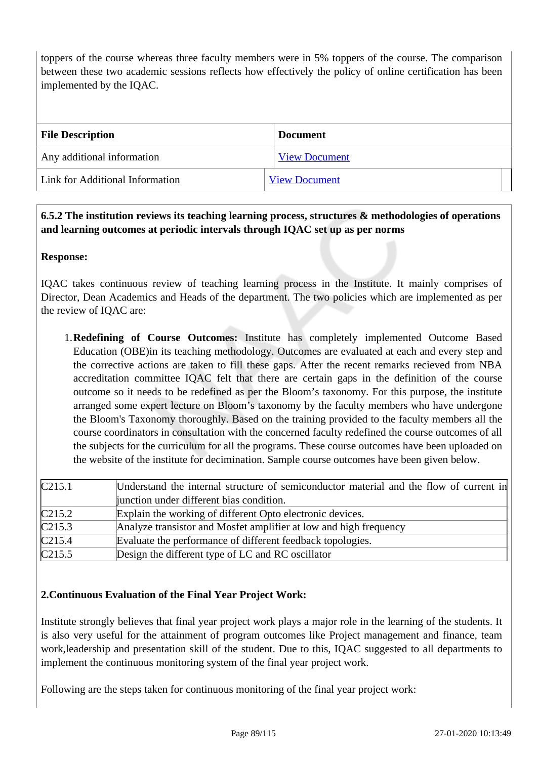toppers of the course whereas three faculty members were in 5% toppers of the course. The comparison between these two academic sessions reflects how effectively the policy of online certification has been implemented by the IQAC.

| File Description | Document |
|---|---|
| Any additional information | View Document |
| Link for Additional Information | View Document |

**6.5.2 The institution reviews its teaching learning process, structures & methodologies of operations and learning outcomes at periodic intervals through IQAC set up as per norms**

**Response:**

IQAC takes continuous review of teaching learning process in the Institute. It mainly comprises of Director, Dean Academics and Heads of the department. The two policies which are implemented as per the review of IQAC are:

1. **Redefining of Course Outcomes:** Institute has completely implemented Outcome Based Education (OBE)in its teaching methodology. Outcomes are evaluated at each and every step and the corrective actions are taken to fill these gaps. After the recent remarks recieved from NBA accreditation committee IQAC felt that there are certain gaps in the definition of the course outcome so it needs to be redefined as per the Bloom's taxonomy. For this purpose, the institute arranged some expert lecture on Bloom's taxonomy by the faculty members who have undergone the Bloom's Taxonomy thoroughly. Based on the training provided to the faculty members all the course coordinators in consultation with the concerned faculty redefined the course outcomes of all the subjects for the curriculum for all the programs. These course outcomes have been uploaded on the website of the institute for decimination. Sample course outcomes have been given below.

| | |
|---|---|
| C215.1 | Understand the internal structure of semiconductor material and the flow of current in junction under different bias condition. |
| C215.2 | Explain the working of different Opto electronic devices. |
| C215.3 | Analyze transistor and Mosfet amplifier at low and high frequency |
| C215.4 | Evaluate the performance of different feedback topologies. |
| C215.5 | Design the different type of LC and RC oscillator |

**2.Continuous Evaluation of the Final Year Project Work:**

Institute strongly believes that final year project work plays a major role in the learning of the students. It is also very useful for the attainment of program outcomes like Project management and finance, team work,leadership and presentation skill of the student. Due to this, IQAC suggested to all departments to implement the continuous monitoring system of the final year project work.

Following are the steps taken for continuous monitoring of the final year project work: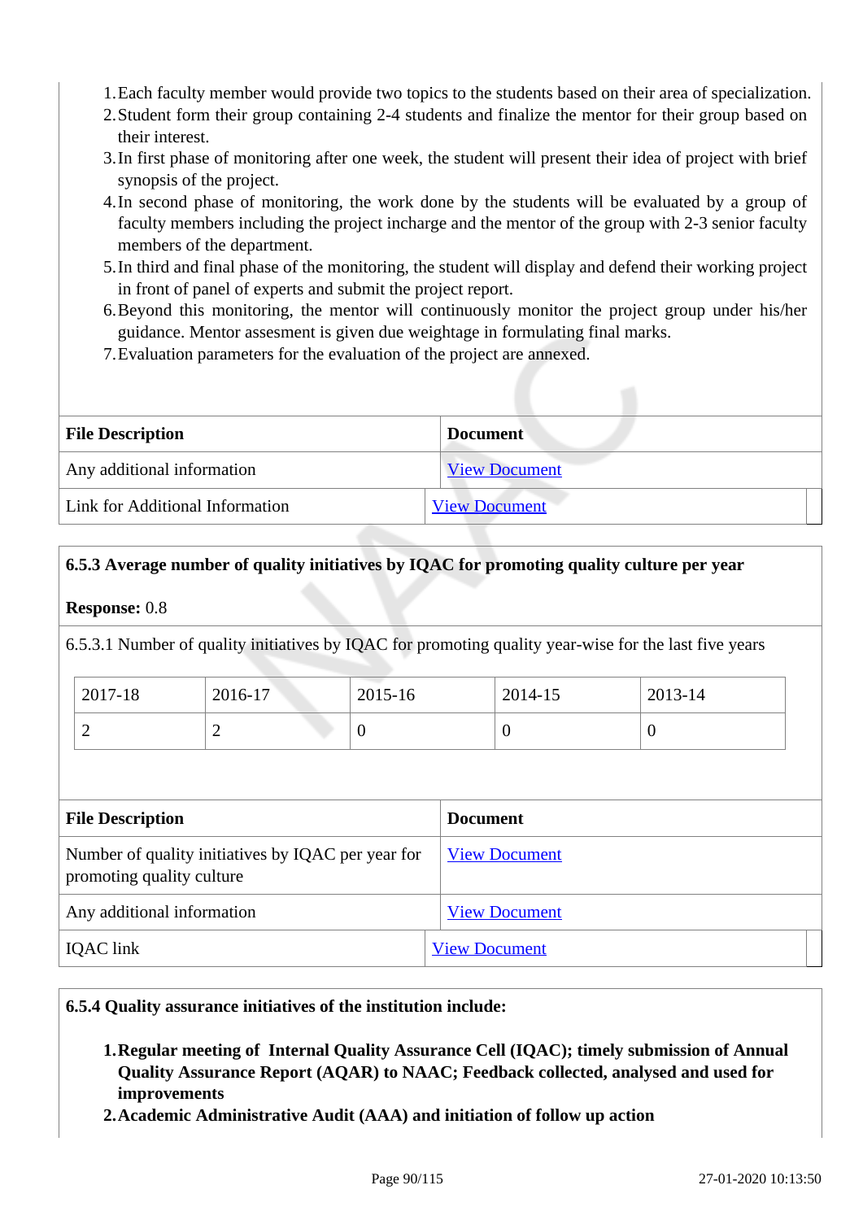1. Each faculty member would provide two topics to the students based on their area of specialization.
2. Student form their group containing 2-4 students and finalize the mentor for their group based on their interest.
3. In first phase of monitoring after one week, the student will present their idea of project with brief synopsis of the project.
4. In second phase of monitoring, the work done by the students will be evaluated by a group of faculty members including the project incharge and the mentor of the group with 2-3 senior faculty members of the department.
5. In third and final phase of the monitoring, the student will display and defend their working project in front of panel of experts and submit the project report.
6. Beyond this monitoring, the mentor will continuously monitor the project group under his/her guidance. Mentor assesment is given due weightage in formulating final marks.
7. Evaluation parameters for the evaluation of the project are annexed.

| File Description | Document |
|---|---|
| Any additional information | View Document |
| Link for Additional Information | View Document |

**6.5.3 Average number of quality initiatives by IQAC for promoting quality culture per year**

**Response:** 0.8

6.5.3.1 Number of quality initiatives by IQAC for promoting quality year-wise for the last five years

| 2017-18 | 2016-17 | 2015-16 | 2014-15 | 2013-14 |
|---|---|---|---|---|
| 2 | 2 | 0 | 0 | 0 |

| File Description | Document |
|---|---|
| Number of quality initiatives by IQAC per year for promoting quality culture | View Document |
| Any additional information | View Document |
| IQAC link | View Document |

**6.5.4 Quality assurance initiatives of the institution include:**

1. **Regular meeting of Internal Quality Assurance Cell (IQAC); timely submission of Annual Quality Assurance Report (AQAR) to NAAC; Feedback collected, analysed and used for improvements**
2. **Academic Administrative Audit (AAA) and initiation of follow up action**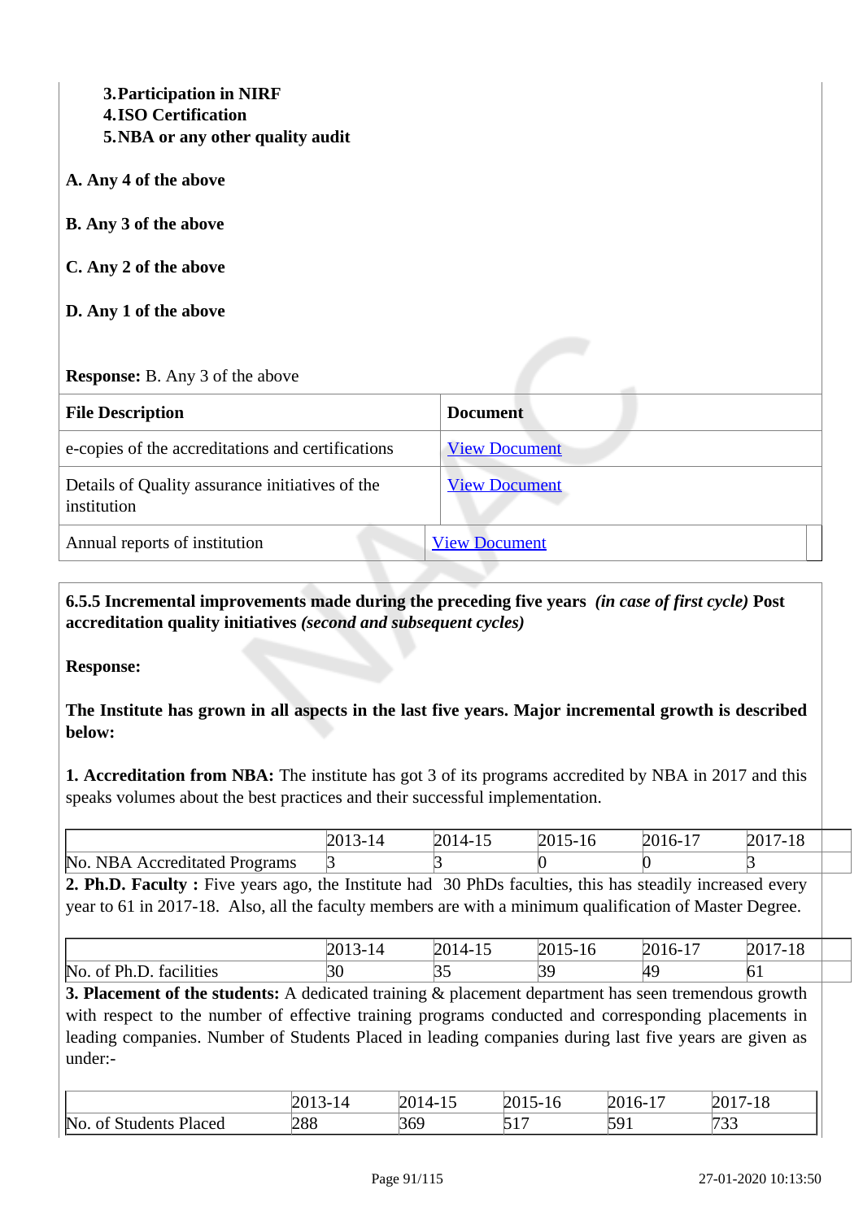**3. Participation in NIRF**
**4. ISO Certification**
**5. NBA or any other quality audit**

**A. Any 4 of the above**

**B. Any 3 of the above**

**C. Any 2 of the above**

**D. Any 1 of the above**

**Response:** B. Any 3 of the above

| File Description | Document |
|---|---|
| e-copies of the accreditations and certifications | View Document |
| Details of Quality assurance initiatives of the institution | View Document |
| Annual reports of institution | View Document |

**6.5.5 Incremental improvements made during the preceding five years** ***(in case of first cycle)*** **Post accreditation quality initiatives** ***(second and subsequent cycles)***

**Response:**

**The Institute has grown in all aspects in the last five years. Major incremental growth is described below:**

**1. Accreditation from NBA:** The institute has got 3 of its programs accredited by NBA in 2017 and this speaks volumes about the best practices and their successful implementation.

| | 2013-14 | 2014-15 | 2015-16 | 2016-17 | 2017-18 |
|---|---|---|---|---|---|
| No. NBA Accredited Programs | 3 | 3 | 0 | 0 | 3 |

**2. Ph.D. Faculty :** Five years ago, the Institute had 30 PhDs faculties, this has steadily increased every year to 61 in 2017-18. Also, all the faculty members are with a minimum qualification of Master Degree.

| | 2013-14 | 2014-15 | 2015-16 | 2016-17 | 2017-18 |
|---|---|---|---|---|---|
| No. of Ph.D. facilities | 30 | 35 | 39 | 49 | 61 |

**3. Placement of the students:** A dedicated training & placement department has seen tremendous growth with respect to the number of effective training programs conducted and corresponding placements in leading companies. Number of Students Placed in leading companies during last five years are given as under:-

| | 2013-14 | 2014-15 | 2015-16 | 2016-17 | 2017-18 |
|---|---|---|---|---|---|
| No. of Students Placed | 288 | 369 | 517 | 591 | 733 |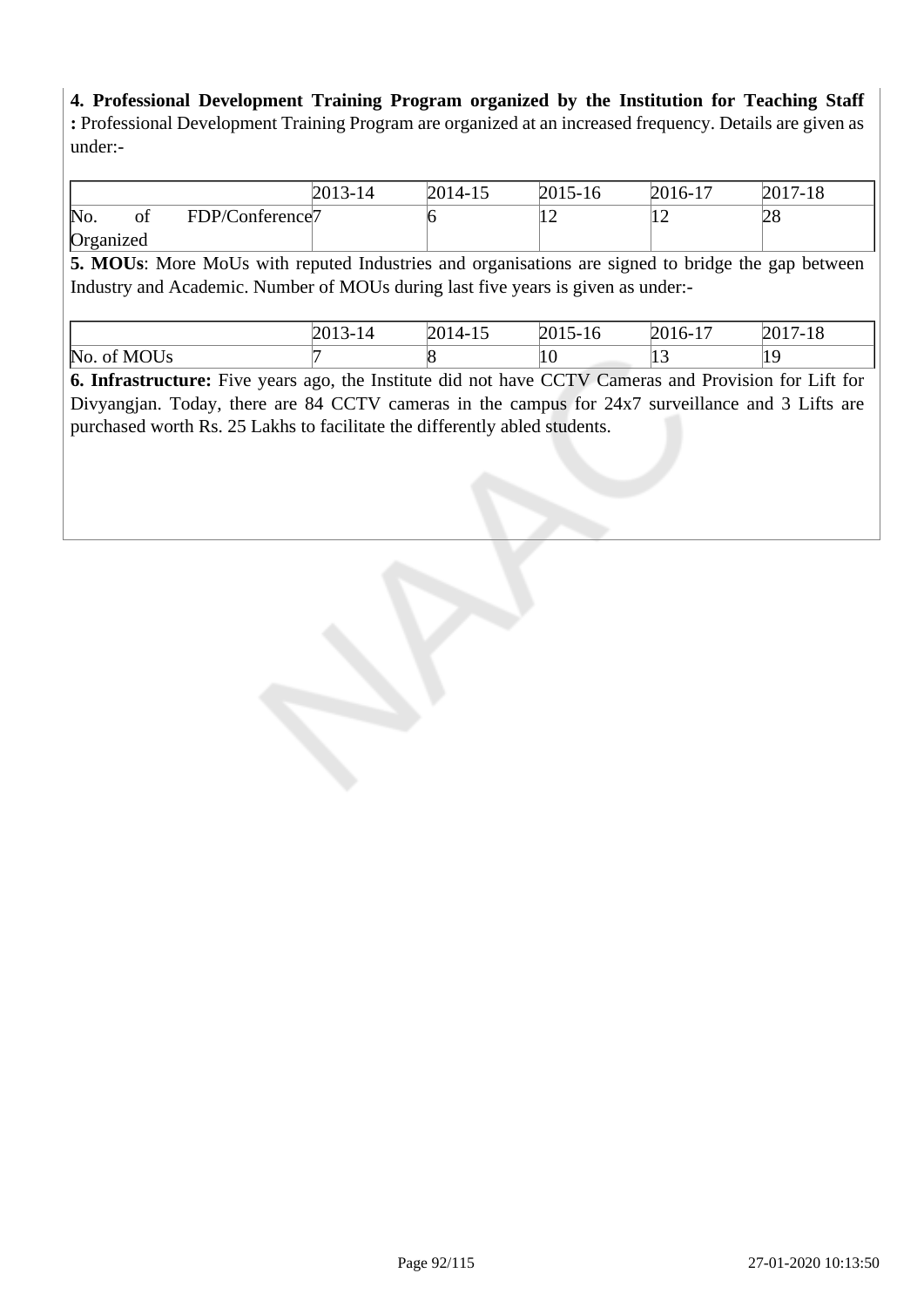**4. Professional Development Training Program organized by the Institution for Teaching Staff :** Professional Development Training Program are organized at an increased frequency. Details are given as under:-

| | 2013-14 | 2014-15 | 2015-16 | 2016-17 | 2017-18 |
|---|---|---|---|---|---|
| No. of FDP/Conference Organized | 7 | 6 | 12 | 12 | 28 |

**5. MOUs**: More MoUs with reputed Industries and organisations are signed to bridge the gap between Industry and Academic. Number of MOUs during last five years is given as under:-

| | 2013-14 | 2014-15 | 2015-16 | 2016-17 | 2017-18 |
|---|---|---|---|---|---|
| No. of MOUs | 7 | 8 | 10 | 13 | 19 |

**6. Infrastructure:** Five years ago, the Institute did not have CCTV Cameras and Provision for Lift for Divyangjan. Today, there are 84 CCTV cameras in the campus for 24x7 surveillance and 3 Lifts are purchased worth Rs. 25 Lakhs to facilitate the differently abled students.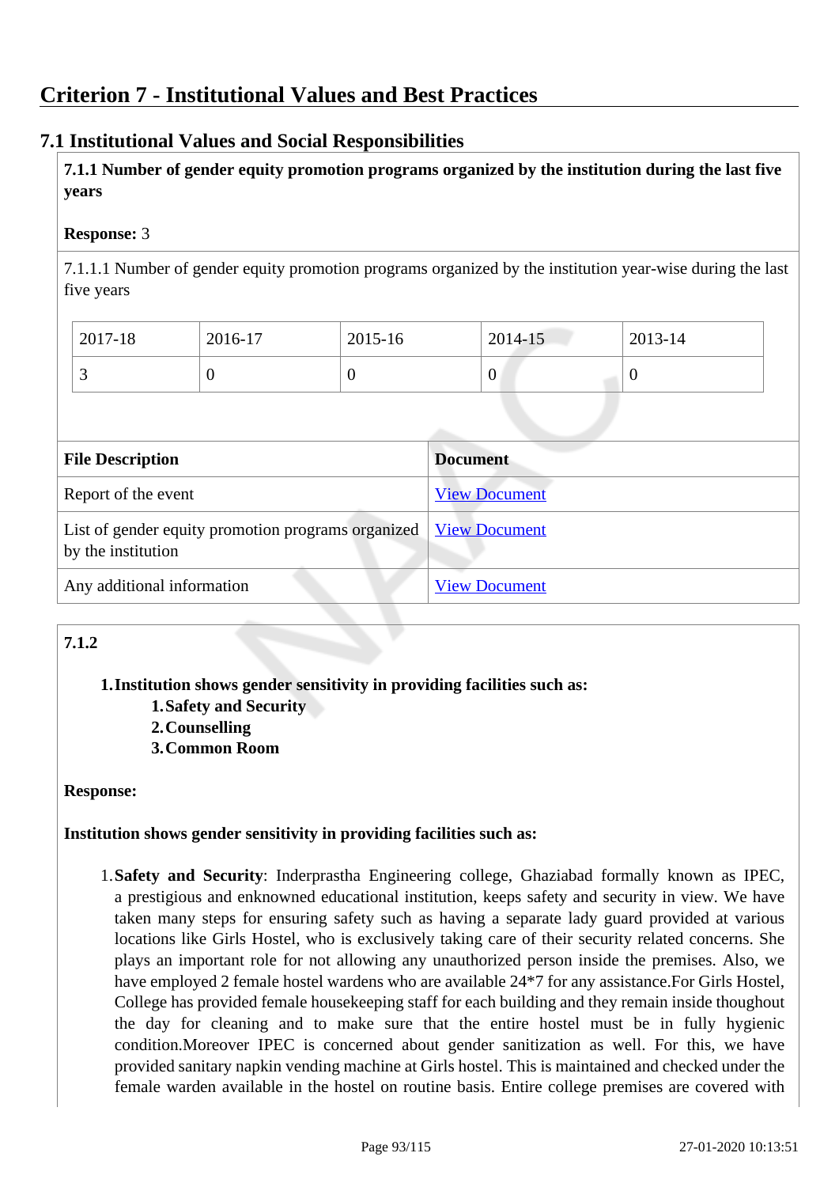# Criterion 7 - Institutional Values and Best Practices

## 7.1 Institutional Values and Social Responsibilities

**7.1.1 Number of gender equity promotion programs organized by the institution during the last five years**

**Response:** 3

7.1.1.1 Number of gender equity promotion programs organized by the institution year-wise during the last five years

| 2017-18 | 2016-17 | 2015-16 | 2014-15 | 2013-14 |
|---|---|---|---|---|
| 3 | 0 | 0 | 0 | 0 |

| File Description | Document |
|---|---|
| Report of the event | View Document |
| List of gender equity promotion programs organized by the institution | View Document |
| Any additional information | View Document |

**7.1.2**

1. **Institution shows gender sensitivity in providing facilities such as:**
   1. **Safety and Security**
   2. **Counselling**
   3. **Common Room**

**Response:**

**Institution shows gender sensitivity in providing facilities such as:**

1. **Safety and Security**: Inderprastha Engineering college, Ghaziabad formally known as IPEC, a prestigious and enknowned educational institution, keeps safety and security in view. We have taken many steps for ensuring safety such as having a separate lady guard provided at various locations like Girls Hostel, who is exclusively taking care of their security related concerns. She plays an important role for not allowing any unauthorized person inside the premises. Also, we have employed 2 female hostel wardens who are available 24*7 for any assistance.For Girls Hostel, College has provided female housekeeping staff for each building and they remain inside thoughout the day for cleaning and to make sure that the entire hostel must be in fully hygienic condition.Moreover IPEC is concerned about gender sanitization as well. For this, we have provided sanitary napkin vending machine at Girls hostel. This is maintained and checked under the female warden available in the hostel on routine basis. Entire college premises are covered with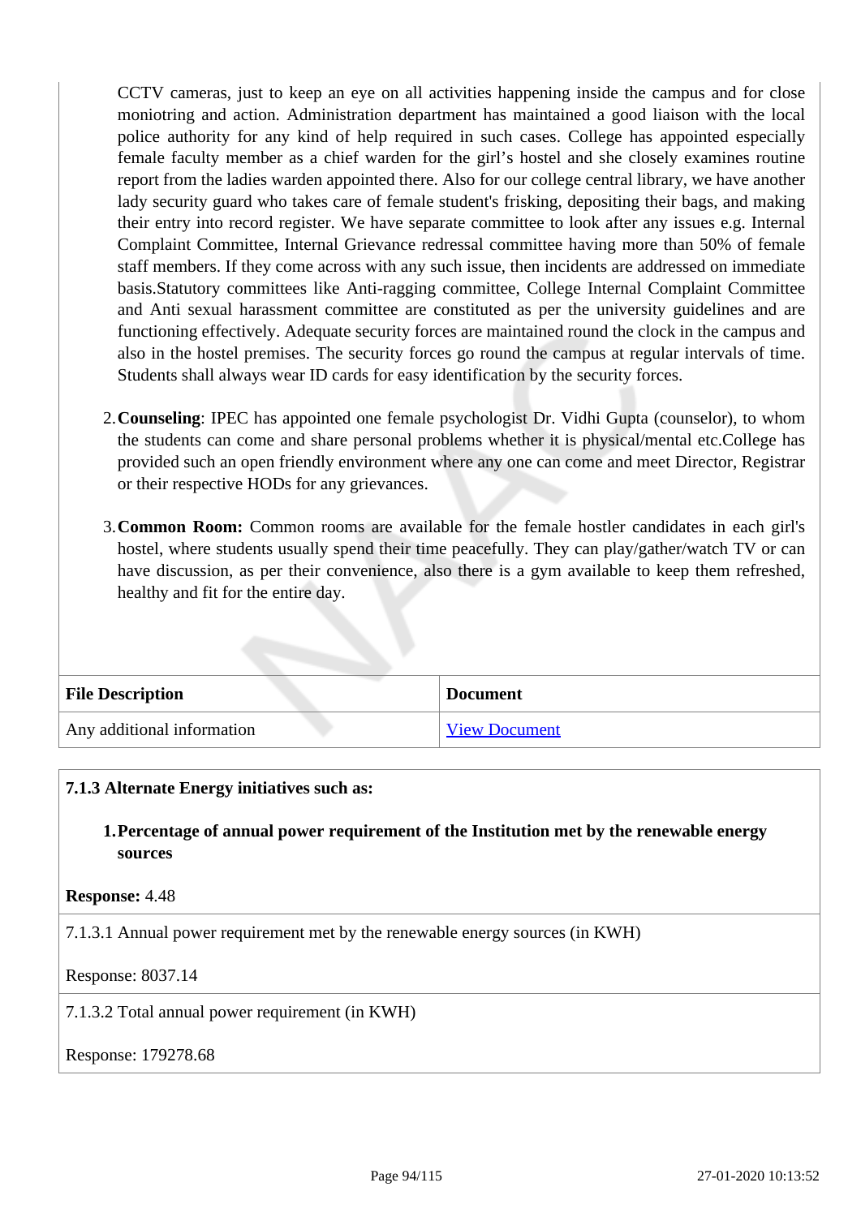CCTV cameras, just to keep an eye on all activities happening inside the campus and for close moniotring and action. Administration department has maintained a good liaison with the local police authority for any kind of help required in such cases. College has appointed especially female faculty member as a chief warden for the girl's hostel and she closely examines routine report from the ladies warden appointed there. Also for our college central library, we have another lady security guard who takes care of female student's frisking, depositing their bags, and making their entry into record register. We have separate committee to look after any issues e.g. Internal Complaint Committee, Internal Grievance redressal committee having more than 50% of female staff members. If they come across with any such issue, then incidents are addressed on immediate basis.Statutory committees like Anti-ragging committee, College Internal Complaint Committee and Anti sexual harassment committee are constituted as per the university guidelines and are functioning effectively. Adequate security forces are maintained round the clock in the campus and also in the hostel premises. The security forces go round the campus at regular intervals of time. Students shall always wear ID cards for easy identification by the security forces.

2. **Counseling**: IPEC has appointed one female psychologist Dr. Vidhi Gupta (counselor), to whom the students can come and share personal problems whether it is physical/mental etc.College has provided such an open friendly environment where any one can come and meet Director, Registrar or their respective HODs for any grievances.

3. **Common Room:** Common rooms are available for the female hostler candidates in each girl's hostel, where students usually spend their time peacefully. They can play/gather/watch TV or can have discussion, as per their convenience, also there is a gym available to keep them refreshed, healthy and fit for the entire day.

| File Description | Document |
|---|---|
| Any additional information | View Document |

**7.1.3 Alternate Energy initiatives such as:**

1. **Percentage of annual power requirement of the Institution met by the renewable energy sources**

**Response:** 4.48

7.1.3.1 Annual power requirement met by the renewable energy sources (in KWH)

Response: 8037.14

7.1.3.2 Total annual power requirement (in KWH)

Response: 179278.68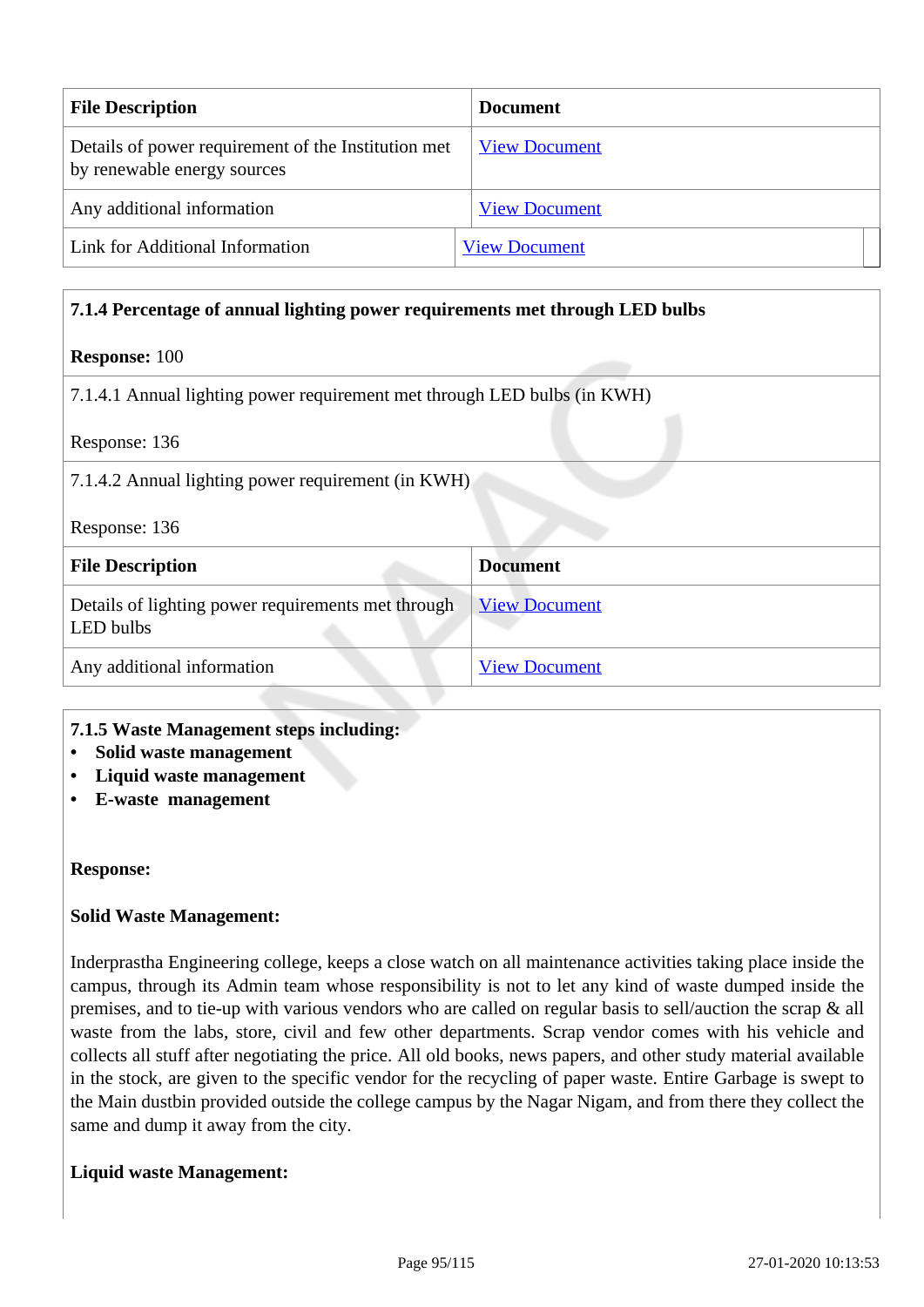| File Description | Document |
|---|---|
| Details of power requirement of the Institution met by renewable energy sources | View Document |
| Any additional information | View Document |
| Link for Additional Information | View Document |

**7.1.4 Percentage of annual lighting power requirements met through LED bulbs**

**Response:** 100

7.1.4.1 Annual lighting power requirement met through LED bulbs (in KWH)

Response: 136

7.1.4.2 Annual lighting power requirement (in KWH)

Response: 136

| File Description | Document |
|---|---|
| Details of lighting power requirements met through LED bulbs | View Document |
| Any additional information | View Document |

**7.1.5 Waste Management steps including:**

- **Solid waste management**
- **Liquid waste management**
- **E-waste management**

**Response:**

**Solid Waste Management:**

Inderprastha Engineering college, keeps a close watch on all maintenance activities taking place inside the campus, through its Admin team whose responsibility is not to let any kind of waste dumped inside the premises, and to tie-up with various vendors who are called on regular basis to sell/auction the scrap & all waste from the labs, store, civil and few other departments. Scrap vendor comes with his vehicle and collects all stuff after negotiating the price. All old books, news papers, and other study material available in the stock, are given to the specific vendor for the recycling of paper waste. Entire Garbage is swept to the Main dustbin provided outside the college campus by the Nagar Nigam, and from there they collect the same and dump it away from the city.

**Liquid waste Management:**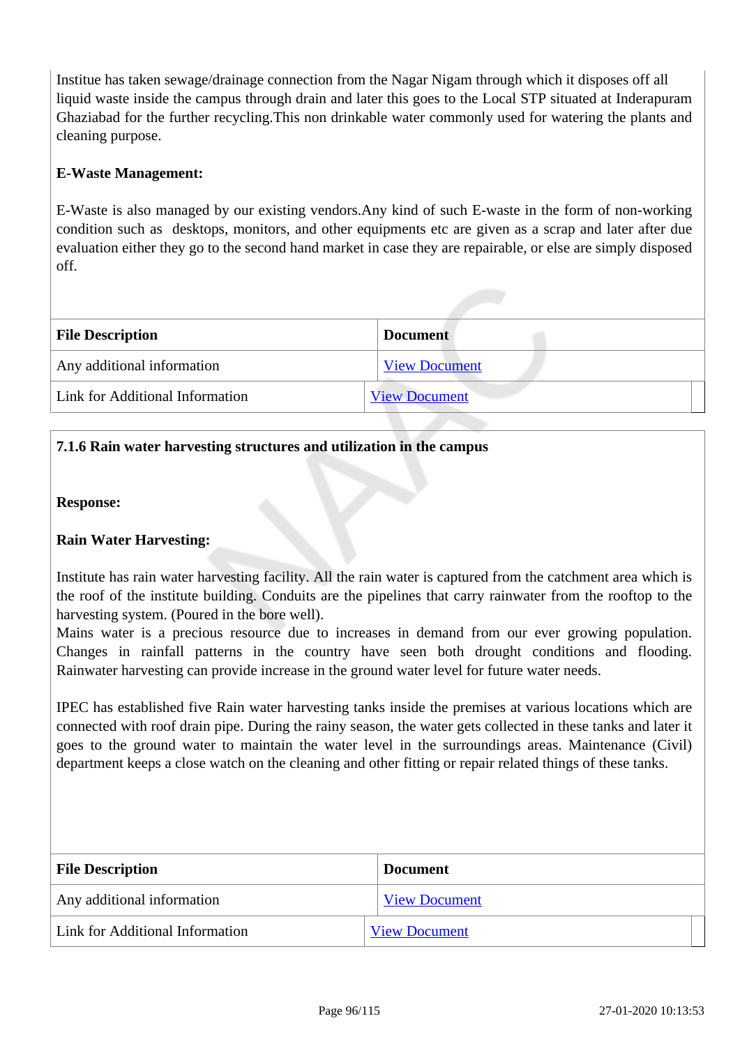Institue has taken sewage/drainage connection from the Nagar Nigam through which it disposes off all liquid waste inside the campus through drain and later this goes to the Local STP situated at Inderapuram Ghaziabad for the further recycling.This non drinkable water commonly used for watering the plants and cleaning purpose.

**E-Waste Management:**

E-Waste is also managed by our existing vendors.Any kind of such E-waste in the form of non-working condition such as desktops, monitors, and other equipments etc are given as a scrap and later after due evaluation either they go to the second hand market in case they are repairable, or else are simply disposed off.

| File Description | Document |
|---|---|
| Any additional information | View Document |
| Link for Additional Information | View Document |

**7.1.6 Rain water harvesting structures and utilization in the campus**

**Response:**

**Rain Water Harvesting:**

Institute has rain water harvesting facility. All the rain water is captured from the catchment area which is the roof of the institute building. Conduits are the pipelines that carry rainwater from the rooftop to the harvesting system. (Poured in the bore well).
Mains water is a precious resource due to increases in demand from our ever growing population. Changes in rainfall patterns in the country have seen both drought conditions and flooding. Rainwater harvesting can provide increase in the ground water level for future water needs.

IPEC has established five Rain water harvesting tanks inside the premises at various locations which are connected with roof drain pipe. During the rainy season, the water gets collected in these tanks and later it goes to the ground water to maintain the water level in the surroundings areas. Maintenance (Civil) department keeps a close watch on the cleaning and other fitting or repair related things of these tanks.

| File Description | Document |
|---|---|
| Any additional information | View Document |
| Link for Additional Information | View Document |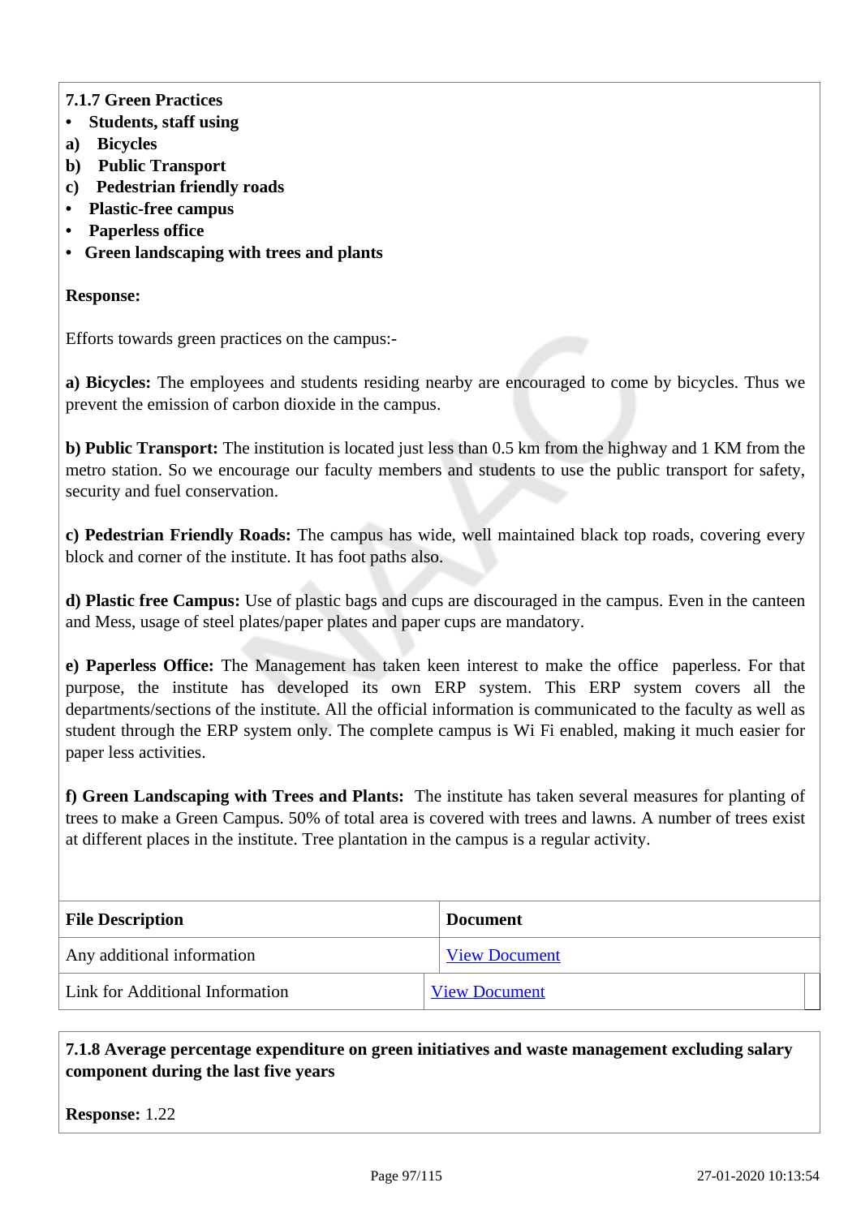**7.1.7 Green Practices**

- **Students, staff using**

**a) Bicycles**

**b) Public Transport**

**c) Pedestrian friendly roads**

- **Plastic-free campus**
- **Paperless office**
- **Green landscaping with trees and plants**

**Response:**

Efforts towards green practices on the campus:-

**a) Bicycles:** The employees and students residing nearby are encouraged to come by bicycles. Thus we prevent the emission of carbon dioxide in the campus.

**b) Public Transport:** The institution is located just less than 0.5 km from the highway and 1 KM from the metro station. So we encourage our faculty members and students to use the public transport for safety, security and fuel conservation.

**c) Pedestrian Friendly Roads:** The campus has wide, well maintained black top roads, covering every block and corner of the institute. It has foot paths also.

**d) Plastic free Campus:** Use of plastic bags and cups are discouraged in the campus. Even in the canteen and Mess, usage of steel plates/paper plates and paper cups are mandatory.

**e) Paperless Office:** The Management has taken keen interest to make the office paperless. For that purpose, the institute has developed its own ERP system. This ERP system covers all the departments/sections of the institute. All the official information is communicated to the faculty as well as student through the ERP system only. The complete campus is Wi Fi enabled, making it much easier for paper less activities.

**f) Green Landscaping with Trees and Plants:** The institute has taken several measures for planting of trees to make a Green Campus. 50% of total area is covered with trees and lawns. A number of trees exist at different places in the institute. Tree plantation in the campus is a regular activity.

| File Description | Document |
|---|---|
| Any additional information | View Document |
| Link for Additional Information | View Document |

**7.1.8 Average percentage expenditure on green initiatives and waste management excluding salary component during the last five years**

**Response:** 1.22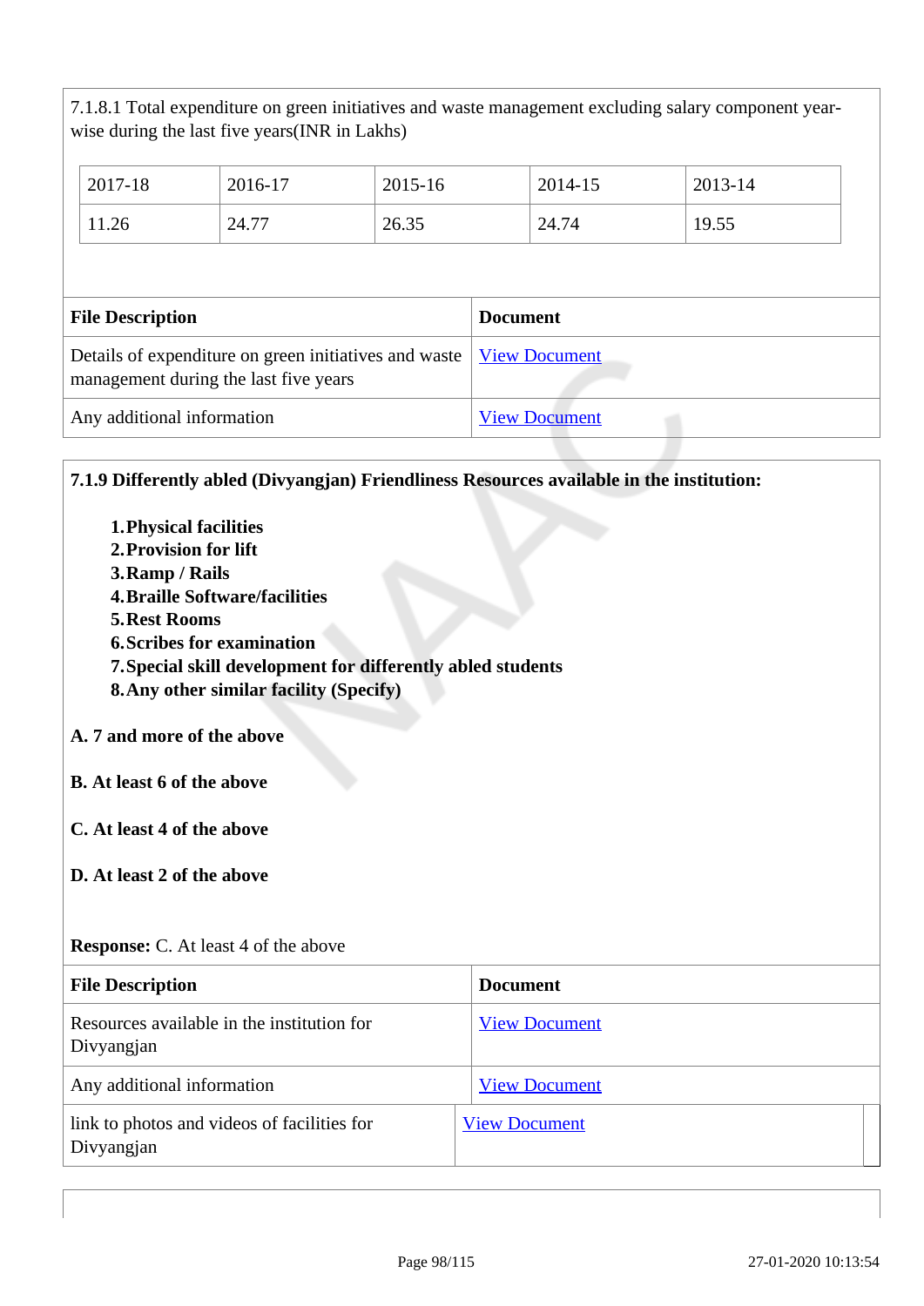7.1.8.1 Total expenditure on green initiatives and waste management excluding salary component year-wise during the last five years(INR in Lakhs)

| 2017-18 | 2016-17 | 2015-16 | 2014-15 | 2013-14 |
|---|---|---|---|---|
| 11.26 | 24.77 | 26.35 | 24.74 | 19.55 |

| File Description | Document |
|---|---|
| Details of expenditure on green initiatives and waste management during the last five years | View Document |
| Any additional information | View Document |

**7.1.9 Differently abled (Divyangjan) Friendliness Resources available in the institution:**

1. **Physical facilities**
2. **Provision for lift**
3. **Ramp / Rails**
4. **Braille Software/facilities**
5. **Rest Rooms**
6. **Scribes for examination**
7. **Special skill development for differently abled students**
8. **Any other similar facility (Specify)**

**A. 7 and more of the above**

**B. At least 6 of the above**

**C. At least 4 of the above**

**D. At least 2 of the above**

**Response:** C. At least 4 of the above

| File Description | Document |
|---|---|
| Resources available in the institution for Divyangjan | View Document |
| Any additional information | View Document |
| link to photos and videos of facilities for Divyangjan | View Document |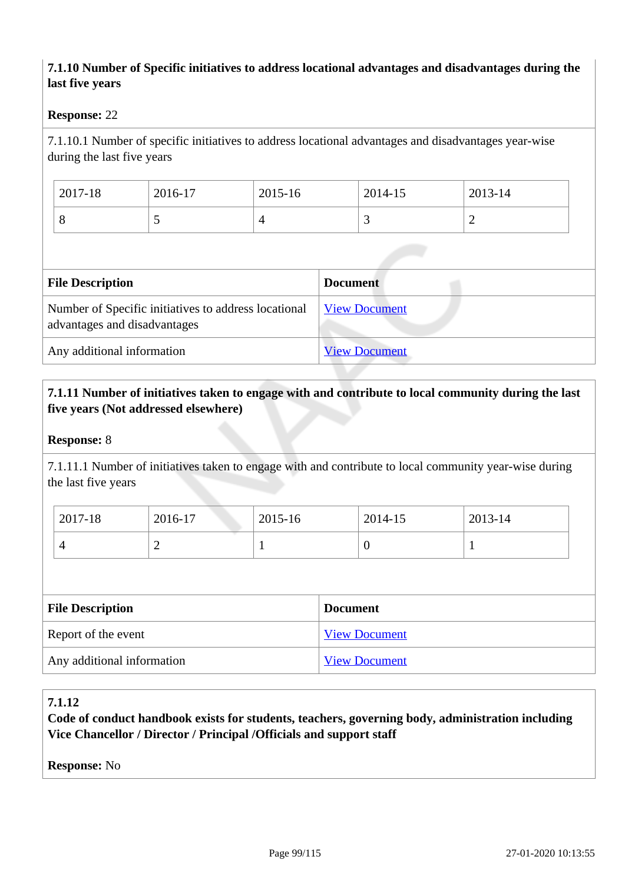**7.1.10 Number of Specific initiatives to address locational advantages and disadvantages during the last five years**

**Response:** 22

7.1.10.1 Number of specific initiatives to address locational advantages and disadvantages year-wise during the last five years

| 2017-18 | 2016-17 | 2015-16 | 2014-15 | 2013-14 |
|---|---|---|---|---|
| 8 | 5 | 4 | 3 | 2 |

| File Description | Document |
|---|---|
| Number of Specific initiatives to address locational advantages and disadvantages | View Document |
| Any additional information | View Document |

**7.1.11 Number of initiatives taken to engage with and contribute to local community during the last five years (Not addressed elsewhere)**

**Response:** 8

7.1.11.1 Number of initiatives taken to engage with and contribute to local community year-wise during the last five years

| 2017-18 | 2016-17 | 2015-16 | 2014-15 | 2013-14 |
|---|---|---|---|---|
| 4 | 2 | 1 | 0 | 1 |

| File Description | Document |
|---|---|
| Report of the event | View Document |
| Any additional information | View Document |

**7.1.12**
**Code of conduct handbook exists for students, teachers, governing body, administration including Vice Chancellor / Director / Principal /Officials and support staff**

**Response:** No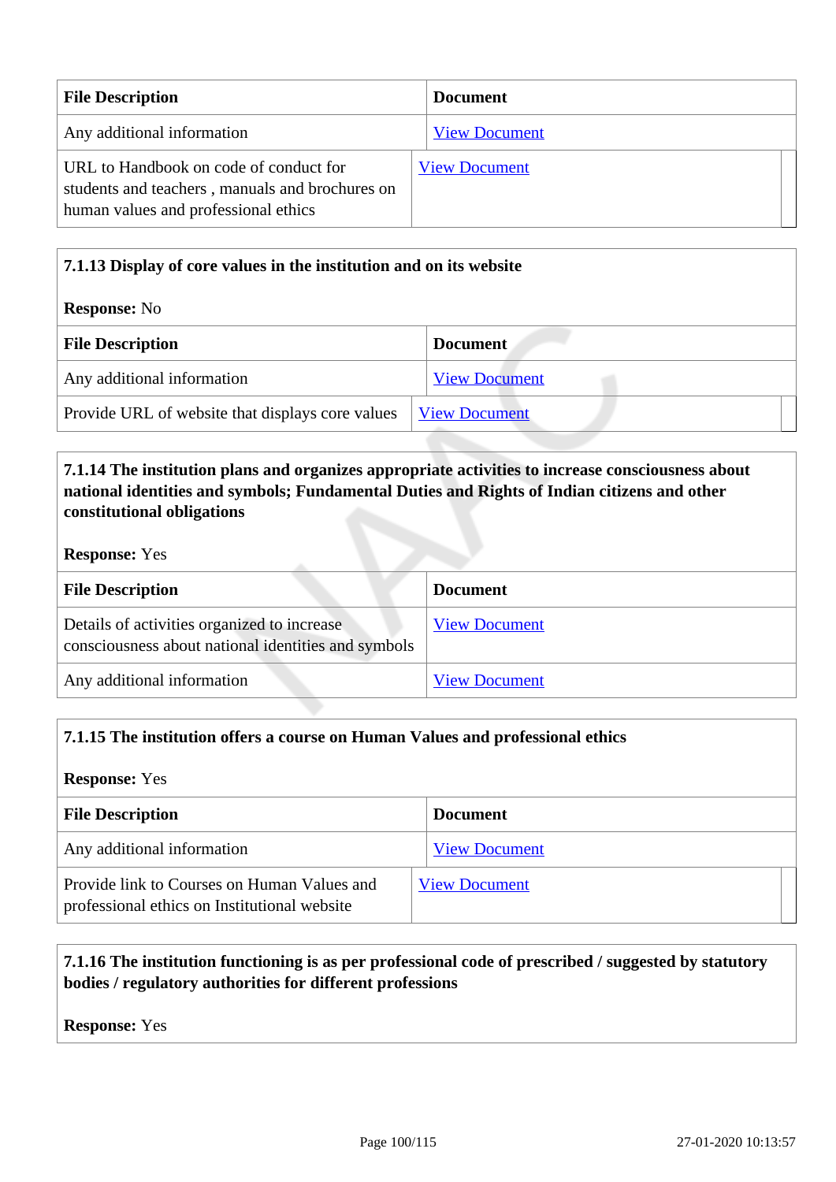| File Description | Document |
| --- | --- |
| Any additional information | View Document |
| URL to Handbook on code of conduct for students and teachers , manuals and brochures on human values and professional ethics | View Document |

**7.1.13 Display of core values in the institution and on its website**

**Response:** No

| File Description | Document |
| --- | --- |
| Any additional information | View Document |
| Provide URL of website that displays core values | View Document |

**7.1.14 The institution plans and organizes appropriate activities to increase consciousness about national identities and symbols; Fundamental Duties and Rights of Indian citizens and other constitutional obligations**

**Response:** Yes

| File Description | Document |
| --- | --- |
| Details of activities organized to increase consciousness about national identities and symbols | View Document |
| Any additional information | View Document |

**7.1.15 The institution offers a course on Human Values and professional ethics**

**Response:** Yes

| File Description | Document |
| --- | --- |
| Any additional information | View Document |
| Provide link to Courses on Human Values and professional ethics on Institutional website | View Document |

**7.1.16 The institution functioning is as per professional code of prescribed / suggested by statutory bodies / regulatory authorities for different professions**

**Response:** Yes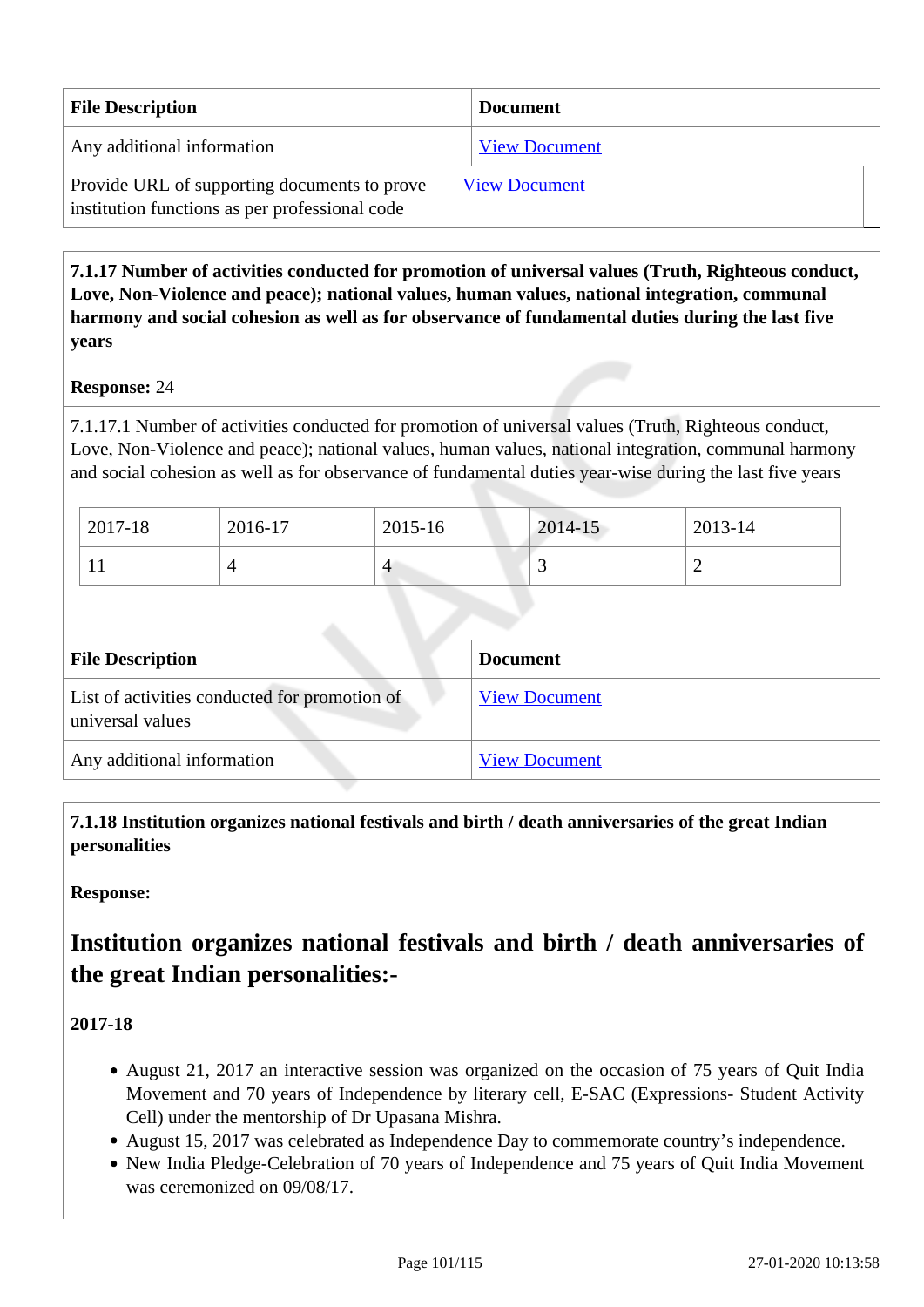| File Description | Document |
|---|---|
| Any additional information | View Document |
| Provide URL of supporting documents to prove institution functions as per professional code | View Document |

**7.1.17 Number of activities conducted for promotion of universal values (Truth, Righteous conduct, Love, Non-Violence and peace); national values, human values, national integration, communal harmony and social cohesion as well as for observance of fundamental duties during the last five years**

**Response:** 24

7.1.17.1 Number of activities conducted for promotion of universal values (Truth, Righteous conduct, Love, Non-Violence and peace); national values, human values, national integration, communal harmony and social cohesion as well as for observance of fundamental duties year-wise during the last five years

| 2017-18 | 2016-17 | 2015-16 | 2014-15 | 2013-14 |
|---|---|---|---|---|
| 11 | 4 | 4 | 3 | 2 |

| File Description | Document |
|---|---|
| List of activities conducted for promotion of universal values | View Document |
| Any additional information | View Document |

**7.1.18 Institution organizes national festivals and birth / death anniversaries of the great Indian personalities**

**Response:**

## Institution organizes national festivals and birth / death anniversaries of the great Indian personalities:-

**2017-18**

- August 21, 2017 an interactive session was organized on the occasion of 75 years of Quit India Movement and 70 years of Independence by literary cell, E-SAC (Expressions- Student Activity Cell) under the mentorship of Dr Upasana Mishra.
- August 15, 2017 was celebrated as Independence Day to commemorate country's independence.
- New India Pledge-Celebration of 70 years of Independence and 75 years of Quit India Movement was ceremonized on 09/08/17.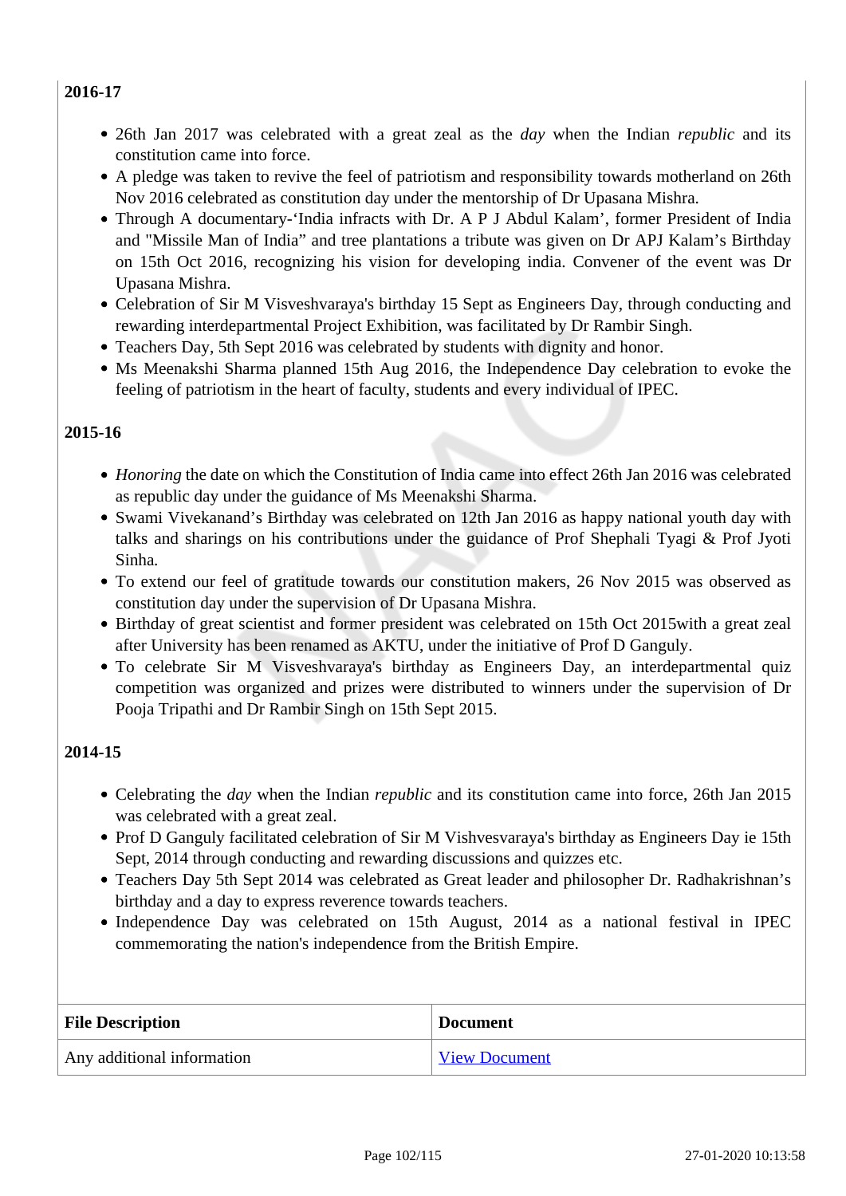**2016-17**

- 26th Jan 2017 was celebrated with a great zeal as the *day* when the Indian *republic* and its constitution came into force.
- A pledge was taken to revive the feel of patriotism and responsibility towards motherland on 26th Nov 2016 celebrated as constitution day under the mentorship of Dr Upasana Mishra.
- Through A documentary-'India infracts with Dr. A P J Abdul Kalam', former President of India and "Missile Man of India" and tree plantations a tribute was given on Dr APJ Kalam's Birthday on 15th Oct 2016, recognizing his vision for developing india. Convener of the event was Dr Upasana Mishra.
- Celebration of Sir M Visveshvaraya's birthday 15 Sept as Engineers Day, through conducting and rewarding interdepartmental Project Exhibition, was facilitated by Dr Rambir Singh.
- Teachers Day, 5th Sept 2016 was celebrated by students with dignity and honor.
- Ms Meenakshi Sharma planned 15th Aug 2016, the Independence Day celebration to evoke the feeling of patriotism in the heart of faculty, students and every individual of IPEC.

**2015-16**

- *Honoring* the date on which the Constitution of India came into effect 26th Jan 2016 was celebrated as republic day under the guidance of Ms Meenakshi Sharma.
- Swami Vivekanand's Birthday was celebrated on 12th Jan 2016 as happy national youth day with talks and sharings on his contributions under the guidance of Prof Shephali Tyagi & Prof Jyoti Sinha.
- To extend our feel of gratitude towards our constitution makers, 26 Nov 2015 was observed as constitution day under the supervision of Dr Upasana Mishra.
- Birthday of great scientist and former president was celebrated on 15th Oct 2015with a great zeal after University has been renamed as AKTU, under the initiative of Prof D Ganguly.
- To celebrate Sir M Visveshvaraya's birthday as Engineers Day, an interdepartmental quiz competition was organized and prizes were distributed to winners under the supervision of Dr Pooja Tripathi and Dr Rambir Singh on 15th Sept 2015.

**2014-15**

- Celebrating the *day* when the Indian *republic* and its constitution came into force, 26th Jan 2015 was celebrated with a great zeal.
- Prof D Ganguly facilitated celebration of Sir M Vishvesvaraya's birthday as Engineers Day ie 15th Sept, 2014 through conducting and rewarding discussions and quizzes etc.
- Teachers Day 5th Sept 2014 was celebrated as Great leader and philosopher Dr. Radhakrishnan's birthday and a day to express reverence towards teachers.
- Independence Day was celebrated on 15th August, 2014 as a national festival in IPEC commemorating the nation's independence from the British Empire.

| File Description | Document |
|---|---|
| Any additional information | View Document |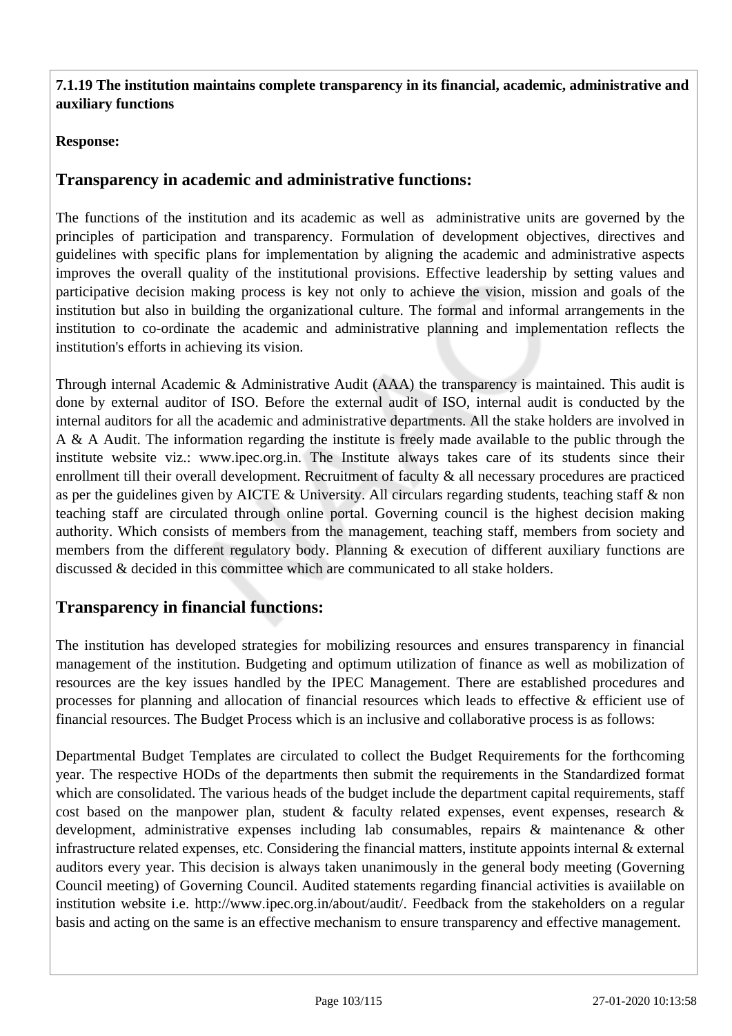**7.1.19 The institution maintains complete transparency in its financial, academic, administrative and auxiliary functions**

**Response:**

## Transparency in academic and administrative functions:

The functions of the institution and its academic as well as administrative units are governed by the principles of participation and transparency. Formulation of development objectives, directives and guidelines with specific plans for implementation by aligning the academic and administrative aspects improves the overall quality of the institutional provisions. Effective leadership by setting values and participative decision making process is key not only to achieve the vision, mission and goals of the institution but also in building the organizational culture. The formal and informal arrangements in the institution to co-ordinate the academic and administrative planning and implementation reflects the institution's efforts in achieving its vision.

Through internal Academic & Administrative Audit (AAA) the transparency is maintained. This audit is done by external auditor of ISO. Before the external audit of ISO, internal audit is conducted by the internal auditors for all the academic and administrative departments. All the stake holders are involved in A & A Audit. The information regarding the institute is freely made available to the public through the institute website viz.: www.ipec.org.in. The Institute always takes care of its students since their enrollment till their overall development. Recruitment of faculty & all necessary procedures are practiced as per the guidelines given by AICTE & University. All circulars regarding students, teaching staff & non teaching staff are circulated through online portal. Governing council is the highest decision making authority. Which consists of members from the management, teaching staff, members from society and members from the different regulatory body. Planning & execution of different auxiliary functions are discussed & decided in this committee which are communicated to all stake holders.

## Transparency in financial functions:

The institution has developed strategies for mobilizing resources and ensures transparency in financial management of the institution. Budgeting and optimum utilization of finance as well as mobilization of resources are the key issues handled by the IPEC Management. There are established procedures and processes for planning and allocation of financial resources which leads to effective & efficient use of financial resources. The Budget Process which is an inclusive and collaborative process is as follows:

Departmental Budget Templates are circulated to collect the Budget Requirements for the forthcoming year. The respective HODs of the departments then submit the requirements in the Standardized format which are consolidated. The various heads of the budget include the department capital requirements, staff cost based on the manpower plan, student & faculty related expenses, event expenses, research & development, administrative expenses including lab consumables, repairs & maintenance & other infrastructure related expenses, etc. Considering the financial matters, institute appoints internal & external auditors every year. This decision is always taken unanimously in the general body meeting (Governing Council meeting) of Governing Council. Audited statements regarding financial activities is avaiilable on institution website i.e. http://www.ipec.org.in/about/audit/. Feedback from the stakeholders on a regular basis and acting on the same is an effective mechanism to ensure transparency and effective management.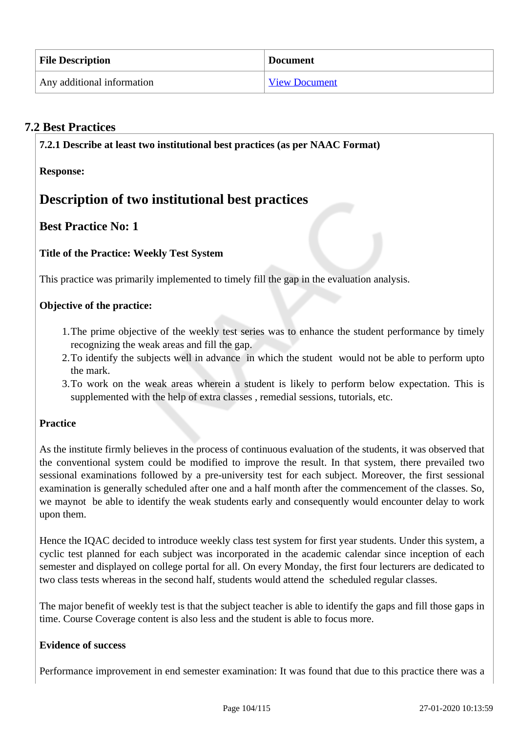| File Description | Document |
| --- | --- |
| Any additional information | View Document |

## 7.2 Best Practices

**7.2.1 Describe at least two institutional best practices (as per NAAC Format)**

**Response:**

# Description of two institutional best practices

## Best Practice No: 1

**Title of the Practice: Weekly Test System**

This practice was primarily implemented to timely fill the gap in the evaluation analysis.

**Objective of the practice:**

1. The prime objective of the weekly test series was to enhance the student performance by timely recognizing the weak areas and fill the gap.
2. To identify the subjects well in advance in which the student would not be able to perform upto the mark.
3. To work on the weak areas wherein a student is likely to perform below expectation. This is supplemented with the help of extra classes , remedial sessions, tutorials, etc.

**Practice**

As the institute firmly believes in the process of continuous evaluation of the students, it was observed that the conventional system could be modified to improve the result. In that system, there prevailed two sessional examinations followed by a pre-university test for each subject. Moreover, the first sessional examination is generally scheduled after one and a half month after the commencement of the classes. So, we maynot be able to identify the weak students early and consequently would encounter delay to work upon them.

Hence the IQAC decided to introduce weekly class test system for first year students. Under this system, a cyclic test planned for each subject was incorporated in the academic calendar since inception of each semester and displayed on college portal for all. On every Monday, the first four lecturers are dedicated to two class tests whereas in the second half, students would attend the scheduled regular classes.

The major benefit of weekly test is that the subject teacher is able to identify the gaps and fill those gaps in time. Course Coverage content is also less and the student is able to focus more.

**Evidence of success**

Performance improvement in end semester examination: It was found that due to this practice there was a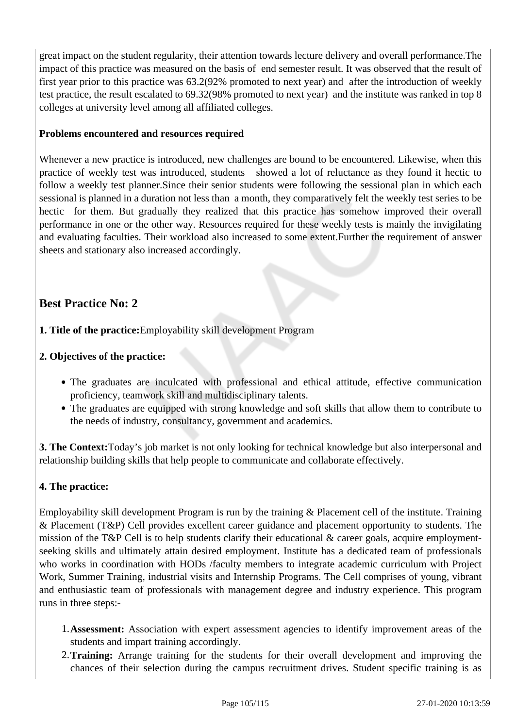great impact on the student regularity, their attention towards lecture delivery and overall performance.The impact of this practice was measured on the basis of end semester result. It was observed that the result of first year prior to this practice was 63.2(92% promoted to next year) and after the introduction of weekly test practice, the result escalated to 69.32(98% promoted to next year) and the institute was ranked in top 8 colleges at university level among all affiliated colleges.

**Problems encountered and resources required**

Whenever a new practice is introduced, new challenges are bound to be encountered. Likewise, when this practice of weekly test was introduced, students showed a lot of reluctance as they found it hectic to follow a weekly test planner.Since their senior students were following the sessional plan in which each sessional is planned in a duration not less than a month, they comparatively felt the weekly test series to be hectic for them. But gradually they realized that this practice has somehow improved their overall performance in one or the other way. Resources required for these weekly tests is mainly the invigilating and evaluating faculties. Their workload also increased to some extent.Further the requirement of answer sheets and stationary also increased accordingly.

## Best Practice No: 2

**1. Title of the practice:**Employability skill development Program

**2. Objectives of the practice:**

- The graduates are inculcated with professional and ethical attitude, effective communication proficiency, teamwork skill and multidisciplinary talents.
- The graduates are equipped with strong knowledge and soft skills that allow them to contribute to the needs of industry, consultancy, government and academics.

**3. The Context:**Today's job market is not only looking for technical knowledge but also interpersonal and relationship building skills that help people to communicate and collaborate effectively.

**4. The practice:**

Employability skill development Program is run by the training & Placement cell of the institute. Training & Placement (T&P) Cell provides excellent career guidance and placement opportunity to students. The mission of the T&P Cell is to help students clarify their educational & career goals, acquire employment-seeking skills and ultimately attain desired employment. Institute has a dedicated team of professionals who works in coordination with HODs /faculty members to integrate academic curriculum with Project Work, Summer Training, industrial visits and Internship Programs. The Cell comprises of young, vibrant and enthusiastic team of professionals with management degree and industry experience. This program runs in three steps:-

1. **Assessment:** Association with expert assessment agencies to identify improvement areas of the students and impart training accordingly.
2. **Training:** Arrange training for the students for their overall development and improving the chances of their selection during the campus recruitment drives. Student specific training is as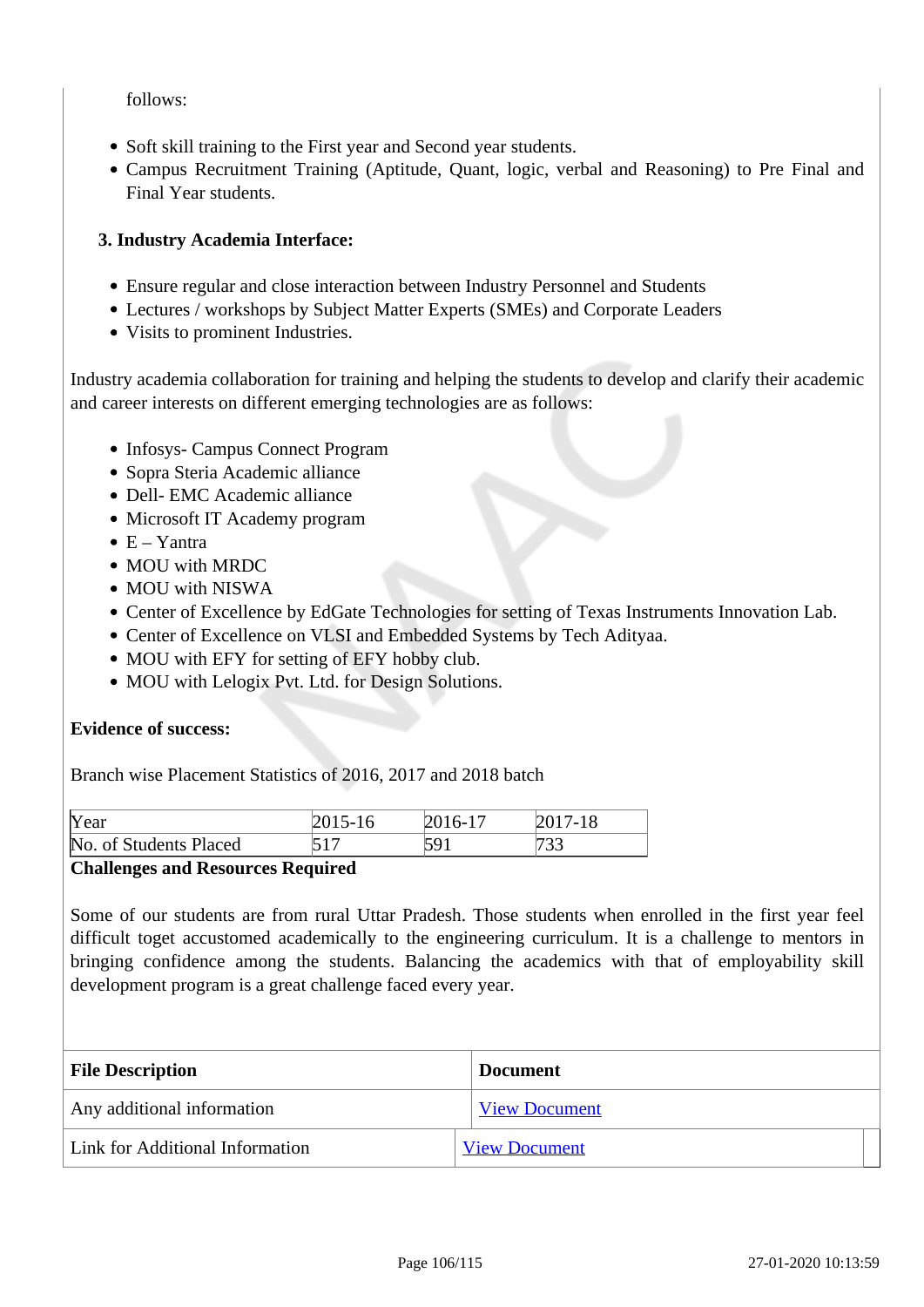follows:

- Soft skill training to the First year and Second year students.
- Campus Recruitment Training (Aptitude, Quant, logic, verbal and Reasoning) to Pre Final and Final Year students.

**3. Industry Academia Interface:**

- Ensure regular and close interaction between Industry Personnel and Students
- Lectures / workshops by Subject Matter Experts (SMEs) and Corporate Leaders
- Visits to prominent Industries.

Industry academia collaboration for training and helping the students to develop and clarify their academic and career interests on different emerging technologies are as follows:

- Infosys- Campus Connect Program
- Sopra Steria Academic alliance
- Dell- EMC Academic alliance
- Microsoft IT Academy program
- E – Yantra
- MOU with MRDC
- MOU with NISWA
- Center of Excellence by EdGate Technologies for setting of Texas Instruments Innovation Lab.
- Center of Excellence on VLSI and Embedded Systems by Tech Adityaa.
- MOU with EFY for setting of EFY hobby club.
- MOU with Lelogix Pvt. Ltd. for Design Solutions.

**Evidence of success:**

Branch wise Placement Statistics of 2016, 2017 and 2018 batch

| Year | 2015-16 | 2016-17 | 2017-18 |
|---|---|---|---|
| No. of Students Placed | 517 | 591 | 733 |

**Challenges and Resources Required**

Some of our students are from rural Uttar Pradesh. Those students when enrolled in the first year feel difficult toget accustomed academically to the engineering curriculum. It is a challenge to mentors in bringing confidence among the students. Balancing the academics with that of employability skill development program is a great challenge faced every year.

| File Description | Document |
|---|---|
| Any additional information | View Document |
| Link for Additional Information | View Document |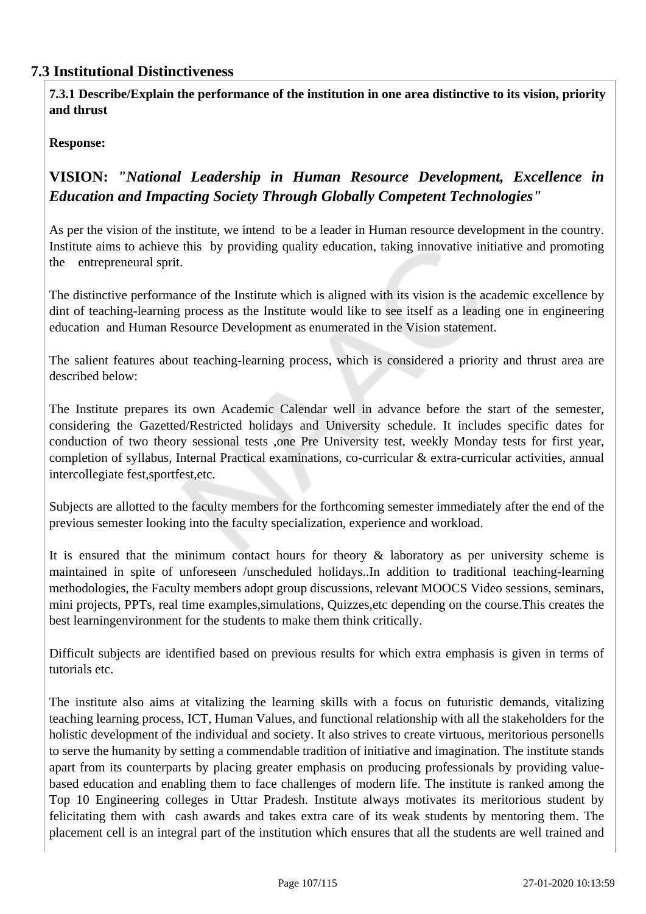## 7.3 Institutional Distinctiveness

**7.3.1 Describe/Explain the performance of the institution in one area distinctive to its vision, priority and thrust**

**Response:**

### VISION: *"National Leadership in Human Resource Development, Excellence in Education and Impacting Society Through Globally Competent Technologies"*

As per the vision of the institute, we intend to be a leader in Human resource development in the country. Institute aims to achieve this by providing quality education, taking innovative initiative and promoting the entrepreneural sprit.

The distinctive performance of the Institute which is aligned with its vision is the academic excellence by dint of teaching-learning process as the Institute would like to see itself as a leading one in engineering education and Human Resource Development as enumerated in the Vision statement.

The salient features about teaching-learning process, which is considered a priority and thrust area are described below:

The Institute prepares its own Academic Calendar well in advance before the start of the semester, considering the Gazetted/Restricted holidays and University schedule. It includes specific dates for conduction of two theory sessional tests ,one Pre University test, weekly Monday tests for first year, completion of syllabus, Internal Practical examinations, co-curricular & extra-curricular activities, annual intercollegiate fest,sportfest,etc.

Subjects are allotted to the faculty members for the forthcoming semester immediately after the end of the previous semester looking into the faculty specialization, experience and workload.

It is ensured that the minimum contact hours for theory & laboratory as per university scheme is maintained in spite of unforeseen /unscheduled holidays..In addition to traditional teaching-learning methodologies, the Faculty members adopt group discussions, relevant MOOCS Video sessions, seminars, mini projects, PPTs, real time examples,simulations, Quizzes,etc depending on the course.This creates the best learningenvironment for the students to make them think critically.

Difficult subjects are identified based on previous results for which extra emphasis is given in terms of tutorials etc.

The institute also aims at vitalizing the learning skills with a focus on futuristic demands, vitalizing teaching learning process, ICT, Human Values, and functional relationship with all the stakeholders for the holistic development of the individual and society. It also strives to create virtuous, meritorious personells to serve the humanity by setting a commendable tradition of initiative and imagination. The institute stands apart from its counterparts by placing greater emphasis on producing professionals by providing value-based education and enabling them to face challenges of modern life. The institute is ranked among the Top 10 Engineering colleges in Uttar Pradesh. Institute always motivates its meritorious student by felicitating them with cash awards and takes extra care of its weak students by mentoring them. The placement cell is an integral part of the institution which ensures that all the students are well trained and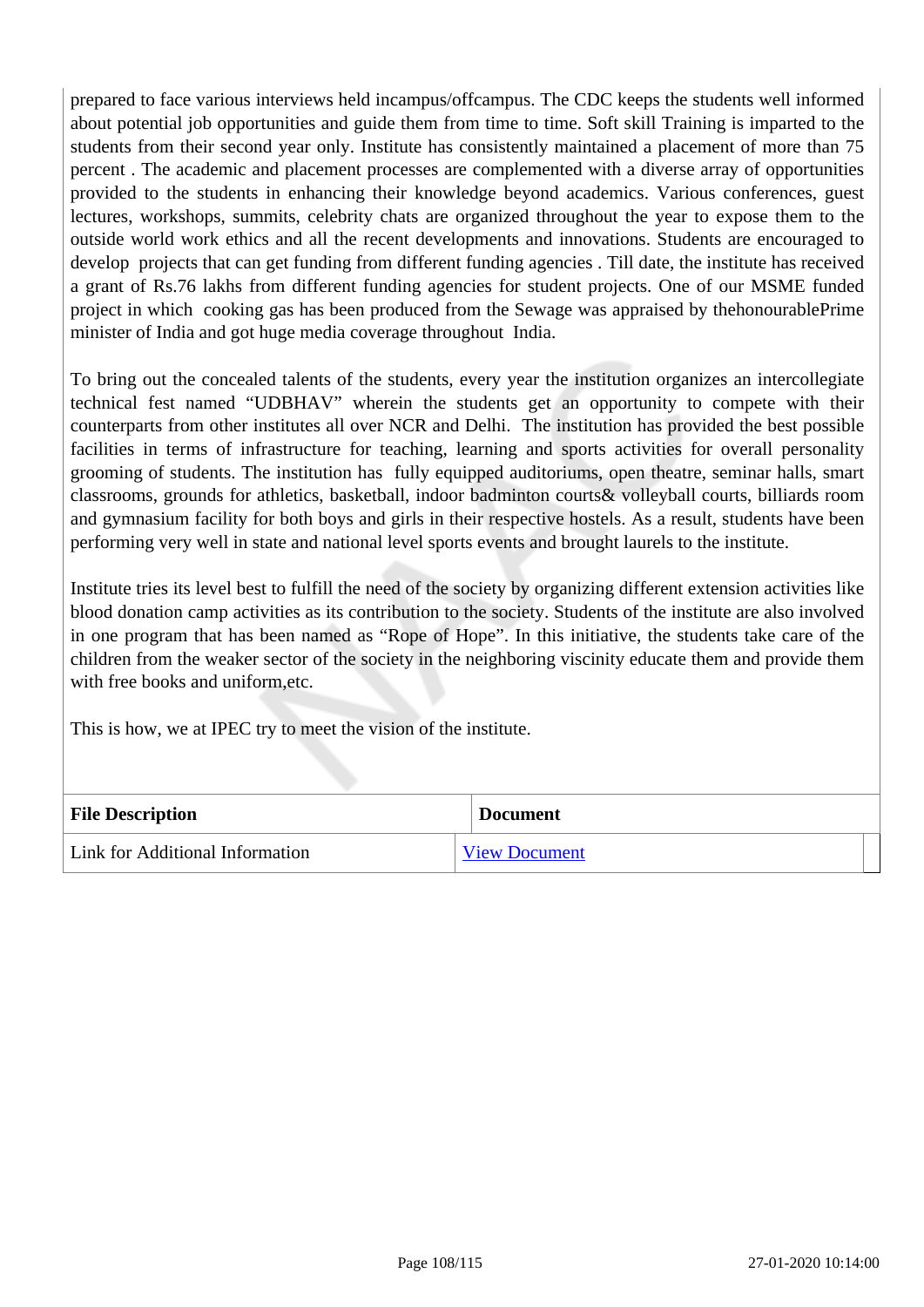prepared to face various interviews held incampus/offcampus. The CDC keeps the students well informed about potential job opportunities and guide them from time to time. Soft skill Training is imparted to the students from their second year only. Institute has consistently maintained a placement of more than 75 percent . The academic and placement processes are complemented with a diverse array of opportunities provided to the students in enhancing their knowledge beyond academics. Various conferences, guest lectures, workshops, summits, celebrity chats are organized throughout the year to expose them to the outside world work ethics and all the recent developments and innovations. Students are encouraged to develop projects that can get funding from different funding agencies . Till date, the institute has received a grant of Rs.76 lakhs from different funding agencies for student projects. One of our MSME funded project in which cooking gas has been produced from the Sewage was appraised by thehonourablePrime minister of India and got huge media coverage throughout India.

To bring out the concealed talents of the students, every year the institution organizes an intercollegiate technical fest named "UDBHAV" wherein the students get an opportunity to compete with their counterparts from other institutes all over NCR and Delhi. The institution has provided the best possible facilities in terms of infrastructure for teaching, learning and sports activities for overall personality grooming of students. The institution has fully equipped auditoriums, open theatre, seminar halls, smart classrooms, grounds for athletics, basketball, indoor badminton courts& volleyball courts, billiards room and gymnasium facility for both boys and girls in their respective hostels. As a result, students have been performing very well in state and national level sports events and brought laurels to the institute.

Institute tries its level best to fulfill the need of the society by organizing different extension activities like blood donation camp activities as its contribution to the society. Students of the institute are also involved in one program that has been named as "Rope of Hope". In this initiative, the students take care of the children from the weaker sector of the society in the neighboring viscinity educate them and provide them with free books and uniform,etc.

This is how, we at IPEC try to meet the vision of the institute.

| File Description | Document |
|---|---|
| Link for Additional Information | View Document |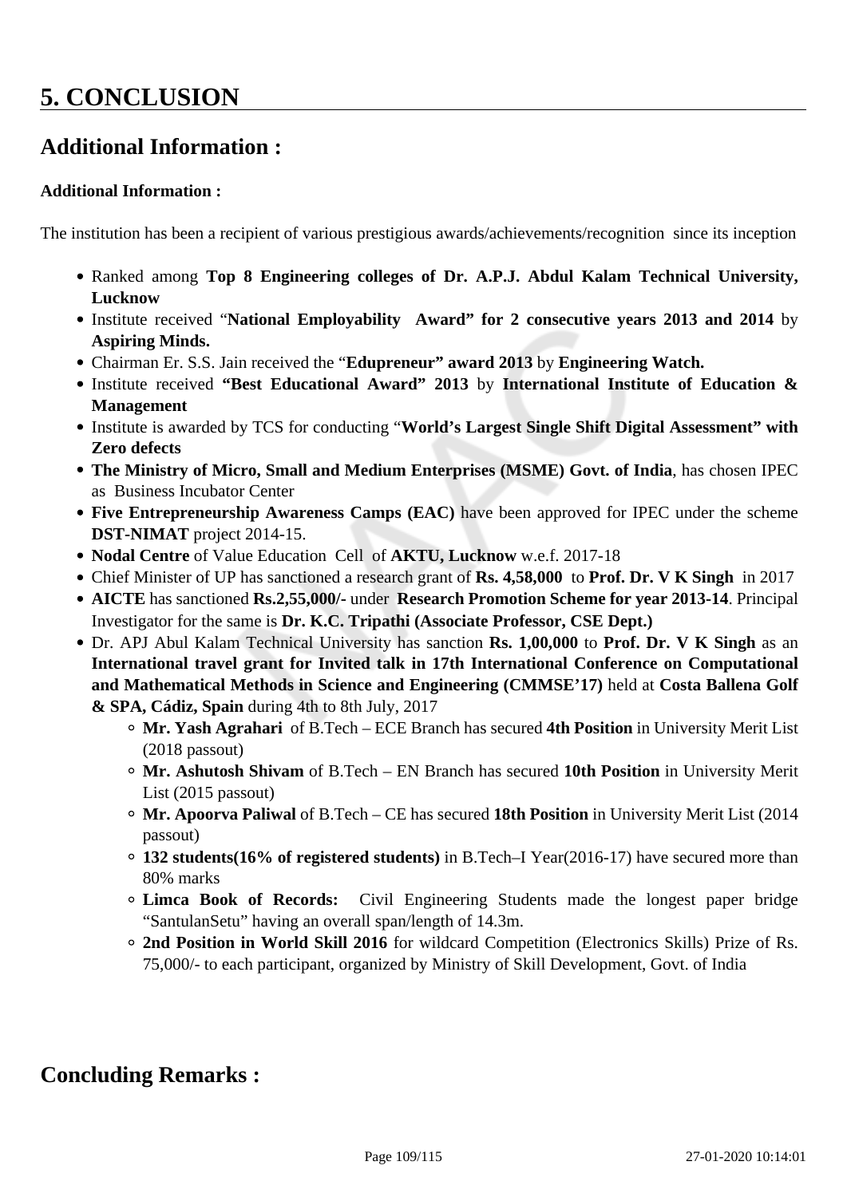# 5. CONCLUSION

## Additional Information :

**Additional Information :**

The institution has been a recipient of various prestigious awards/achievements/recognition since its inception

- Ranked among **Top 8 Engineering colleges of Dr. A.P.J. Abdul Kalam Technical University, Lucknow**
- Institute received "**National Employability Award" for 2 consecutive years 2013 and 2014** by **Aspiring Minds.**
- Chairman Er. S.S. Jain received the "**Edupreneur" award 2013** by **Engineering Watch.**
- Institute received **"Best Educational Award" 2013** by **International Institute of Education & Management**
- Institute is awarded by TCS for conducting "**World's Largest Single Shift Digital Assessment" with Zero defects**
- **The Ministry of Micro, Small and Medium Enterprises (MSME) Govt. of India**, has chosen IPEC as Business Incubator Center
- **Five Entrepreneurship Awareness Camps (EAC)** have been approved for IPEC under the scheme **DST-NIMAT** project 2014-15.
- **Nodal Centre** of Value Education Cell of **AKTU, Lucknow** w.e.f. 2017-18
- Chief Minister of UP has sanctioned a research grant of **Rs. 4,58,000** to **Prof. Dr. V K Singh** in 2017
- **AICTE** has sanctioned **Rs.2,55,000/-** under **Research Promotion Scheme for year 2013-14**. Principal Investigator for the same is **Dr. K.C. Tripathi (Associate Professor, CSE Dept.)**
- Dr. APJ Abul Kalam Technical University has sanction **Rs. 1,00,000** to **Prof. Dr. V K Singh** as an **International travel grant for Invited talk in 17th International Conference on Computational and Mathematical Methods in Science and Engineering (CMMSE'17)** held at **Costa Ballena Golf & SPA, Cádiz, Spain** during 4th to 8th July, 2017
    - **Mr. Yash Agrahari** of B.Tech – ECE Branch has secured **4th Position** in University Merit List (2018 passout)
    - **Mr. Ashutosh Shivam** of B.Tech – EN Branch has secured **10th Position** in University Merit List (2015 passout)
    - **Mr. Apoorva Paliwal** of B.Tech – CE has secured **18th Position** in University Merit List (2014 passout)
    - **132 students(16% of registered students)** in B.Tech–I Year(2016-17) have secured more than 80% marks
    - **Limca Book of Records:** Civil Engineering Students made the longest paper bridge "SantulanSetu" having an overall span/length of 14.3m.
    - **2nd Position in World Skill 2016** for wildcard Competition (Electronics Skills) Prize of Rs. 75,000/- to each participant, organized by Ministry of Skill Development, Govt. of India

## Concluding Remarks :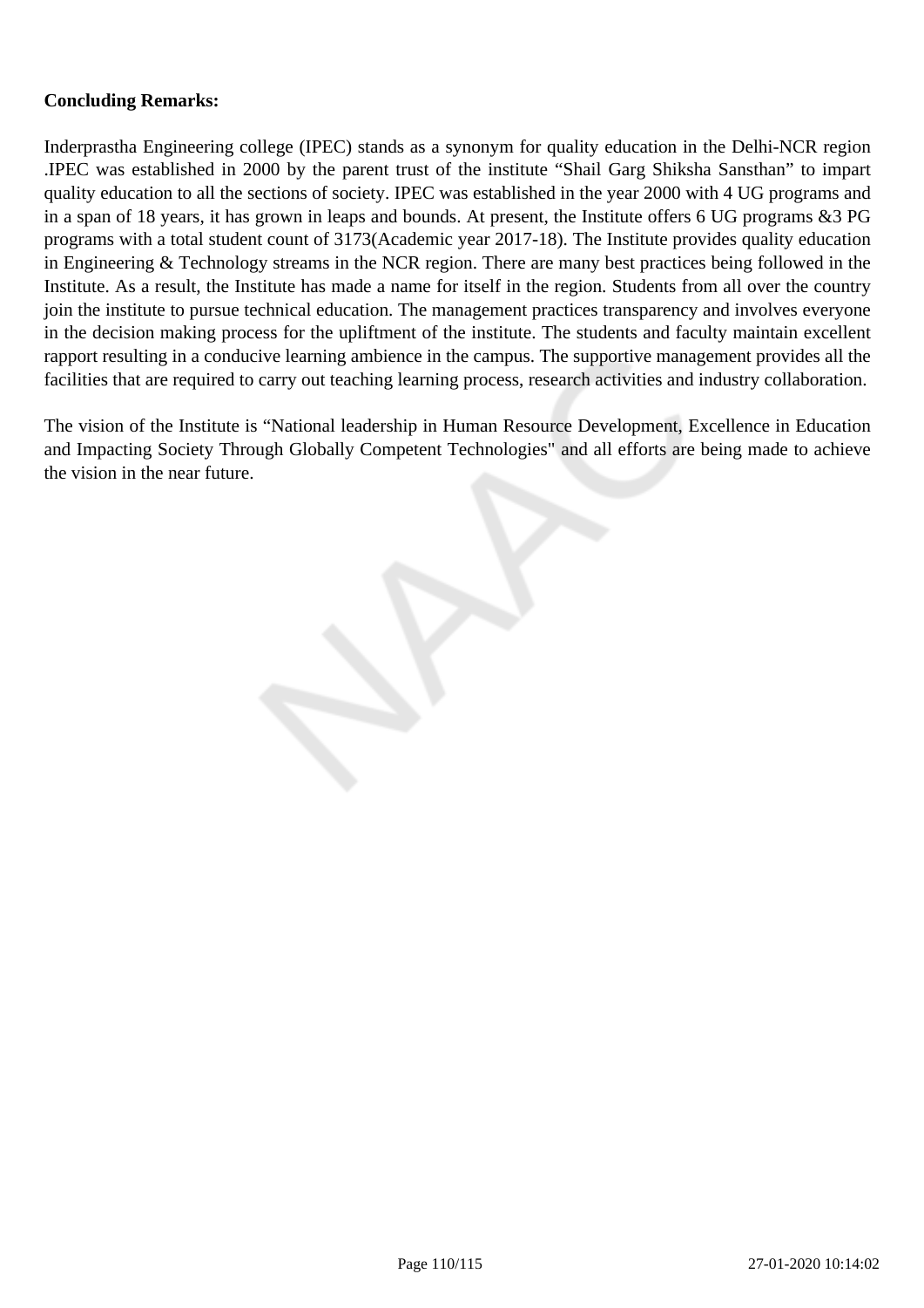**Concluding Remarks:**

Inderprastha Engineering college (IPEC) stands as a synonym for quality education in the Delhi-NCR region .IPEC was established in 2000 by the parent trust of the institute “Shail Garg Shiksha Sansthan” to impart quality education to all the sections of society. IPEC was established in the year 2000 with 4 UG programs and in a span of 18 years, it has grown in leaps and bounds. At present, the Institute offers 6 UG programs &3 PG programs with a total student count of 3173(Academic year 2017-18). The Institute provides quality education in Engineering & Technology streams in the NCR region. There are many best practices being followed in the Institute. As a result, the Institute has made a name for itself in the region. Students from all over the country join the institute to pursue technical education. The management practices transparency and involves everyone in the decision making process for the upliftment of the institute. The students and faculty maintain excellent rapport resulting in a conducive learning ambience in the campus. The supportive management provides all the facilities that are required to carry out teaching learning process, research activities and industry collaboration.

The vision of the Institute is “National leadership in Human Resource Development, Excellence in Education and Impacting Society Through Globally Competent Technologies" and all efforts are being made to achieve the vision in the near future.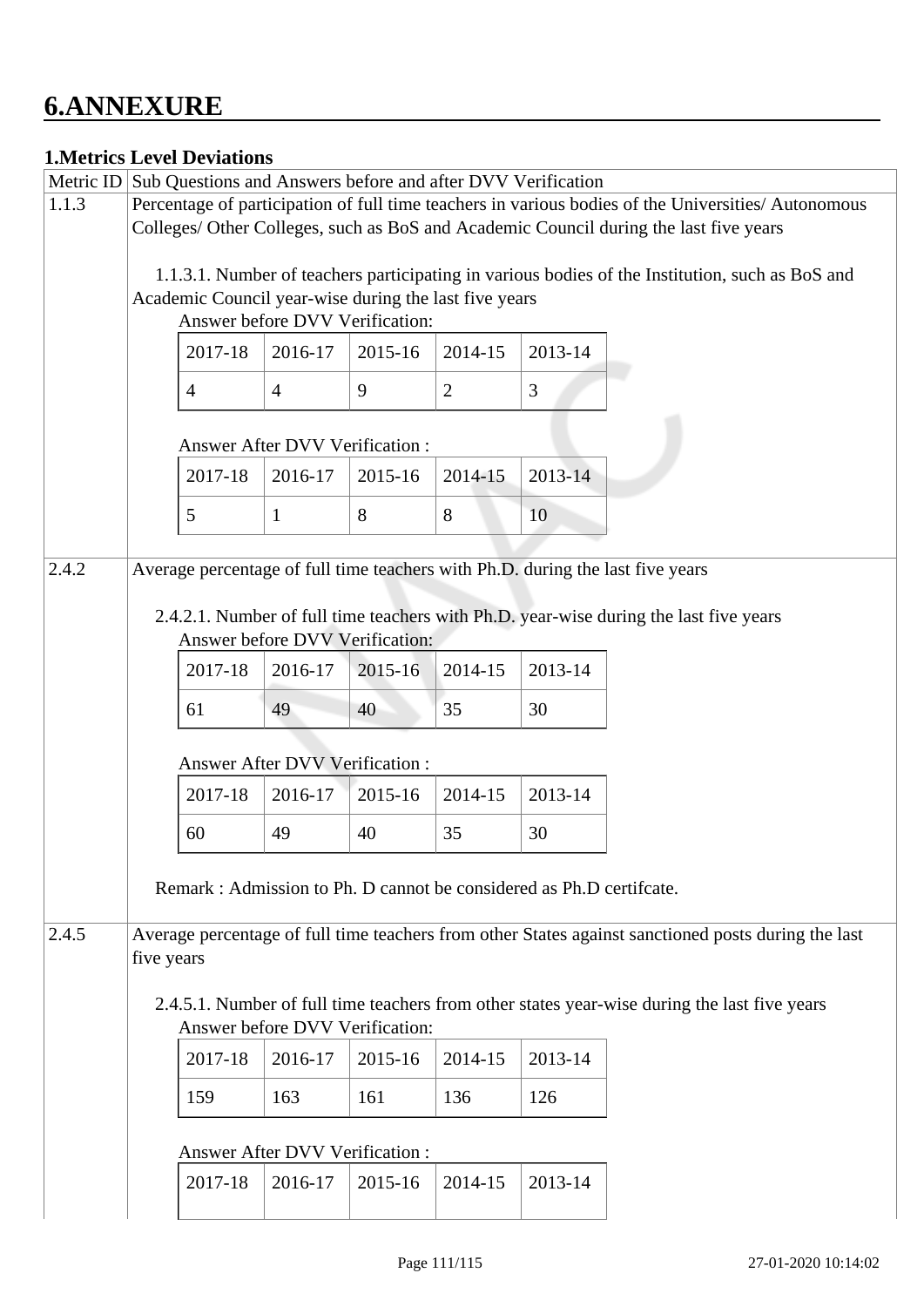# 6.ANNEXURE

**1.Metrics Level Deviations**

| Metric ID | Sub Questions and Answers before and after DVV Verification |
|---|---|
| 1.1.3 | Percentage of participation of full time teachers in various bodies of the Universities/ Autonomous Colleges/ Other Colleges, such as BoS and Academic Council during the last five years |

1.1.3.1. Number of teachers participating in various bodies of the Institution, such as BoS and Academic Council year-wise during the last five years

Answer before DVV Verification:

| 2017-18 | 2016-17 | 2015-16 | 2014-15 | 2013-14 |
|---|---|---|---|---|
| 4 | 4 | 9 | 2 | 3 |

Answer After DVV Verification :

| 2017-18 | 2016-17 | 2015-16 | 2014-15 | 2013-14 |
|---|---|---|---|---|
| 5 | 1 | 8 | 8 | 10 |

| Metric ID | Sub Questions and Answers before and after DVV Verification |
|---|---|
| 2.4.2 | Average percentage of full time teachers with Ph.D. during the last five years |

2.4.2.1. Number of full time teachers with Ph.D. year-wise during the last five years

Answer before DVV Verification:

| 2017-18 | 2016-17 | 2015-16 | 2014-15 | 2013-14 |
|---|---|---|---|---|
| 61 | 49 | 40 | 35 | 30 |

Answer After DVV Verification :

| 2017-18 | 2016-17 | 2015-16 | 2014-15 | 2013-14 |
|---|---|---|---|---|
| 60 | 49 | 40 | 35 | 30 |

Remark : Admission to Ph. D cannot be considered as Ph.D certifcate.

| Metric ID | Sub Questions and Answers before and after DVV Verification |
|---|---|
| 2.4.5 | Average percentage of full time teachers from other States against sanctioned posts during the last five years |

2.4.5.1. Number of full time teachers from other states year-wise during the last five years

Answer before DVV Verification:

| 2017-18 | 2016-17 | 2015-16 | 2014-15 | 2013-14 |
|---|---|---|---|---|
| 159 | 163 | 161 | 136 | 126 |

Answer After DVV Verification :

| 2017-18 | 2016-17 | 2015-16 | 2014-15 | 2013-14 |
|---|---|---|---|---|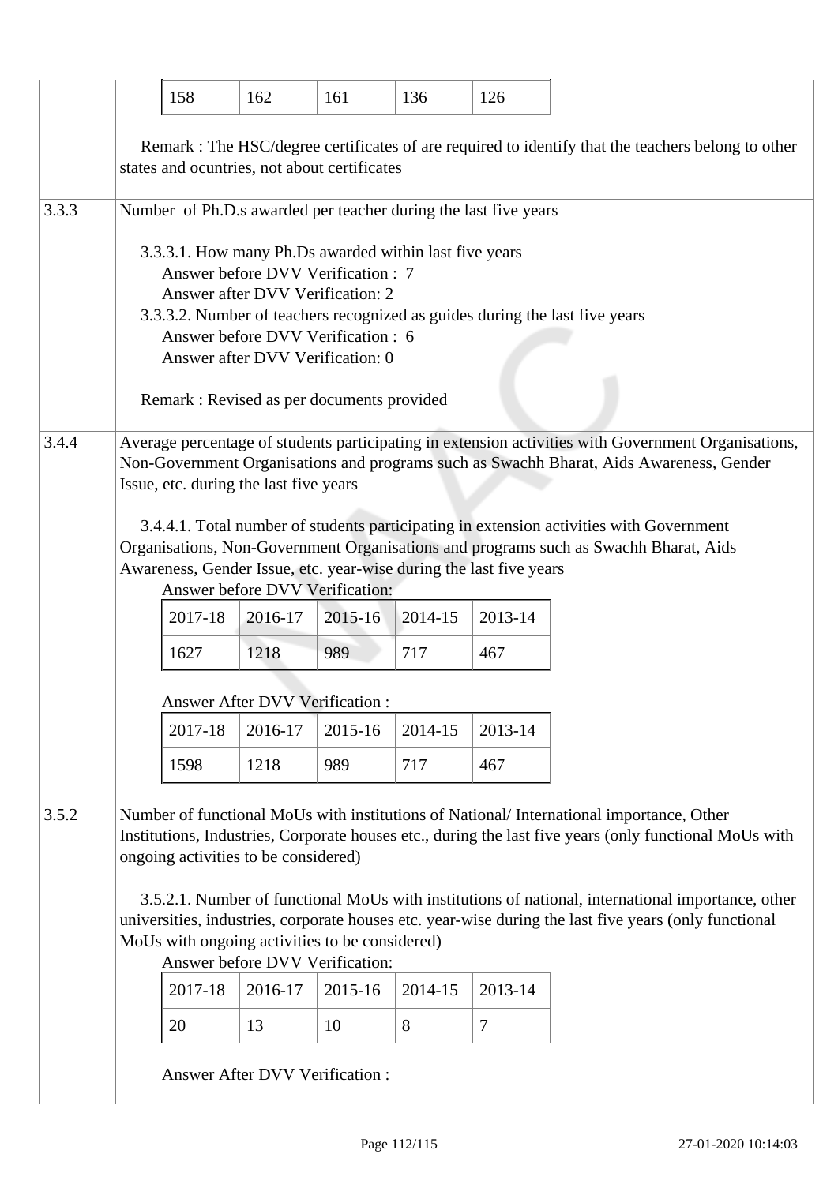| | |
|---|---|
| | 158 \| 162 \| 161 \| 136 \| 126<br><br>Remark : The HSC/degree certificates of are required to identify that the teachers belong to other states and ocuntries, not about certificates |
| 3.3.3 | Number of Ph.D.s awarded per teacher during the last five years<br><br>3.3.3.1. How many Ph.Ds awarded within last five years<br>Answer before DVV Verification : 7<br>Answer after DVV Verification: 2<br>3.3.3.2. Number of teachers recognized as guides during the last five years<br>Answer before DVV Verification : 6<br>Answer after DVV Verification: 0<br><br>Remark : Revised as per documents provided |
| 3.4.4 | Average percentage of students participating in extension activities with Government Organisations, Non-Government Organisations and programs such as Swachh Bharat, Aids Awareness, Gender Issue, etc. during the last five years<br><br>3.4.4.1. Total number of students participating in extension activities with Government Organisations, Non-Government Organisations and programs such as Swachh Bharat, Aids Awareness, Gender Issue, etc. year-wise during the last five years<br>Answer before DVV Verification:<br>2017-18 \| 2016-17 \| 2015-16 \| 2014-15 \| 2013-14<br>1627 \| 1218 \| 989 \| 717 \| 467<br><br>Answer After DVV Verification :<br>2017-18 \| 2016-17 \| 2015-16 \| 2014-15 \| 2013-14<br>1598 \| 1218 \| 989 \| 717 \| 467 |
| 3.5.2 | Number of functional MoUs with institutions of National/ International importance, Other Institutions, Industries, Corporate houses etc., during the last five years (only functional MoUs with ongoing activities to be considered)<br><br>3.5.2.1. Number of functional MoUs with institutions of national, international importance, other universities, industries, corporate houses etc. year-wise during the last five years (only functional MoUs with ongoing activities to be considered)<br>Answer before DVV Verification:<br>2017-18 \| 2016-17 \| 2015-16 \| 2014-15 \| 2013-14<br>20 \| 13 \| 10 \| 8 \| 7<br><br>Answer After DVV Verification : |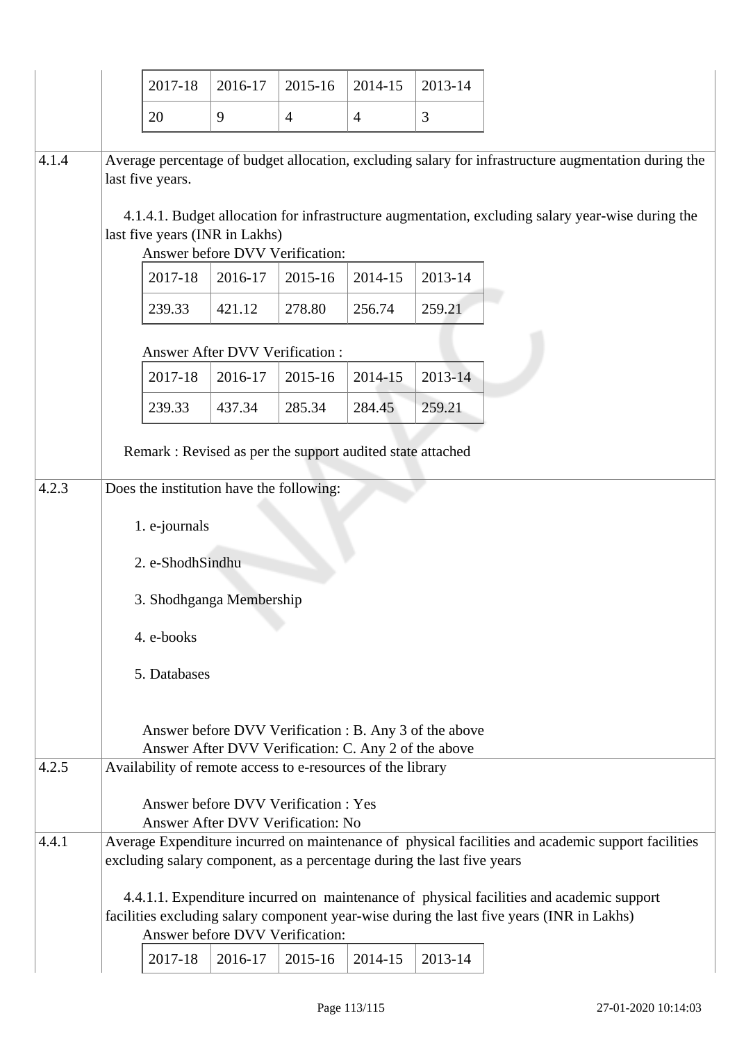| 2017-18 | 2016-17 | 2015-16 | 2014-15 | 2013-14 |
|---|---|---|---|---|
| 20 | 9 | 4 | 4 | 3 |

**4.1.4** Average percentage of budget allocation, excluding salary for infrastructure augmentation during the last five years.

4.1.4.1. Budget allocation for infrastructure augmentation, excluding salary year-wise during the last five years (INR in Lakhs)

Answer before DVV Verification:

| 2017-18 | 2016-17 | 2015-16 | 2014-15 | 2013-14 |
|---|---|---|---|---|
| 239.33 | 421.12 | 278.80 | 256.74 | 259.21 |

Answer After DVV Verification :

| 2017-18 | 2016-17 | 2015-16 | 2014-15 | 2013-14 |
|---|---|---|---|---|
| 239.33 | 437.34 | 285.34 | 284.45 | 259.21 |

Remark : Revised as per the support audited state attached

**4.2.3** Does the institution have the following:

1. e-journals
2. e-ShodhSindhu
3. Shodhganga Membership
4. e-books
5. Databases

Answer before DVV Verification : B. Any 3 of the above
Answer After DVV Verification: C. Any 2 of the above

**4.2.5** Availability of remote access to e-resources of the library

Answer before DVV Verification : Yes
Answer After DVV Verification: No

**4.4.1** Average Expenditure incurred on maintenance of physical facilities and academic support facilities excluding salary component, as a percentage during the last five years

4.4.1.1. Expenditure incurred on maintenance of physical facilities and academic support facilities excluding salary component year-wise during the last five years (INR in Lakhs)

Answer before DVV Verification:

| 2017-18 | 2016-17 | 2015-16 | 2014-15 | 2013-14 |
|---|---|---|---|---|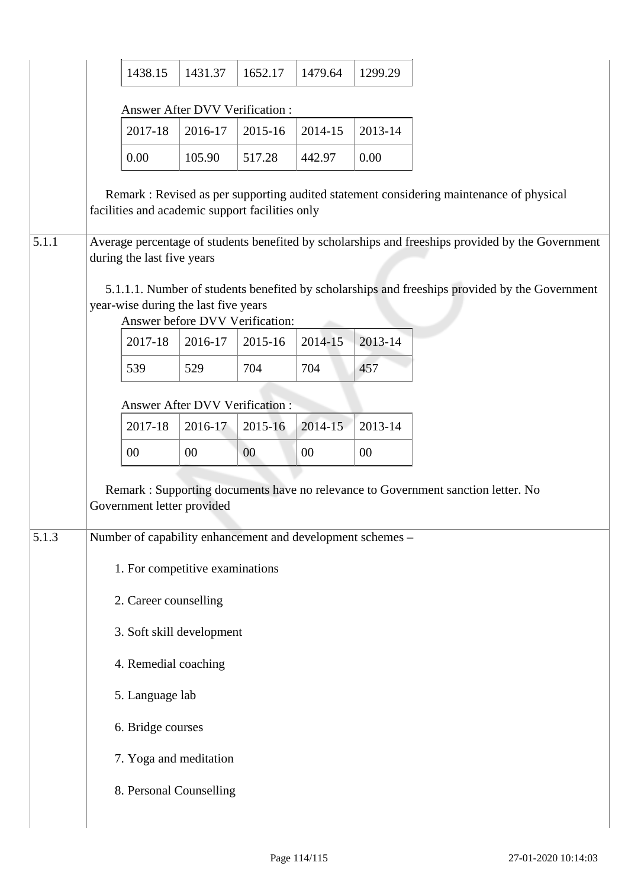| 1438.15 | 1431.37 | 1652.17 | 1479.64 | 1299.29 |
|---|---|---|---|---|

Answer After DVV Verification :

| 2017-18 | 2016-17 | 2015-16 | 2014-15 | 2013-14 |
|---|---|---|---|---|
| 0.00 | 105.90 | 517.28 | 442.97 | 0.00 |

Remark : Revised as per supporting audited statement considering maintenance of physical facilities and academic support facilities only

**5.1.1** Average percentage of students benefited by scholarships and freeships provided by the Government during the last five years

5.1.1.1. Number of students benefited by scholarships and freeships provided by the Government year-wise during the last five years

Answer before DVV Verification:

| 2017-18 | 2016-17 | 2015-16 | 2014-15 | 2013-14 |
|---|---|---|---|---|
| 539 | 529 | 704 | 704 | 457 |

Answer After DVV Verification :

| 2017-18 | 2016-17 | 2015-16 | 2014-15 | 2013-14 |
|---|---|---|---|---|
| 00 | 00 | 00 | 00 | 00 |

Remark : Supporting documents have no relevance to Government sanction letter. No Government letter provided

**5.1.3** Number of capability enhancement and development schemes –

1. For competitive examinations
2. Career counselling
3. Soft skill development
4. Remedial coaching
5. Language lab
6. Bridge courses
7. Yoga and meditation
8. Personal Counselling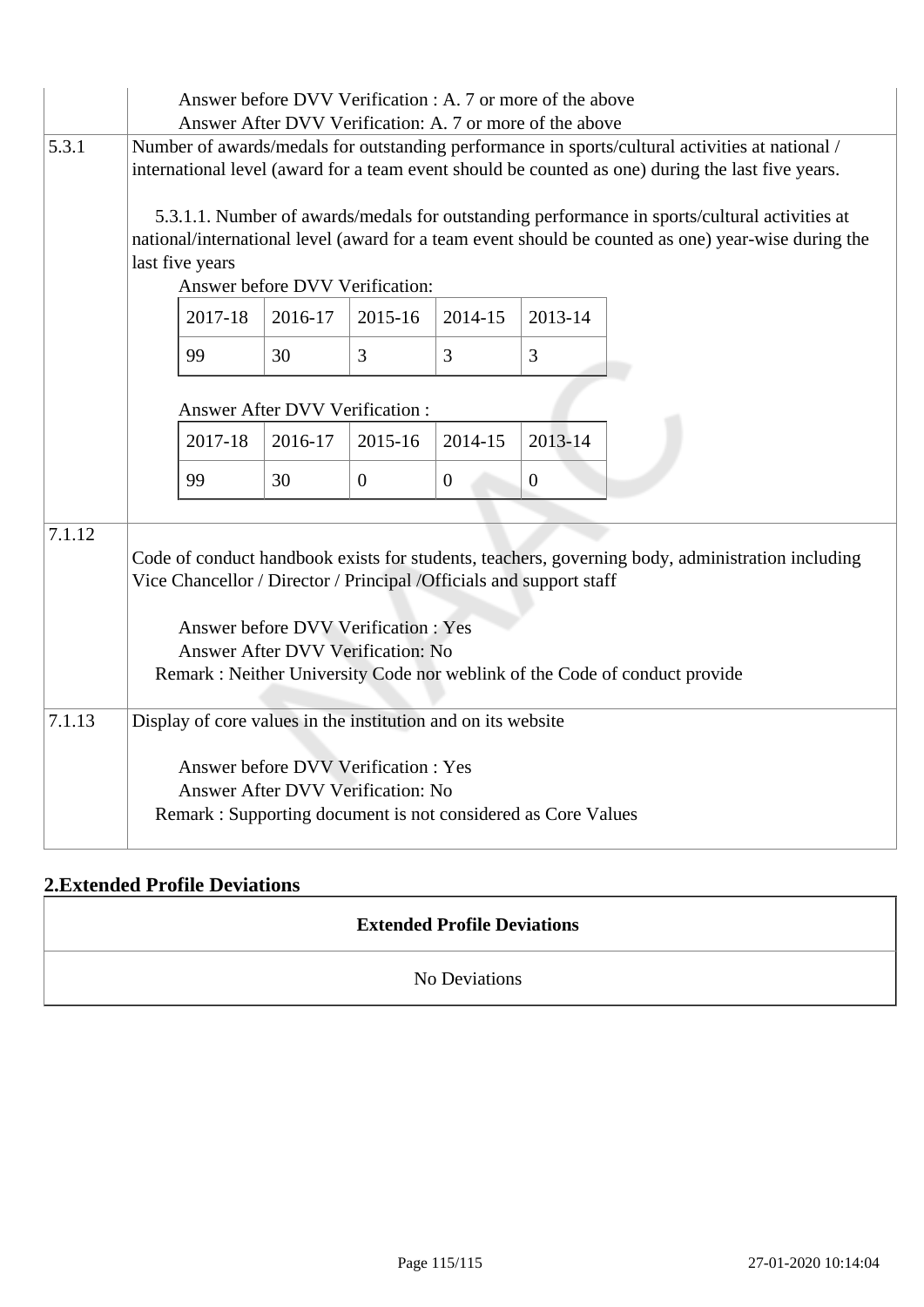| | |
|---|---|
| | Answer before DVV Verification : A. 7 or more of the above<br>Answer After DVV Verification: A. 7 or more of the above |
| 5.3.1 | Number of awards/medals for outstanding performance in sports/cultural activities at national / international level (award for a team event should be counted as one) during the last five years.<br><br>5.3.1.1. Number of awards/medals for outstanding performance in sports/cultural activities at national/international level (award for a team event should be counted as one) year-wise during the last five years<br>Answer before DVV Verification:<br>2017-18: 99, 2016-17: 30, 2015-16: 3, 2014-15: 3, 2013-14: 3<br><br>Answer After DVV Verification :<br>2017-18: 99, 2016-17: 30, 2015-16: 0, 2014-15: 0, 2013-14: 0 |
| 7.1.12 | Code of conduct handbook exists for students, teachers, governing body, administration including Vice Chancellor / Director / Principal /Officials and support staff<br><br>Answer before DVV Verification : Yes<br>Answer After DVV Verification: No<br>Remark : Neither University Code nor weblink of the Code of conduct provide |
| 7.1.13 | Display of core values in the institution and on its website<br><br>Answer before DVV Verification : Yes<br>Answer After DVV Verification: No<br>Remark : Supporting document is not considered as Core Values |

Answer before DVV Verification (5.3.1.1):

| 2017-18 | 2016-17 | 2015-16 | 2014-15 | 2013-14 |
|---|---|---|---|---|
| 99 | 30 | 3 | 3 | 3 |

Answer After DVV Verification (5.3.1.1):

| 2017-18 | 2016-17 | 2015-16 | 2014-15 | 2013-14 |
|---|---|---|---|---|
| 99 | 30 | 0 | 0 | 0 |

## 2.Extended Profile Deviations

| Extended Profile Deviations |
|---|
| No Deviations |